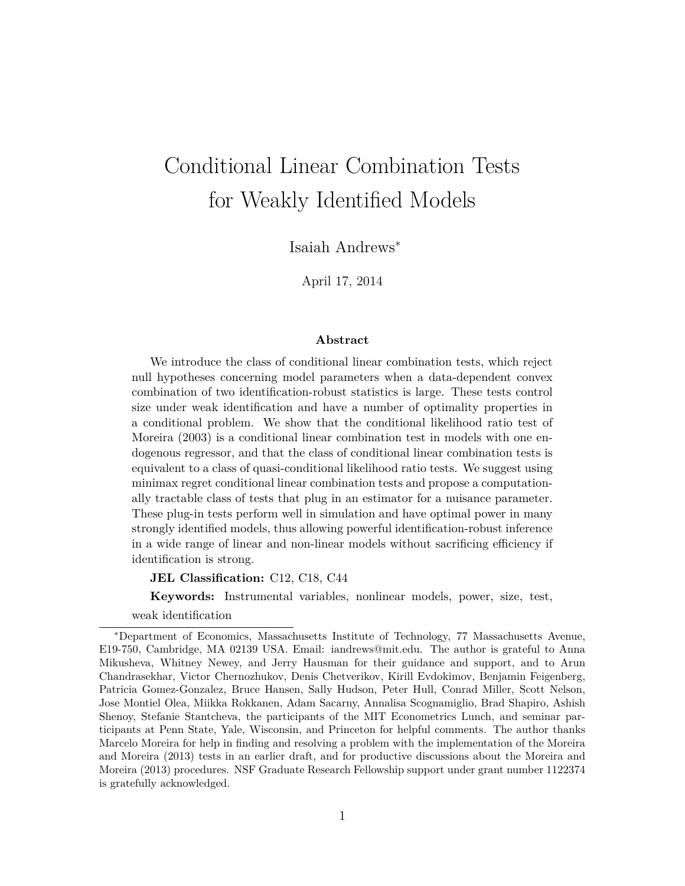# Conditional Linear Combination Tests for Weakly Identified Models

Isaiah Andrews[*]

April 17, 2014

### Abstract

We introduce the class of conditional linear combination tests, which reject null hypotheses concerning model parameters when a data-dependent convex combination of two identification-robust statistics is large. These tests control size under weak identification and have a number of optimality properties in a conditional problem. We show that the conditional likelihood ratio test of Moreira (2003) is a conditional linear combination test in models with one endogenous regressor, and that the class of conditional linear combination tests is equivalent to a class of quasi-conditional likelihood ratio tests. We suggest using minimax regret conditional linear combination tests and propose a computationally tractable class of tests that plug in an estimator for a nuisance parameter. These plug-in tests perform well in simulation and have optimal power in many strongly identified models, thus allowing powerful identification-robust inference in a wide range of linear and non-linear models without sacrificing efficiency if identification is strong.

**JEL Classification:** C12, C18, C44

**Keywords:** Instrumental variables, nonlinear models, power, size, test, weak identification

---

[*]Department of Economics, Massachusetts Institute of Technology, 77 Massachusetts Avenue, E19-750, Cambridge, MA 02139 USA. Email: iandrews@mit.edu. The author is grateful to Anna Mikusheva, Whitney Newey, and Jerry Hausman for their guidance and support, and to Arun Chandrasekhar, Victor Chernozhukov, Denis Chetverikov, Kirill Evdokimov, Benjamin Feigenberg, Patricia Gomez-Gonzalez, Bruce Hansen, Sally Hudson, Peter Hull, Conrad Miller, Scott Nelson, Jose Montiel Olea, Miikka Rokkanen, Adam Sacarny, Annalisa Scognamiglio, Brad Shapiro, Ashish Shenoy, Stefanie Stantcheva, the participants of the MIT Econometrics Lunch, and seminar participants at Penn State, Yale, Wisconsin, and Princeton for helpful comments. The author thanks Marcelo Moreira for help in finding and resolving a problem with the implementation of the Moreira and Moreira (2013) tests in an earlier draft, and for productive discussions about the Moreira and Moreira (2013) procedures. NSF Graduate Research Fellowship support under grant number 1122374 is gratefully acknowledged.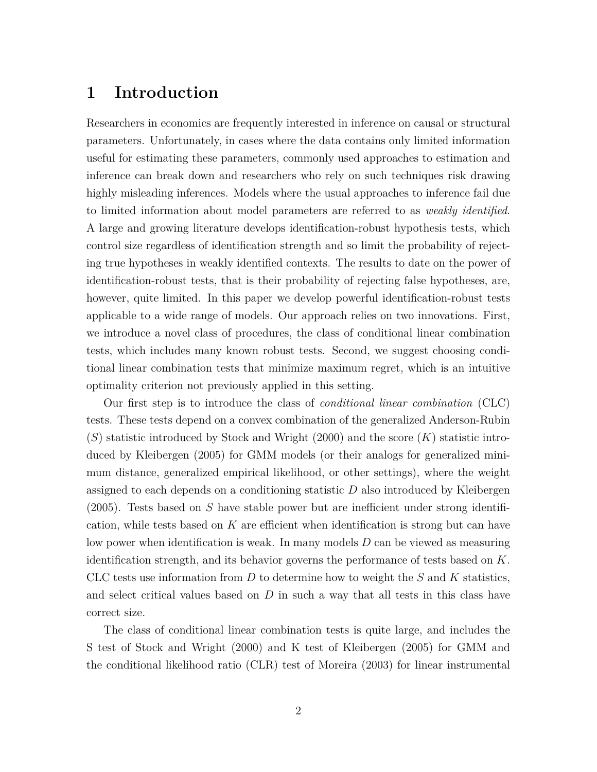# 1 Introduction

Researchers in economics are frequently interested in inference on causal or structural parameters. Unfortunately, in cases where the data contains only limited information useful for estimating these parameters, commonly used approaches to estimation and inference can break down and researchers who rely on such techniques risk drawing highly misleading inferences. Models where the usual approaches to inference fail due to limited information about model parameters are referred to as *weakly identified*. A large and growing literature develops identification-robust hypothesis tests, which control size regardless of identification strength and so limit the probability of rejecting true hypotheses in weakly identified contexts. The results to date on the power of identification-robust tests, that is their probability of rejecting false hypotheses, are, however, quite limited. In this paper we develop powerful identification-robust tests applicable to a wide range of models. Our approach relies on two innovations. First, we introduce a novel class of procedures, the class of conditional linear combination tests, which includes many known robust tests. Second, we suggest choosing conditional linear combination tests that minimize maximum regret, which is an intuitive optimality criterion not previously applied in this setting.

Our first step is to introduce the class of *conditional linear combination* (CLC) tests. These tests depend on a convex combination of the generalized Anderson-Rubin ($S$) statistic introduced by Stock and Wright (2000) and the score ($K$) statistic introduced by Kleibergen (2005) for GMM models (or their analogs for generalized minimum distance, generalized empirical likelihood, or other settings), where the weight assigned to each depends on a conditioning statistic $D$ also introduced by Kleibergen (2005). Tests based on $S$ have stable power but are inefficient under strong identification, while tests based on $K$ are efficient when identification is strong but can have low power when identification is weak. In many models $D$ can be viewed as measuring identification strength, and its behavior governs the performance of tests based on $K$. CLC tests use information from $D$ to determine how to weight the $S$ and $K$ statistics, and select critical values based on $D$ in such a way that all tests in this class have correct size.

The class of conditional linear combination tests is quite large, and includes the S test of Stock and Wright (2000) and K test of Kleibergen (2005) for GMM and the conditional likelihood ratio (CLR) test of Moreira (2003) for linear instrumental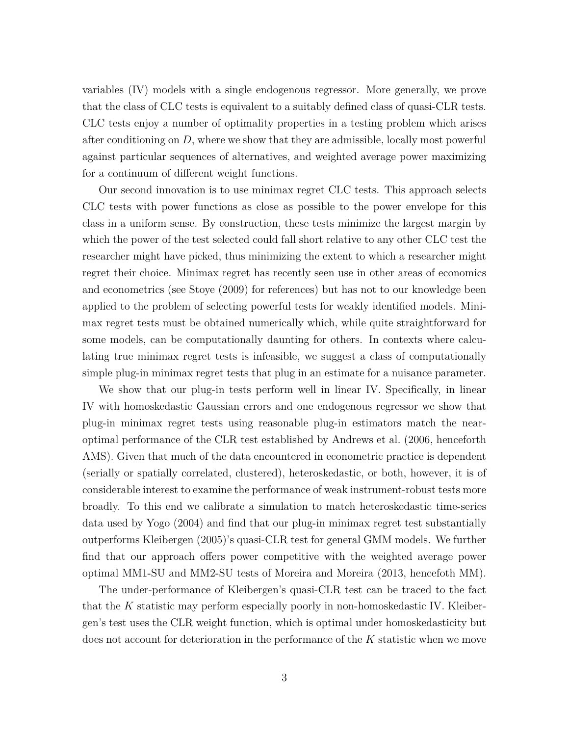variables (IV) models with a single endogenous regressor. More generally, we prove that the class of CLC tests is equivalent to a suitably defined class of quasi-CLR tests. CLC tests enjoy a number of optimality properties in a testing problem which arises after conditioning on $D$, where we show that they are admissible, locally most powerful against particular sequences of alternatives, and weighted average power maximizing for a continuum of different weight functions.

Our second innovation is to use minimax regret CLC tests. This approach selects CLC tests with power functions as close as possible to the power envelope for this class in a uniform sense. By construction, these tests minimize the largest margin by which the power of the test selected could fall short relative to any other CLC test the researcher might have picked, thus minimizing the extent to which a researcher might regret their choice. Minimax regret has recently seen use in other areas of economics and econometrics (see Stoye (2009) for references) but has not to our knowledge been applied to the problem of selecting powerful tests for weakly identified models. Minimax regret tests must be obtained numerically which, while quite straightforward for some models, can be computationally daunting for others. In contexts where calculating true minimax regret tests is infeasible, we suggest a class of computationally simple plug-in minimax regret tests that plug in an estimate for a nuisance parameter.

We show that our plug-in tests perform well in linear IV. Specifically, in linear IV with homoskedastic Gaussian errors and one endogenous regressor we show that plug-in minimax regret tests using reasonable plug-in estimators match the near-optimal performance of the CLR test established by Andrews et al. (2006, henceforth AMS). Given that much of the data encountered in econometric practice is dependent (serially or spatially correlated, clustered), heteroskedastic, or both, however, it is of considerable interest to examine the performance of weak instrument-robust tests more broadly. To this end we calibrate a simulation to match heteroskedastic time-series data used by Yogo (2004) and find that our plug-in minimax regret test substantially outperforms Kleibergen (2005)'s quasi-CLR test for general GMM models. We further find that our approach offers power competitive with the weighted average power optimal MM1-SU and MM2-SU tests of Moreira and Moreira (2013, hencefoth MM).

The under-performance of Kleibergen's quasi-CLR test can be traced to the fact that the $K$ statistic may perform especially poorly in non-homoskedastic IV. Kleibergen's test uses the CLR weight function, which is optimal under homoskedasticity but does not account for deterioration in the performance of the $K$ statistic when we move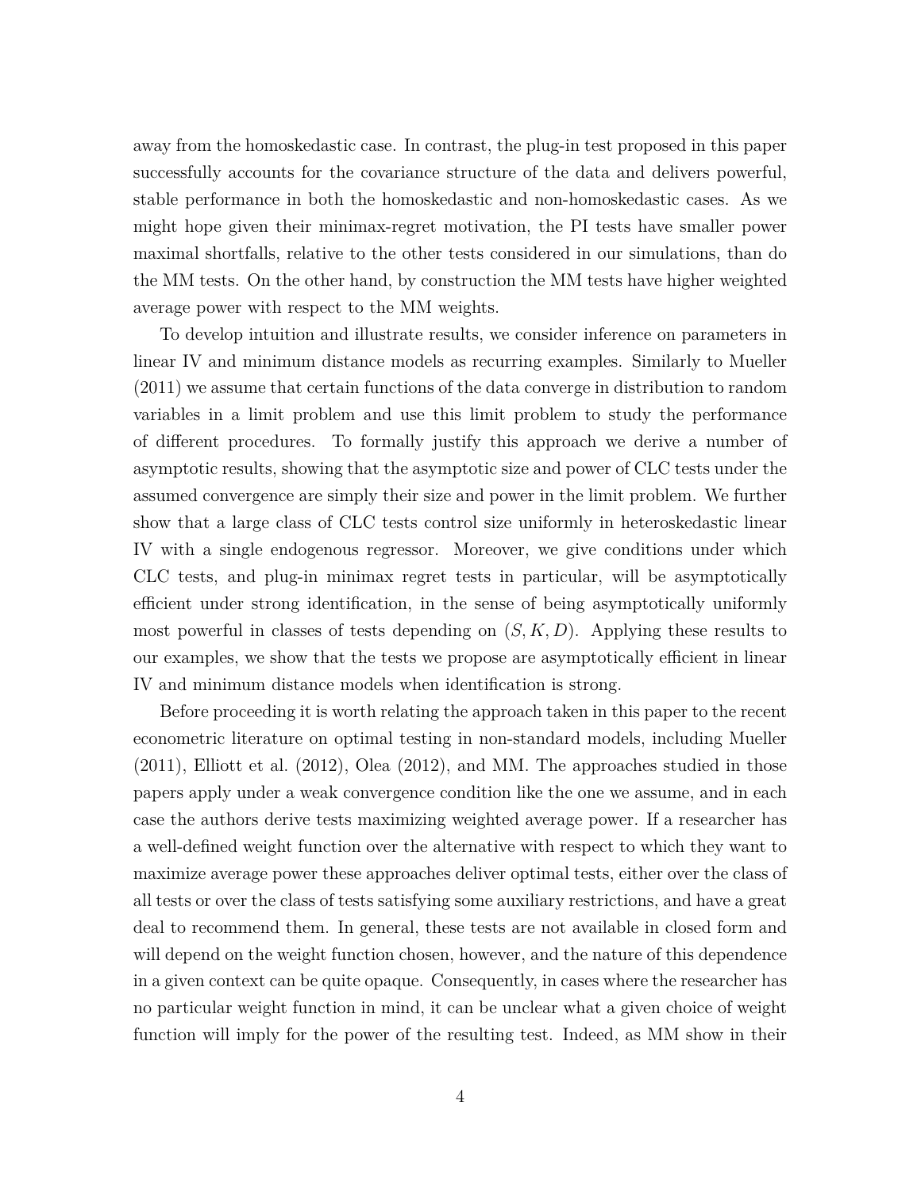away from the homoskedastic case. In contrast, the plug-in test proposed in this paper successfully accounts for the covariance structure of the data and delivers powerful, stable performance in both the homoskedastic and non-homoskedastic cases. As we might hope given their minimax-regret motivation, the PI tests have smaller power maximal shortfalls, relative to the other tests considered in our simulations, than do the MM tests. On the other hand, by construction the MM tests have higher weighted average power with respect to the MM weights.

To develop intuition and illustrate results, we consider inference on parameters in linear IV and minimum distance models as recurring examples. Similarly to Mueller (2011) we assume that certain functions of the data converge in distribution to random variables in a limit problem and use this limit problem to study the performance of different procedures. To formally justify this approach we derive a number of asymptotic results, showing that the asymptotic size and power of CLC tests under the assumed convergence are simply their size and power in the limit problem. We further show that a large class of CLC tests control size uniformly in heteroskedastic linear IV with a single endogenous regressor. Moreover, we give conditions under which CLC tests, and plug-in minimax regret tests in particular, will be asymptotically efficient under strong identification, in the sense of being asymptotically uniformly most powerful in classes of tests depending on $(S, K, D)$. Applying these results to our examples, we show that the tests we propose are asymptotically efficient in linear IV and minimum distance models when identification is strong.

Before proceeding it is worth relating the approach taken in this paper to the recent econometric literature on optimal testing in non-standard models, including Mueller (2011), Elliott et al. (2012), Olea (2012), and MM. The approaches studied in those papers apply under a weak convergence condition like the one we assume, and in each case the authors derive tests maximizing weighted average power. If a researcher has a well-defined weight function over the alternative with respect to which they want to maximize average power these approaches deliver optimal tests, either over the class of all tests or over the class of tests satisfying some auxiliary restrictions, and have a great deal to recommend them. In general, these tests are not available in closed form and will depend on the weight function chosen, however, and the nature of this dependence in a given context can be quite opaque. Consequently, in cases where the researcher has no particular weight function in mind, it can be unclear what a given choice of weight function will imply for the power of the resulting test. Indeed, as MM show in their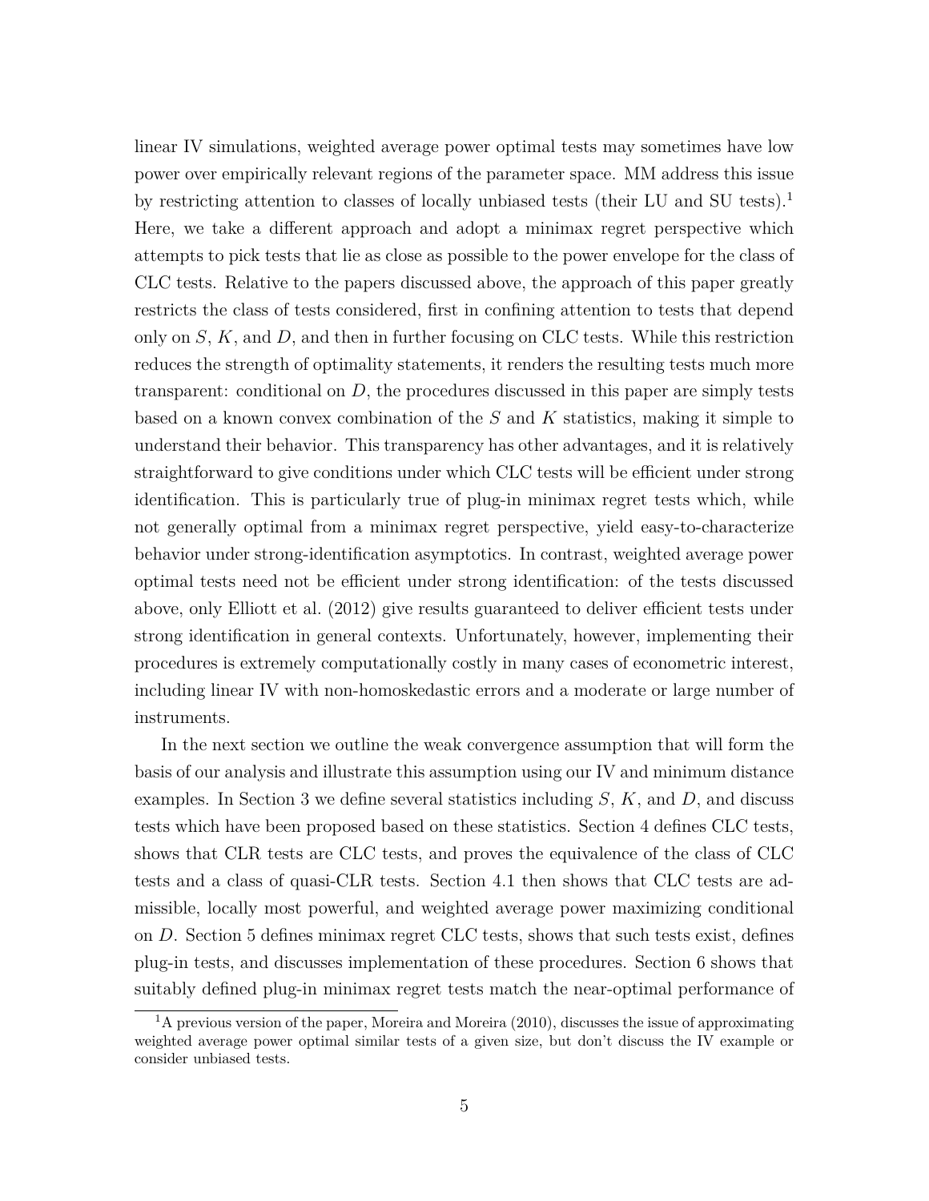linear IV simulations, weighted average power optimal tests may sometimes have low power over empirically relevant regions of the parameter space. MM address this issue by restricting attention to classes of locally unbiased tests (their LU and SU tests).[1] Here, we take a different approach and adopt a minimax regret perspective which attempts to pick tests that lie as close as possible to the power envelope for the class of CLC tests. Relative to the papers discussed above, the approach of this paper greatly restricts the class of tests considered, first in confining attention to tests that depend only on $S$, $K$, and $D$, and then in further focusing on CLC tests. While this restriction reduces the strength of optimality statements, it renders the resulting tests much more transparent: conditional on $D$, the procedures discussed in this paper are simply tests based on a known convex combination of the $S$ and $K$ statistics, making it simple to understand their behavior. This transparency has other advantages, and it is relatively straightforward to give conditions under which CLC tests will be efficient under strong identification. This is particularly true of plug-in minimax regret tests which, while not generally optimal from a minimax regret perspective, yield easy-to-characterize behavior under strong-identification asymptotics. In contrast, weighted average power optimal tests need not be efficient under strong identification: of the tests discussed above, only Elliott et al. (2012) give results guaranteed to deliver efficient tests under strong identification in general contexts. Unfortunately, however, implementing their procedures is extremely computationally costly in many cases of econometric interest, including linear IV with non-homoskedastic errors and a moderate or large number of instruments.

In the next section we outline the weak convergence assumption that will form the basis of our analysis and illustrate this assumption using our IV and minimum distance examples. In Section 3 we define several statistics including $S$, $K$, and $D$, and discuss tests which have been proposed based on these statistics. Section 4 defines CLC tests, shows that CLR tests are CLC tests, and proves the equivalence of the class of CLC tests and a class of quasi-CLR tests. Section 4.1 then shows that CLC tests are admissible, locally most powerful, and weighted average power maximizing conditional on $D$. Section 5 defines minimax regret CLC tests, shows that such tests exist, defines plug-in tests, and discusses implementation of these procedures. Section 6 shows that suitably defined plug-in minimax regret tests match the near-optimal performance of

[1] A previous version of the paper, Moreira and Moreira (2010), discusses the issue of approximating weighted average power optimal similar tests of a given size, but don't discuss the IV example or consider unbiased tests.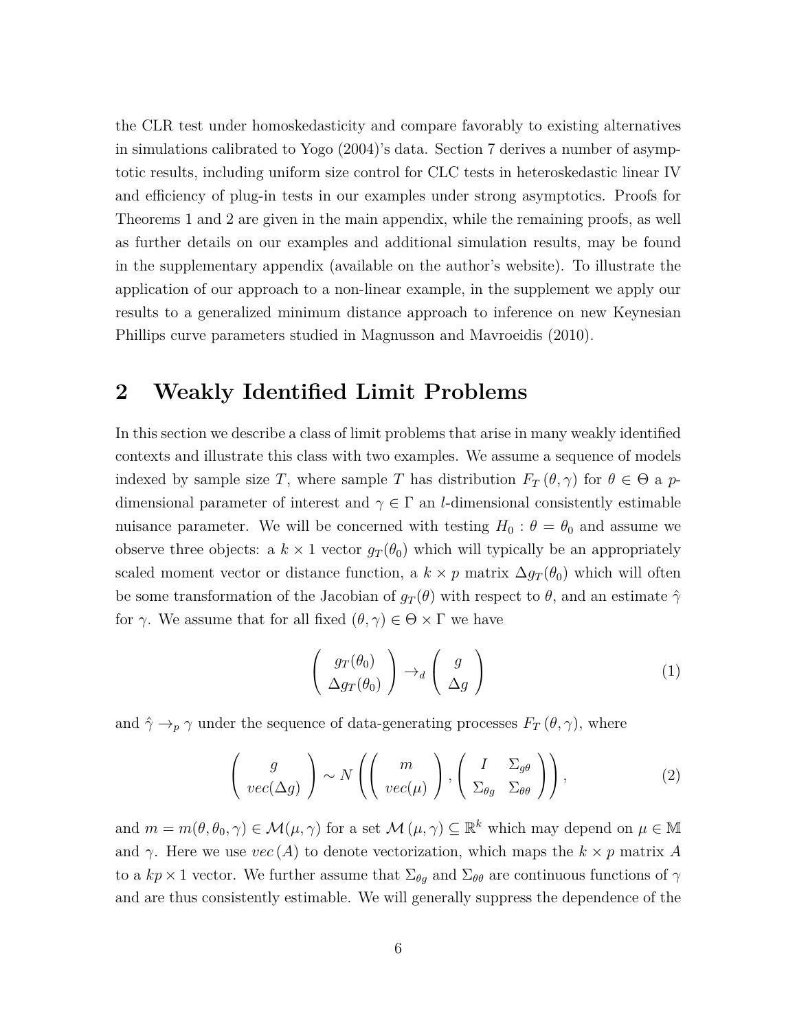the CLR test under homoskedasticity and compare favorably to existing alternatives in simulations calibrated to Yogo (2004)'s data. Section 7 derives a number of asymptotic results, including uniform size control for CLC tests in heteroskedastic linear IV and efficiency of plug-in tests in our examples under strong asymptotics. Proofs for Theorems 1 and 2 are given in the main appendix, while the remaining proofs, as well as further details on our examples and additional simulation results, may be found in the supplementary appendix (available on the author's website). To illustrate the application of our approach to a non-linear example, in the supplement we apply our results to a generalized minimum distance approach to inference on new Keynesian Phillips curve parameters studied in Magnusson and Mavroeidis (2010).

# 2 Weakly Identified Limit Problems

In this section we describe a class of limit problems that arise in many weakly identified contexts and illustrate this class with two examples. We assume a sequence of models indexed by sample size $T$, where sample $T$ has distribution $F_T(\theta, \gamma)$ for $\theta \in \Theta$ a $p$-dimensional parameter of interest and $\gamma \in \Gamma$ an $l$-dimensional consistently estimable nuisance parameter. We will be concerned with testing $H_0 : \theta = \theta_0$ and assume we observe three objects: a $k \times 1$ vector $g_T(\theta_0)$ which will typically be an appropriately scaled moment vector or distance function, a $k \times p$ matrix $\Delta g_T(\theta_0)$ which will often be some transformation of the Jacobian of $g_T(\theta)$ with respect to $\theta$, and an estimate $\hat{\gamma}$ for $\gamma$. We assume that for all fixed $(\theta, \gamma) \in \Theta \times \Gamma$ we have

$$\begin{pmatrix} g_T(\theta_0) \\ \Delta g_T(\theta_0) \end{pmatrix} \to_d \begin{pmatrix} g \\ \Delta g \end{pmatrix} \tag{1}$$

and $\hat{\gamma} \to_p \gamma$ under the sequence of data-generating processes $F_T(\theta, \gamma)$, where

$$\begin{pmatrix} g \\ vec(\Delta g) \end{pmatrix} \sim N\left( \begin{pmatrix} m \\ vec(\mu) \end{pmatrix}, \begin{pmatrix} I & \Sigma_{g\theta} \\ \Sigma_{\theta g} & \Sigma_{\theta\theta} \end{pmatrix} \right), \tag{2}$$

and $m = m(\theta, \theta_0, \gamma) \in \mathcal{M}(\mu, \gamma)$ for a set $\mathcal{M}(\mu, \gamma) \subseteq \mathbb{R}^k$ which may depend on $\mu \in \mathbb{M}$ and $\gamma$. Here we use $vec(A)$ to denote vectorization, which maps the $k \times p$ matrix $A$ to a $kp \times 1$ vector. We further assume that $\Sigma_{\theta g}$ and $\Sigma_{\theta\theta}$ are continuous functions of $\gamma$ and are thus consistently estimable. We will generally suppress the dependence of the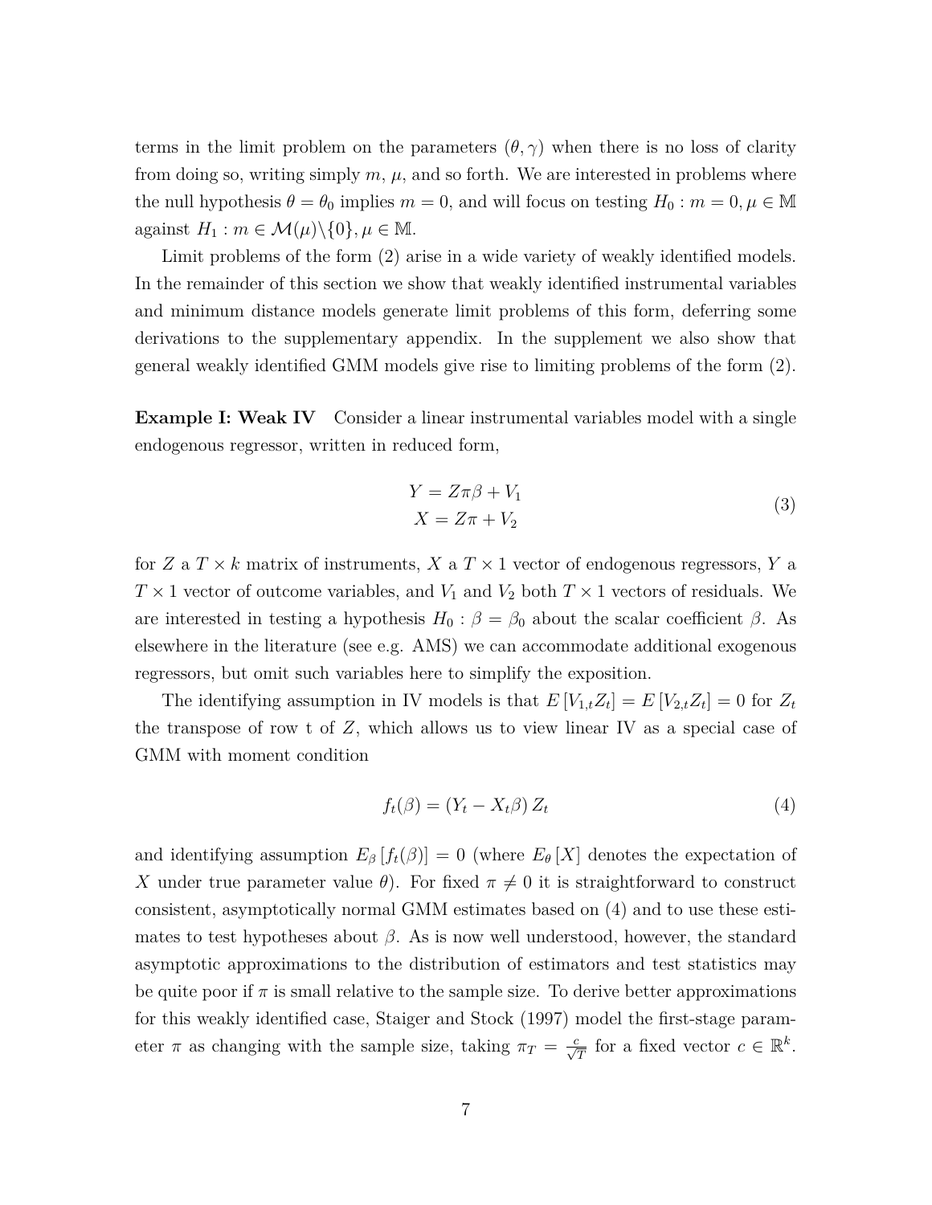terms in the limit problem on the parameters $(\theta, \gamma)$ when there is no loss of clarity from doing so, writing simply $m$, $\mu$, and so forth. We are interested in problems where the null hypothesis $\theta = \theta_0$ implies $m = 0$, and will focus on testing $H_0 : m = 0, \mu \in \mathbb{M}$ against $H_1 : m \in \mathcal{M}(\mu)\backslash\{0\}, \mu \in \mathbb{M}$.

Limit problems of the form (2) arise in a wide variety of weakly identified models. In the remainder of this section we show that weakly identified instrumental variables and minimum distance models generate limit problems of this form, deferring some derivations to the supplementary appendix. In the supplement we also show that general weakly identified GMM models give rise to limiting problems of the form (2).

**Example I: Weak IV** Consider a linear instrumental variables model with a single endogenous regressor, written in reduced form,

$$
\begin{aligned}
Y &= Z\pi\beta + V_1 \\
X &= Z\pi + V_2
\end{aligned}
\tag{3}
$$

for $Z$ a $T \times k$ matrix of instruments, $X$ a $T \times 1$ vector of endogenous regressors, $Y$ a $T \times 1$ vector of outcome variables, and $V_1$ and $V_2$ both $T \times 1$ vectors of residuals. We are interested in testing a hypothesis $H_0 : \beta = \beta_0$ about the scalar coefficient $\beta$. As elsewhere in the literature (see e.g. AMS) we can accommodate additional exogenous regressors, but omit such variables here to simplify the exposition.

The identifying assumption in IV models is that $E[V_{1,t}Z_t] = E[V_{2,t}Z_t] = 0$ for $Z_t$ the transpose of row t of $Z$, which allows us to view linear IV as a special case of GMM with moment condition

$$
f_t(\beta) = (Y_t - X_t\beta)\, Z_t \tag{4}
$$

and identifying assumption $E_\beta [f_t(\beta)] = 0$ (where $E_\theta [X]$ denotes the expectation of $X$ under true parameter value $\theta$). For fixed $\pi \neq 0$ it is straightforward to construct consistent, asymptotically normal GMM estimates based on (4) and to use these estimates to test hypotheses about $\beta$. As is now well understood, however, the standard asymptotic approximations to the distribution of estimators and test statistics may be quite poor if $\pi$ is small relative to the sample size. To derive better approximations for this weakly identified case, Staiger and Stock (1997) model the first-stage parameter $\pi$ as changing with the sample size, taking $\pi_T = \frac{c}{\sqrt{T}}$ for a fixed vector $c \in \mathbb{R}^k$.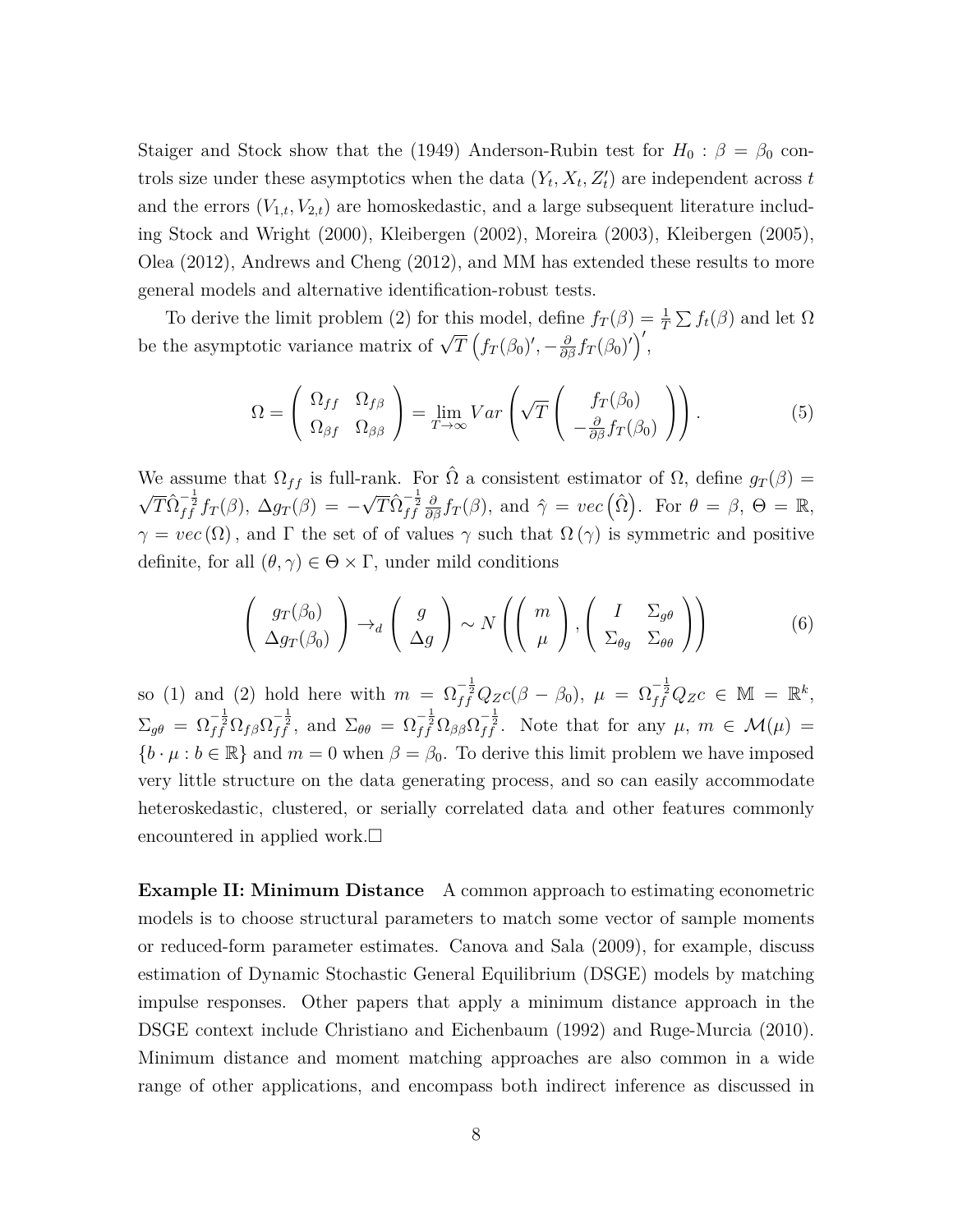Staiger and Stock show that the (1949) Anderson-Rubin test for $H_0 : \beta = \beta_0$ controls size under these asymptotics when the data $(Y_t, X_t, Z_t')$ are independent across $t$ and the errors $(V_{1,t}, V_{2,t})$ are homoskedastic, and a large subsequent literature including Stock and Wright (2000), Kleibergen (2002), Moreira (2003), Kleibergen (2005), Olea (2012), Andrews and Cheng (2012), and MM has extended these results to more general models and alternative identification-robust tests.

To derive the limit problem (2) for this model, define $f_T(\beta) = \frac{1}{T}\sum f_t(\beta)$ and let $\Omega$ be the asymptotic variance matrix of $\sqrt{T}\left(f_T(\beta_0)', -\frac{\partial}{\partial\beta}f_T(\beta_0)'\right)'$,

$$\Omega = \left(\begin{array}{cc} \Omega_{ff} & \Omega_{f\beta} \\ \Omega_{\beta f} & \Omega_{\beta\beta} \end{array}\right) = \lim_{T\to\infty} Var\left(\sqrt{T}\left(\begin{array}{c} f_T(\beta_0) \\ -\frac{\partial}{\partial\beta}f_T(\beta_0) \end{array}\right)\right). \tag{5}$$

We assume that $\Omega_{ff}$ is full-rank. For $\hat{\Omega}$ a consistent estimator of $\Omega$, define $g_T(\beta) = \sqrt{T}\hat{\Omega}_{ff}^{-\frac{1}{2}} f_T(\beta)$, $\Delta g_T(\beta) = -\sqrt{T}\hat{\Omega}_{ff}^{-\frac{1}{2}}\frac{\partial}{\partial\beta}f_T(\beta)$, and $\hat{\gamma} = vec\left(\hat{\Omega}\right)$. For $\theta = \beta$, $\Theta = \mathbb{R}$, $\gamma = vec\left(\Omega\right)$, and $\Gamma$ the set of of values $\gamma$ such that $\Omega\left(\gamma\right)$ is symmetric and positive definite, for all $(\theta, \gamma) \in \Theta \times \Gamma$, under mild conditions

$$\left(\begin{array}{c} g_T(\beta_0) \\ \Delta g_T(\beta_0) \end{array}\right) \to_d \left(\begin{array}{c} g \\ \Delta g \end{array}\right) \sim N\left(\left(\begin{array}{c} m \\ \mu \end{array}\right), \left(\begin{array}{cc} I & \Sigma_{g\theta} \\ \Sigma_{\theta g} & \Sigma_{\theta\theta} \end{array}\right)\right) \tag{6}$$

so (1) and (2) hold here with $m = \Omega_{ff}^{-\frac{1}{2}} Q_Z c(\beta - \beta_0)$, $\mu = \Omega_{ff}^{-\frac{1}{2}} Q_Z c \in \mathbb{M} = \mathbb{R}^k$, $\Sigma_{g\theta} = \Omega_{ff}^{-\frac{1}{2}}\Omega_{f\beta}\Omega_{ff}^{-\frac{1}{2}}$, and $\Sigma_{\theta\theta} = \Omega_{ff}^{-\frac{1}{2}}\Omega_{\beta\beta}\Omega_{ff}^{-\frac{1}{2}}$. Note that for any $\mu$, $m \in \mathcal{M}(\mu) = \{b \cdot \mu : b \in \mathbb{R}\}$ and $m = 0$ when $\beta = \beta_0$. To derive this limit problem we have imposed very little structure on the data generating process, and so can easily accommodate heteroskedastic, clustered, or serially correlated data and other features commonly encountered in applied work.$\square$

**Example II: Minimum Distance** A common approach to estimating econometric models is to choose structural parameters to match some vector of sample moments or reduced-form parameter estimates. Canova and Sala (2009), for example, discuss estimation of Dynamic Stochastic General Equilibrium (DSGE) models by matching impulse responses. Other papers that apply a minimum distance approach in the DSGE context include Christiano and Eichenbaum (1992) and Ruge-Murcia (2010). Minimum distance and moment matching approaches are also common in a wide range of other applications, and encompass both indirect inference as discussed in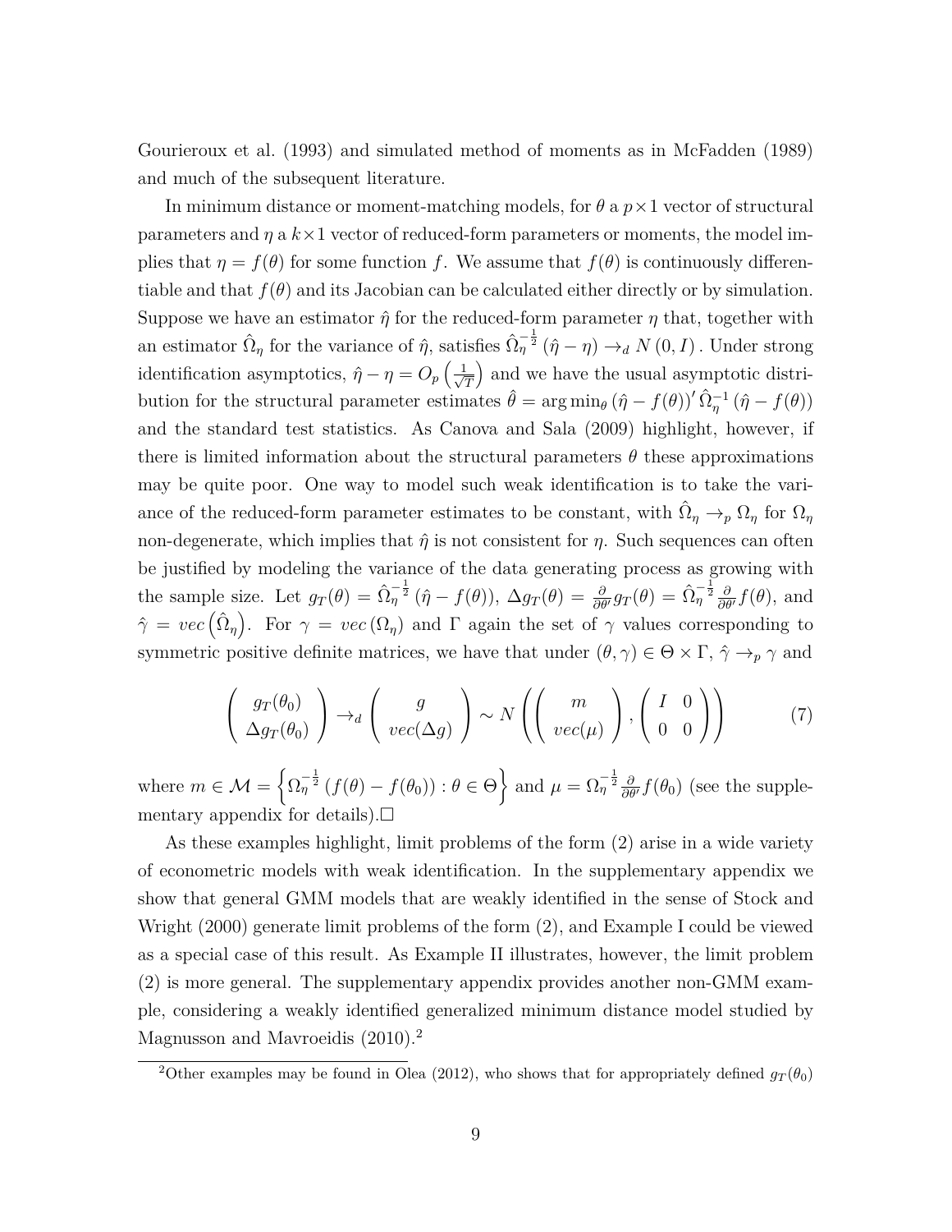Gourieroux et al. (1993) and simulated method of moments as in McFadden (1989) and much of the subsequent literature.

In minimum distance or moment-matching models, for $\theta$ a $p \times 1$ vector of structural parameters and $\eta$ a $k \times 1$ vector of reduced-form parameters or moments, the model implies that $\eta = f(\theta)$ for some function $f$. We assume that $f(\theta)$ is continuously differentiable and that $f(\theta)$ and its Jacobian can be calculated either directly or by simulation. Suppose we have an estimator $\hat{\eta}$ for the reduced-form parameter $\eta$ that, together with an estimator $\hat{\Omega}_\eta$ for the variance of $\hat{\eta}$, satisfies $\hat{\Omega}_\eta^{-\frac{1}{2}} (\hat{\eta} - \eta) \to_d N(0, I)$. Under strong identification asymptotics, $\hat{\eta} - \eta = O_p\left(\frac{1}{\sqrt{T}}\right)$ and we have the usual asymptotic distribution for the structural parameter estimates $\hat{\theta} = \arg\min_\theta (\hat{\eta} - f(\theta))' \hat{\Omega}_\eta^{-1} (\hat{\eta} - f(\theta))$ and the standard test statistics. As Canova and Sala (2009) highlight, however, if there is limited information about the structural parameters $\theta$ these approximations may be quite poor. One way to model such weak identification is to take the variance of the reduced-form parameter estimates to be constant, with $\hat{\Omega}_\eta \to_p \Omega_\eta$ for $\Omega_\eta$ non-degenerate, which implies that $\hat{\eta}$ is not consistent for $\eta$. Such sequences can often be justified by modeling the variance of the data generating process as growing with the sample size. Let $g_T(\theta) = \hat{\Omega}_\eta^{-\frac{1}{2}} (\hat{\eta} - f(\theta))$, $\Delta g_T(\theta) = \frac{\partial}{\partial \theta'} g_T(\theta) = \hat{\Omega}_\eta^{-\frac{1}{2}} \frac{\partial}{\partial \theta'} f(\theta)$, and $\hat{\gamma} = vec\left(\hat{\Omega}_\eta\right)$. For $\gamma = vec(\Omega_\eta)$ and $\Gamma$ again the set of $\gamma$ values corresponding to symmetric positive definite matrices, we have that under $(\theta, \gamma) \in \Theta \times \Gamma$, $\hat{\gamma} \to_p \gamma$ and

$$\left( \begin{array}{c} g_T(\theta_0) \\ \Delta g_T(\theta_0) \end{array} \right) \to_d \left( \begin{array}{c} g \\ vec(\Delta g) \end{array} \right) \sim N \left( \left( \begin{array}{c} m \\ vec(\mu) \end{array} \right), \left( \begin{array}{cc} I & 0 \\ 0 & 0 \end{array} \right) \right) \tag{7}$$

where $m \in \mathcal{M} = \left\{ \Omega_\eta^{-\frac{1}{2}} (f(\theta) - f(\theta_0)) : \theta \in \Theta \right\}$ and $\mu = \Omega_\eta^{-\frac{1}{2}} \frac{\partial}{\partial \theta'} f(\theta_0)$ (see the supplementary appendix for details).$\square$

As these examples highlight, limit problems of the form (2) arise in a wide variety of econometric models with weak identification. In the supplementary appendix we show that general GMM models that are weakly identified in the sense of Stock and Wright (2000) generate limit problems of the form (2), and Example I could be viewed as a special case of this result. As Example II illustrates, however, the limit problem (2) is more general. The supplementary appendix provides another non-GMM example, considering a weakly identified generalized minimum distance model studied by Magnusson and Mavroeidis (2010).[2]

[2]Other examples may be found in Olea (2012), who shows that for appropriately defined $g_T(\theta_0)$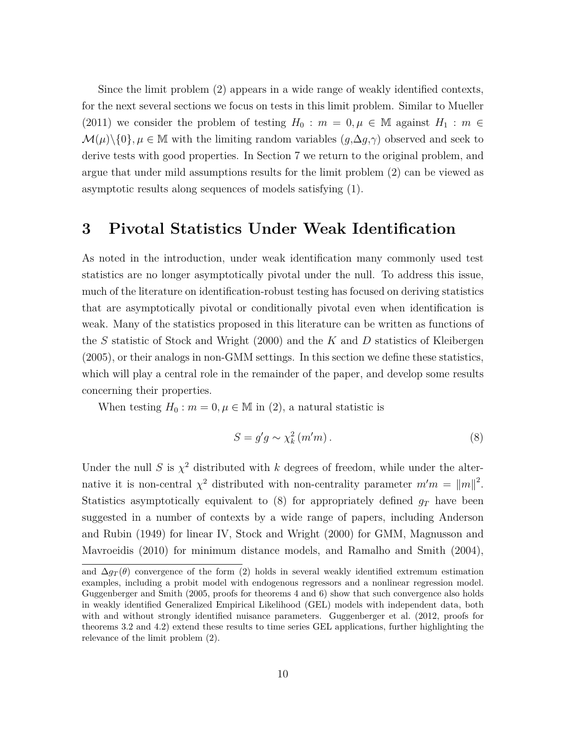Since the limit problem (2) appears in a wide range of weakly identified contexts, for the next several sections we focus on tests in this limit problem. Similar to Mueller (2011) we consider the problem of testing $H_0 : m = 0, \mu \in \mathbb{M}$ against $H_1 : m \in \mathcal{M}(\mu)\backslash\{0\}, \mu \in \mathbb{M}$ with the limiting random variables $(g,\Delta g,\gamma)$ observed and seek to derive tests with good properties. In Section 7 we return to the original problem, and argue that under mild assumptions results for the limit problem (2) can be viewed as asymptotic results along sequences of models satisfying (1).

# 3 Pivotal Statistics Under Weak Identification

As noted in the introduction, under weak identification many commonly used test statistics are no longer asymptotically pivotal under the null. To address this issue, much of the literature on identification-robust testing has focused on deriving statistics that are asymptotically pivotal or conditionally pivotal even when identification is weak. Many of the statistics proposed in this literature can be written as functions of the $S$ statistic of Stock and Wright (2000) and the $K$ and $D$ statistics of Kleibergen (2005), or their analogs in non-GMM settings. In this section we define these statistics, which will play a central role in the remainder of the paper, and develop some results concerning their properties.

When testing $H_0 : m = 0, \mu \in \mathbb{M}$ in (2), a natural statistic is

$$S = g'g \sim \chi^2_k(m'm). \tag{8}$$

Under the null $S$ is $\chi^2$ distributed with $k$ degrees of freedom, while under the alternative it is non-central $\chi^2$ distributed with non-centrality parameter $m'm = \|m\|^2$. Statistics asymptotically equivalent to (8) for appropriately defined $g_T$ have been suggested in a number of contexts by a wide range of papers, including Anderson and Rubin (1949) for linear IV, Stock and Wright (2000) for GMM, Magnusson and Mavroeidis (2010) for minimum distance models, and Ramalho and Smith (2004),

and $\Delta g_T(\theta)$ convergence of the form (2) holds in several weakly identified extremum estimation examples, including a probit model with endogenous regressors and a nonlinear regression model. Guggenberger and Smith (2005, proofs for theorems 4 and 6) show that such convergence also holds in weakly identified Generalized Empirical Likelihood (GEL) models with independent data, both with and without strongly identified nuisance parameters. Guggenberger et al. (2012, proofs for theorems 3.2 and 4.2) extend these results to time series GEL applications, further highlighting the relevance of the limit problem (2).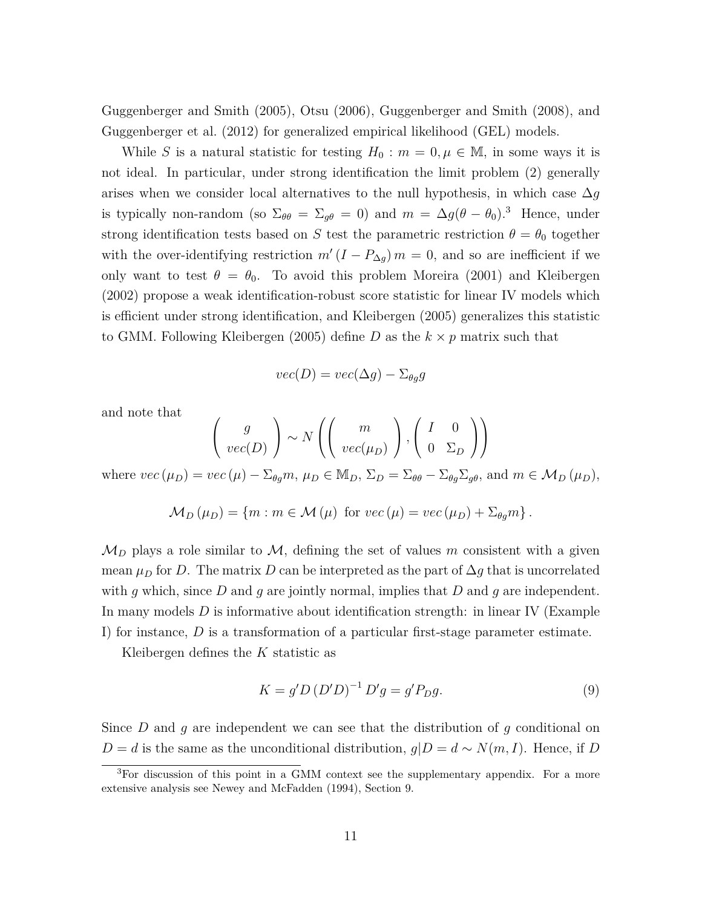Guggenberger and Smith (2005), Otsu (2006), Guggenberger and Smith (2008), and Guggenberger et al. (2012) for generalized empirical likelihood (GEL) models.

While $S$ is a natural statistic for testing $H_0 : m = 0, \mu \in \mathbb{M}$, in some ways it is not ideal. In particular, under strong identification the limit problem (2) generally arises when we consider local alternatives to the null hypothesis, in which case $\Delta g$ is typically non-random (so $\Sigma_{\theta\theta} = \Sigma_{g\theta} = 0$) and $m = \Delta g(\theta - \theta_0)$.[3] Hence, under strong identification tests based on $S$ test the parametric restriction $\theta = \theta_0$ together with the over-identifying restriction $m' (I - P_{\Delta g}) m = 0$, and so are inefficient if we only want to test $\theta = \theta_0$. To avoid this problem Moreira (2001) and Kleibergen (2002) propose a weak identification-robust score statistic for linear IV models which is efficient under strong identification, and Kleibergen (2005) generalizes this statistic to GMM. Following Kleibergen (2005) define $D$ as the $k \times p$ matrix such that

$$vec(D) = vec(\Delta g) - \Sigma_{\theta g} g$$

and note that

$$\begin{pmatrix} g \\ vec(D) \end{pmatrix} \sim N \left( \begin{pmatrix} m \\ vec(\mu_D) \end{pmatrix}, \begin{pmatrix} I & 0 \\ 0 & \Sigma_D \end{pmatrix} \right)$$

where $vec(\mu_D) = vec(\mu) - \Sigma_{\theta g} m$, $\mu_D \in \mathbb{M}_D$, $\Sigma_D = \Sigma_{\theta\theta} - \Sigma_{\theta g} \Sigma_{g\theta}$, and $m \in \mathcal{M}_D(\mu_D)$,

$$\mathcal{M}_D(\mu_D) = \{m : m \in \mathcal{M}(\mu) \text{ for } vec(\mu) = vec(\mu_D) + \Sigma_{\theta g} m\}.$$

$\mathcal{M}_D$ plays a role similar to $\mathcal{M}$, defining the set of values $m$ consistent with a given mean $\mu_D$ for $D$. The matrix $D$ can be interpreted as the part of $\Delta g$ that is uncorrelated with $g$ which, since $D$ and $g$ are jointly normal, implies that $D$ and $g$ are independent. In many models $D$ is informative about identification strength: in linear IV (Example I) for instance, $D$ is a transformation of a particular first-stage parameter estimate.

Kleibergen defines the $K$ statistic as

$$K = g'D(D'D)^{-1} D'g = g'P_D g. \tag{9}$$

Since $D$ and $g$ are independent we can see that the distribution of $g$ conditional on $D = d$ is the same as the unconditional distribution, $g|D = d \sim N(m, I)$. Hence, if $D$

[3] For discussion of this point in a GMM context see the supplementary appendix. For a more extensive analysis see Newey and McFadden (1994), Section 9.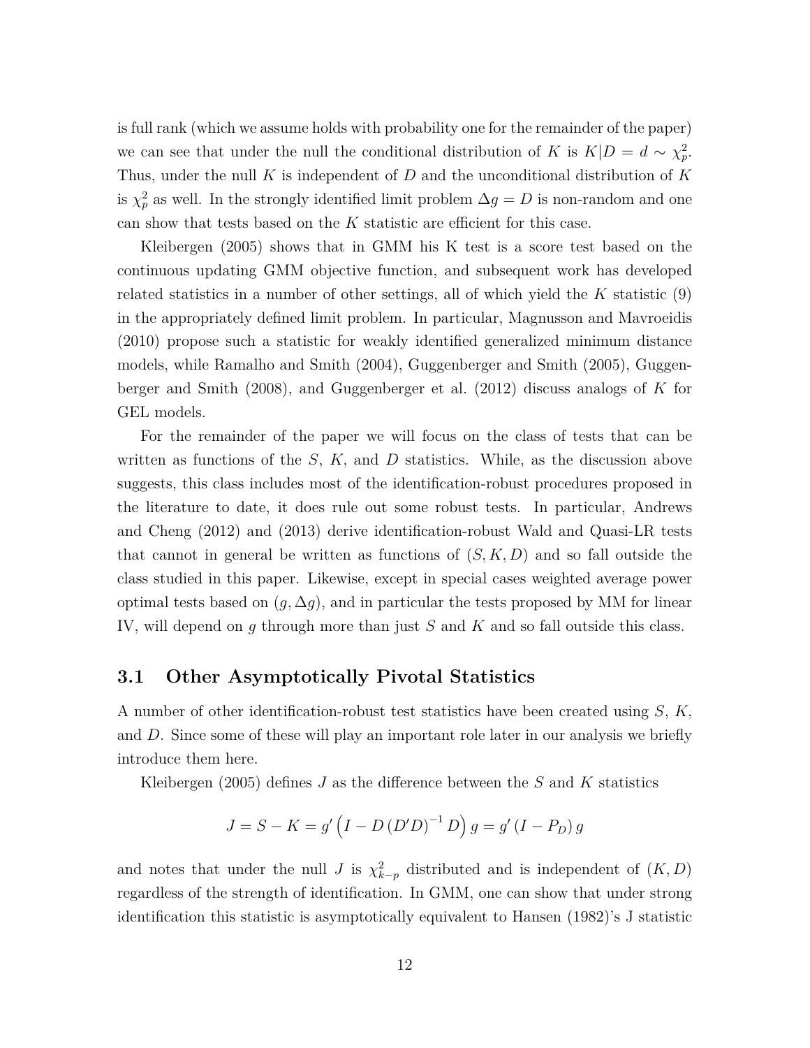is full rank (which we assume holds with probability one for the remainder of the paper) we can see that under the null the conditional distribution of $K$ is $K|D = d \sim \chi^2_p$. Thus, under the null $K$ is independent of $D$ and the unconditional distribution of $K$ is $\chi^2_p$ as well. In the strongly identified limit problem $\Delta g = D$ is non-random and one can show that tests based on the $K$ statistic are efficient for this case.

Kleibergen (2005) shows that in GMM his K test is a score test based on the continuous updating GMM objective function, and subsequent work has developed related statistics in a number of other settings, all of which yield the $K$ statistic (9) in the appropriately defined limit problem. In particular, Magnusson and Mavroeidis (2010) propose such a statistic for weakly identified generalized minimum distance models, while Ramalho and Smith (2004), Guggenberger and Smith (2005), Guggenberger and Smith (2008), and Guggenberger et al. (2012) discuss analogs of $K$ for GEL models.

For the remainder of the paper we will focus on the class of tests that can be written as functions of the $S$, $K$, and $D$ statistics. While, as the discussion above suggests, this class includes most of the identification-robust procedures proposed in the literature to date, it does rule out some robust tests. In particular, Andrews and Cheng (2012) and (2013) derive identification-robust Wald and Quasi-LR tests that cannot in general be written as functions of $(S, K, D)$ and so fall outside the class studied in this paper. Likewise, except in special cases weighted average power optimal tests based on $(g, \Delta g)$, and in particular the tests proposed by MM for linear IV, will depend on $g$ through more than just $S$ and $K$ and so fall outside this class.

## 3.1 Other Asymptotically Pivotal Statistics

A number of other identification-robust test statistics have been created using $S$, $K$, and $D$. Since some of these will play an important role later in our analysis we briefly introduce them here.

Kleibergen (2005) defines $J$ as the difference between the $S$ and $K$ statistics

$$J = S - K = g'\left(I - D\left(D'D\right)^{-1} D\right) g = g'\left(I - P_D\right) g$$

and notes that under the null $J$ is $\chi^2_{k-p}$ distributed and is independent of $(K, D)$ regardless of the strength of identification. In GMM, one can show that under strong identification this statistic is asymptotically equivalent to Hansen (1982)'s J statistic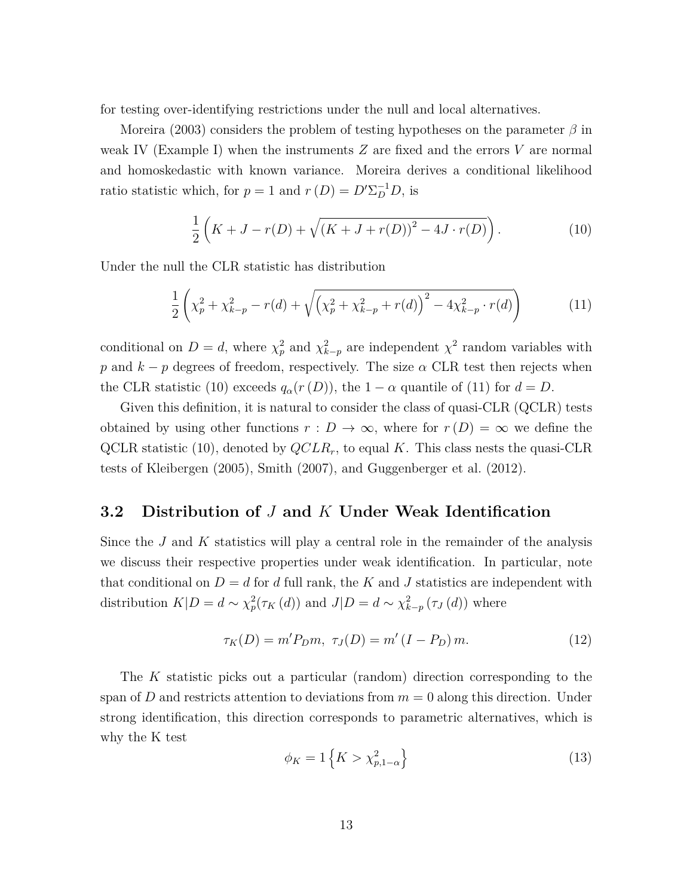for testing over-identifying restrictions under the null and local alternatives.

Moreira (2003) considers the problem of testing hypotheses on the parameter $\beta$ in weak IV (Example I) when the instruments $Z$ are fixed and the errors $V$ are normal and homoskedastic with known variance. Moreira derives a conditional likelihood ratio statistic which, for $p = 1$ and $r(D) = D'\Sigma_D^{-1}D$, is

$$\frac{1}{2}\left(K + J - r(D) + \sqrt{\left(K + J + r(D)\right)^2 - 4J \cdot r(D)}\right). \tag{10}$$

Under the null the CLR statistic has distribution

$$\frac{1}{2}\left(\chi_p^2 + \chi_{k-p}^2 - r(d) + \sqrt{\left(\chi_p^2 + \chi_{k-p}^2 + r(d)\right)^2 - 4\chi_{k-p}^2 \cdot r(d)}\right) \tag{11}$$

conditional on $D = d$, where $\chi_p^2$ and $\chi_{k-p}^2$ are independent $\chi^2$ random variables with $p$ and $k - p$ degrees of freedom, respectively. The size $\alpha$ CLR test then rejects when the CLR statistic (10) exceeds $q_\alpha(r(D))$, the $1 - \alpha$ quantile of (11) for $d = D$.

Given this definition, it is natural to consider the class of quasi-CLR (QCLR) tests obtained by using other functions $r : D \to \infty$, where for $r(D) = \infty$ we define the QCLR statistic (10), denoted by $QCLR_r$, to equal $K$. This class nests the quasi-CLR tests of Kleibergen (2005), Smith (2007), and Guggenberger et al. (2012).

## 3.2 Distribution of $J$ and $K$ Under Weak Identification

Since the $J$ and $K$ statistics will play a central role in the remainder of the analysis we discuss their respective properties under weak identification. In particular, note that conditional on $D = d$ for $d$ full rank, the $K$ and $J$ statistics are independent with distribution $K|D = d \sim \chi_p^2(\tau_K(d))$ and $J|D = d \sim \chi_{k-p}^2(\tau_J(d))$ where

$$\tau_K(D) = m'P_D m,\ \tau_J(D) = m'(I - P_D)m. \tag{12}$$

The $K$ statistic picks out a particular (random) direction corresponding to the span of $D$ and restricts attention to deviations from $m = 0$ along this direction. Under strong identification, this direction corresponds to parametric alternatives, which is why the K test

$$\phi_K = 1\left\{K > \chi_{p,1-\alpha}^2\right\} \tag{13}$$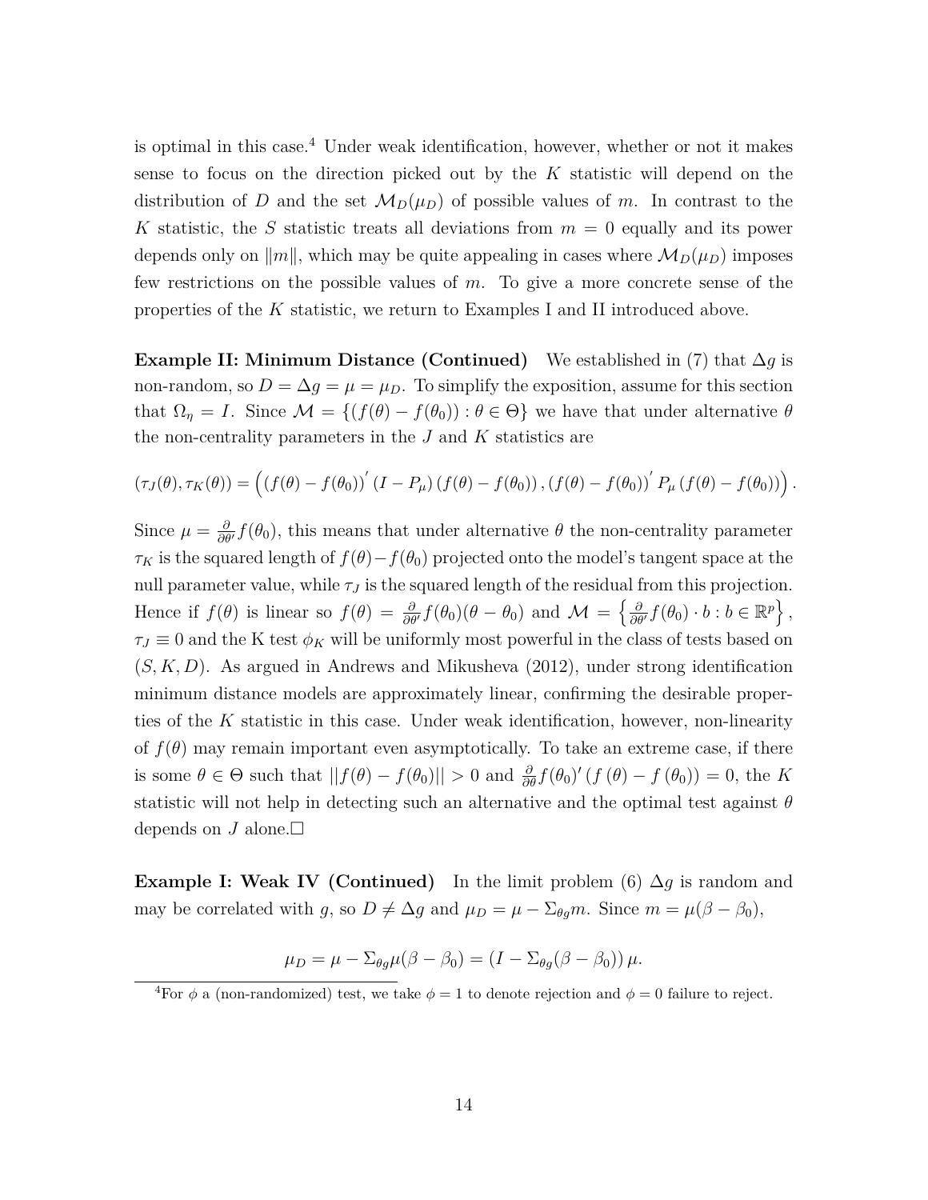is optimal in this case.[4] Under weak identification, however, whether or not it makes sense to focus on the direction picked out by the $K$ statistic will depend on the distribution of $D$ and the set $\mathcal{M}_D(\mu_D)$ of possible values of $m$. In contrast to the $K$ statistic, the $S$ statistic treats all deviations from $m = 0$ equally and its power depends only on $\|m\|$, which may be quite appealing in cases where $\mathcal{M}_D(\mu_D)$ imposes few restrictions on the possible values of $m$. To give a more concrete sense of the properties of the $K$ statistic, we return to Examples I and II introduced above.

**Example II: Minimum Distance (Continued)** We established in (7) that $\Delta g$ is non-random, so $D = \Delta g = \mu = \mu_D$. To simplify the exposition, assume for this section that $\Omega_\eta = I$. Since $\mathcal{M} = \{(f(\theta) - f(\theta_0)) : \theta \in \Theta\}$ we have that under alternative $\theta$ the non-centrality parameters in the $J$ and $K$ statistics are

$$(\tau_J(\theta), \tau_K(\theta)) = \left( (f(\theta) - f(\theta_0))' (I - P_\mu) (f(\theta) - f(\theta_0)), (f(\theta) - f(\theta_0))' P_\mu (f(\theta) - f(\theta_0)) \right).$$

Since $\mu = \frac{\partial}{\partial \theta'} f(\theta_0)$, this means that under alternative $\theta$ the non-centrality parameter $\tau_K$ is the squared length of $f(\theta) - f(\theta_0)$ projected onto the model's tangent space at the null parameter value, while $\tau_J$ is the squared length of the residual from this projection. Hence if $f(\theta)$ is linear so $f(\theta) = \frac{\partial}{\partial \theta'} f(\theta_0)(\theta - \theta_0)$ and $\mathcal{M} = \left\{ \frac{\partial}{\partial \theta'} f(\theta_0) \cdot b : b \in \mathbb{R}^p \right\}$, $\tau_J \equiv 0$ and the K test $\phi_K$ will be uniformly most powerful in the class of tests based on $(S, K, D)$. As argued in Andrews and Mikusheva (2012), under strong identification minimum distance models are approximately linear, confirming the desirable properties of the $K$ statistic in this case. Under weak identification, however, non-linearity of $f(\theta)$ may remain important even asymptotically. To take an extreme case, if there is some $\theta \in \Theta$ such that $||f(\theta) - f(\theta_0)|| > 0$ and $\frac{\partial}{\partial \theta} f(\theta_0)' (f(\theta) - f(\theta_0)) = 0$, the $K$ statistic will not help in detecting such an alternative and the optimal test against $\theta$ depends on $J$ alone.$\square$

**Example I: Weak IV (Continued)** In the limit problem (6) $\Delta g$ is random and may be correlated with $g$, so $D \neq \Delta g$ and $\mu_D = \mu - \Sigma_{\theta g} m$. Since $m = \mu(\beta - \beta_0)$,

$$\mu_D = \mu - \Sigma_{\theta g} \mu(\beta - \beta_0) = (I - \Sigma_{\theta g}(\beta - \beta_0)) \mu.$$

[4] For $\phi$ a (non-randomized) test, we take $\phi = 1$ to denote rejection and $\phi = 0$ failure to reject.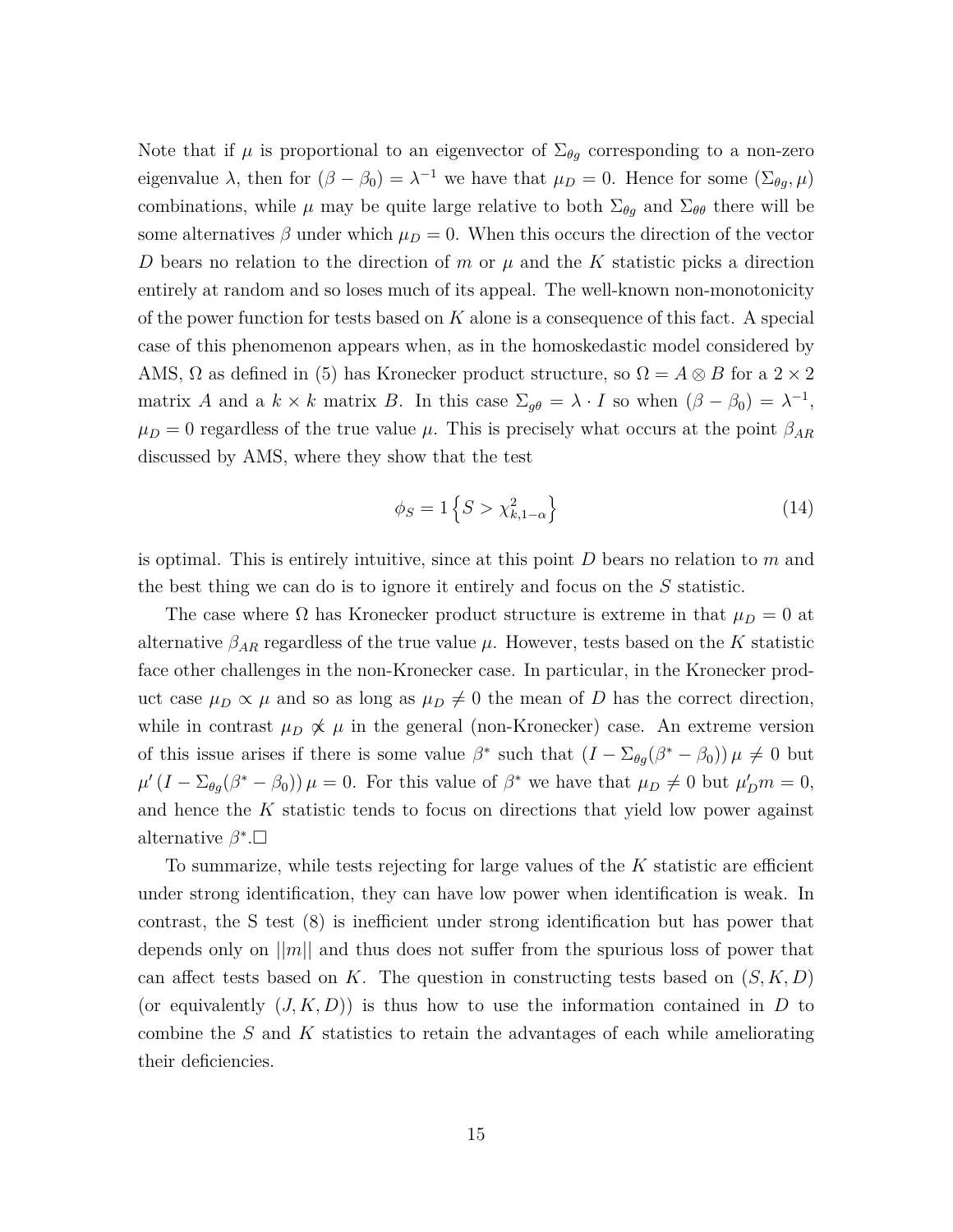Note that if $\mu$ is proportional to an eigenvector of $\Sigma_{\theta g}$ corresponding to a non-zero eigenvalue $\lambda$, then for $(\beta - \beta_0) = \lambda^{-1}$ we have that $\mu_D = 0$. Hence for some $(\Sigma_{\theta g}, \mu)$ combinations, while $\mu$ may be quite large relative to both $\Sigma_{\theta g}$ and $\Sigma_{\theta\theta}$ there will be some alternatives $\beta$ under which $\mu_D = 0$. When this occurs the direction of the vector $D$ bears no relation to the direction of $m$ or $\mu$ and the $K$ statistic picks a direction entirely at random and so loses much of its appeal. The well-known non-monotonicity of the power function for tests based on $K$ alone is a consequence of this fact. A special case of this phenomenon appears when, as in the homoskedastic model considered by AMS, $\Omega$ as defined in (5) has Kronecker product structure, so $\Omega = A \otimes B$ for a $2 \times 2$ matrix $A$ and a $k \times k$ matrix $B$. In this case $\Sigma_{g\theta} = \lambda \cdot I$ so when $(\beta - \beta_0) = \lambda^{-1}$, $\mu_D = 0$ regardless of the true value $\mu$. This is precisely what occurs at the point $\beta_{AR}$ discussed by AMS, where they show that the test

$$\phi_S = 1\left\{S > \chi^2_{k,1-\alpha}\right\} \tag{14}$$

is optimal. This is entirely intuitive, since at this point $D$ bears no relation to $m$ and the best thing we can do is to ignore it entirely and focus on the $S$ statistic.

The case where $\Omega$ has Kronecker product structure is extreme in that $\mu_D = 0$ at alternative $\beta_{AR}$ regardless of the true value $\mu$. However, tests based on the $K$ statistic face other challenges in the non-Kronecker case. In particular, in the Kronecker product case $\mu_D \propto \mu$ and so as long as $\mu_D \neq 0$ the mean of $D$ has the correct direction, while in contrast $\mu_D \not\propto \mu$ in the general (non-Kronecker) case. An extreme version of this issue arises if there is some value $\beta^*$ such that $(I - \Sigma_{\theta g}(\beta^* - \beta_0))\,\mu \neq 0$ but $\mu'\,(I - \Sigma_{\theta g}(\beta^* - \beta_0))\,\mu = 0$. For this value of $\beta^*$ we have that $\mu_D \neq 0$ but $\mu_D' m = 0$, and hence the $K$ statistic tends to focus on directions that yield low power against alternative $\beta^*$.$\square$

To summarize, while tests rejecting for large values of the $K$ statistic are efficient under strong identification, they can have low power when identification is weak. In contrast, the S test (8) is inefficient under strong identification but has power that depends only on $||m||$ and thus does not suffer from the spurious loss of power that can affect tests based on $K$. The question in constructing tests based on $(S, K, D)$ (or equivalently $(J, K, D)$) is thus how to use the information contained in $D$ to combine the $S$ and $K$ statistics to retain the advantages of each while ameliorating their deficiencies.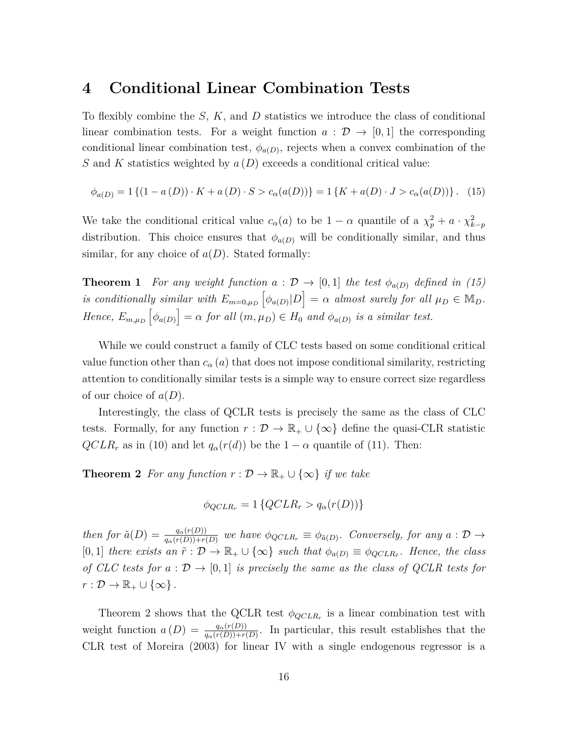# 4 Conditional Linear Combination Tests

To flexibly combine the $S$, $K$, and $D$ statistics we introduce the class of conditional linear combination tests. For a weight function $a : \mathcal{D} \to [0, 1]$ the corresponding conditional linear combination test, $\phi_{a(D)}$, rejects when a convex combination of the $S$ and $K$ statistics weighted by $a(D)$ exceeds a conditional critical value:

$$\phi_{a(D)} = 1\left\{(1 - a(D)) \cdot K + a(D) \cdot S > c_\alpha(a(D))\right\} = 1\left\{K + a(D) \cdot J > c_\alpha(a(D))\right\}. \quad (15)$$

We take the conditional critical value $c_\alpha(a)$ to be $1 - \alpha$ quantile of a $\chi^2_p + a \cdot \chi^2_{k-p}$ distribution. This choice ensures that $\phi_{a(D)}$ will be conditionally similar, and thus similar, for any choice of $a(D)$. Stated formally:

**Theorem 1** *For any weight function $a : \mathcal{D} \to [0, 1]$ the test $\phi_{a(D)}$ defined in (15) is conditionally similar with $E_{m=0,\mu_D}\left[\phi_{a(D)}|D\right] = \alpha$ almost surely for all $\mu_D \in \mathbb{M}_D$. Hence, $E_{m,\mu_D}\left[\phi_{a(D)}\right] = \alpha$ for all $(m, \mu_D) \in H_0$ and $\phi_{a(D)}$ is a similar test.*

While we could construct a family of CLC tests based on some conditional critical value function other than $c_\alpha(a)$ that does not impose conditional similarity, restricting attention to conditionally similar tests is a simple way to ensure correct size regardless of our choice of $a(D)$.

Interestingly, the class of QCLR tests is precisely the same as the class of CLC tests. Formally, for any function $r : \mathcal{D} \to \mathbb{R}_+ \cup \{\infty\}$ define the quasi-CLR statistic $QCLR_r$ as in (10) and let $q_\alpha(r(d))$ be the $1 - \alpha$ quantile of (11). Then:

**Theorem 2** *For any function $r : \mathcal{D} \to \mathbb{R}_+ \cup \{\infty\}$ if we take*

$$\phi_{QCLR_r} = 1\left\{QCLR_r > q_\alpha(r(D))\right\}$$

*then for $\tilde{a}(D) = \frac{q_\alpha(r(D))}{q_\alpha(r(D))+r(D)}$ we have $\phi_{QCLR_r} \equiv \phi_{\tilde{a}(D)}$. Conversely, for any $a : \mathcal{D} \to [0, 1]$ there exists an $\tilde{r} : \mathcal{D} \to \mathbb{R}_+ \cup \{\infty\}$ such that $\phi_{a(D)} \equiv \phi_{QCLR_{\tilde{r}}}$. Hence, the class of CLC tests for $a : \mathcal{D} \to [0, 1]$ is precisely the same as the class of QCLR tests for $r : \mathcal{D} \to \mathbb{R}_+ \cup \{\infty\}$.*

Theorem 2 shows that the QCLR test $\phi_{QCLR_r}$ is a linear combination test with weight function $a(D) = \frac{q_\alpha(r(D))}{q_\alpha(r(D))+r(D)}$. In particular, this result establishes that the CLR test of Moreira (2003) for linear IV with a single endogenous regressor is a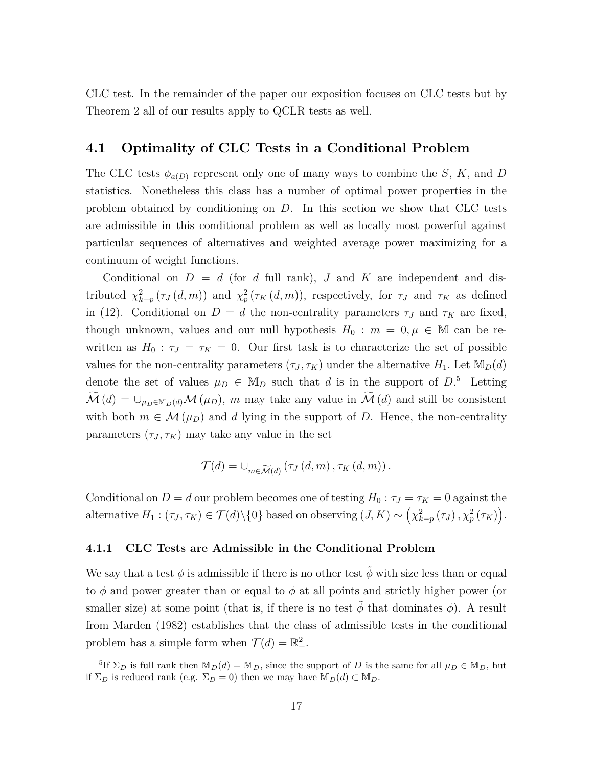CLC test. In the remainder of the paper our exposition focuses on CLC tests but by Theorem 2 all of our results apply to QCLR tests as well.

## 4.1 Optimality of CLC Tests in a Conditional Problem

The CLC tests $\phi_{a(D)}$ represent only one of many ways to combine the $S$, $K$, and $D$ statistics. Nonetheless this class has a number of optimal power properties in the problem obtained by conditioning on $D$. In this section we show that CLC tests are admissible in this conditional problem as well as locally most powerful against particular sequences of alternatives and weighted average power maximizing for a continuum of weight functions.

Conditional on $D = d$ (for $d$ full rank), $J$ and $K$ are independent and distributed $\chi^2_{k-p}(\tau_J(d,m))$ and $\chi^2_p(\tau_K(d,m))$, respectively, for $\tau_J$ and $\tau_K$ as defined in (12). Conditional on $D = d$ the non-centrality parameters $\tau_J$ and $\tau_K$ are fixed, though unknown, values and our null hypothesis $H_0 : m = 0, \mu \in \mathbb{M}$ can be re-written as $H_0 : \tau_J = \tau_K = 0$. Our first task is to characterize the set of possible values for the non-centrality parameters $(\tau_J, \tau_K)$ under the alternative $H_1$. Let $\mathbb{M}_D(d)$ denote the set of values $\mu_D \in \mathbb{M}_D$ such that $d$ is in the support of $D$.[5] Letting $\widetilde{\mathcal{M}}(d) = \cup_{\mu_D \in \mathbb{M}_D(d)} \mathcal{M}(\mu_D)$, $m$ may take any value in $\widetilde{\mathcal{M}}(d)$ and still be consistent with both $m \in \mathcal{M}(\mu_D)$ and $d$ lying in the support of $D$. Hence, the non-centrality parameters $(\tau_J, \tau_K)$ may take any value in the set

$$\mathcal{T}(d) = \cup_{m \in \widetilde{\mathcal{M}}(d)} \left(\tau_J(d,m), \tau_K(d,m)\right).$$

Conditional on $D = d$ our problem becomes one of testing $H_0 : \tau_J = \tau_K = 0$ against the alternative $H_1 : (\tau_J, \tau_K) \in \mathcal{T}(d) \backslash \{0\}$ based on observing $(J, K) \sim \left(\chi^2_{k-p}(\tau_J), \chi^2_p(\tau_K)\right)$.

### 4.1.1 CLC Tests are Admissible in the Conditional Problem

We say that a test $\phi$ is admissible if there is no other test $\tilde{\phi}$ with size less than or equal to $\phi$ and power greater than or equal to $\phi$ at all points and strictly higher power (or smaller size) at some point (that is, if there is no test $\tilde{\phi}$ that dominates $\phi$). A result from Marden (1982) establishes that the class of admissible tests in the conditional problem has a simple form when $\mathcal{T}(d) = \mathbb{R}^2_+$.

[5] If $\Sigma_D$ is full rank then $\mathbb{M}_D(d) = \mathbb{M}_D$, since the support of $D$ is the same for all $\mu_D \in \mathbb{M}_D$, but if $\Sigma_D$ is reduced rank (e.g. $\Sigma_D = 0$) then we may have $\mathbb{M}_D(d) \subset \mathbb{M}_D$.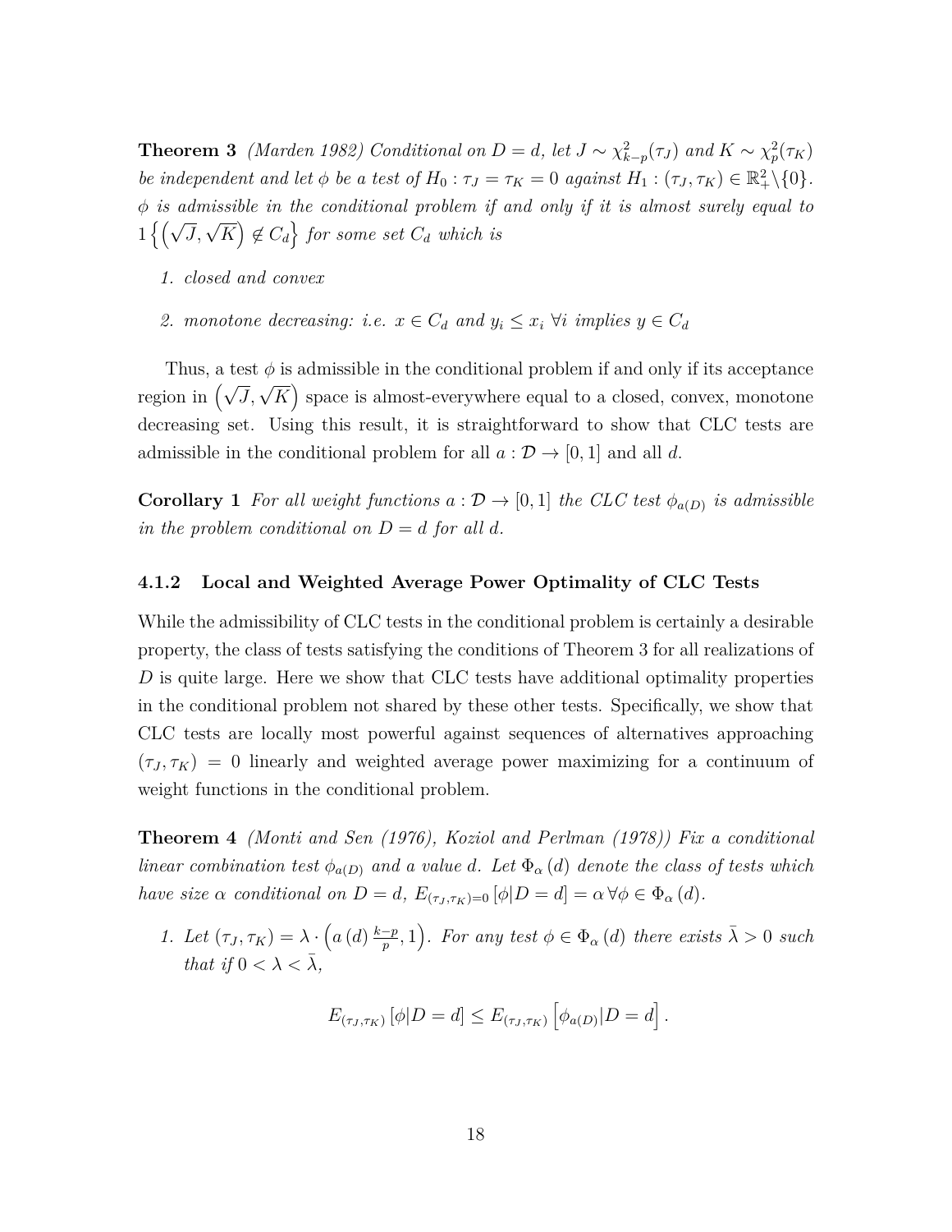**Theorem 3** *(Marden 1982) Conditional on $D = d$, let $J \sim \chi^2_{k-p}(\tau_J)$ and $K \sim \chi^2_p(\tau_K)$ be independent and let $\phi$ be a test of $H_0 : \tau_J = \tau_K = 0$ against $H_1 : (\tau_J, \tau_K) \in \mathbb{R}^2_+ \backslash \{0\}$. $\phi$ is admissible in the conditional problem if and only if it is almost surely equal to $1\left\{\left(\sqrt{J}, \sqrt{K}\right) \notin C_d\right\}$ for some set $C_d$ which is*

1. *closed and convex*
2. *monotone decreasing: i.e. $x \in C_d$ and $y_i \leq x_i \ \forall i$ implies $y \in C_d$*

Thus, a test $\phi$ is admissible in the conditional problem if and only if its acceptance region in $\left(\sqrt{J}, \sqrt{K}\right)$ space is almost-everywhere equal to a closed, convex, monotone decreasing set. Using this result, it is straightforward to show that CLC tests are admissible in the conditional problem for all $a : \mathcal{D} \to [0, 1]$ and all $d$.

**Corollary 1** *For all weight functions $a : \mathcal{D} \to [0, 1]$ the CLC test $\phi_{a(D)}$ is admissible in the problem conditional on $D = d$ for all $d$.*

### 4.1.2 Local and Weighted Average Power Optimality of CLC Tests

While the admissibility of CLC tests in the conditional problem is certainly a desirable property, the class of tests satisfying the conditions of Theorem 3 for all realizations of $D$ is quite large. Here we show that CLC tests have additional optimality properties in the conditional problem not shared by these other tests. Specifically, we show that CLC tests are locally most powerful against sequences of alternatives approaching $(\tau_J, \tau_K) = 0$ linearly and weighted average power maximizing for a continuum of weight functions in the conditional problem.

**Theorem 4** *(Monti and Sen (1976), Koziol and Perlman (1978)) Fix a conditional linear combination test $\phi_{a(D)}$ and a value $d$. Let $\Phi_\alpha(d)$ denote the class of tests which have size $\alpha$ conditional on $D = d$, $E_{(\tau_J, \tau_K)=0}[\phi | D = d] = \alpha \, \forall \phi \in \Phi_\alpha(d)$.*

1. *Let $(\tau_J, \tau_K) = \lambda \cdot \left(a(d) \frac{k-p}{p}, 1\right)$. For any test $\phi \in \Phi_\alpha(d)$ there exists $\bar{\lambda} > 0$ such that if $0 < \lambda < \bar{\lambda}$,*

$$E_{(\tau_J, \tau_K)}[\phi | D = d] \leq E_{(\tau_J, \tau_K)}\left[\phi_{a(D)} | D = d\right].$$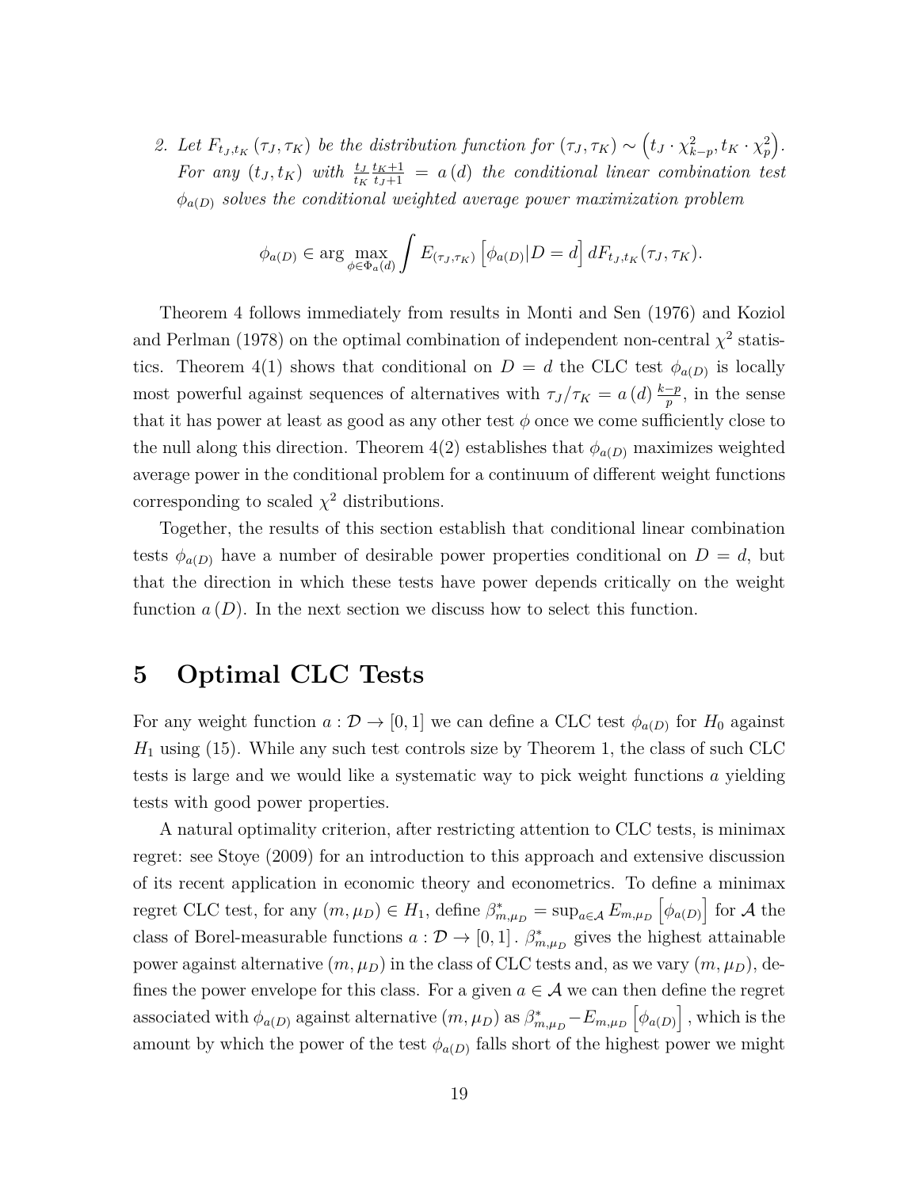2. *Let $F_{t_J,t_K}(\tau_J,\tau_K)$ be the distribution function for $(\tau_J,\tau_K) \sim \left(t_J \cdot \chi^2_{k-p}, t_K \cdot \chi^2_p\right)$. For any $(t_J,t_K)$ with $\frac{t_J}{t_K}\frac{t_K+1}{t_J+1} = a(d)$ the conditional linear combination test $\phi_{a(D)}$ solves the conditional weighted average power maximization problem*

$$\phi_{a(D)} \in \arg\max_{\phi\in\Phi_a(d)} \int E_{(\tau_J,\tau_K)}\left[\phi_{a(D)}|D=d\right] dF_{t_J,t_K}(\tau_J,\tau_K).$$

Theorem 4 follows immediately from results in Monti and Sen (1976) and Koziol and Perlman (1978) on the optimal combination of independent non-central $\chi^2$ statistics. Theorem 4(1) shows that conditional on $D=d$ the CLC test $\phi_{a(D)}$ is locally most powerful against sequences of alternatives with $\tau_J/\tau_K = a(d)\frac{k-p}{p}$, in the sense that it has power at least as good as any other test $\phi$ once we come sufficiently close to the null along this direction. Theorem 4(2) establishes that $\phi_{a(D)}$ maximizes weighted average power in the conditional problem for a continuum of different weight functions corresponding to scaled $\chi^2$ distributions.

Together, the results of this section establish that conditional linear combination tests $\phi_{a(D)}$ have a number of desirable power properties conditional on $D=d$, but that the direction in which these tests have power depends critically on the weight function $a(D)$. In the next section we discuss how to select this function.

# 5 Optimal CLC Tests

For any weight function $a:\mathcal{D}\to[0,1]$ we can define a CLC test $\phi_{a(D)}$ for $H_0$ against $H_1$ using (15). While any such test controls size by Theorem 1, the class of such CLC tests is large and we would like a systematic way to pick weight functions $a$ yielding tests with good power properties.

A natural optimality criterion, after restricting attention to CLC tests, is minimax regret: see Stoye (2009) for an introduction to this approach and extensive discussion of its recent application in economic theory and econometrics. To define a minimax regret CLC test, for any $(m,\mu_D)\in H_1$, define $\beta^*_{m,\mu_D} = \sup_{a\in\mathcal{A}} E_{m,\mu_D}\left[\phi_{a(D)}\right]$ for $\mathcal{A}$ the class of Borel-measurable functions $a:\mathcal{D}\to[0,1]$. $\beta^*_{m,\mu_D}$ gives the highest attainable power against alternative $(m,\mu_D)$ in the class of CLC tests and, as we vary $(m,\mu_D)$, defines the power envelope for this class. For a given $a\in\mathcal{A}$ we can then define the regret associated with $\phi_{a(D)}$ against alternative $(m,\mu_D)$ as $\beta^*_{m,\mu_D} - E_{m,\mu_D}\left[\phi_{a(D)}\right]$, which is the amount by which the power of the test $\phi_{a(D)}$ falls short of the highest power we might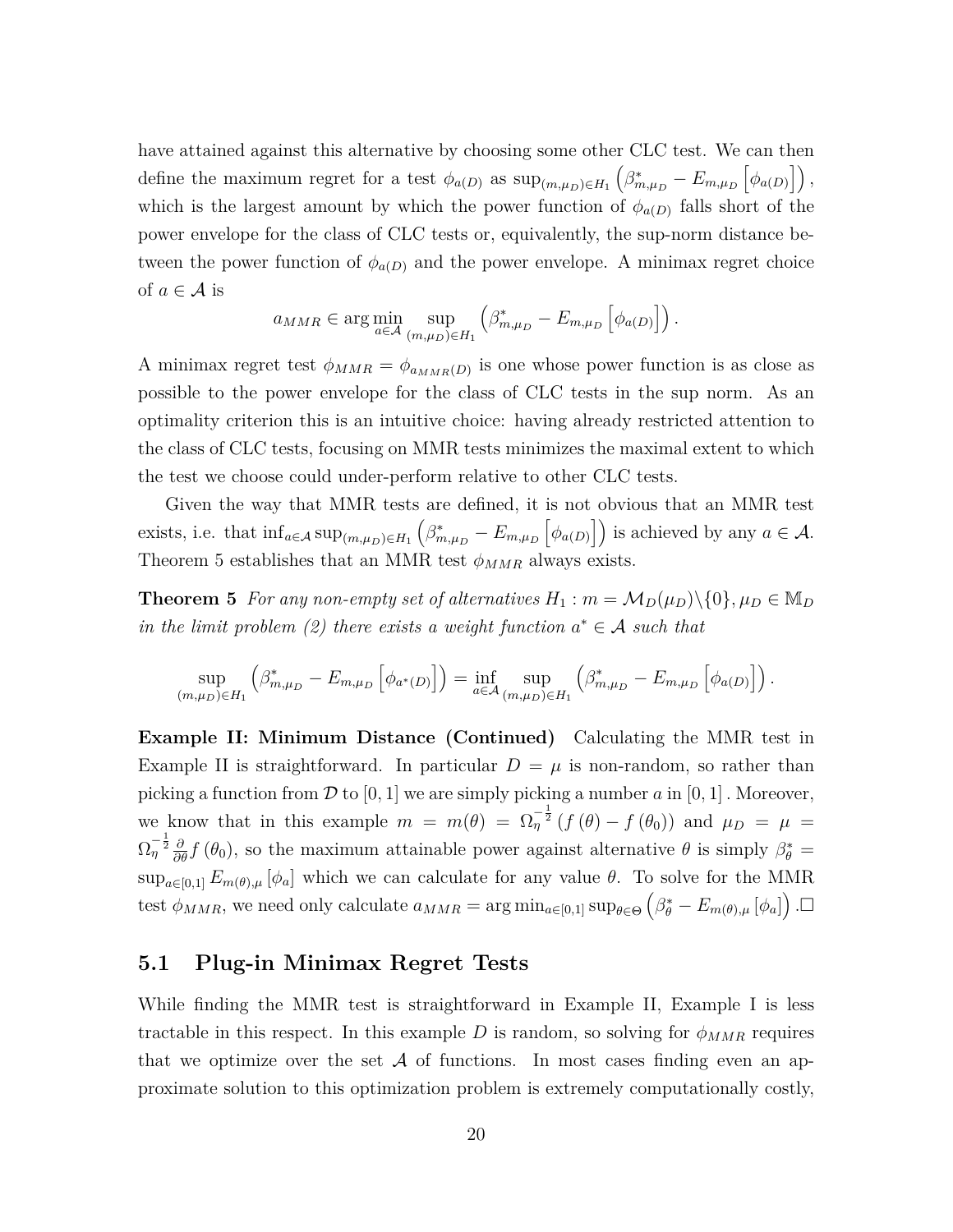have attained against this alternative by choosing some other CLC test. We can then define the maximum regret for a test $\phi_{a(D)}$ as $\sup_{(m,\mu_D)\in H_1}\left(\beta^*_{m,\mu_D} - E_{m,\mu_D}\left[\phi_{a(D)}\right]\right)$, which is the largest amount by which the power function of $\phi_{a(D)}$ falls short of the power envelope for the class of CLC tests or, equivalently, the sup-norm distance between the power function of $\phi_{a(D)}$ and the power envelope. A minimax regret choice of $a \in \mathcal{A}$ is

$$a_{MMR} \in \arg\min_{a\in\mathcal{A}} \sup_{(m,\mu_D)\in H_1} \left(\beta^*_{m,\mu_D} - E_{m,\mu_D}\left[\phi_{a(D)}\right]\right).$$

A minimax regret test $\phi_{MMR} = \phi_{a_{MMR}(D)}$ is one whose power function is as close as possible to the power envelope for the class of CLC tests in the sup norm. As an optimality criterion this is an intuitive choice: having already restricted attention to the class of CLC tests, focusing on MMR tests minimizes the maximal extent to which the test we choose could under-perform relative to other CLC tests.

Given the way that MMR tests are defined, it is not obvious that an MMR test exists, i.e. that $\inf_{a\in\mathcal{A}}\sup_{(m,\mu_D)\in H_1}\left(\beta^*_{m,\mu_D} - E_{m,\mu_D}\left[\phi_{a(D)}\right]\right)$ is achieved by any $a \in \mathcal{A}$. Theorem 5 establishes that an MMR test $\phi_{MMR}$ always exists.

**Theorem 5** *For any non-empty set of alternatives $H_1 : m = \mathcal{M}_D(\mu_D)\backslash\{0\}, \mu_D \in \mathbb{M}_D$ in the limit problem (2) there exists a weight function $a^* \in \mathcal{A}$ such that*

$$\sup_{(m,\mu_D)\in H_1}\left(\beta^*_{m,\mu_D} - E_{m,\mu_D}\left[\phi_{a^*(D)}\right]\right) = \inf_{a\in\mathcal{A}}\sup_{(m,\mu_D)\in H_1}\left(\beta^*_{m,\mu_D} - E_{m,\mu_D}\left[\phi_{a(D)}\right]\right).$$

**Example II: Minimum Distance (Continued)** Calculating the MMR test in Example II is straightforward. In particular $D = \mu$ is non-random, so rather than picking a function from $\mathcal{D}$ to $[0,1]$ we are simply picking a number $a$ in $[0,1]$. Moreover, we know that in this example $m = m(\theta) = \Omega_\eta^{-\frac{1}{2}}\left(f(\theta) - f(\theta_0)\right)$ and $\mu_D = \mu = \Omega_\eta^{-\frac{1}{2}}\frac{\partial}{\partial\theta}f(\theta_0)$, so the maximum attainable power against alternative $\theta$ is simply $\beta^*_\theta = \sup_{a\in[0,1]} E_{m(\theta),\mu}[\phi_a]$ which we can calculate for any value $\theta$. To solve for the MMR test $\phi_{MMR}$, we need only calculate $a_{MMR} = \arg\min_{a\in[0,1]}\sup_{\theta\in\Theta}\left(\beta^*_\theta - E_{m(\theta),\mu}[\phi_a]\right)$.□

## 5.1 Plug-in Minimax Regret Tests

While finding the MMR test is straightforward in Example II, Example I is less tractable in this respect. In this example $D$ is random, so solving for $\phi_{MMR}$ requires that we optimize over the set $\mathcal{A}$ of functions. In most cases finding even an approximate solution to this optimization problem is extremely computationally costly,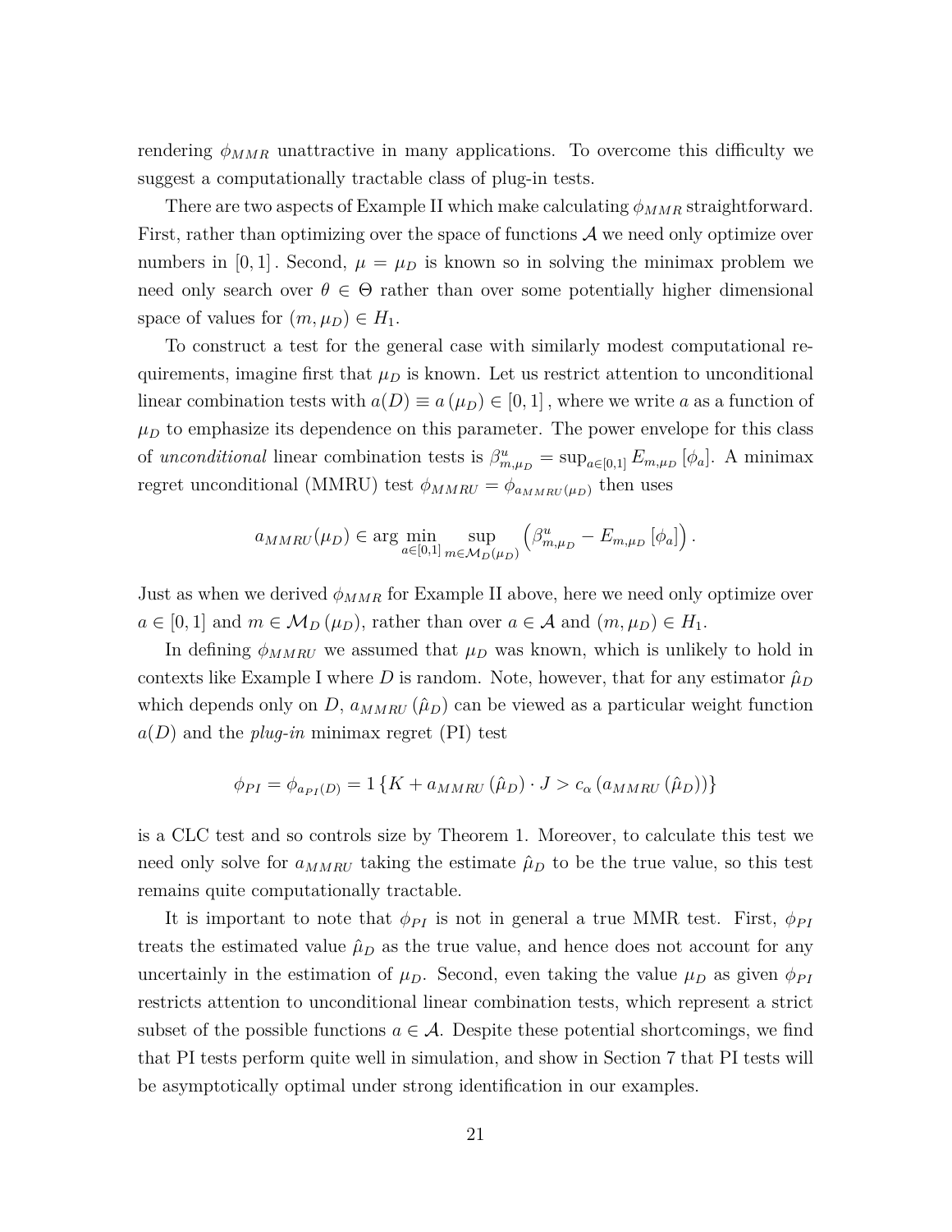rendering $\phi_{MMR}$ unattractive in many applications. To overcome this difficulty we suggest a computationally tractable class of plug-in tests.

There are two aspects of Example II which make calculating $\phi_{MMR}$ straightforward. First, rather than optimizing over the space of functions $\mathcal{A}$ we need only optimize over numbers in $[0, 1]$. Second, $\mu = \mu_D$ is known so in solving the minimax problem we need only search over $\theta \in \Theta$ rather than over some potentially higher dimensional space of values for $(m, \mu_D) \in H_1$.

To construct a test for the general case with similarly modest computational requirements, imagine first that $\mu_D$ is known. Let us restrict attention to unconditional linear combination tests with $a(D) \equiv a(\mu_D) \in [0, 1]$, where we write $a$ as a function of $\mu_D$ to emphasize its dependence on this parameter. The power envelope for this class of *unconditional* linear combination tests is $\beta^u_{m,\mu_D} = \sup_{a \in [0,1]} E_{m,\mu_D}[\phi_a]$. A minimax regret unconditional (MMRU) test $\phi_{MMRU} = \phi_{a_{MMRU}(\mu_D)}$ then uses

$$a_{MMRU}(\mu_D) \in \arg \min_{a \in [0,1]} \sup_{m \in \mathcal{M}_D(\mu_D)} \left( \beta^u_{m,\mu_D} - E_{m,\mu_D}[\phi_a] \right).$$

Just as when we derived $\phi_{MMR}$ for Example II above, here we need only optimize over $a \in [0, 1]$ and $m \in \mathcal{M}_D(\mu_D)$, rather than over $a \in \mathcal{A}$ and $(m, \mu_D) \in H_1$.

In defining $\phi_{MMRU}$ we assumed that $\mu_D$ was known, which is unlikely to hold in contexts like Example I where $D$ is random. Note, however, that for any estimator $\hat{\mu}_D$ which depends only on $D$, $a_{MMRU}(\hat{\mu}_D)$ can be viewed as a particular weight function $a(D)$ and the *plug-in* minimax regret (PI) test

$$\phi_{PI} = \phi_{a_{PI}(D)} = 1\left\{K + a_{MMRU}(\hat{\mu}_D) \cdot J > c_\alpha\left(a_{MMRU}(\hat{\mu}_D)\right)\right\}$$

is a CLC test and so controls size by Theorem 1. Moreover, to calculate this test we need only solve for $a_{MMRU}$ taking the estimate $\hat{\mu}_D$ to be the true value, so this test remains quite computationally tractable.

It is important to note that $\phi_{PI}$ is not in general a true MMR test. First, $\phi_{PI}$ treats the estimated value $\hat{\mu}_D$ as the true value, and hence does not account for any uncertainly in the estimation of $\mu_D$. Second, even taking the value $\mu_D$ as given $\phi_{PI}$ restricts attention to unconditional linear combination tests, which represent a strict subset of the possible functions $a \in \mathcal{A}$. Despite these potential shortcomings, we find that PI tests perform quite well in simulation, and show in Section 7 that PI tests will be asymptotically optimal under strong identification in our examples.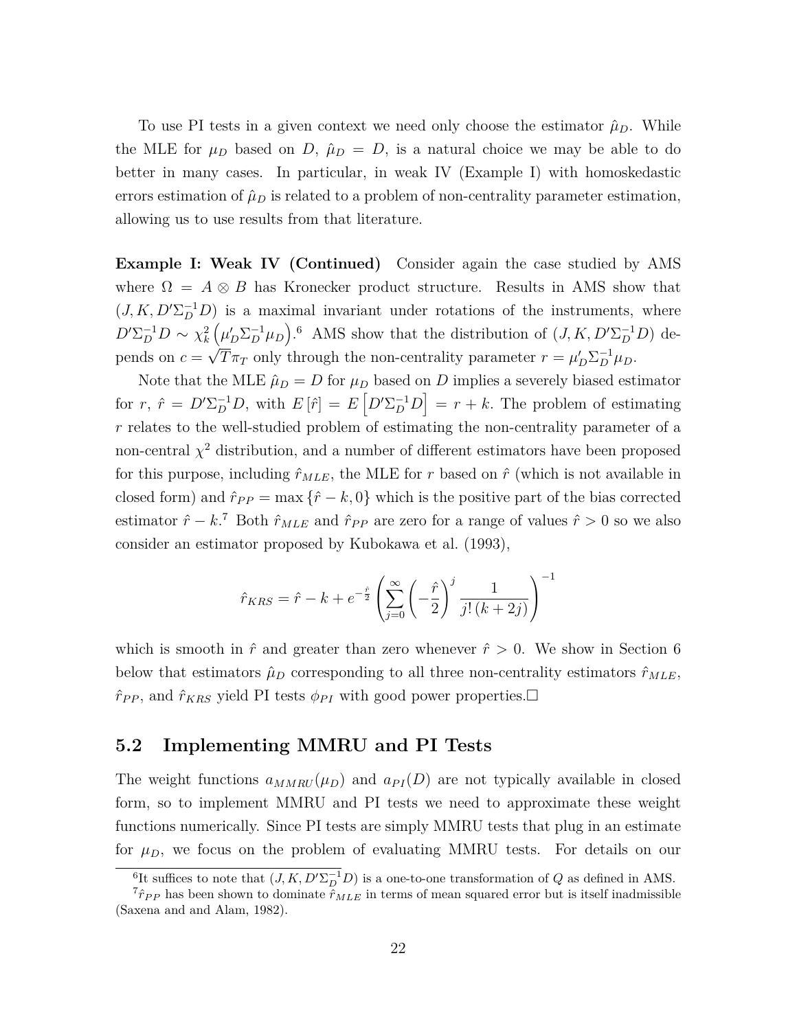To use PI tests in a given context we need only choose the estimator $\hat{\mu}_D$. While the MLE for $\mu_D$ based on $D$, $\hat{\mu}_D = D$, is a natural choice we may be able to do better in many cases. In particular, in weak IV (Example I) with homoskedastic errors estimation of $\hat{\mu}_D$ is related to a problem of non-centrality parameter estimation, allowing us to use results from that literature.

**Example I: Weak IV (Continued)** Consider again the case studied by AMS where $\Omega = A \otimes B$ has Kronecker product structure. Results in AMS show that $(J, K, D'\Sigma_D^{-1}D)$ is a maximal invariant under rotations of the instruments, where $D'\Sigma_D^{-1}D \sim \chi_k^2\left(\mu_D'\Sigma_D^{-1}\mu_D\right)$.[6] AMS show that the distribution of $(J, K, D'\Sigma_D^{-1}D)$ depends on $c = \sqrt{T}\pi_T$ only through the non-centrality parameter $r = \mu_D'\Sigma_D^{-1}\mu_D$.

Note that the MLE $\hat{\mu}_D = D$ for $\mu_D$ based on $D$ implies a severely biased estimator for $r$, $\hat{r} = D'\Sigma_D^{-1}D$, with $E[\hat{r}] = E\left[D'\Sigma_D^{-1}D\right] = r + k$. The problem of estimating $r$ relates to the well-studied problem of estimating the non-centrality parameter of a non-central $\chi^2$ distribution, and a number of different estimators have been proposed for this purpose, including $\hat{r}_{MLE}$, the MLE for $r$ based on $\hat{r}$ (which is not available in closed form) and $\hat{r}_{PP} = \max\{\hat{r} - k, 0\}$ which is the positive part of the bias corrected estimator $\hat{r} - k$.[7] Both $\hat{r}_{MLE}$ and $\hat{r}_{PP}$ are zero for a range of values $\hat{r} > 0$ so we also consider an estimator proposed by Kubokawa et al. (1993),

$$\hat{r}_{KRS} = \hat{r} - k + e^{-\frac{\hat{r}}{2}}\left(\sum_{j=0}^{\infty}\left(-\frac{\hat{r}}{2}\right)^j \frac{1}{j!\,(k+2j)}\right)^{-1}$$

which is smooth in $\hat{r}$ and greater than zero whenever $\hat{r} > 0$. We show in Section 6 below that estimators $\hat{\mu}_D$ corresponding to all three non-centrality estimators $\hat{r}_{MLE}$, $\hat{r}_{PP}$, and $\hat{r}_{KRS}$ yield PI tests $\phi_{PI}$ with good power properties.$\square$

## 5.2 Implementing MMRU and PI Tests

The weight functions $a_{MMRU}(\mu_D)$ and $a_{PI}(D)$ are not typically available in closed form, so to implement MMRU and PI tests we need to approximate these weight functions numerically. Since PI tests are simply MMRU tests that plug in an estimate for $\mu_D$, we focus on the problem of evaluating MMRU tests. For details on our

[6] It suffices to note that $(J, K, D'\Sigma_D^{-1}D)$ is a one-to-one transformation of $Q$ as defined in AMS.

[7] $\hat{r}_{PP}$ has been shown to dominate $\hat{r}_{MLE}$ in terms of mean squared error but is itself inadmissible (Saxena and and Alam, 1982).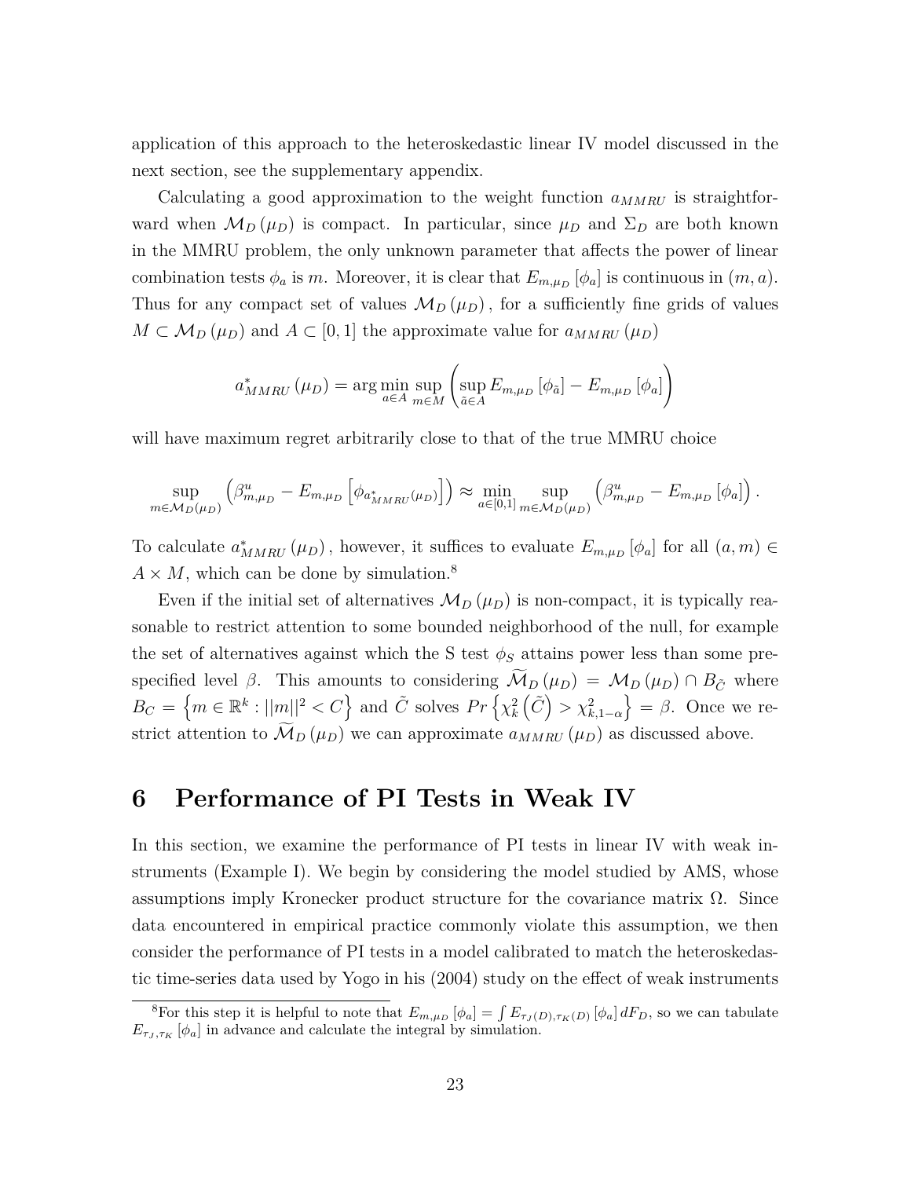application of this approach to the heteroskedastic linear IV model discussed in the next section, see the supplementary appendix.

Calculating a good approximation to the weight function $a_{MMRU}$ is straightforward when $\mathcal{M}_D(\mu_D)$ is compact. In particular, since $\mu_D$ and $\Sigma_D$ are both known in the MMRU problem, the only unknown parameter that affects the power of linear combination tests $\phi_a$ is $m$. Moreover, it is clear that $E_{m,\mu_D}[\phi_a]$ is continuous in $(m, a)$. Thus for any compact set of values $\mathcal{M}_D(\mu_D)$, for a sufficiently fine grids of values $M \subset \mathcal{M}_D(\mu_D)$ and $A \subset [0,1]$ the approximate value for $a_{MMRU}(\mu_D)$

$$a^*_{MMRU}(\mu_D) = \arg\min_{a \in A} \sup_{m \in M} \left( \sup_{\tilde{a} \in A} E_{m,\mu_D}[\phi_{\tilde{a}}] - E_{m,\mu_D}[\phi_a] \right)$$

will have maximum regret arbitrarily close to that of the true MMRU choice

$$\sup_{m \in \mathcal{M}_D(\mu_D)} \left( \beta^u_{m,\mu_D} - E_{m,\mu_D}\left[\phi_{a^*_{MMRU}(\mu_D)}\right] \right) \approx \min_{a \in [0,1]} \sup_{m \in \mathcal{M}_D(\mu_D)} \left( \beta^u_{m,\mu_D} - E_{m,\mu_D}[\phi_a] \right).$$

To calculate $a^*_{MMRU}(\mu_D)$, however, it suffices to evaluate $E_{m,\mu_D}[\phi_a]$ for all $(a, m) \in A \times M$, which can be done by simulation.[8]

Even if the initial set of alternatives $\mathcal{M}_D(\mu_D)$ is non-compact, it is typically reasonable to restrict attention to some bounded neighborhood of the null, for example the set of alternatives against which the S test $\phi_S$ attains power less than some prespecified level $\beta$. This amounts to considering $\widetilde{\mathcal{M}}_D(\mu_D) = \mathcal{M}_D(\mu_D) \cap B_{\tilde{C}}$ where $B_C = \left\{ m \in \mathbb{R}^k : ||m||^2 < C \right\}$ and $\tilde{C}$ solves $Pr\left\{ \chi^2_k\left(\tilde{C}\right) > \chi^2_{k,1-\alpha} \right\} = \beta$. Once we restrict attention to $\widetilde{\mathcal{M}}_D(\mu_D)$ we can approximate $a_{MMRU}(\mu_D)$ as discussed above.

# 6 Performance of PI Tests in Weak IV

In this section, we examine the performance of PI tests in linear IV with weak instruments (Example I). We begin by considering the model studied by AMS, whose assumptions imply Kronecker product structure for the covariance matrix $\Omega$. Since data encountered in empirical practice commonly violate this assumption, we then consider the performance of PI tests in a model calibrated to match the heteroskedastic time-series data used by Yogo in his (2004) study on the effect of weak instruments

[8] For this step it is helpful to note that $E_{m,\mu_D}[\phi_a] = \int E_{\tau_J(D),\tau_K(D)}[\phi_a]\, dF_D$, so we can tabulate $E_{\tau_J,\tau_K}[\phi_a]$ in advance and calculate the integral by simulation.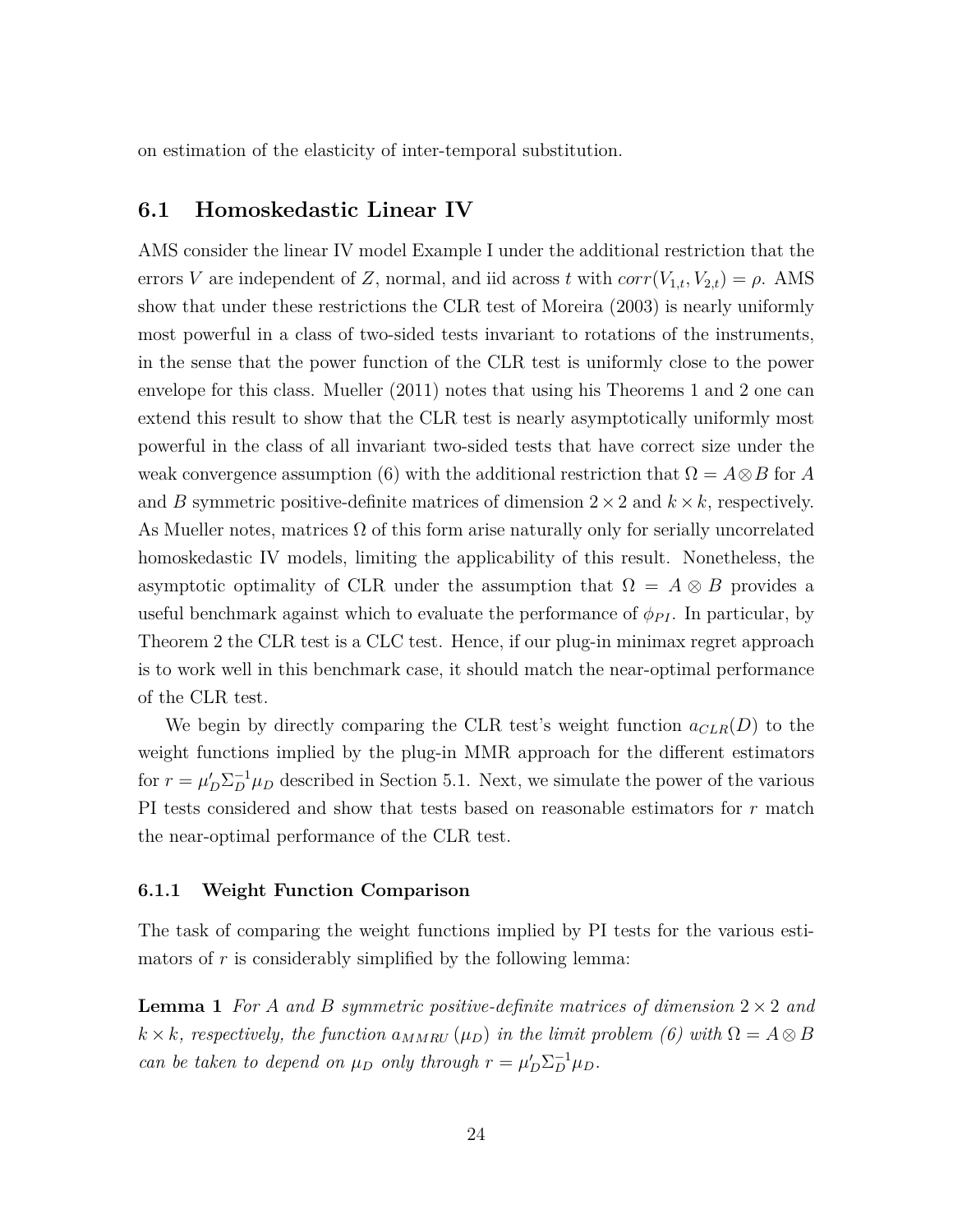on estimation of the elasticity of inter-temporal substitution.

## 6.1 Homoskedastic Linear IV

AMS consider the linear IV model Example I under the additional restriction that the errors $V$ are independent of $Z$, normal, and iid across $t$ with $corr(V_{1,t}, V_{2,t}) = \rho$. AMS show that under these restrictions the CLR test of Moreira (2003) is nearly uniformly most powerful in a class of two-sided tests invariant to rotations of the instruments, in the sense that the power function of the CLR test is uniformly close to the power envelope for this class. Mueller (2011) notes that using his Theorems 1 and 2 one can extend this result to show that the CLR test is nearly asymptotically uniformly most powerful in the class of all invariant two-sided tests that have correct size under the weak convergence assumption (6) with the additional restriction that $\Omega = A \otimes B$ for $A$ and $B$ symmetric positive-definite matrices of dimension $2 \times 2$ and $k \times k$, respectively. As Mueller notes, matrices $\Omega$ of this form arise naturally only for serially uncorrelated homoskedastic IV models, limiting the applicability of this result. Nonetheless, the asymptotic optimality of CLR under the assumption that $\Omega = A \otimes B$ provides a useful benchmark against which to evaluate the performance of $\phi_{PI}$. In particular, by Theorem 2 the CLR test is a CLC test. Hence, if our plug-in minimax regret approach is to work well in this benchmark case, it should match the near-optimal performance of the CLR test.

We begin by directly comparing the CLR test's weight function $a_{CLR}(D)$ to the weight functions implied by the plug-in MMR approach for the different estimators for $r = \mu_D' \Sigma_D^{-1} \mu_D$ described in Section 5.1. Next, we simulate the power of the various PI tests considered and show that tests based on reasonable estimators for $r$ match the near-optimal performance of the CLR test.

### 6.1.1 Weight Function Comparison

The task of comparing the weight functions implied by PI tests for the various estimators of $r$ is considerably simplified by the following lemma:

**Lemma 1** *For $A$ and $B$ symmetric positive-definite matrices of dimension $2 \times 2$ and $k \times k$, respectively, the function $a_{MMRU}(\mu_D)$ in the limit problem (6) with $\Omega = A \otimes B$ can be taken to depend on $\mu_D$ only through $r = \mu_D' \Sigma_D^{-1} \mu_D$.*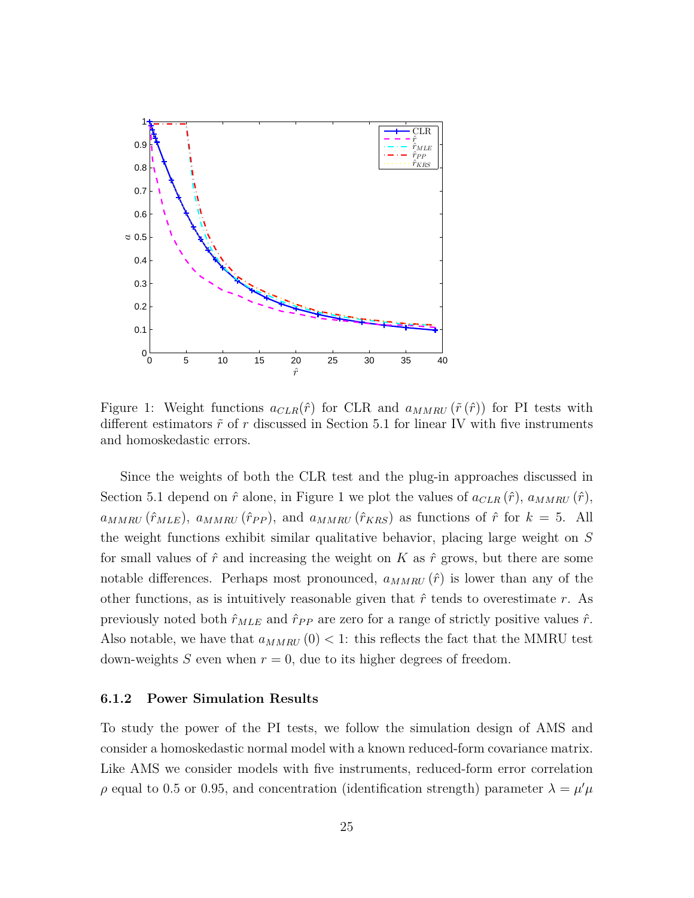Figure 1: Weight functions $a_{CLR}(\hat{r})$ for CLR and $a_{MMRU}(\tilde{r}(\hat{r}))$ for PI tests with different estimators $\tilde{r}$ of $r$ discussed in Section 5.1 for linear IV with five instruments and homoskedastic errors.

Since the weights of both the CLR test and the plug-in approaches discussed in Section 5.1 depend on $\hat{r}$ alone, in Figure 1 we plot the values of $a_{CLR}(\hat{r})$, $a_{MMRU}(\hat{r})$, $a_{MMRU}(\hat{r}_{MLE})$, $a_{MMRU}(\hat{r}_{PP})$, and $a_{MMRU}(\hat{r}_{KRS})$ as functions of $\hat{r}$ for $k = 5$. All the weight functions exhibit similar qualitative behavior, placing large weight on $S$ for small values of $\hat{r}$ and increasing the weight on $K$ as $\hat{r}$ grows, but there are some notable differences. Perhaps most pronounced, $a_{MMRU}(\hat{r})$ is lower than any of the other functions, as is intuitively reasonable given that $\hat{r}$ tends to overestimate $r$. As previously noted both $\hat{r}_{MLE}$ and $\hat{r}_{PP}$ are zero for a range of strictly positive values $\hat{r}$. Also notable, we have that $a_{MMRU}(0) < 1$: this reflects the fact that the MMRU test down-weights $S$ even when $r = 0$, due to its higher degrees of freedom.

#### 6.1.2 Power Simulation Results

To study the power of the PI tests, we follow the simulation design of AMS and consider a homoskedastic normal model with a known reduced-form covariance matrix. Like AMS we consider models with five instruments, reduced-form error correlation $\rho$ equal to 0.5 or 0.95, and concentration (identification strength) parameter $\lambda = \mu'\mu$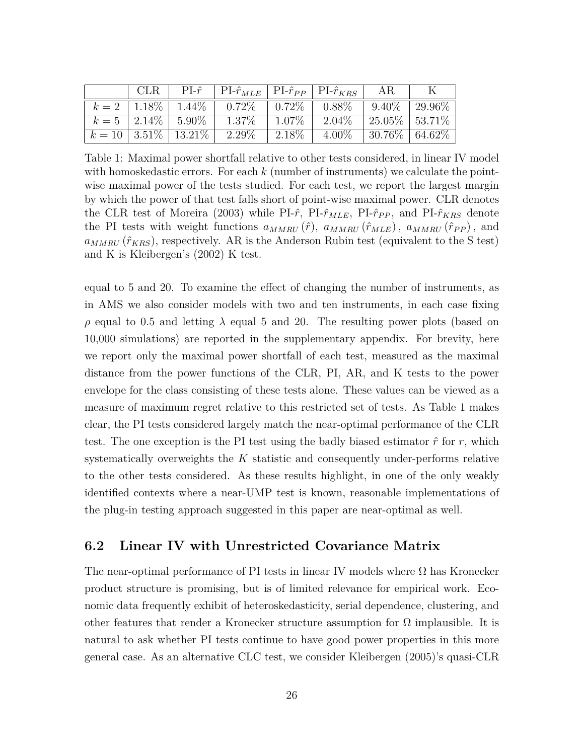|  | CLR | PI-$\hat{r}$ | PI-$\hat{r}_{MLE}$ | PI-$\hat{r}_{PP}$ | PI-$\hat{r}_{KRS}$ | AR | K |
|---|---|---|---|---|---|---|---|
| $k=2$ | 1.18% | 1.44% | 0.72% | 0.72% | 0.88% | 9.40% | 29.96% |
| $k=5$ | 2.14% | 5.90% | 1.37% | 1.07% | 2.04% | 25.05% | 53.71% |
| $k=10$ | 3.51% | 13.21% | 2.29% | 2.18% | 4.00% | 30.76% | 64.62% |

Table 1: Maximal power shortfall relative to other tests considered, in linear IV model with homoskedastic errors. For each $k$ (number of instruments) we calculate the point-wise maximal power of the tests studied. For each test, we report the largest margin by which the power of that test falls short of point-wise maximal power. CLR denotes the CLR test of Moreira (2003) while PI-$\hat{r}$, PI-$\hat{r}_{MLE}$, PI-$\hat{r}_{PP}$, and PI-$\hat{r}_{KRS}$ denote the PI tests with weight functions $a_{MMRU}(\hat{r})$, $a_{MMRU}(\hat{r}_{MLE})$, $a_{MMRU}(\hat{r}_{PP})$, and $a_{MMRU}(\hat{r}_{KRS})$, respectively. AR is the Anderson Rubin test (equivalent to the S test) and K is Kleibergen's (2002) K test.

equal to 5 and 20. To examine the effect of changing the number of instruments, as in AMS we also consider models with two and ten instruments, in each case fixing $\rho$ equal to 0.5 and letting $\lambda$ equal 5 and 20. The resulting power plots (based on 10,000 simulations) are reported in the supplementary appendix. For brevity, here we report only the maximal power shortfall of each test, measured as the maximal distance from the power functions of the CLR, PI, AR, and K tests to the power envelope for the class consisting of these tests alone. These values can be viewed as a measure of maximum regret relative to this restricted set of tests. As Table 1 makes clear, the PI tests considered largely match the near-optimal performance of the CLR test. The one exception is the PI test using the badly biased estimator $\hat{r}$ for $r$, which systematically overweights the $K$ statistic and consequently under-performs relative to the other tests considered. As these results highlight, in one of the only weakly identified contexts where a near-UMP test is known, reasonable implementations of the plug-in testing approach suggested in this paper are near-optimal as well.

## 6.2 Linear IV with Unrestricted Covariance Matrix

The near-optimal performance of PI tests in linear IV models where $\Omega$ has Kronecker product structure is promising, but is of limited relevance for empirical work. Economic data frequently exhibit of heteroskedasticity, serial dependence, clustering, and other features that render a Kronecker structure assumption for $\Omega$ implausible. It is natural to ask whether PI tests continue to have good power properties in this more general case. As an alternative CLC test, we consider Kleibergen (2005)'s quasi-CLR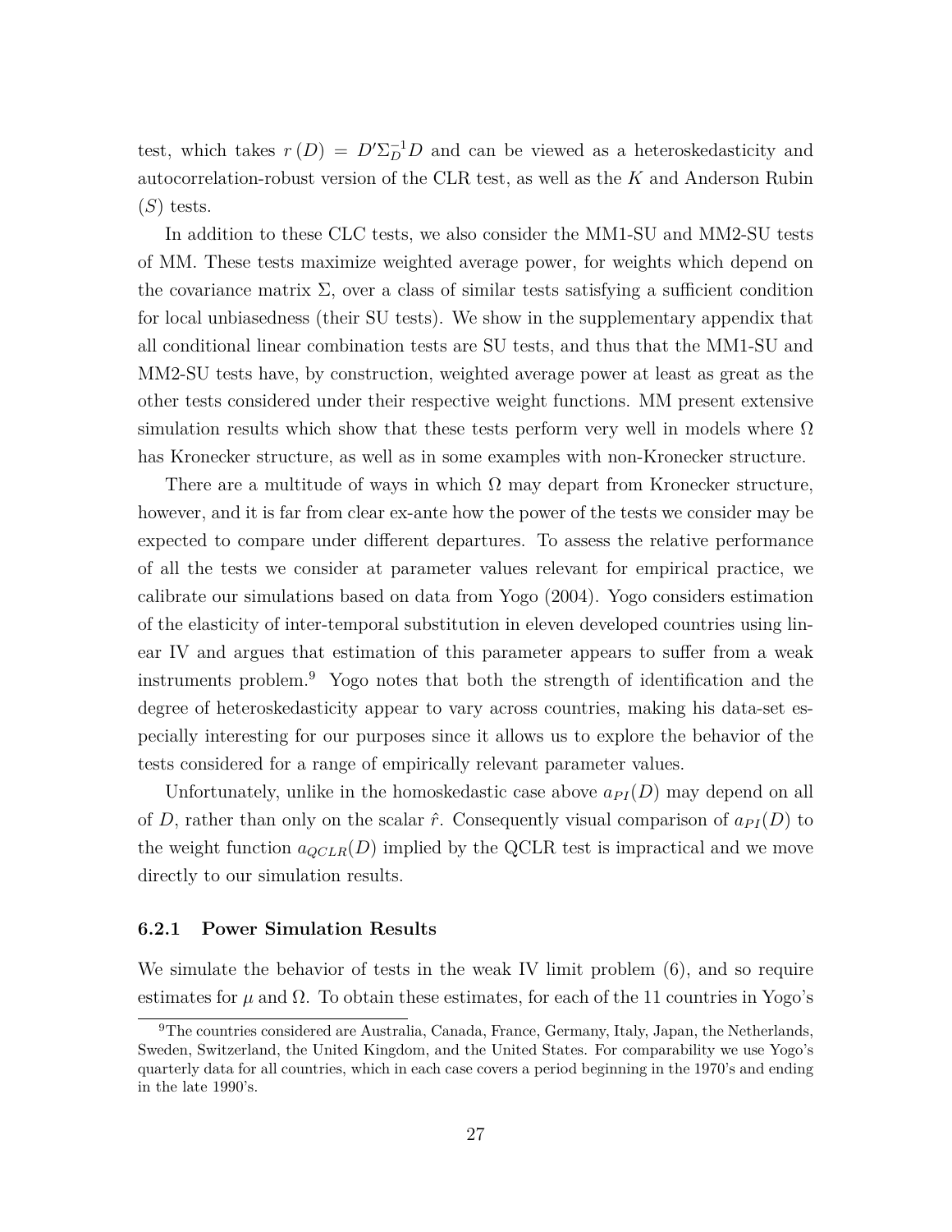test, which takes $r(D) = D'\Sigma_D^{-1}D$ and can be viewed as a heteroskedasticity and autocorrelation-robust version of the CLR test, as well as the $K$ and Anderson Rubin ($S$) tests.

In addition to these CLC tests, we also consider the MM1-SU and MM2-SU tests of MM. These tests maximize weighted average power, for weights which depend on the covariance matrix $\Sigma$, over a class of similar tests satisfying a sufficient condition for local unbiasedness (their SU tests). We show in the supplementary appendix that all conditional linear combination tests are SU tests, and thus that the MM1-SU and MM2-SU tests have, by construction, weighted average power at least as great as the other tests considered under their respective weight functions. MM present extensive simulation results which show that these tests perform very well in models where $\Omega$ has Kronecker structure, as well as in some examples with non-Kronecker structure.

There are a multitude of ways in which $\Omega$ may depart from Kronecker structure, however, and it is far from clear ex-ante how the power of the tests we consider may be expected to compare under different departures. To assess the relative performance of all the tests we consider at parameter values relevant for empirical practice, we calibrate our simulations based on data from Yogo (2004). Yogo considers estimation of the elasticity of inter-temporal substitution in eleven developed countries using linear IV and argues that estimation of this parameter appears to suffer from a weak instruments problem.[9] Yogo notes that both the strength of identification and the degree of heteroskedasticity appear to vary across countries, making his data-set especially interesting for our purposes since it allows us to explore the behavior of the tests considered for a range of empirically relevant parameter values.

Unfortunately, unlike in the homoskedastic case above $a_{PI}(D)$ may depend on all of $D$, rather than only on the scalar $\hat{r}$. Consequently visual comparison of $a_{PI}(D)$ to the weight function $a_{QCLR}(D)$ implied by the QCLR test is impractical and we move directly to our simulation results.

### 6.2.1 Power Simulation Results

We simulate the behavior of tests in the weak IV limit problem (6), and so require estimates for $\mu$ and $\Omega$. To obtain these estimates, for each of the 11 countries in Yogo's

[9] The countries considered are Australia, Canada, France, Germany, Italy, Japan, the Netherlands, Sweden, Switzerland, the United Kingdom, and the United States. For comparability we use Yogo's quarterly data for all countries, which in each case covers a period beginning in the 1970's and ending in the late 1990's.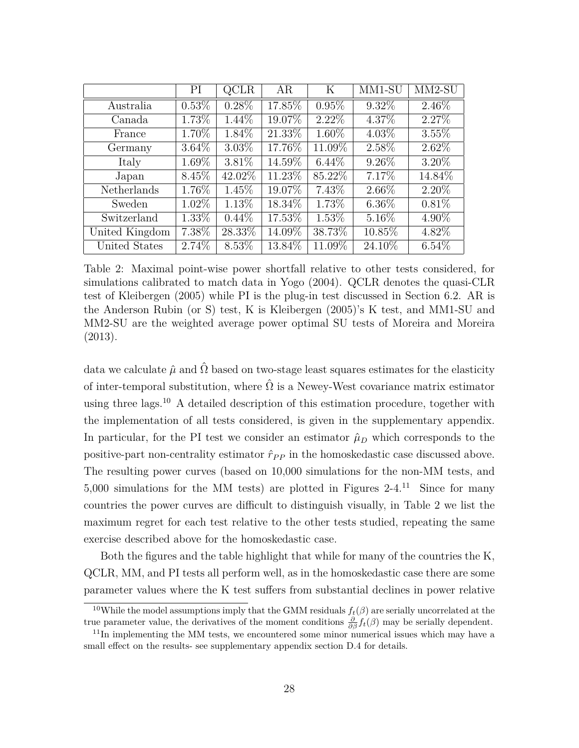| | PI | QCLR | AR | K | MM1-SU | MM2-SU |
|---|---|---|---|---|---|---|
| Australia | 0.53% | 0.28% | 17.85% | 0.95% | 9.32% | 2.46% |
| Canada | 1.73% | 1.44% | 19.07% | 2.22% | 4.37% | 2.27% |
| France | 1.70% | 1.84% | 21.33% | 1.60% | 4.03% | 3.55% |
| Germany | 3.64% | 3.03% | 17.76% | 11.09% | 2.58% | 2.62% |
| Italy | 1.69% | 3.81% | 14.59% | 6.44% | 9.26% | 3.20% |
| Japan | 8.45% | 42.02% | 11.23% | 85.22% | 7.17% | 14.84% |
| Netherlands | 1.76% | 1.45% | 19.07% | 7.43% | 2.66% | 2.20% |
| Sweden | 1.02% | 1.13% | 18.34% | 1.73% | 6.36% | 0.81% |
| Switzerland | 1.33% | 0.44% | 17.53% | 1.53% | 5.16% | 4.90% |
| United Kingdom | 7.38% | 28.33% | 14.09% | 38.73% | 10.85% | 4.82% |
| United States | 2.74% | 8.53% | 13.84% | 11.09% | 24.10% | 6.54% |

Table 2: Maximal point-wise power shortfall relative to other tests considered, for simulations calibrated to match data in Yogo (2004). QCLR denotes the quasi-CLR test of Kleibergen (2005) while PI is the plug-in test discussed in Section 6.2. AR is the Anderson Rubin (or S) test, K is Kleibergen (2005)'s K test, and MM1-SU and MM2-SU are the weighted average power optimal SU tests of Moreira and Moreira (2013).

data we calculate $\hat{\mu}$ and $\hat{\Omega}$ based on two-stage least squares estimates for the elasticity of inter-temporal substitution, where $\hat{\Omega}$ is a Newey-West covariance matrix estimator using three lags.[10] A detailed description of this estimation procedure, together with the implementation of all tests considered, is given in the supplementary appendix. In particular, for the PI test we consider an estimator $\hat{\mu}_D$ which corresponds to the positive-part non-centrality estimator $\hat{r}_{PP}$ in the homoskedastic case discussed above. The resulting power curves (based on 10,000 simulations for the non-MM tests, and 5,000 simulations for the MM tests) are plotted in Figures 2-4.[11] Since for many countries the power curves are difficult to distinguish visually, in Table 2 we list the maximum regret for each test relative to the other tests studied, repeating the same exercise described above for the homoskedastic case.

Both the figures and the table highlight that while for many of the countries the K, QCLR, MM, and PI tests all perform well, as in the homoskedastic case there are some parameter values where the K test suffers from substantial declines in power relative

[10] While the model assumptions imply that the GMM residuals $f_t(\beta)$ are serially uncorrelated at the true parameter value, the derivatives of the moment conditions $\frac{\partial}{\partial \beta} f_t(\beta)$ may be serially dependent.

[11] In implementing the MM tests, we encountered some minor numerical issues which may have a small effect on the results- see supplementary appendix section D.4 for details.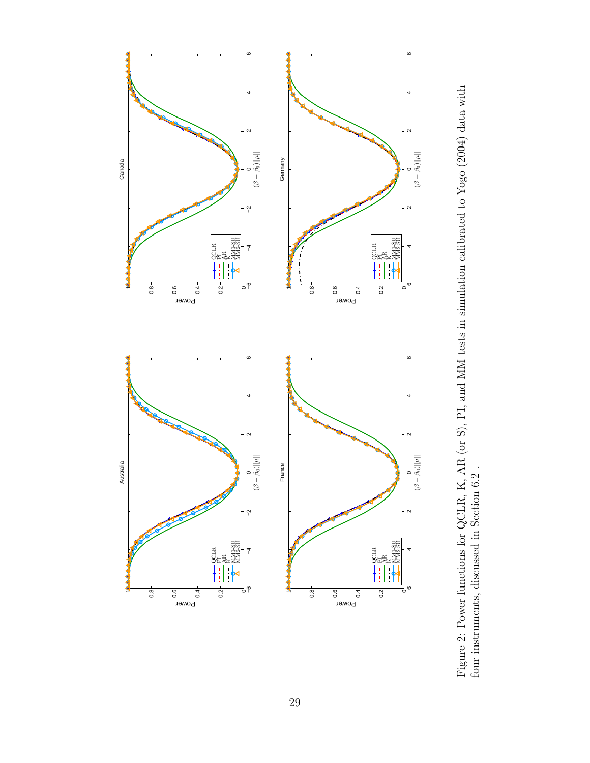Figure 2: Power functions for QCLR, K, AR (or S), PI, and MM tests in simulation calibrated to Yogo (2004) data with four instruments, discussed in Section 6.2 .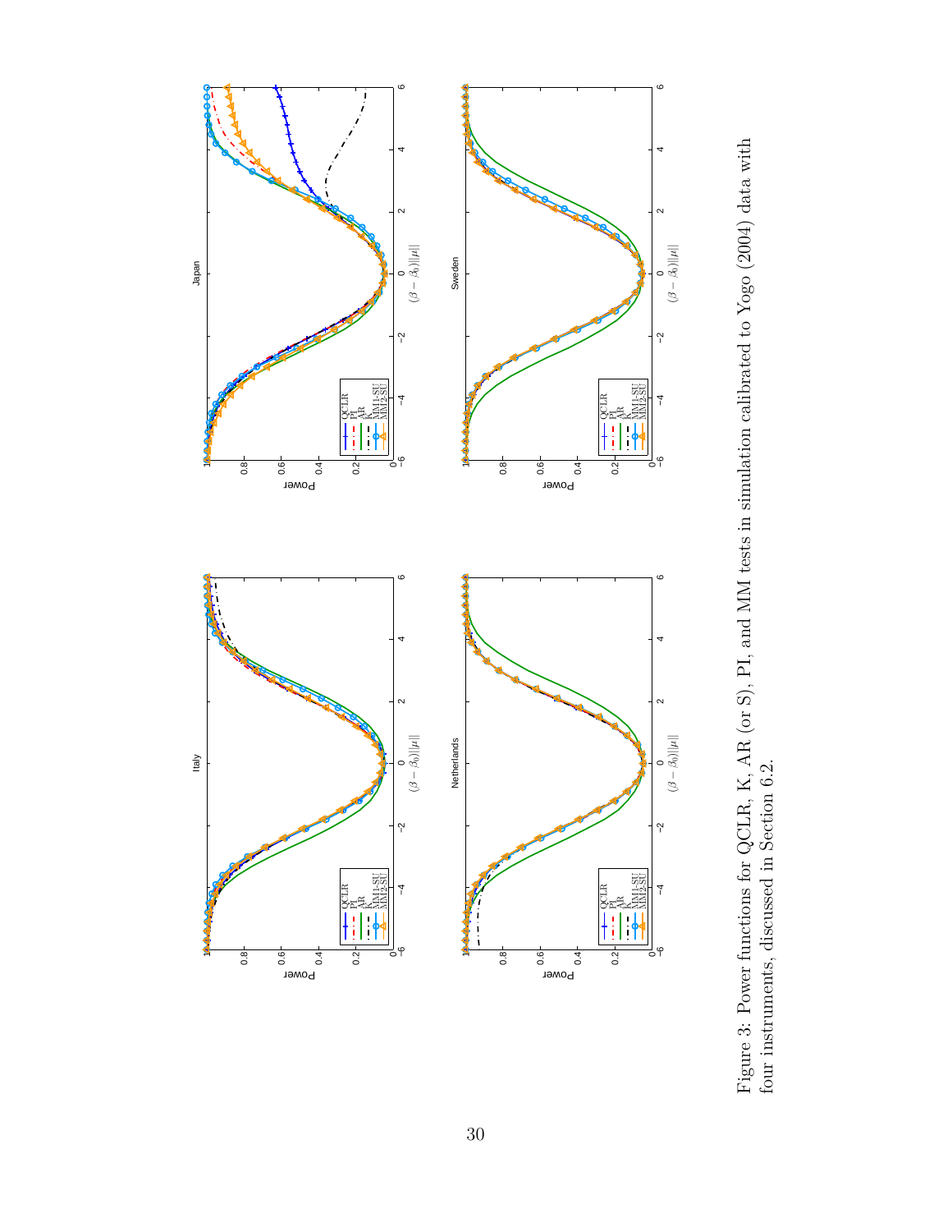Figure 3: Power functions for QCLR, K, AR (or S), PI, and MM tests in simulation calibrated to Yogo (2004) data with four instruments, discussed in Section 6.2.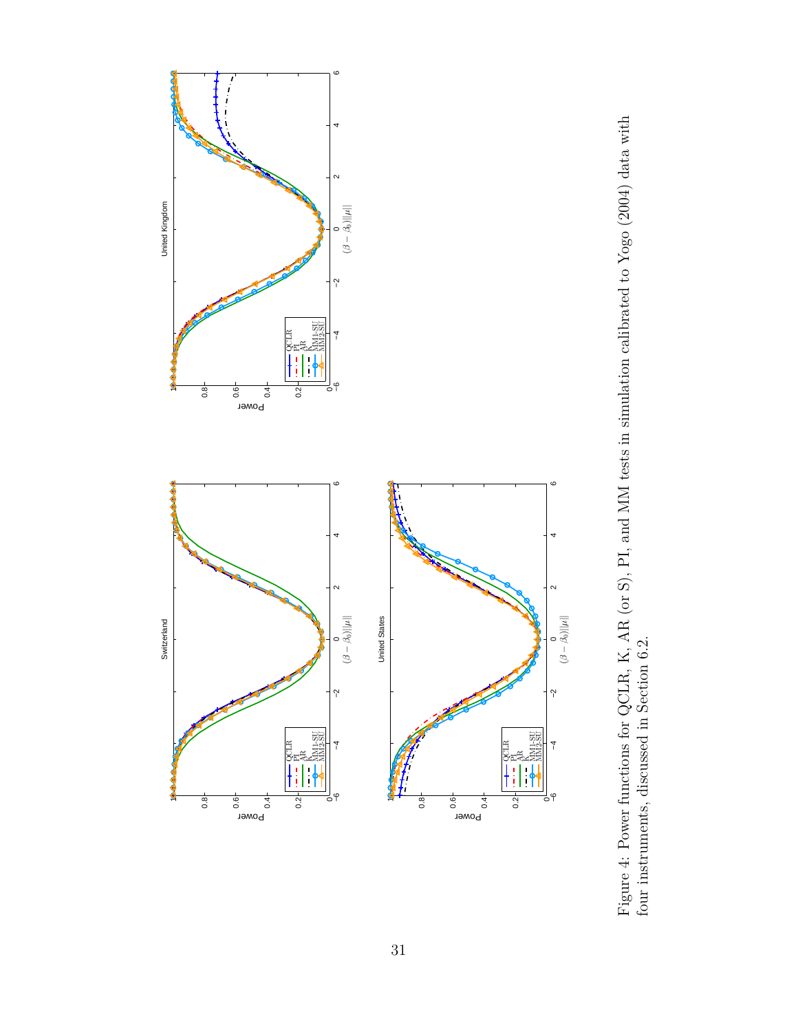Figure 4: Power functions for QCLR, K, AR (or S), PI, and MM tests in simulation calibrated to Yogo (2004) data with four instruments, discussed in Section 6.2.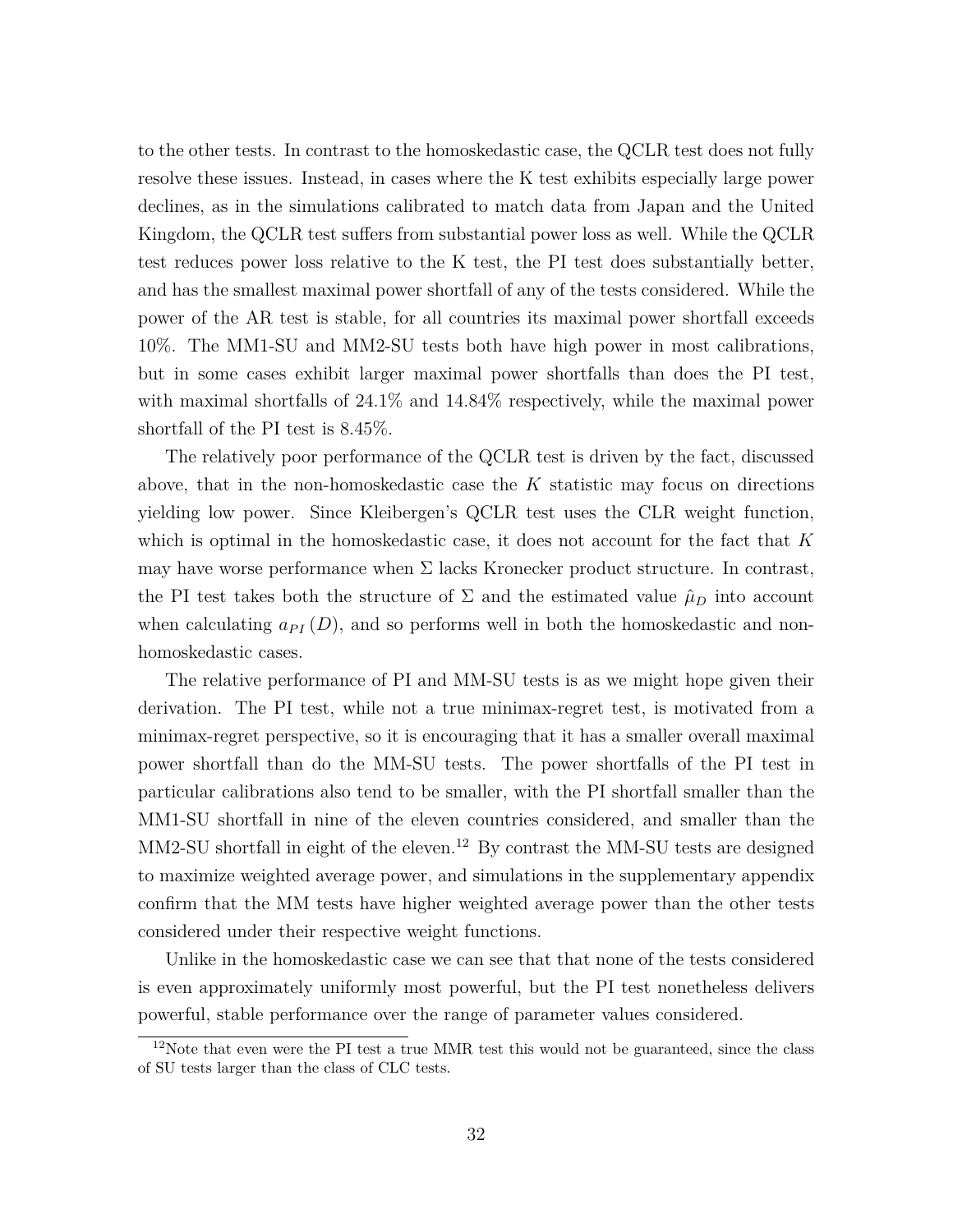to the other tests. In contrast to the homoskedastic case, the QCLR test does not fully resolve these issues. Instead, in cases where the K test exhibits especially large power declines, as in the simulations calibrated to match data from Japan and the United Kingdom, the QCLR test suffers from substantial power loss as well. While the QCLR test reduces power loss relative to the K test, the PI test does substantially better, and has the smallest maximal power shortfall of any of the tests considered. While the power of the AR test is stable, for all countries its maximal power shortfall exceeds 10%. The MM1-SU and MM2-SU tests both have high power in most calibrations, but in some cases exhibit larger maximal power shortfalls than does the PI test, with maximal shortfalls of 24.1% and 14.84% respectively, while the maximal power shortfall of the PI test is 8.45%.

The relatively poor performance of the QCLR test is driven by the fact, discussed above, that in the non-homoskedastic case the $K$ statistic may focus on directions yielding low power. Since Kleibergen's QCLR test uses the CLR weight function, which is optimal in the homoskedastic case, it does not account for the fact that $K$ may have worse performance when $\Sigma$ lacks Kronecker product structure. In contrast, the PI test takes both the structure of $\Sigma$ and the estimated value $\hat{\mu}_D$ into account when calculating $a_{PI}(D)$, and so performs well in both the homoskedastic and non-homoskedastic cases.

The relative performance of PI and MM-SU tests is as we might hope given their derivation. The PI test, while not a true minimax-regret test, is motivated from a minimax-regret perspective, so it is encouraging that it has a smaller overall maximal power shortfall than do the MM-SU tests. The power shortfalls of the PI test in particular calibrations also tend to be smaller, with the PI shortfall smaller than the MM1-SU shortfall in nine of the eleven countries considered, and smaller than the MM2-SU shortfall in eight of the eleven.[12] By contrast the MM-SU tests are designed to maximize weighted average power, and simulations in the supplementary appendix confirm that the MM tests have higher weighted average power than the other tests considered under their respective weight functions.

Unlike in the homoskedastic case we can see that that none of the tests considered is even approximately uniformly most powerful, but the PI test nonetheless delivers powerful, stable performance over the range of parameter values considered.

[12] Note that even were the PI test a true MMR test this would not be guaranteed, since the class of SU tests larger than the class of CLC tests.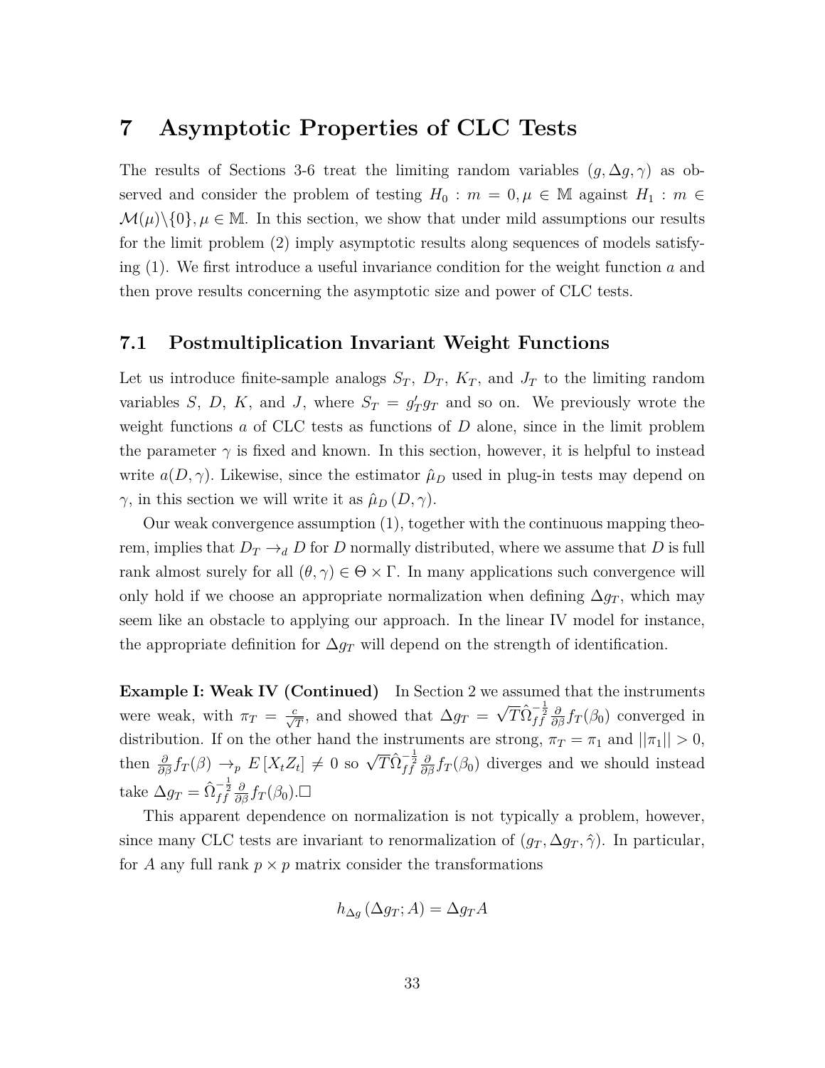# 7 Asymptotic Properties of CLC Tests

The results of Sections 3-6 treat the limiting random variables $(g, \Delta g, \gamma)$ as observed and consider the problem of testing $H_0 : m = 0, \mu \in \mathbb{M}$ against $H_1 : m \in \mathcal{M}(\mu)\backslash\{0\}, \mu \in \mathbb{M}$. In this section, we show that under mild assumptions our results for the limit problem (2) imply asymptotic results along sequences of models satisfying (1). We first introduce a useful invariance condition for the weight function $a$ and then prove results concerning the asymptotic size and power of CLC tests.

## 7.1 Postmultiplication Invariant Weight Functions

Let us introduce finite-sample analogs $S_T$, $D_T$, $K_T$, and $J_T$ to the limiting random variables $S$, $D$, $K$, and $J$, where $S_T = g_T' g_T$ and so on. We previously wrote the weight functions $a$ of CLC tests as functions of $D$ alone, since in the limit problem the parameter $\gamma$ is fixed and known. In this section, however, it is helpful to instead write $a(D, \gamma)$. Likewise, since the estimator $\hat{\mu}_D$ used in plug-in tests may depend on $\gamma$, in this section we will write it as $\hat{\mu}_D(D, \gamma)$.

Our weak convergence assumption (1), together with the continuous mapping theorem, implies that $D_T \to_d D$ for $D$ normally distributed, where we assume that $D$ is full rank almost surely for all $(\theta, \gamma) \in \Theta \times \Gamma$. In many applications such convergence will only hold if we choose an appropriate normalization when defining $\Delta g_T$, which may seem like an obstacle to applying our approach. In the linear IV model for instance, the appropriate definition for $\Delta g_T$ will depend on the strength of identification.

**Example I: Weak IV (Continued)** In Section 2 we assumed that the instruments were weak, with $\pi_T = \frac{c}{\sqrt{T}}$, and showed that $\Delta g_T = \sqrt{T}\hat{\Omega}_{ff}^{-\frac{1}{2}} \frac{\partial}{\partial \beta} f_T(\beta_0)$ converged in distribution. If on the other hand the instruments are strong, $\pi_T = \pi_1$ and $||\pi_1|| > 0$, then $\frac{\partial}{\partial \beta} f_T(\beta) \to_p E[X_t Z_t] \neq 0$ so $\sqrt{T}\hat{\Omega}_{ff}^{-\frac{1}{2}} \frac{\partial}{\partial \beta} f_T(\beta_0)$ diverges and we should instead take $\Delta g_T = \hat{\Omega}_{ff}^{-\frac{1}{2}} \frac{\partial}{\partial \beta} f_T(\beta_0)$.□

This apparent dependence on normalization is not typically a problem, however, since many CLC tests are invariant to renormalization of $(g_T, \Delta g_T, \hat{\gamma})$. In particular, for $A$ any full rank $p \times p$ matrix consider the transformations

$$h_{\Delta g}(\Delta g_T; A) = \Delta g_T A$$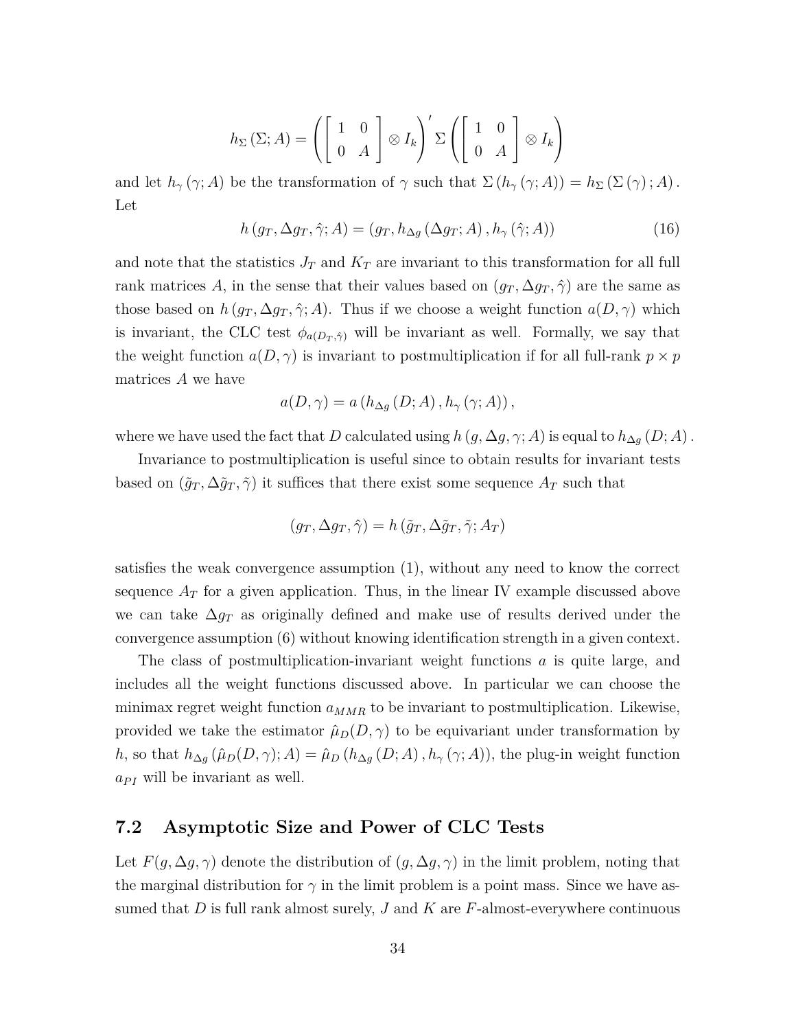$$h_\Sigma(\Sigma; A) = \left( \begin{bmatrix} 1 & 0 \\ 0 & A \end{bmatrix} \otimes I_k \right)' \Sigma \left( \begin{bmatrix} 1 & 0 \\ 0 & A \end{bmatrix} \otimes I_k \right)$$

and let $h_\gamma(\gamma; A)$ be the transformation of $\gamma$ such that $\Sigma(h_\gamma(\gamma; A)) = h_\Sigma(\Sigma(\gamma); A)$. Let

$$h(g_T, \Delta g_T, \hat{\gamma}; A) = (g_T, h_{\Delta g}(\Delta g_T; A), h_\gamma(\hat{\gamma}; A)) \tag{16}$$

and note that the statistics $J_T$ and $K_T$ are invariant to this transformation for all full rank matrices $A$, in the sense that their values based on $(g_T, \Delta g_T, \hat{\gamma})$ are the same as those based on $h(g_T, \Delta g_T, \hat{\gamma}; A)$. Thus if we choose a weight function $a(D, \gamma)$ which is invariant, the CLC test $\phi_{a(D_T, \hat{\gamma})}$ will be invariant as well. Formally, we say that the weight function $a(D, \gamma)$ is invariant to postmultiplication if for all full-rank $p \times p$ matrices $A$ we have

$$a(D, \gamma) = a(h_{\Delta g}(D; A), h_\gamma(\gamma; A)),$$

where we have used the fact that $D$ calculated using $h(g, \Delta g, \gamma; A)$ is equal to $h_{\Delta g}(D; A)$.

Invariance to postmultiplication is useful since to obtain results for invariant tests based on $(\tilde{g}_T, \Delta \tilde{g}_T, \tilde{\gamma})$ it suffices that there exist some sequence $A_T$ such that

$$(g_T, \Delta g_T, \hat{\gamma}) = h(\tilde{g}_T, \Delta \tilde{g}_T, \tilde{\gamma}; A_T)$$

satisfies the weak convergence assumption (1), without any need to know the correct sequence $A_T$ for a given application. Thus, in the linear IV example discussed above we can take $\Delta g_T$ as originally defined and make use of results derived under the convergence assumption (6) without knowing identification strength in a given context.

The class of postmultiplication-invariant weight functions $a$ is quite large, and includes all the weight functions discussed above. In particular we can choose the minimax regret weight function $a_{MMR}$ to be invariant to postmultiplication. Likewise, provided we take the estimator $\hat{\mu}_D(D, \gamma)$ to be equivariant under transformation by $h$, so that $h_{\Delta g}(\hat{\mu}_D(D, \gamma); A) = \hat{\mu}_D(h_{\Delta g}(D; A), h_\gamma(\gamma; A))$, the plug-in weight function $a_{PI}$ will be invariant as well.

### 7.2 Asymptotic Size and Power of CLC Tests

Let $F(g, \Delta g, \gamma)$ denote the distribution of $(g, \Delta g, \gamma)$ in the limit problem, noting that the marginal distribution for $\gamma$ in the limit problem is a point mass. Since we have assumed that $D$ is full rank almost surely, $J$ and $K$ are $F$-almost-everywhere continuous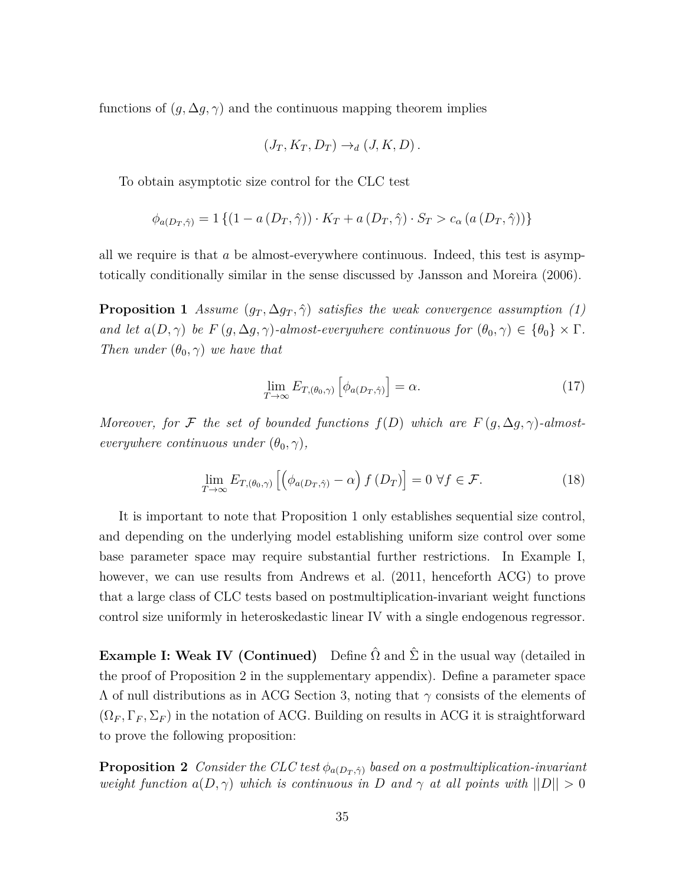functions of $(g, \Delta g, \gamma)$ and the continuous mapping theorem implies

$$(J_T, K_T, D_T) \to_d (J, K, D).$$

To obtain asymptotic size control for the CLC test

$$\phi_{a(D_T,\hat{\gamma})} = 1\left\{(1 - a(D_T, \hat{\gamma})) \cdot K_T + a(D_T, \hat{\gamma}) \cdot S_T > c_\alpha(a(D_T, \hat{\gamma}))\right\}$$

all we require is that $a$ be almost-everywhere continuous. Indeed, this test is asymptotically conditionally similar in the sense discussed by Jansson and Moreira (2006).

**Proposition 1** *Assume $(g_T, \Delta g_T, \hat{\gamma})$ satisfies the weak convergence assumption (1) and let $a(D, \gamma)$ be $F(g, \Delta g, \gamma)$-almost-everywhere continuous for $(\theta_0, \gamma) \in \{\theta_0\} \times \Gamma$. Then under $(\theta_0, \gamma)$ we have that*

$$\lim_{T\to\infty} E_{T,(\theta_0,\gamma)}\left[\phi_{a(D_T,\hat{\gamma})}\right] = \alpha. \tag{17}$$

*Moreover, for $\mathcal{F}$ the set of bounded functions $f(D)$ which are $F(g, \Delta g, \gamma)$-almost-everywhere continuous under $(\theta_0, \gamma)$,*

$$\lim_{T\to\infty} E_{T,(\theta_0,\gamma)}\left[\left(\phi_{a(D_T,\hat{\gamma})} - \alpha\right) f(D_T)\right] = 0 \;\forall f \in \mathcal{F}. \tag{18}$$

It is important to note that Proposition 1 only establishes sequential size control, and depending on the underlying model establishing uniform size control over some base parameter space may require substantial further restrictions. In Example I, however, we can use results from Andrews et al. (2011, henceforth ACG) to prove that a large class of CLC tests based on postmultiplication-invariant weight functions control size uniformly in heteroskedastic linear IV with a single endogenous regressor.

**Example I: Weak IV (Continued)** Define $\hat{\Omega}$ and $\hat{\Sigma}$ in the usual way (detailed in the proof of Proposition 2 in the supplementary appendix). Define a parameter space $\Lambda$ of null distributions as in ACG Section 3, noting that $\gamma$ consists of the elements of $(\Omega_F, \Gamma_F, \Sigma_F)$ in the notation of ACG. Building on results in ACG it is straightforward to prove the following proposition:

**Proposition 2** *Consider the CLC test $\phi_{a(D_T,\hat{\gamma})}$ based on a postmultiplication-invariant weight function $a(D, \gamma)$ which is continuous in $D$ and $\gamma$ at all points with $||D|| > 0$*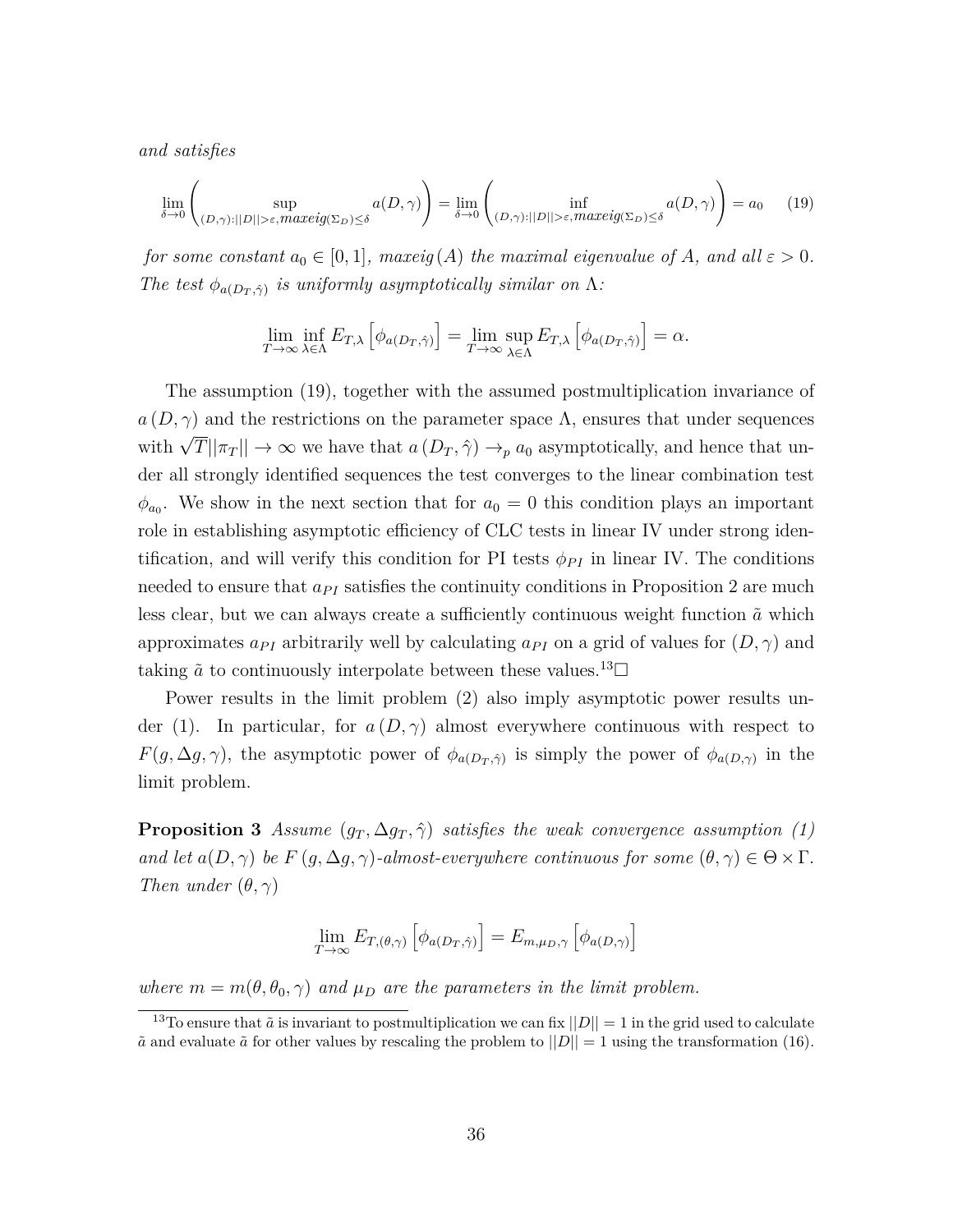*and satisfies*

$$\lim_{\delta \to 0} \left( \sup_{(D,\gamma):||D||>\varepsilon, maxeig(\Sigma_D) \leq \delta} a(D,\gamma) \right) = \lim_{\delta \to 0} \left( \inf_{(D,\gamma):||D||>\varepsilon, maxeig(\Sigma_D) \leq \delta} a(D,\gamma) \right) = a_0 \quad (19)$$

*for some constant $a_0 \in [0,1]$, $maxeig(A)$ the maximal eigenvalue of $A$, and all $\varepsilon > 0$. The test $\phi_{a(D_T,\hat{\gamma})}$ is uniformly asymptotically similar on $\Lambda$:*

$$\lim_{T \to \infty} \inf_{\lambda \in \Lambda} E_{T,\lambda} \left[ \phi_{a(D_T,\hat{\gamma})} \right] = \lim_{T \to \infty} \sup_{\lambda \in \Lambda} E_{T,\lambda} \left[ \phi_{a(D_T,\hat{\gamma})} \right] = \alpha.$$

The assumption (19), together with the assumed postmultiplication invariance of $a(D,\gamma)$ and the restrictions on the parameter space $\Lambda$, ensures that under sequences with $\sqrt{T}||\pi_T|| \to \infty$ we have that $a(D_T,\hat{\gamma}) \to_p a_0$ asymptotically, and hence that under all strongly identified sequences the test converges to the linear combination test $\phi_{a_0}$. We show in the next section that for $a_0 = 0$ this condition plays an important role in establishing asymptotic efficiency of CLC tests in linear IV under strong identification, and will verify this condition for PI tests $\phi_{PI}$ in linear IV. The conditions needed to ensure that $a_{PI}$ satisfies the continuity conditions in Proposition 2 are much less clear, but we can always create a sufficiently continuous weight function $\tilde{a}$ which approximates $a_{PI}$ arbitrarily well by calculating $a_{PI}$ on a grid of values for $(D,\gamma)$ and taking $\tilde{a}$ to continuously interpolate between these values.[13]$\square$

Power results in the limit problem (2) also imply asymptotic power results under (1). In particular, for $a(D,\gamma)$ almost everywhere continuous with respect to $F(g,\Delta g,\gamma)$, the asymptotic power of $\phi_{a(D_T,\hat{\gamma})}$ is simply the power of $\phi_{a(D,\gamma)}$ in the limit problem.

**Proposition 3** *Assume $(g_T, \Delta g_T, \hat{\gamma})$ satisfies the weak convergence assumption (1) and let $a(D,\gamma)$ be $F(g,\Delta g,\gamma)$-almost-everywhere continuous for some $(\theta,\gamma) \in \Theta \times \Gamma$. Then under $(\theta,\gamma)$*

$$\lim_{T \to \infty} E_{T,(\theta,\gamma)} \left[ \phi_{a(D_T,\hat{\gamma})} \right] = E_{m,\mu_D,\gamma} \left[ \phi_{a(D,\gamma)} \right]$$

*where $m = m(\theta,\theta_0,\gamma)$ and $\mu_D$ are the parameters in the limit problem.*

[13] To ensure that $\tilde{a}$ is invariant to postmultiplication we can fix $||D|| = 1$ in the grid used to calculate $\tilde{a}$ and evaluate $\tilde{a}$ for other values by rescaling the problem to $||D|| = 1$ using the transformation (16).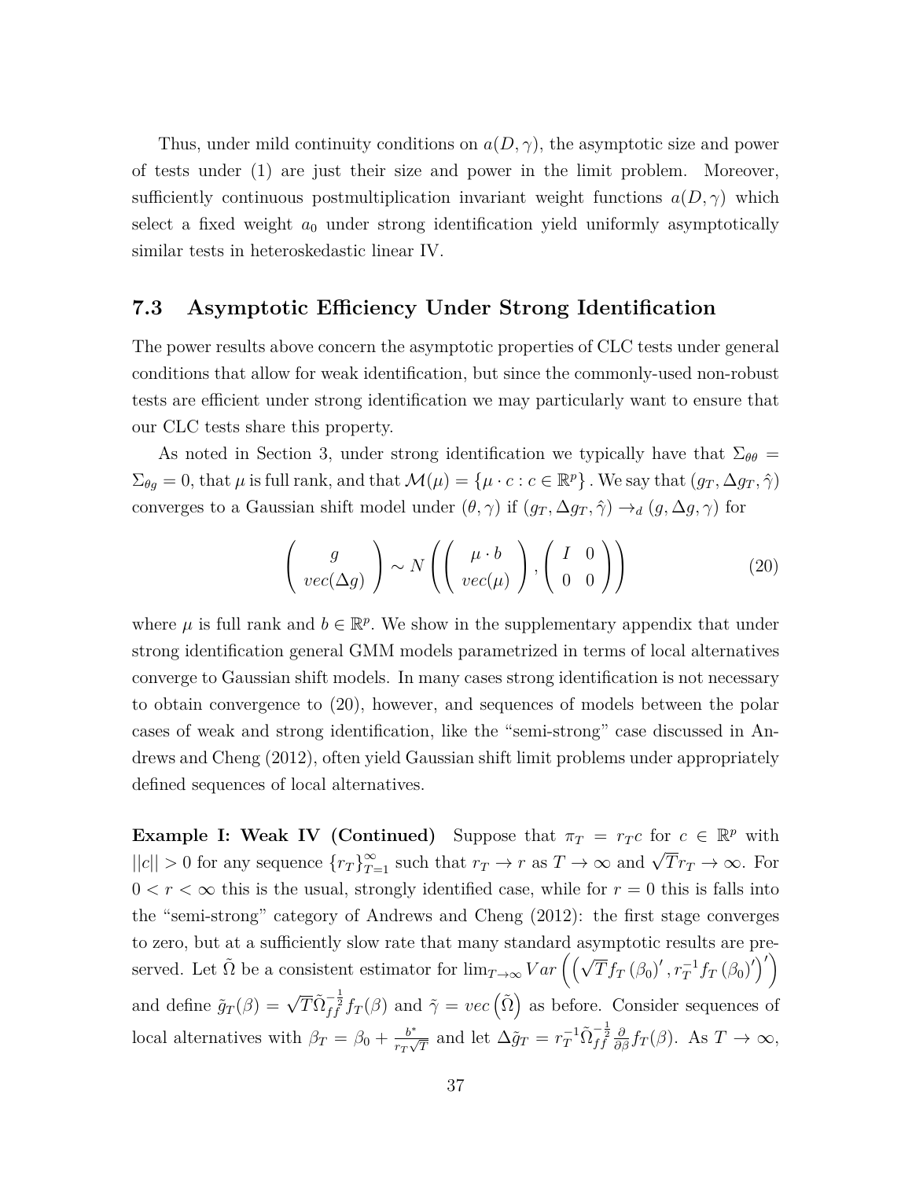Thus, under mild continuity conditions on $a(D, \gamma)$, the asymptotic size and power of tests under (1) are just their size and power in the limit problem. Moreover, sufficiently continuous postmultiplication invariant weight functions $a(D, \gamma)$ which select a fixed weight $a_0$ under strong identification yield uniformly asymptotically similar tests in heteroskedastic linear IV.

### 7.3 Asymptotic Efficiency Under Strong Identification

The power results above concern the asymptotic properties of CLC tests under general conditions that allow for weak identification, but since the commonly-used non-robust tests are efficient under strong identification we may particularly want to ensure that our CLC tests share this property.

As noted in Section 3, under strong identification we typically have that $\Sigma_{\theta\theta} = \Sigma_{\theta g} = 0$, that $\mu$ is full rank, and that $\mathcal{M}(\mu) = \{\mu \cdot c : c \in \mathbb{R}^p\}$. We say that $(g_T, \Delta g_T, \hat{\gamma})$ converges to a Gaussian shift model under $(\theta, \gamma)$ if $(g_T, \Delta g_T, \hat{\gamma}) \rightarrow_d (g, \Delta g, \gamma)$ for

$$\begin{pmatrix} g \\ vec(\Delta g) \end{pmatrix} \sim N\left( \begin{pmatrix} \mu \cdot b \\ vec(\mu) \end{pmatrix}, \begin{pmatrix} I & 0 \\ 0 & 0 \end{pmatrix} \right) \tag{20}$$

where $\mu$ is full rank and $b \in \mathbb{R}^p$. We show in the supplementary appendix that under strong identification general GMM models parametrized in terms of local alternatives converge to Gaussian shift models. In many cases strong identification is not necessary to obtain convergence to (20), however, and sequences of models between the polar cases of weak and strong identification, like the "semi-strong" case discussed in Andrews and Cheng (2012), often yield Gaussian shift limit problems under appropriately defined sequences of local alternatives.

**Example I: Weak IV (Continued)** Suppose that $\pi_T = r_T c$ for $c \in \mathbb{R}^p$ with $||c|| > 0$ for any sequence $\{r_T\}_{T=1}^{\infty}$ such that $r_T \rightarrow r$ as $T \rightarrow \infty$ and $\sqrt{T} r_T \rightarrow \infty$. For $0 < r < \infty$ this is the usual, strongly identified case, while for $r = 0$ this is falls into the "semi-strong" category of Andrews and Cheng (2012): the first stage converges to zero, but at a sufficiently slow rate that many standard asymptotic results are preserved. Let $\tilde{\Omega}$ be a consistent estimator for $\lim_{T \rightarrow \infty} Var\left( \left( \sqrt{T} f_T(\beta_0)', r_T^{-1} f_T(\beta_0)' \right)' \right)$ and define $\tilde{g}_T(\beta) = \sqrt{T} \tilde{\Omega}_{ff}^{-\frac{1}{2}} f_T(\beta)$ and $\tilde{\gamma} = vec\left(\tilde{\Omega}\right)$ as before. Consider sequences of local alternatives with $\beta_T = \beta_0 + \frac{b^*}{r_T \sqrt{T}}$ and let $\Delta \tilde{g}_T = r_T^{-1} \tilde{\Omega}_{ff}^{-\frac{1}{2}} \frac{\partial}{\partial \beta} f_T(\beta)$. As $T \rightarrow \infty$,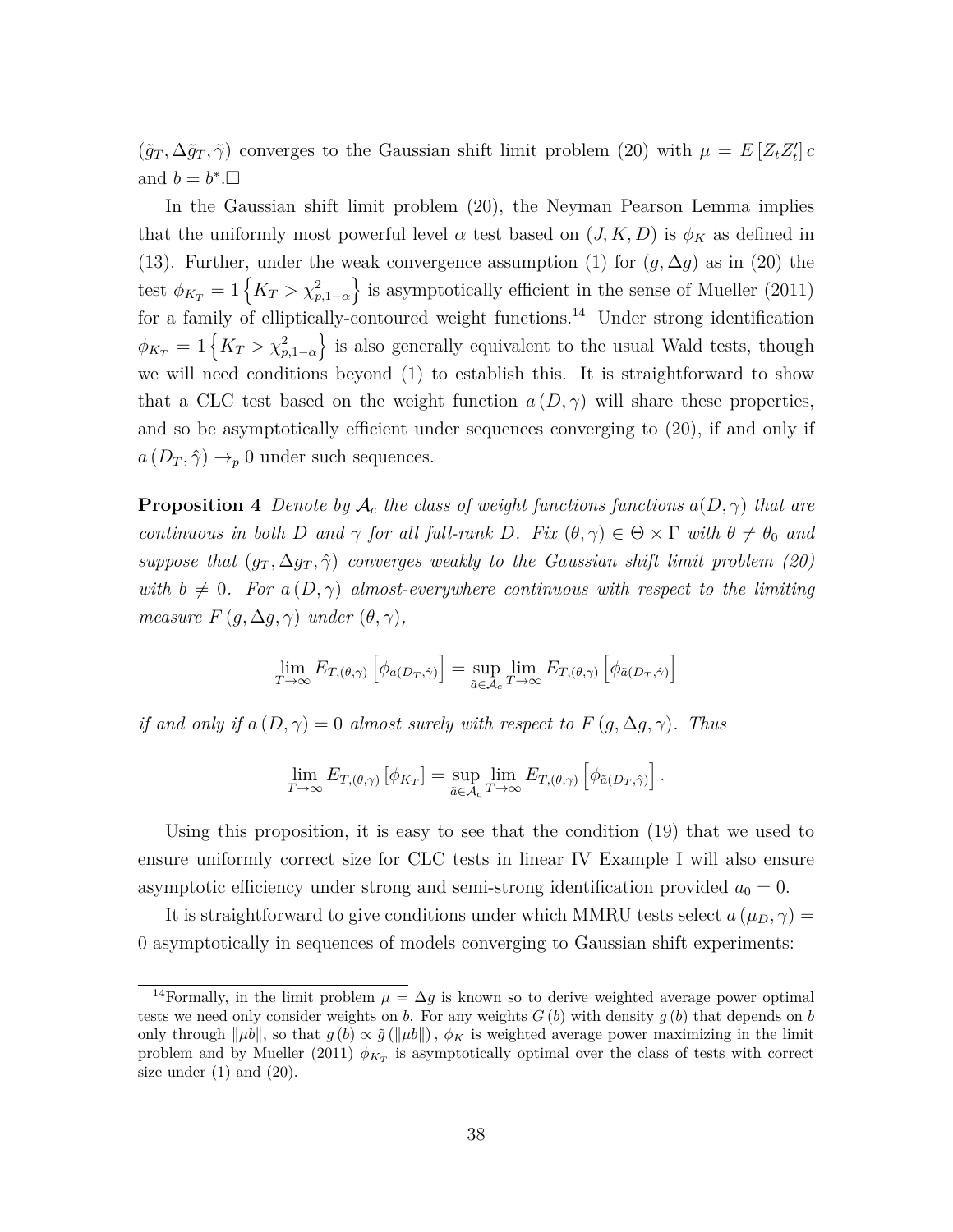$(\tilde{g}_T, \Delta\tilde{g}_T, \tilde{\gamma})$ converges to the Gaussian shift limit problem (20) with $\mu = E[Z_t Z_t'] c$ and $b = b^*$.□

In the Gaussian shift limit problem (20), the Neyman Pearson Lemma implies that the uniformly most powerful level $\alpha$ test based on $(J, K, D)$ is $\phi_K$ as defined in (13). Further, under the weak convergence assumption (1) for $(g, \Delta g)$ as in (20) the test $\phi_{K_T} = 1\left\{K_T > \chi^2_{p,1-\alpha}\right\}$ is asymptotically efficient in the sense of Mueller (2011) for a family of elliptically-contoured weight functions.[14] Under strong identification $\phi_{K_T} = 1\left\{K_T > \chi^2_{p,1-\alpha}\right\}$ is also generally equivalent to the usual Wald tests, though we will need conditions beyond (1) to establish this. It is straightforward to show that a CLC test based on the weight function $a(D, \gamma)$ will share these properties, and so be asymptotically efficient under sequences converging to (20), if and only if $a(D_T, \hat{\gamma}) \rightarrow_p 0$ under such sequences.

**Proposition 4** *Denote by $\mathcal{A}_c$ the class of weight functions functions $a(D, \gamma)$ that are continuous in both $D$ and $\gamma$ for all full-rank $D$. Fix $(\theta, \gamma) \in \Theta \times \Gamma$ with $\theta \neq \theta_0$ and suppose that $(g_T, \Delta g_T, \hat{\gamma})$ converges weakly to the Gaussian shift limit problem (20) with $b \neq 0$. For $a(D, \gamma)$ almost-everywhere continuous with respect to the limiting measure $F(g, \Delta g, \gamma)$ under $(\theta, \gamma)$,*

$$\lim_{T\to\infty} E_{T,(\theta,\gamma)}\left[\phi_{a(D_T,\hat{\gamma})}\right] = \sup_{\tilde{a}\in\mathcal{A}_c} \lim_{T\to\infty} E_{T,(\theta,\gamma)}\left[\phi_{\tilde{a}(D_T,\hat{\gamma})}\right]$$

*if and only if $a(D, \gamma) = 0$ almost surely with respect to $F(g, \Delta g, \gamma)$. Thus*

$$\lim_{T\to\infty} E_{T,(\theta,\gamma)}\left[\phi_{K_T}\right] = \sup_{\tilde{a}\in\mathcal{A}_c} \lim_{T\to\infty} E_{T,(\theta,\gamma)}\left[\phi_{\tilde{a}(D_T,\hat{\gamma})}\right].$$

Using this proposition, it is easy to see that the condition (19) that we used to ensure uniformly correct size for CLC tests in linear IV Example I will also ensure asymptotic efficiency under strong and semi-strong identification provided $a_0 = 0$.

It is straightforward to give conditions under which MMRU tests select $a(\mu_D, \gamma) = 0$ asymptotically in sequences of models converging to Gaussian shift experiments:

[14] Formally, in the limit problem $\mu = \Delta g$ is known so to derive weighted average power optimal tests we need only consider weights on $b$. For any weights $G(b)$ with density $g(b)$ that depends on $b$ only through $\|\mu b\|$, so that $g(b) \propto \tilde{g}(\|\mu b\|)$, $\phi_K$ is weighted average power maximizing in the limit problem and by Mueller (2011) $\phi_{K_T}$ is asymptotically optimal over the class of tests with correct size under (1) and (20).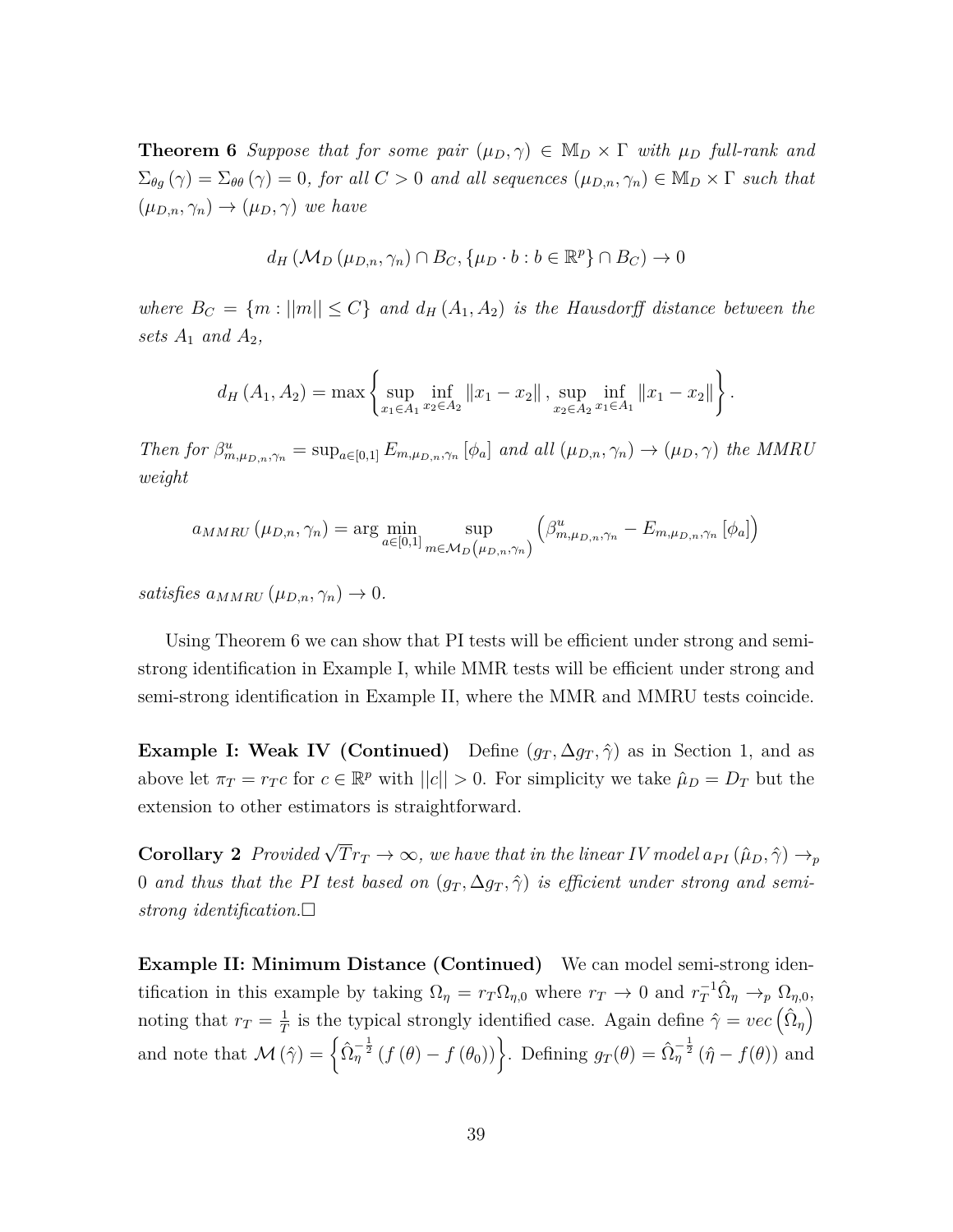**Theorem 6** *Suppose that for some pair $(\mu_D, \gamma) \in \mathbb{M}_D \times \Gamma$ with $\mu_D$ full-rank and $\Sigma_{\theta g}(\gamma) = \Sigma_{\theta\theta}(\gamma) = 0$, for all $C > 0$ and all sequences $(\mu_{D,n}, \gamma_n) \in \mathbb{M}_D \times \Gamma$ such that $(\mu_{D,n}, \gamma_n) \to (\mu_D, \gamma)$ we have*

$$d_H\left(\mathcal{M}_D\left(\mu_{D,n}, \gamma_n\right) \cap B_C, \{\mu_D \cdot b : b \in \mathbb{R}^p\} \cap B_C\right) \to 0$$

*where $B_C = \{m : ||m|| \leq C\}$ and $d_H(A_1, A_2)$ is the Hausdorff distance between the sets $A_1$ and $A_2$,*

$$d_H(A_1, A_2) = \max\left\{\sup_{x_1 \in A_1} \inf_{x_2 \in A_2} \|x_1 - x_2\|, \sup_{x_2 \in A_2} \inf_{x_1 \in A_1} \|x_1 - x_2\|\right\}.$$

*Then for $\beta^u_{m,\mu_{D,n},\gamma_n} = \sup_{a \in [0,1]} E_{m,\mu_{D,n},\gamma_n}[\phi_a]$ and all $(\mu_{D,n}, \gamma_n) \to (\mu_D, \gamma)$ the MMRU weight*

$$a_{MMRU}(\mu_{D,n}, \gamma_n) = \arg\min_{a \in [0,1]} \sup_{m \in \mathcal{M}_D(\mu_{D,n}, \gamma_n)} \left(\beta^u_{m,\mu_{D,n},\gamma_n} - E_{m,\mu_{D,n},\gamma_n}[\phi_a]\right)$$

*satisfies $a_{MMRU}(\mu_{D,n}, \gamma_n) \to 0$.*

Using Theorem 6 we can show that PI tests will be efficient under strong and semi-strong identification in Example I, while MMR tests will be efficient under strong and semi-strong identification in Example II, where the MMR and MMRU tests coincide.

**Example I: Weak IV (Continued)** Define $(g_T, \Delta g_T, \hat{\gamma})$ as in Section 1, and as above let $\pi_T = r_T c$ for $c \in \mathbb{R}^p$ with $||c|| > 0$. For simplicity we take $\hat{\mu}_D = D_T$ but the extension to other estimators is straightforward.

**Corollary 2** *Provided $\sqrt{T} r_T \to \infty$, we have that in the linear IV model $a_{PI}(\hat{\mu}_D, \hat{\gamma}) \to_p 0$ and thus that the PI test based on $(g_T, \Delta g_T, \hat{\gamma})$ is efficient under strong and semi-strong identification.*$\square$

**Example II: Minimum Distance (Continued)** We can model semi-strong identification in this example by taking $\Omega_\eta = r_T \Omega_{\eta,0}$ where $r_T \to 0$ and $r_T^{-1}\hat{\Omega}_\eta \to_p \Omega_{\eta,0}$, noting that $r_T = \frac{1}{T}$ is the typical strongly identified case. Again define $\hat{\gamma} = vec\left(\hat{\Omega}_\eta\right)$ and note that $\mathcal{M}(\hat{\gamma}) = \left\{\hat{\Omega}_\eta^{-\frac{1}{2}}\left(f(\theta) - f(\theta_0)\right)\right\}$. Defining $g_T(\theta) = \hat{\Omega}_\eta^{-\frac{1}{2}}\left(\hat{\eta} - f(\theta)\right)$ and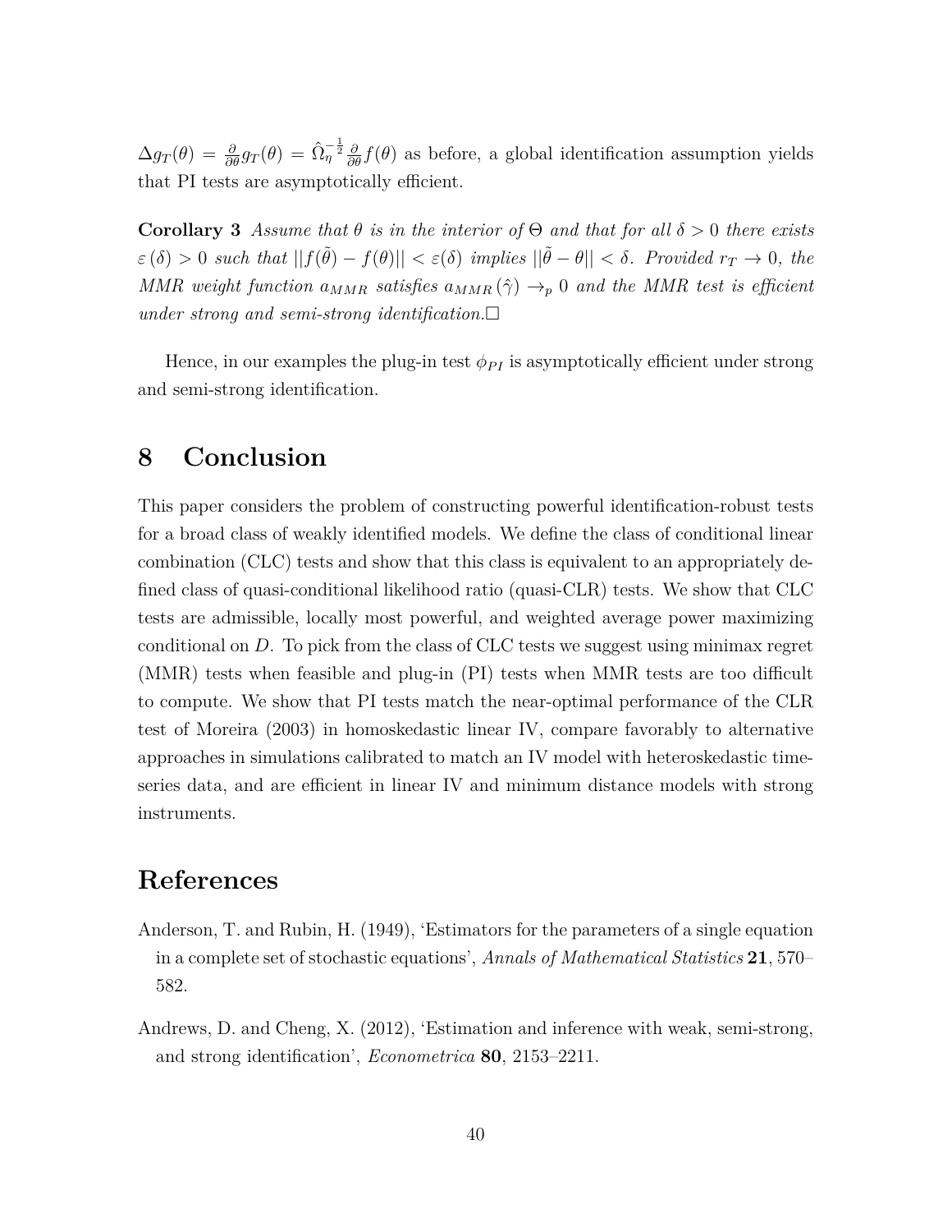$\Delta g_T(\theta) = \frac{\partial}{\partial\theta} g_T(\theta) = \hat{\Omega}_\eta^{-\frac{1}{2}} \frac{\partial}{\partial\theta} f(\theta)$ as before, a global identification assumption yields that PI tests are asymptotically efficient.

**Corollary 3** *Assume that $\theta$ is in the interior of $\Theta$ and that for all $\delta > 0$ there exists $\varepsilon(\delta) > 0$ such that $||f(\tilde{\theta}) - f(\theta)|| < \varepsilon(\delta)$ implies $||\tilde{\theta} - \theta|| < \delta$. Provided $r_T \to 0$, the MMR weight function $a_{MMR}$ satisfies $a_{MMR}(\hat{\gamma}) \to_p 0$ and the MMR test is efficient under strong and semi-strong identification.*$\square$

Hence, in our examples the plug-in test $\phi_{PI}$ is asymptotically efficient under strong and semi-strong identification.

# 8 Conclusion

This paper considers the problem of constructing powerful identification-robust tests for a broad class of weakly identified models. We define the class of conditional linear combination (CLC) tests and show that this class is equivalent to an appropriately defined class of quasi-conditional likelihood ratio (quasi-CLR) tests. We show that CLC tests are admissible, locally most powerful, and weighted average power maximizing conditional on $D$. To pick from the class of CLC tests we suggest using minimax regret (MMR) tests when feasible and plug-in (PI) tests when MMR tests are too difficult to compute. We show that PI tests match the near-optimal performance of the CLR test of Moreira (2003) in homoskedastic linear IV, compare favorably to alternative approaches in simulations calibrated to match an IV model with heteroskedastic time-series data, and are efficient in linear IV and minimum distance models with strong instruments.

# References

Anderson, T. and Rubin, H. (1949), 'Estimators for the parameters of a single equation in a complete set of stochastic equations', *Annals of Mathematical Statistics* **21**, 570–582.

Andrews, D. and Cheng, X. (2012), 'Estimation and inference with weak, semi-strong, and strong identification', *Econometrica* **80**, 2153–2211.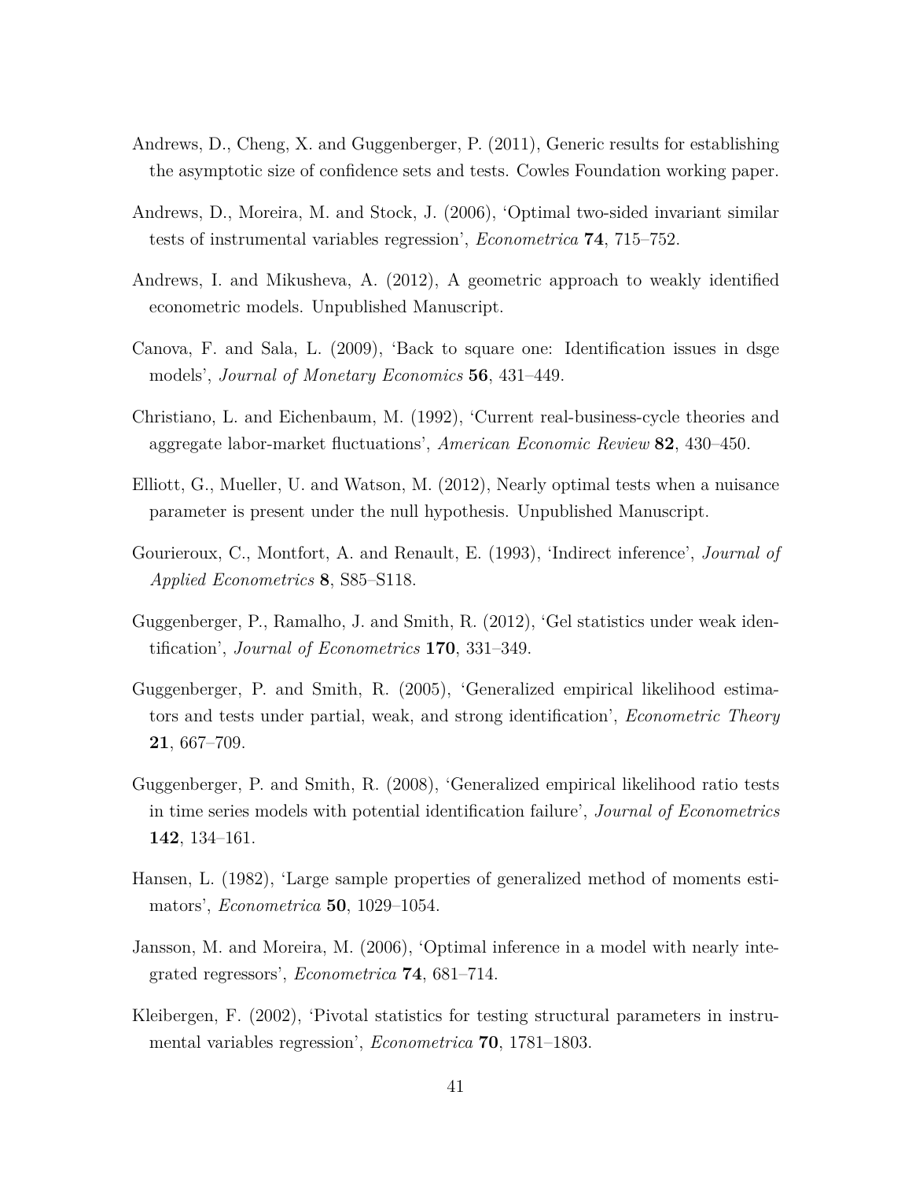Andrews, D., Cheng, X. and Guggenberger, P. (2011), Generic results for establishing the asymptotic size of confidence sets and tests. Cowles Foundation working paper.

Andrews, D., Moreira, M. and Stock, J. (2006), 'Optimal two-sided invariant similar tests of instrumental variables regression', *Econometrica* **74**, 715–752.

Andrews, I. and Mikusheva, A. (2012), A geometric approach to weakly identified econometric models. Unpublished Manuscript.

Canova, F. and Sala, L. (2009), 'Back to square one: Identification issues in dsge models', *Journal of Monetary Economics* **56**, 431–449.

Christiano, L. and Eichenbaum, M. (1992), 'Current real-business-cycle theories and aggregate labor-market fluctuations', *American Economic Review* **82**, 430–450.

Elliott, G., Mueller, U. and Watson, M. (2012), Nearly optimal tests when a nuisance parameter is present under the null hypothesis. Unpublished Manuscript.

Gourieroux, C., Montfort, A. and Renault, E. (1993), 'Indirect inference', *Journal of Applied Econometrics* **8**, S85–S118.

Guggenberger, P., Ramalho, J. and Smith, R. (2012), 'Gel statistics under weak identification', *Journal of Econometrics* **170**, 331–349.

Guggenberger, P. and Smith, R. (2005), 'Generalized empirical likelihood estimators and tests under partial, weak, and strong identification', *Econometric Theory* **21**, 667–709.

Guggenberger, P. and Smith, R. (2008), 'Generalized empirical likelihood ratio tests in time series models with potential identification failure', *Journal of Econometrics* **142**, 134–161.

Hansen, L. (1982), 'Large sample properties of generalized method of moments estimators', *Econometrica* **50**, 1029–1054.

Jansson, M. and Moreira, M. (2006), 'Optimal inference in a model with nearly integrated regressors', *Econometrica* **74**, 681–714.

Kleibergen, F. (2002), 'Pivotal statistics for testing structural parameters in instrumental variables regression', *Econometrica* **70**, 1781–1803.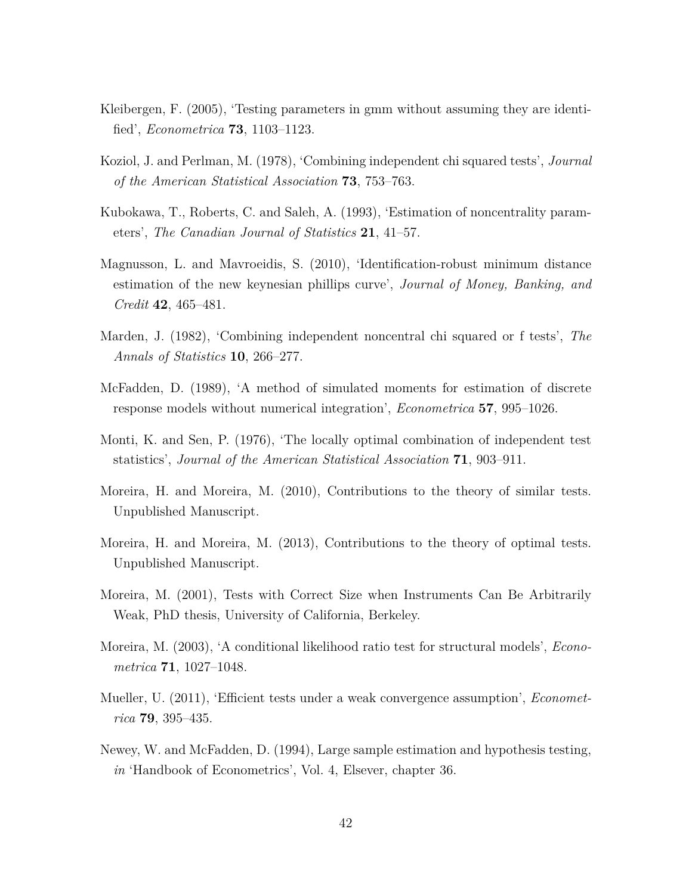Kleibergen, F. (2005), 'Testing parameters in gmm without assuming they are identified', *Econometrica* **73**, 1103–1123.

Koziol, J. and Perlman, M. (1978), 'Combining independent chi squared tests', *Journal of the American Statistical Association* **73**, 753–763.

Kubokawa, T., Roberts, C. and Saleh, A. (1993), 'Estimation of noncentrality parameters', *The Canadian Journal of Statistics* **21**, 41–57.

Magnusson, L. and Mavroeidis, S. (2010), 'Identification-robust minimum distance estimation of the new keynesian phillips curve', *Journal of Money, Banking, and Credit* **42**, 465–481.

Marden, J. (1982), 'Combining independent noncentral chi squared or f tests', *The Annals of Statistics* **10**, 266–277.

McFadden, D. (1989), 'A method of simulated moments for estimation of discrete response models without numerical integration', *Econometrica* **57**, 995–1026.

Monti, K. and Sen, P. (1976), 'The locally optimal combination of independent test statistics', *Journal of the American Statistical Association* **71**, 903–911.

Moreira, H. and Moreira, M. (2010), Contributions to the theory of similar tests. Unpublished Manuscript.

Moreira, H. and Moreira, M. (2013), Contributions to the theory of optimal tests. Unpublished Manuscript.

Moreira, M. (2001), Tests with Correct Size when Instruments Can Be Arbitrarily Weak, PhD thesis, University of California, Berkeley.

Moreira, M. (2003), 'A conditional likelihood ratio test for structural models', *Econometrica* **71**, 1027–1048.

Mueller, U. (2011), 'Efficient tests under a weak convergence assumption', *Econometrica* **79**, 395–435.

Newey, W. and McFadden, D. (1994), Large sample estimation and hypothesis testing, *in* 'Handbook of Econometrics', Vol. 4, Elsever, chapter 36.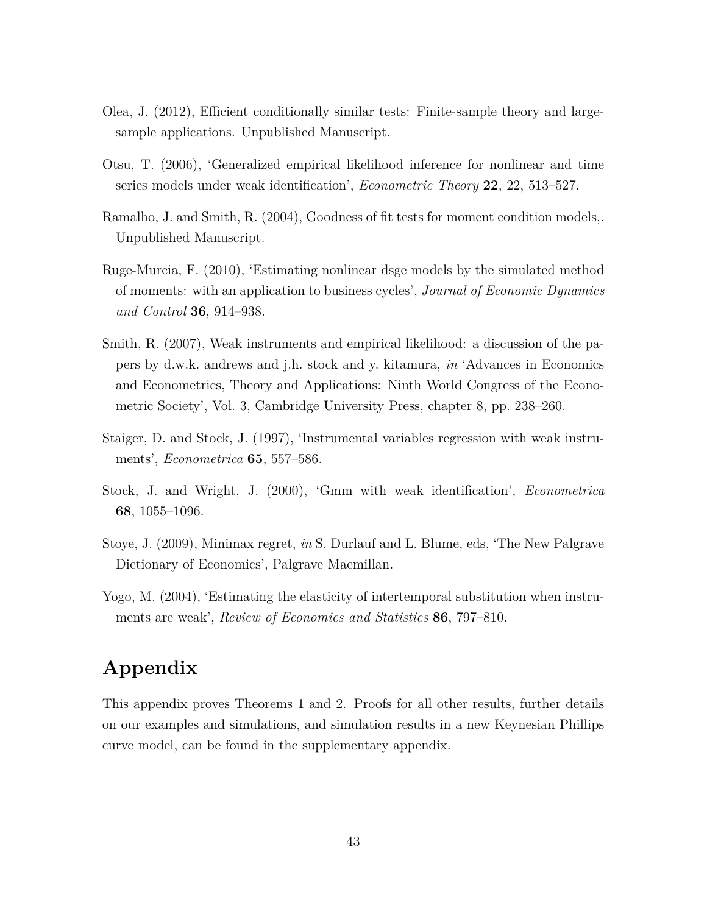Olea, J. (2012), Efficient conditionally similar tests: Finite-sample theory and large-sample applications. Unpublished Manuscript.

Otsu, T. (2006), 'Generalized empirical likelihood inference for nonlinear and time series models under weak identification', *Econometric Theory* **22**, 22, 513–527.

Ramalho, J. and Smith, R. (2004), Goodness of fit tests for moment condition models,. Unpublished Manuscript.

Ruge-Murcia, F. (2010), 'Estimating nonlinear dsge models by the simulated method of moments: with an application to business cycles', *Journal of Economic Dynamics and Control* **36**, 914–938.

Smith, R. (2007), Weak instruments and empirical likelihood: a discussion of the papers by d.w.k. andrews and j.h. stock and y. kitamura, *in* 'Advances in Economics and Econometrics, Theory and Applications: Ninth World Congress of the Econometric Society', Vol. 3, Cambridge University Press, chapter 8, pp. 238–260.

Staiger, D. and Stock, J. (1997), 'Instrumental variables regression with weak instruments', *Econometrica* **65**, 557–586.

Stock, J. and Wright, J. (2000), 'Gmm with weak identification', *Econometrica* **68**, 1055–1096.

Stoye, J. (2009), Minimax regret, *in* S. Durlauf and L. Blume, eds, 'The New Palgrave Dictionary of Economics', Palgrave Macmillan.

Yogo, M. (2004), 'Estimating the elasticity of intertemporal substitution when instruments are weak', *Review of Economics and Statistics* **86**, 797–810.

# Appendix

This appendix proves Theorems 1 and 2. Proofs for all other results, further details on our examples and simulations, and simulation results in a new Keynesian Phillips curve model, can be found in the supplementary appendix.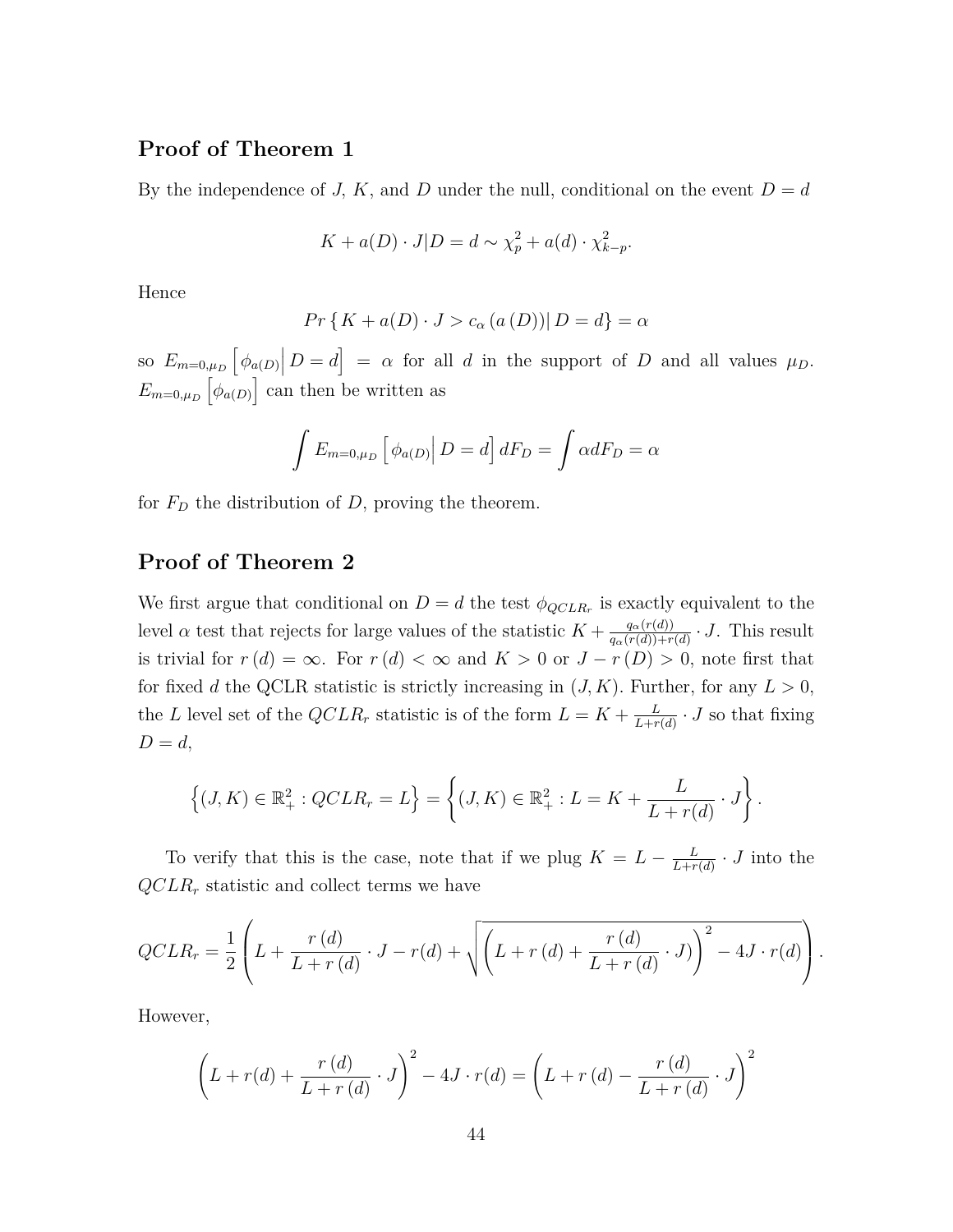## Proof of Theorem 1

By the independence of $J$, $K$, and $D$ under the null, conditional on the event $D = d$

$$K + a(D) \cdot J | D = d \sim \chi^2_p + a(d) \cdot \chi^2_{k-p}.$$

Hence

$$Pr\left\{ K + a(D) \cdot J > c_\alpha\left(a\left(D\right)\right) \middle| D = d \right\} = \alpha$$

so $E_{m=0,\mu_D}\left[\phi_{a(D)} \middle| D = d\right] = \alpha$ for all $d$ in the support of $D$ and all values $\mu_D$. $E_{m=0,\mu_D}\left[\phi_{a(D)}\right]$ can then be written as

$$\int E_{m=0,\mu_D}\left[\phi_{a(D)} \middle| D = d\right] dF_D = \int \alpha dF_D = \alpha$$

for $F_D$ the distribution of $D$, proving the theorem.

## Proof of Theorem 2

We first argue that conditional on $D = d$ the test $\phi_{QCLR_r}$ is exactly equivalent to the level $\alpha$ test that rejects for large values of the statistic $K + \frac{q_\alpha(r(d))}{q_\alpha(r(d))+r(d)} \cdot J$. This result is trivial for $r\left(d\right) = \infty$. For $r\left(d\right) < \infty$ and $K > 0$ or $J - r\left(D\right) > 0$, note first that for fixed $d$ the QCLR statistic is strictly increasing in $(J, K)$. Further, for any $L > 0$, the $L$ level set of the $QCLR_r$ statistic is of the form $L = K + \frac{L}{L+r(d)} \cdot J$ so that fixing $D = d$,

$$\left\{(J, K) \in \mathbb{R}^2_+ : QCLR_r = L\right\} = \left\{(J, K) \in \mathbb{R}^2_+ : L = K + \frac{L}{L + r(d)} \cdot J\right\}.$$

To verify that this is the case, note that if we plug $K = L - \frac{L}{L+r(d)} \cdot J$ into the $QCLR_r$ statistic and collect terms we have

$$QCLR_r = \frac{1}{2}\left(L + \frac{r\left(d\right)}{L + r\left(d\right)} \cdot J - r(d) + \sqrt{\left(L + r\left(d\right) + \frac{r\left(d\right)}{L + r\left(d\right)} \cdot J\right)^2 - 4J \cdot r(d)}\right).$$

However,

$$\left(L + r(d) + \frac{r\left(d\right)}{L + r\left(d\right)} \cdot J\right)^2 - 4J \cdot r(d) = \left(L + r\left(d\right) - \frac{r\left(d\right)}{L + r\left(d\right)} \cdot J\right)^2$$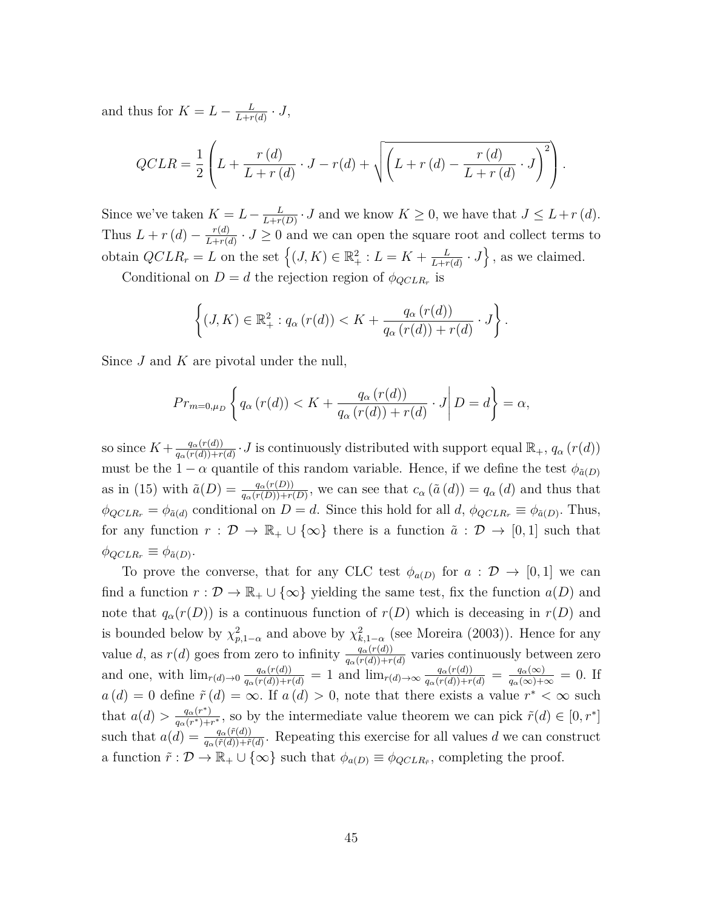and thus for $K = L - \frac{L}{L+r(d)} \cdot J$,

$$QCLR = \frac{1}{2}\left(L + \frac{r(d)}{L+r(d)} \cdot J - r(d) + \sqrt{\left(L + r(d) - \frac{r(d)}{L+r(d)} \cdot J\right)^2}\right).$$

Since we've taken $K = L - \frac{L}{L+r(D)} \cdot J$ and we know $K \geq 0$, we have that $J \leq L + r(d)$. Thus $L + r(d) - \frac{r(d)}{L+r(d)} \cdot J \geq 0$ and we can open the square root and collect terms to obtain $QCLR_r = L$ on the set $\left\{(J,K) \in \mathbb{R}_+^2 : L = K + \frac{L}{L+r(d)} \cdot J\right\}$, as we claimed.

Conditional on $D = d$ the rejection region of $\phi_{QCLR_r}$ is

$$\left\{(J,K) \in \mathbb{R}_+^2 : q_\alpha(r(d)) < K + \frac{q_\alpha(r(d))}{q_\alpha(r(d)) + r(d)} \cdot J\right\}.$$

Since $J$ and $K$ are pivotal under the null,

$$Pr_{m=0,\mu_D}\left\{q_\alpha(r(d)) < K + \frac{q_\alpha(r(d))}{q_\alpha(r(d)) + r(d)} \cdot J \middle| D = d\right\} = \alpha,$$

so since $K + \frac{q_\alpha(r(d))}{q_\alpha(r(d))+r(d)} \cdot J$ is continuously distributed with support equal $\mathbb{R}_+$, $q_\alpha(r(d))$ must be the $1-\alpha$ quantile of this random variable. Hence, if we define the test $\phi_{\tilde{a}(D)}$ as in (15) with $\tilde{a}(D) = \frac{q_\alpha(r(D))}{q_\alpha(r(D))+r(D)}$, we can see that $c_\alpha(\tilde{a}(d)) = q_\alpha(d)$ and thus that $\phi_{QCLR_r} = \phi_{\tilde{a}(d)}$ conditional on $D = d$. Since this hold for all $d$, $\phi_{QCLR_r} \equiv \phi_{\tilde{a}(D)}$. Thus, for any function $r : \mathcal{D} \to \mathbb{R}_+ \cup \{\infty\}$ there is a function $\tilde{a} : \mathcal{D} \to [0,1]$ such that $\phi_{QCLR_r} \equiv \phi_{\tilde{a}(D)}$.

To prove the converse, that for any CLC test $\phi_{a(D)}$ for $a : \mathcal{D} \to [0,1]$ we can find a function $r : \mathcal{D} \to \mathbb{R}_+ \cup \{\infty\}$ yielding the same test, fix the function $a(D)$ and note that $q_\alpha(r(D))$ is a continuous function of $r(D)$ which is deceasing in $r(D)$ and is bounded below by $\chi^2_{p,1-\alpha}$ and above by $\chi^2_{k,1-\alpha}$ (see Moreira (2003)). Hence for any value $d$, as $r(d)$ goes from zero to infinity $\frac{q_\alpha(r(d))}{q_\alpha(r(d))+r(d)}$ varies continuously between zero and one, with $\lim_{r(d)\to 0} \frac{q_\alpha(r(d))}{q_\alpha(r(d))+r(d)} = 1$ and $\lim_{r(d)\to\infty} \frac{q_\alpha(r(d))}{q_\alpha(r(d))+r(d)} = \frac{q_\alpha(\infty)}{q_\alpha(\infty)+\infty} = 0$. If $a(d) = 0$ define $\tilde{r}(d) = \infty$. If $a(d) > 0$, note that there exists a value $r^* < \infty$ such that $a(d) > \frac{q_\alpha(r^*)}{q_\alpha(r^*)+r^*}$, so by the intermediate value theorem we can pick $\tilde{r}(d) \in [0, r^*]$ such that $a(d) = \frac{q_\alpha(\tilde{r}(d))}{q_\alpha(\tilde{r}(d))+\tilde{r}(d)}$. Repeating this exercise for all values $d$ we can construct a function $\tilde{r} : \mathcal{D} \to \mathbb{R}_+ \cup \{\infty\}$ such that $\phi_{a(D)} \equiv \phi_{QCLR_{\tilde{r}}}$, completing the proof.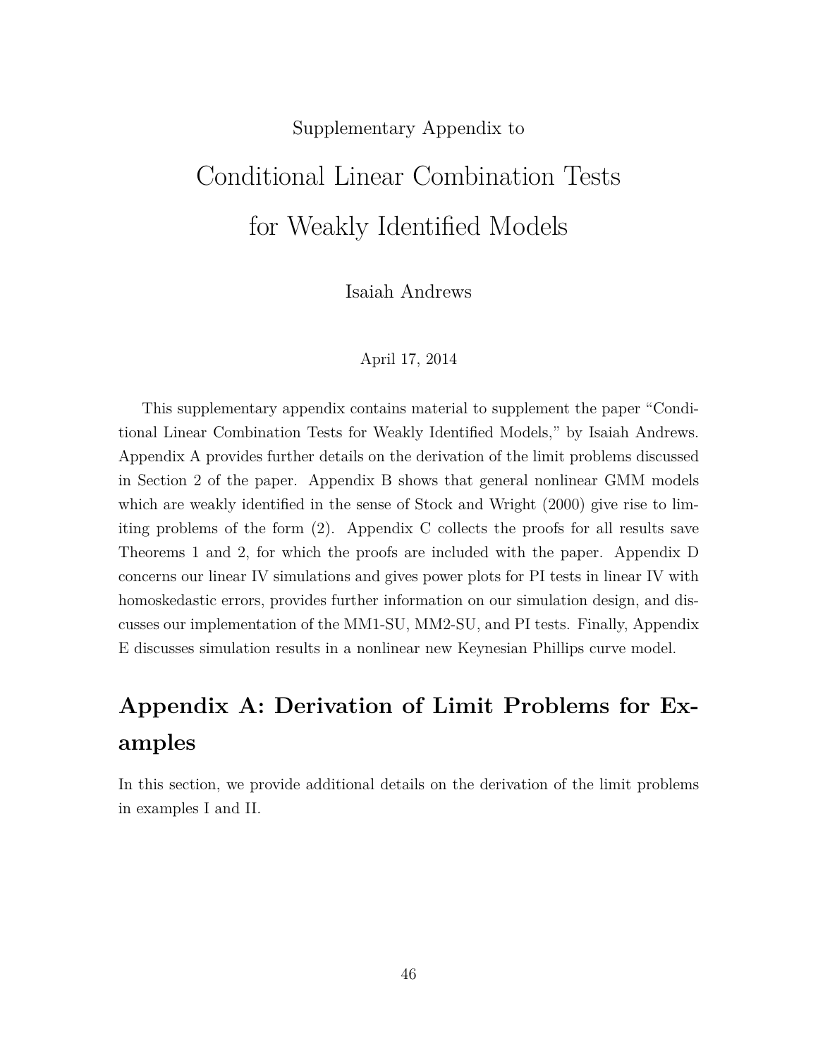Supplementary Appendix to

# Conditional Linear Combination Tests for Weakly Identified Models

Isaiah Andrews

April 17, 2014

This supplementary appendix contains material to supplement the paper "Conditional Linear Combination Tests for Weakly Identified Models," by Isaiah Andrews. Appendix A provides further details on the derivation of the limit problems discussed in Section 2 of the paper. Appendix B shows that general nonlinear GMM models which are weakly identified in the sense of Stock and Wright (2000) give rise to limiting problems of the form (2). Appendix C collects the proofs for all results save Theorems 1 and 2, for which the proofs are included with the paper. Appendix D concerns our linear IV simulations and gives power plots for PI tests in linear IV with homoskedastic errors, provides further information on our simulation design, and discusses our implementation of the MM1-SU, MM2-SU, and PI tests. Finally, Appendix E discusses simulation results in a nonlinear new Keynesian Phillips curve model.

## Appendix A: Derivation of Limit Problems for Examples

In this section, we provide additional details on the derivation of the limit problems in examples I and II.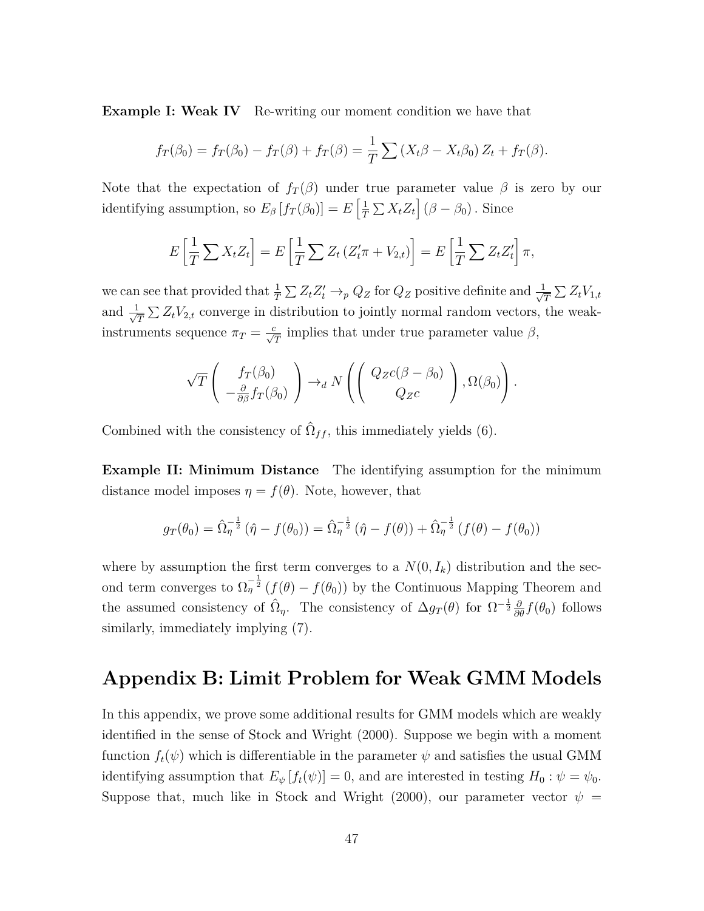**Example I: Weak IV** Re-writing our moment condition we have that

$$f_T(\beta_0) = f_T(\beta_0) - f_T(\beta) + f_T(\beta) = \frac{1}{T}\sum (X_t\beta - X_t\beta_0) Z_t + f_T(\beta).$$

Note that the expectation of $f_T(\beta)$ under true parameter value $\beta$ is zero by our identifying assumption, so $E_\beta[f_T(\beta_0)] = E\left[\frac{1}{T}\sum X_t Z_t\right](\beta - \beta_0)$. Since

$$E\left[\frac{1}{T}\sum X_t Z_t\right] = E\left[\frac{1}{T}\sum Z_t (Z_t'\pi + V_{2,t})\right] = E\left[\frac{1}{T}\sum Z_t Z_t'\right]\pi,$$

we can see that provided that $\frac{1}{T}\sum Z_t Z_t' \to_p Q_Z$ for $Q_Z$ positive definite and $\frac{1}{\sqrt{T}}\sum Z_t V_{1,t}$ and $\frac{1}{\sqrt{T}}\sum Z_t V_{2,t}$ converge in distribution to jointly normal random vectors, the weak-instruments sequence $\pi_T = \frac{c}{\sqrt{T}}$ implies that under true parameter value $\beta$,

$$\sqrt{T}\begin{pmatrix} f_T(\beta_0) \\ -\frac{\partial}{\partial\beta} f_T(\beta_0) \end{pmatrix} \to_d N\left(\begin{pmatrix} Q_Z c(\beta - \beta_0) \\ Q_Z c \end{pmatrix}, \Omega(\beta_0)\right).$$

Combined with the consistency of $\hat{\Omega}_{ff}$, this immediately yields (6).

**Example II: Minimum Distance** The identifying assumption for the minimum distance model imposes $\eta = f(\theta)$. Note, however, that

$$g_T(\theta_0) = \hat{\Omega}_\eta^{-\frac{1}{2}}(\hat{\eta} - f(\theta_0)) = \hat{\Omega}_\eta^{-\frac{1}{2}}(\hat{\eta} - f(\theta)) + \hat{\Omega}_\eta^{-\frac{1}{2}}(f(\theta) - f(\theta_0))$$

where by assumption the first term converges to a $N(0, I_k)$ distribution and the second term converges to $\Omega_\eta^{-\frac{1}{2}}(f(\theta) - f(\theta_0))$ by the Continuous Mapping Theorem and the assumed consistency of $\hat{\Omega}_\eta$. The consistency of $\Delta g_T(\theta)$ for $\Omega^{-\frac{1}{2}}\frac{\partial}{\partial\theta} f(\theta_0)$ follows similarly, immediately implying (7).

# Appendix B: Limit Problem for Weak GMM Models

In this appendix, we prove some additional results for GMM models which are weakly identified in the sense of Stock and Wright (2000). Suppose we begin with a moment function $f_t(\psi)$ which is differentiable in the parameter $\psi$ and satisfies the usual GMM identifying assumption that $E_\psi[f_t(\psi)] = 0$, and are interested in testing $H_0: \psi = \psi_0$. Suppose that, much like in Stock and Wright (2000), our parameter vector $\psi =$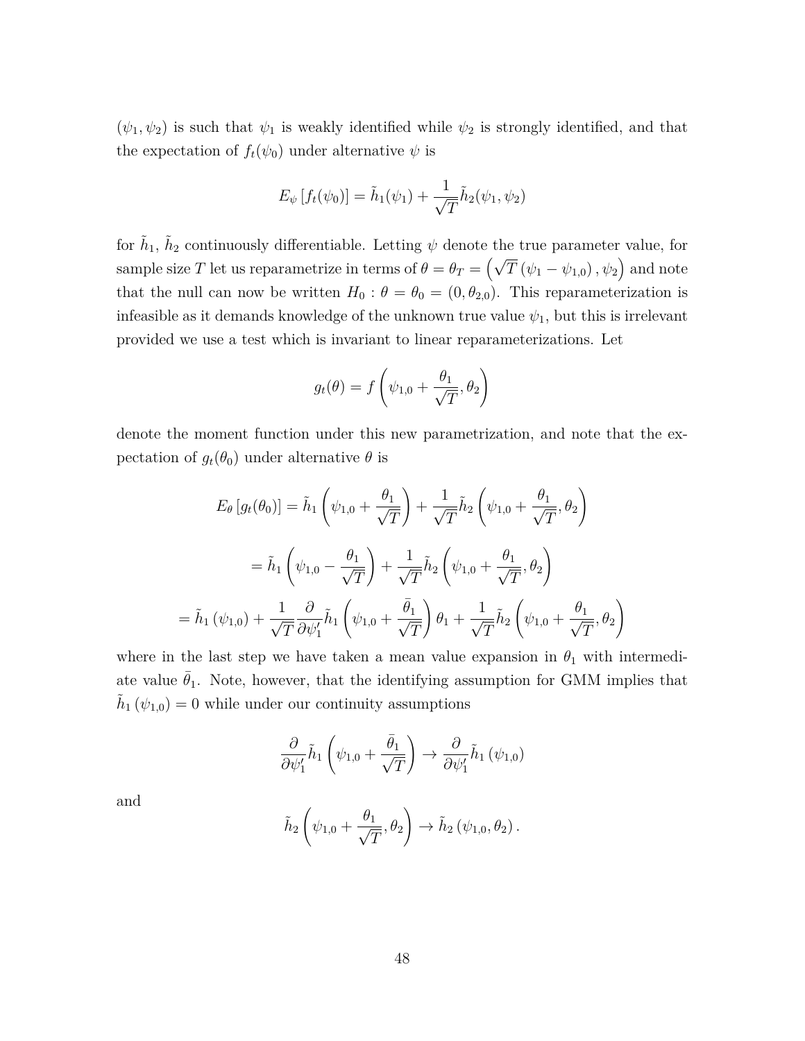$(\psi_1, \psi_2)$ is such that $\psi_1$ is weakly identified while $\psi_2$ is strongly identified, and that the expectation of $f_t(\psi_0)$ under alternative $\psi$ is

$$E_\psi [f_t(\psi_0)] = \tilde{h}_1(\psi_1) + \frac{1}{\sqrt{T}}\tilde{h}_2(\psi_1, \psi_2)$$

for $\tilde{h}_1$, $\tilde{h}_2$ continuously differentiable. Letting $\psi$ denote the true parameter value, for sample size $T$ let us reparametrize in terms of $\theta = \theta_T = \left(\sqrt{T}\left(\psi_1 - \psi_{1,0}\right), \psi_2\right)$ and note that the null can now be written $H_0 : \theta = \theta_0 = (0, \theta_{2,0})$. This reparameterization is infeasible as it demands knowledge of the unknown true value $\psi_1$, but this is irrelevant provided we use a test which is invariant to linear reparameterizations. Let

$$g_t(\theta) = f\left(\psi_{1,0} + \frac{\theta_1}{\sqrt{T}}, \theta_2\right)$$

denote the moment function under this new parametrization, and note that the expectation of $g_t(\theta_0)$ under alternative $\theta$ is

$$E_\theta [g_t(\theta_0)] = \tilde{h}_1\left(\psi_{1,0} + \frac{\theta_1}{\sqrt{T}}\right) + \frac{1}{\sqrt{T}}\tilde{h}_2\left(\psi_{1,0} + \frac{\theta_1}{\sqrt{T}}, \theta_2\right)$$

$$= \tilde{h}_1\left(\psi_{1,0} - \frac{\theta_1}{\sqrt{T}}\right) + \frac{1}{\sqrt{T}}\tilde{h}_2\left(\psi_{1,0} + \frac{\theta_1}{\sqrt{T}}, \theta_2\right)$$

$$= \tilde{h}_1\left(\psi_{1,0}\right) + \frac{1}{\sqrt{T}}\frac{\partial}{\partial \psi_1'}\tilde{h}_1\left(\psi_{1,0} + \frac{\bar{\theta}_1}{\sqrt{T}}\right)\theta_1 + \frac{1}{\sqrt{T}}\tilde{h}_2\left(\psi_{1,0} + \frac{\theta_1}{\sqrt{T}}, \theta_2\right)$$

where in the last step we have taken a mean value expansion in $\theta_1$ with intermediate value $\bar{\theta}_1$. Note, however, that the identifying assumption for GMM implies that $\tilde{h}_1\left(\psi_{1,0}\right) = 0$ while under our continuity assumptions

$$\frac{\partial}{\partial \psi_1'}\tilde{h}_1\left(\psi_{1,0} + \frac{\bar{\theta}_1}{\sqrt{T}}\right) \to \frac{\partial}{\partial \psi_1'}\tilde{h}_1\left(\psi_{1,0}\right)$$

and

$$\tilde{h}_2\left(\psi_{1,0} + \frac{\theta_1}{\sqrt{T}}, \theta_2\right) \to \tilde{h}_2\left(\psi_{1,0}, \theta_2\right).$$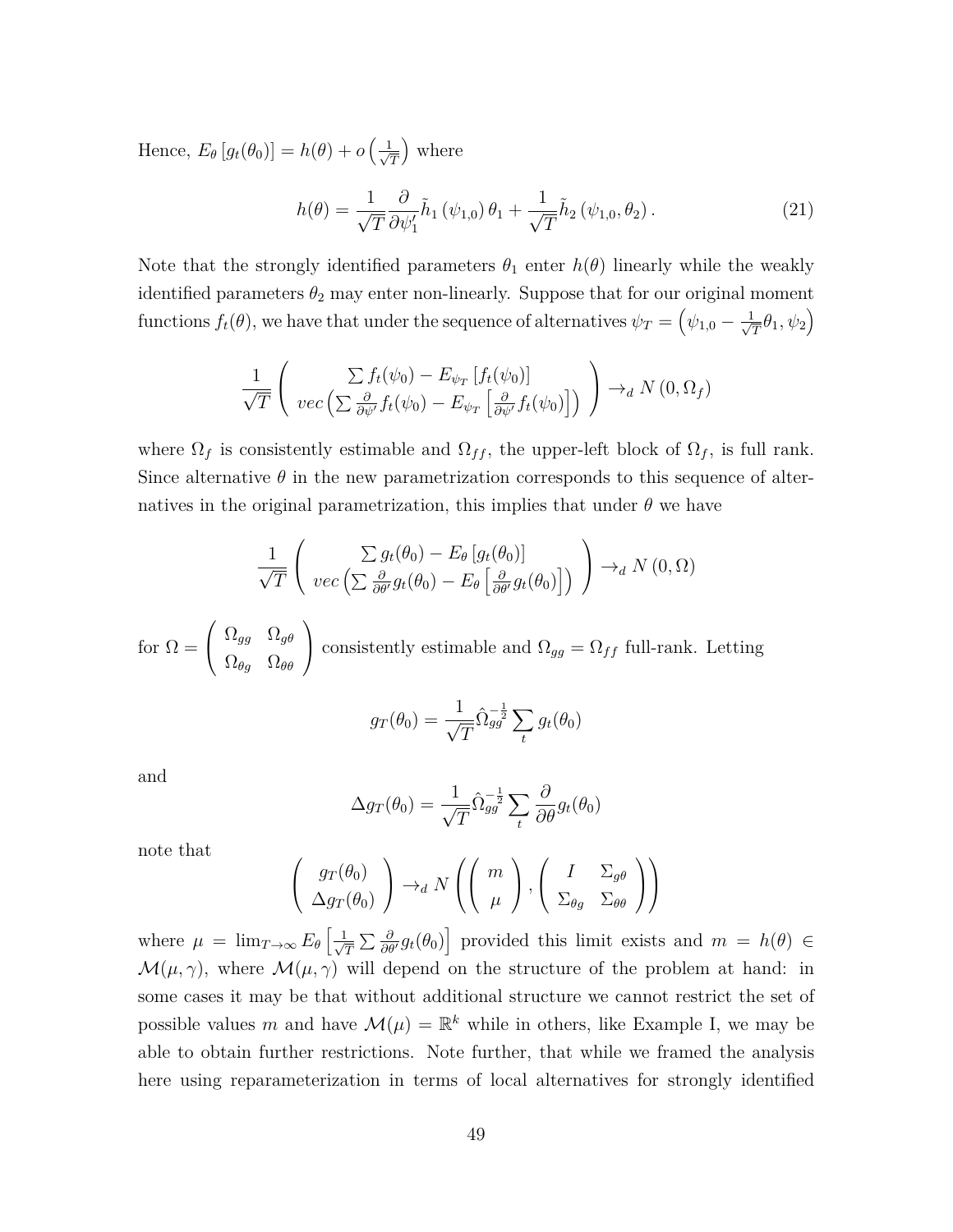Hence, $E_\theta\left[g_t(\theta_0)\right] = h(\theta) + o\left(\frac{1}{\sqrt{T}}\right)$ where

$$h(\theta) = \frac{1}{\sqrt{T}} \frac{\partial}{\partial \psi_1'} \tilde{h}_1\left(\psi_{1,0}\right)\theta_1 + \frac{1}{\sqrt{T}} \tilde{h}_2\left(\psi_{1,0}, \theta_2\right). \tag{21}$$

Note that the strongly identified parameters $\theta_1$ enter $h(\theta)$ linearly while the weakly identified parameters $\theta_2$ may enter non-linearly. Suppose that for our original moment functions $f_t(\theta)$, we have that under the sequence of alternatives $\psi_T = \left(\psi_{1,0} - \frac{1}{\sqrt{T}}\theta_1, \psi_2\right)$

$$\frac{1}{\sqrt{T}} \left( \begin{array}{c} \sum f_t(\psi_0) - E_{\psi_T}\left[f_t(\psi_0)\right] \\ vec\left(\sum \frac{\partial}{\partial \psi'} f_t(\psi_0) - E_{\psi_T}\left[\frac{\partial}{\partial \psi'} f_t(\psi_0)\right]\right) \end{array} \right) \to_d N\left(0, \Omega_f\right)$$

where $\Omega_f$ is consistently estimable and $\Omega_{ff}$, the upper-left block of $\Omega_f$, is full rank. Since alternative $\theta$ in the new parametrization corresponds to this sequence of alternatives in the original parametrization, this implies that under $\theta$ we have

$$\frac{1}{\sqrt{T}} \left( \begin{array}{c} \sum g_t(\theta_0) - E_\theta\left[g_t(\theta_0)\right] \\ vec\left(\sum \frac{\partial}{\partial \theta'} g_t(\theta_0) - E_\theta\left[\frac{\partial}{\partial \theta'} g_t(\theta_0)\right]\right) \end{array} \right) \to_d N\left(0, \Omega\right)$$

for $\Omega = \left( \begin{array}{cc} \Omega_{gg} & \Omega_{g\theta} \\ \Omega_{\theta g} & \Omega_{\theta\theta} \end{array} \right)$ consistently estimable and $\Omega_{gg} = \Omega_{ff}$ full-rank. Letting

$$g_T(\theta_0) = \frac{1}{\sqrt{T}} \hat{\Omega}_{gg}^{-\frac{1}{2}} \sum_t g_t(\theta_0)$$

and

$$\Delta g_T(\theta_0) = \frac{1}{\sqrt{T}} \hat{\Omega}_{gg}^{-\frac{1}{2}} \sum_t \frac{\partial}{\partial \theta} g_t(\theta_0)$$

note that

$$\left( \begin{array}{c} g_T(\theta_0) \\ \Delta g_T(\theta_0) \end{array} \right) \to_d N\left( \left( \begin{array}{c} m \\ \mu \end{array} \right), \left( \begin{array}{cc} I & \Sigma_{g\theta} \\ \Sigma_{\theta g} & \Sigma_{\theta\theta} \end{array} \right) \right)$$

where $\mu = \lim_{T\to\infty} E_\theta\left[\frac{1}{\sqrt{T}} \sum \frac{\partial}{\partial \theta'} g_t(\theta_0)\right]$ provided this limit exists and $m = h(\theta) \in \mathcal{M}(\mu, \gamma)$, where $\mathcal{M}(\mu, \gamma)$ will depend on the structure of the problem at hand: in some cases it may be that without additional structure we cannot restrict the set of possible values $m$ and have $\mathcal{M}(\mu) = \mathbb{R}^k$ while in others, like Example I, we may be able to obtain further restrictions. Note further, that while we framed the analysis here using reparameterization in terms of local alternatives for strongly identified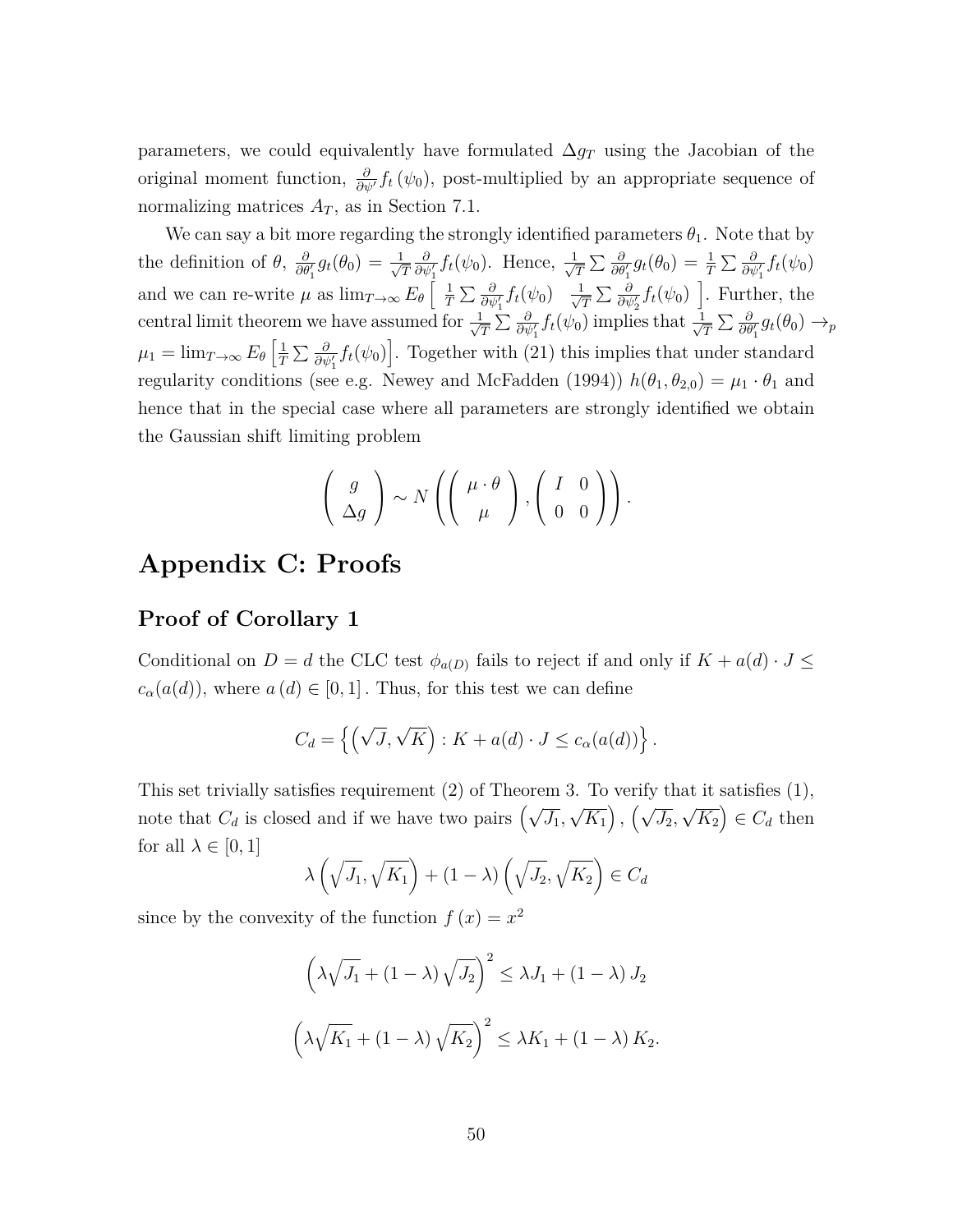parameters, we could equivalently have formulated $\Delta g_T$ using the Jacobian of the original moment function, $\frac{\partial}{\partial \psi'} f_t(\psi_0)$, post-multiplied by an appropriate sequence of normalizing matrices $A_T$, as in Section 7.1.

We can say a bit more regarding the strongly identified parameters $\theta_1$. Note that by the definition of $\theta$, $\frac{\partial}{\partial \theta_1'} g_t(\theta_0) = \frac{1}{\sqrt{T}} \frac{\partial}{\partial \psi_1'} f_t(\psi_0)$. Hence, $\frac{1}{\sqrt{T}} \sum \frac{\partial}{\partial \theta_1'} g_t(\theta_0) = \frac{1}{T} \sum \frac{\partial}{\partial \psi_1'} f_t(\psi_0)$ and we can re-write $\mu$ as $\lim_{T\to\infty} E_\theta \left[ \begin{array}{cc} \frac{1}{T} \sum \frac{\partial}{\partial \psi_1'} f_t(\psi_0) & \frac{1}{\sqrt{T}} \sum \frac{\partial}{\partial \psi_2'} f_t(\psi_0) \end{array} \right]$. Further, the central limit theorem we have assumed for $\frac{1}{\sqrt{T}} \sum \frac{\partial}{\partial \psi_1'} f_t(\psi_0)$ implies that $\frac{1}{\sqrt{T}} \sum \frac{\partial}{\partial \theta_1'} g_t(\theta_0) \to_p \mu_1 = \lim_{T\to\infty} E_\theta \left[ \frac{1}{T} \sum \frac{\partial}{\partial \psi_1'} f_t(\psi_0) \right]$. Together with (21) this implies that under standard regularity conditions (see e.g. Newey and McFadden (1994)) $h(\theta_1, \theta_{2,0}) = \mu_1 \cdot \theta_1$ and hence that in the special case where all parameters are strongly identified we obtain the Gaussian shift limiting problem

$$\left( \begin{array}{c} g \\ \Delta g \end{array} \right) \sim N\left( \left( \begin{array}{c} \mu \cdot \theta \\ \mu \end{array} \right), \left( \begin{array}{cc} I & 0 \\ 0 & 0 \end{array} \right) \right).$$

# Appendix C: Proofs

## Proof of Corollary 1

Conditional on $D = d$ the CLC test $\phi_{a(D)}$ fails to reject if and only if $K + a(d) \cdot J \leq c_\alpha(a(d))$, where $a(d) \in [0, 1]$. Thus, for this test we can define

$$C_d = \left\{ \left( \sqrt{J}, \sqrt{K} \right) : K + a(d) \cdot J \leq c_\alpha(a(d)) \right\}.$$

This set trivially satisfies requirement (2) of Theorem 3. To verify that it satisfies (1), note that $C_d$ is closed and if we have two pairs $\left( \sqrt{J_1}, \sqrt{K_1} \right), \left( \sqrt{J_2}, \sqrt{K_2} \right) \in C_d$ then for all $\lambda \in [0, 1]$

$$\lambda \left( \sqrt{J_1}, \sqrt{K_1} \right) + (1 - \lambda) \left( \sqrt{J_2}, \sqrt{K_2} \right) \in C_d$$

since by the convexity of the function $f(x) = x^2$

$$\left( \lambda \sqrt{J_1} + (1 - \lambda) \sqrt{J_2} \right)^2 \leq \lambda J_1 + (1 - \lambda) J_2$$

$$\left( \lambda \sqrt{K_1} + (1 - \lambda) \sqrt{K_2} \right)^2 \leq \lambda K_1 + (1 - \lambda) K_2.$$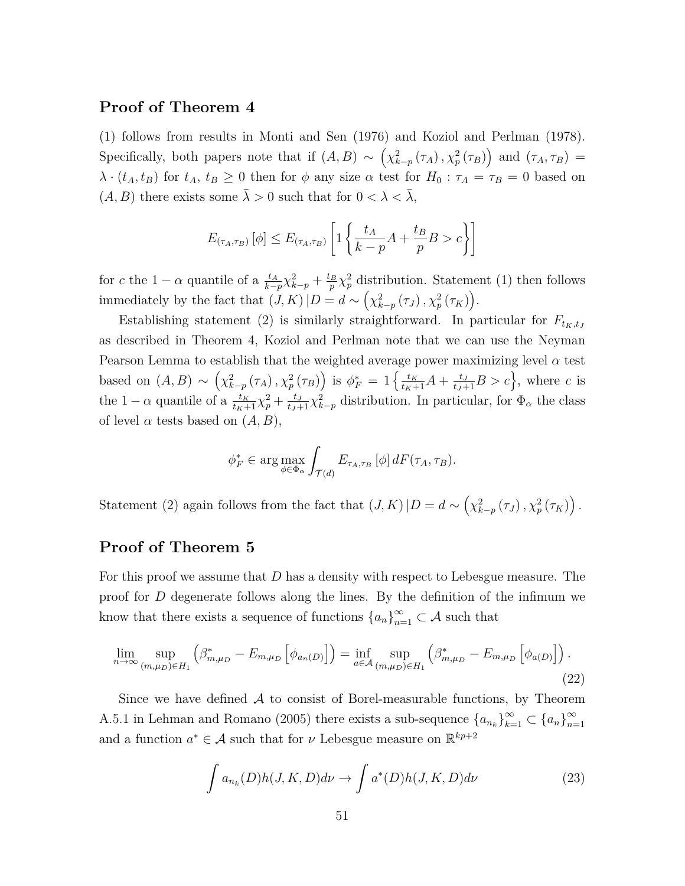## Proof of Theorem 4

(1) follows from results in Monti and Sen (1976) and Koziol and Perlman (1978). Specifically, both papers note that if $(A, B) \sim \left(\chi^2_{k-p}(\tau_A), \chi^2_p(\tau_B)\right)$ and $(\tau_A, \tau_B) = \lambda \cdot (t_A, t_B)$ for $t_A,\ t_B \geq 0$ then for $\phi$ any size $\alpha$ test for $H_0 : \tau_A = \tau_B = 0$ based on $(A, B)$ there exists some $\bar{\lambda} > 0$ such that for $0 < \lambda < \bar{\lambda}$,

$$E_{(\tau_A,\tau_B)}[\phi] \leq E_{(\tau_A,\tau_B)}\left[1\left\{\frac{t_A}{k-p}A + \frac{t_B}{p}B > c\right\}\right]$$

for $c$ the $1-\alpha$ quantile of a $\frac{t_A}{k-p}\chi^2_{k-p} + \frac{t_B}{p}\chi^2_p$ distribution. Statement (1) then follows immediately by the fact that $(J, K)\,|D = d \sim \left(\chi^2_{k-p}(\tau_J), \chi^2_p(\tau_K)\right)$.

Establishing statement (2) is similarly straightforward. In particular for $F_{t_K,t_J}$ as described in Theorem 4, Koziol and Perlman note that we can use the Neyman Pearson Lemma to establish that the weighted average power maximizing level $\alpha$ test based on $(A, B) \sim \left(\chi^2_{k-p}(\tau_A), \chi^2_p(\tau_B)\right)$ is $\phi^*_F = 1\left\{\frac{t_K}{t_K+1}A + \frac{t_J}{t_J+1}B > c\right\}$, where $c$ is the $1-\alpha$ quantile of a $\frac{t_K}{t_K+1}\chi^2_p + \frac{t_J}{t_J+1}\chi^2_{k-p}$ distribution. In particular, for $\Phi_\alpha$ the class of level $\alpha$ tests based on $(A, B)$,

$$\phi^*_F \in \arg\max_{\phi\in\Phi_\alpha} \int_{\mathcal{T}(d)} E_{\tau_A,\tau_B}[\phi]\, dF(\tau_A, \tau_B).$$

Statement (2) again follows from the fact that $(J, K)\,|D = d \sim \left(\chi^2_{k-p}(\tau_J), \chi^2_p(\tau_K)\right)$.

## Proof of Theorem 5

For this proof we assume that $D$ has a density with respect to Lebesgue measure. The proof for $D$ degenerate follows along the lines. By the definition of the infimum we know that there exists a sequence of functions $\{a_n\}_{n=1}^\infty \subset \mathcal{A}$ such that

$$\lim_{n\to\infty} \sup_{(m,\mu_D)\in H_1} \left(\beta^*_{m,\mu_D} - E_{m,\mu_D}\left[\phi_{a_n(D)}\right]\right) = \inf_{a\in\mathcal{A}} \sup_{(m,\mu_D)\in H_1} \left(\beta^*_{m,\mu_D} - E_{m,\mu_D}\left[\phi_{a(D)}\right]\right). \tag{22}$$

Since we have defined $\mathcal{A}$ to consist of Borel-measurable functions, by Theorem A.5.1 in Lehman and Romano (2005) there exists a sub-sequence $\{a_{n_k}\}_{k=1}^\infty \subset \{a_n\}_{n=1}^\infty$ and a function $a^* \in \mathcal{A}$ such that for $\nu$ Lebesgue measure on $\mathbb{R}^{kp+2}$

$$\int a_{n_k}(D)h(J, K, D)d\nu \to \int a^*(D)h(J, K, D)d\nu \tag{23}$$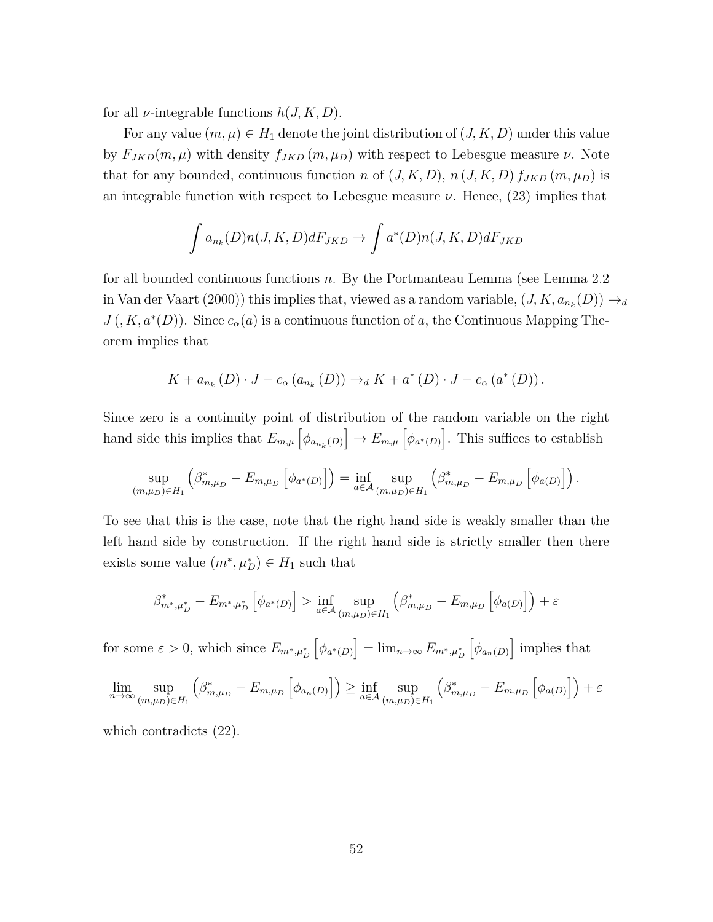for all $\nu$-integrable functions $h(J, K, D)$.

For any value $(m, \mu) \in H_1$ denote the joint distribution of $(J, K, D)$ under this value by $F_{JKD}(m, \mu)$ with density $f_{JKD}(m, \mu_D)$ with respect to Lebesgue measure $\nu$. Note that for any bounded, continuous function $n$ of $(J, K, D)$, $n(J, K, D) f_{JKD}(m, \mu_D)$ is an integrable function with respect to Lebesgue measure $\nu$. Hence, (23) implies that

$$\int a_{n_k}(D) n(J, K, D) dF_{JKD} \to \int a^*(D) n(J, K, D) dF_{JKD}$$

for all bounded continuous functions $n$. By the Portmanteau Lemma (see Lemma 2.2 in Van der Vaart (2000)) this implies that, viewed as a random variable, $(J, K, a_{n_k}(D)) \to_d J\left(, K, a^*(D)\right)$. Since $c_\alpha(a)$ is a continuous function of $a$, the Continuous Mapping Theorem implies that

$$K + a_{n_k}(D) \cdot J - c_\alpha\left(a_{n_k}(D)\right) \to_d K + a^*(D) \cdot J - c_\alpha\left(a^*(D)\right).$$

Since zero is a continuity point of distribution of the random variable on the right hand side this implies that $E_{m,\mu}\left[\phi_{a_{n_k}(D)}\right] \to E_{m,\mu}\left[\phi_{a^*(D)}\right]$. This suffices to establish

$$\sup_{(m,\mu_D) \in H_1} \left(\beta^*_{m,\mu_D} - E_{m,\mu_D}\left[\phi_{a^*(D)}\right]\right) = \inf_{a \in \mathcal{A}} \sup_{(m,\mu_D) \in H_1} \left(\beta^*_{m,\mu_D} - E_{m,\mu_D}\left[\phi_{a(D)}\right]\right).$$

To see that this is the case, note that the right hand side is weakly smaller than the left hand side by construction. If the right hand side is strictly smaller then there exists some value $(m^*, \mu_D^*) \in H_1$ such that

$$\beta^*_{m^*,\mu_D^*} - E_{m^*,\mu_D^*}\left[\phi_{a^*(D)}\right] > \inf_{a \in \mathcal{A}} \sup_{(m,\mu_D) \in H_1} \left(\beta^*_{m,\mu_D} - E_{m,\mu_D}\left[\phi_{a(D)}\right]\right) + \varepsilon$$

for some $\varepsilon > 0$, which since $E_{m^*,\mu_D^*}\left[\phi_{a^*(D)}\right] = \lim_{n\to\infty} E_{m^*,\mu_D^*}\left[\phi_{a_n(D)}\right]$ implies that

$$\lim_{n\to\infty} \sup_{(m,\mu_D) \in H_1} \left(\beta^*_{m,\mu_D} - E_{m,\mu_D}\left[\phi_{a_n(D)}\right]\right) \geq \inf_{a \in \mathcal{A}} \sup_{(m,\mu_D) \in H_1} \left(\beta^*_{m,\mu_D} - E_{m,\mu_D}\left[\phi_{a(D)}\right]\right) + \varepsilon$$

which contradicts (22).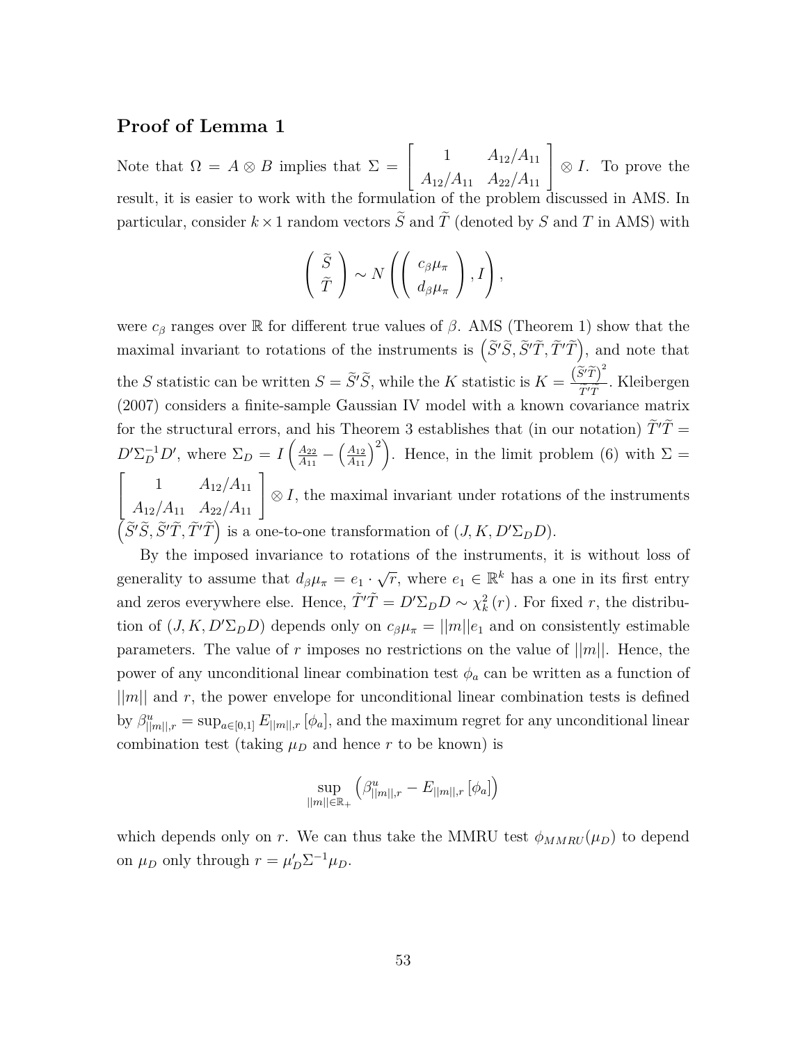### Proof of Lemma 1

Note that $\Omega = A \otimes B$ implies that $\Sigma = \begin{bmatrix} 1 & A_{12}/A_{11} \\ A_{12}/A_{11} & A_{22}/A_{11} \end{bmatrix} \otimes I$. To prove the result, it is easier to work with the formulation of the problem discussed in AMS. In particular, consider $k \times 1$ random vectors $\widetilde{S}$ and $\widetilde{T}$ (denoted by $S$ and $T$ in AMS) with

$$\begin{pmatrix} \widetilde{S} \\ \widetilde{T} \end{pmatrix} \sim N\left( \begin{pmatrix} c_\beta \mu_\pi \\ d_\beta \mu_\pi \end{pmatrix}, I \right),$$

were $c_\beta$ ranges over $\mathbb{R}$ for different true values of $\beta$. AMS (Theorem 1) show that the maximal invariant to rotations of the instruments is $\left(\widetilde{S}'\widetilde{S}, \widetilde{S}'\widetilde{T}, \widetilde{T}'\widetilde{T}\right)$, and note that the $S$ statistic can be written $S = \widetilde{S}'\widetilde{S}$, while the $K$ statistic is $K = \frac{\left(\widetilde{S}'\widetilde{T}\right)^2}{\widetilde{T}'\widetilde{T}}$. Kleibergen (2007) considers a finite-sample Gaussian IV model with a known covariance matrix for the structural errors, and his Theorem 3 establishes that (in our notation) $\widetilde{T}'\widetilde{T} = D'\Sigma_D^{-1}D'$, where $\Sigma_D = I\left(\frac{A_{22}}{A_{11}} - \left(\frac{A_{12}}{A_{11}}\right)^2\right)$. Hence, in the limit problem (6) with $\Sigma = \begin{bmatrix} 1 & A_{12}/A_{11} \\ A_{12}/A_{11} & A_{22}/A_{11} \end{bmatrix} \otimes I$, the maximal invariant under rotations of the instruments $\left(\widetilde{S}'\widetilde{S}, \widetilde{S}'\widetilde{T}, \widetilde{T}'\widetilde{T}\right)$ is a one-to-one transformation of $(J, K, D'\Sigma_D D)$.

By the imposed invariance to rotations of the instruments, it is without loss of generality to assume that $d_\beta \mu_\pi = e_1 \cdot \sqrt{r}$, where $e_1 \in \mathbb{R}^k$ has a one in its first entry and zeros everywhere else. Hence, $\widetilde{T}'\widetilde{T} = D'\Sigma_D D \sim \chi_k^2(r)$. For fixed $r$, the distribution of $(J, K, D'\Sigma_D D)$ depends only on $c_\beta \mu_\pi = ||m|| e_1$ and on consistently estimable parameters. The value of $r$ imposes no restrictions on the value of $||m||$. Hence, the power of any unconditional linear combination test $\phi_a$ can be written as a function of $||m||$ and $r$, the power envelope for unconditional linear combination tests is defined by $\beta^u_{||m||,r} = \sup_{a \in [0,1]} E_{||m||,r}[\phi_a]$, and the maximum regret for any unconditional linear combination test (taking $\mu_D$ and hence $r$ to be known) is

$$\sup_{||m|| \in \mathbb{R}_+} \left( \beta^u_{||m||,r} - E_{||m||,r}[\phi_a] \right)$$

which depends only on $r$. We can thus take the MMRU test $\phi_{MMRU}(\mu_D)$ to depend on $\mu_D$ only through $r = \mu_D'\Sigma^{-1}\mu_D$.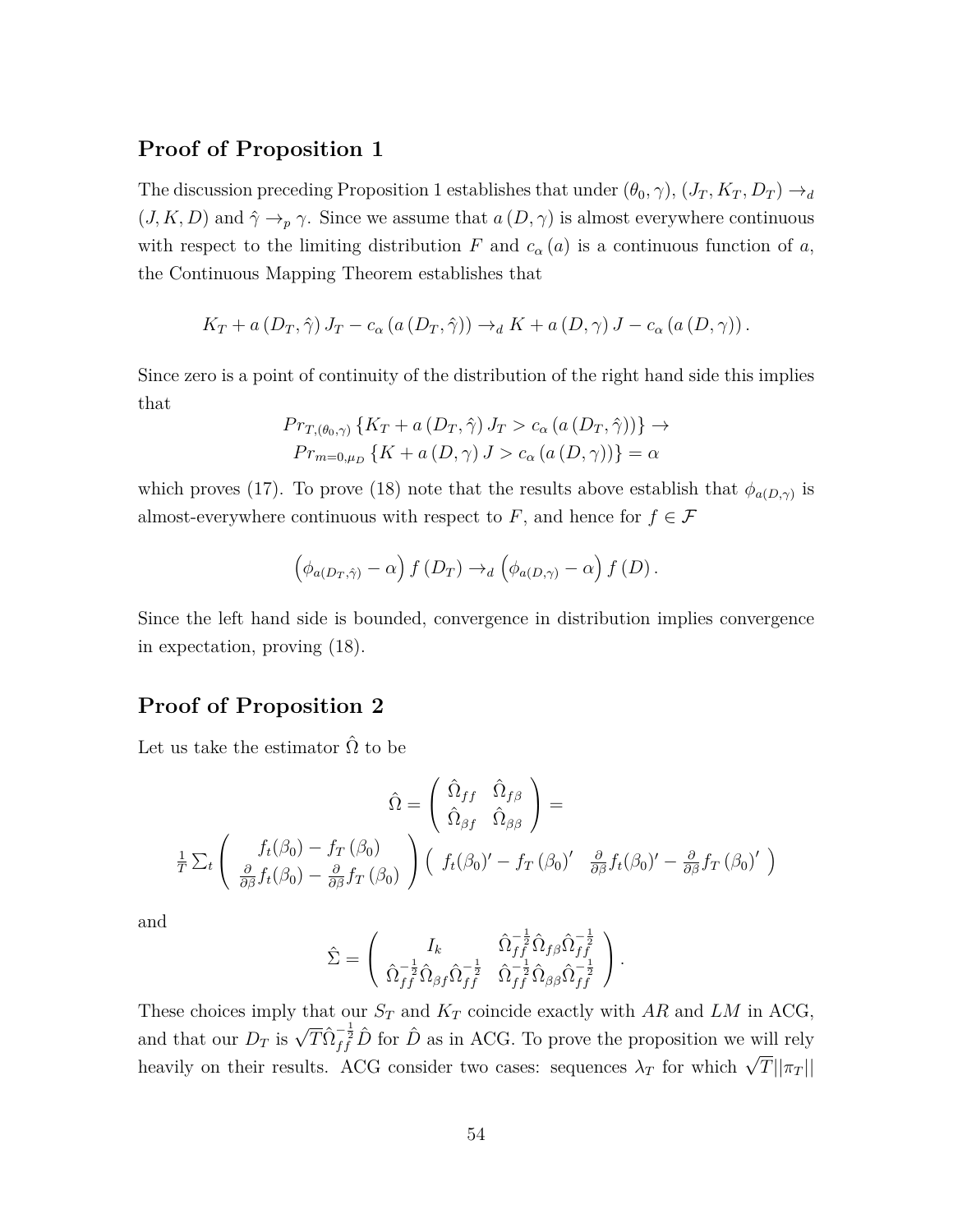## Proof of Proposition 1

The discussion preceding Proposition 1 establishes that under $(\theta_0, \gamma)$, $(J_T, K_T, D_T) \to_d (J, K, D)$ and $\hat{\gamma} \to_p \gamma$. Since we assume that $a(D, \gamma)$ is almost everywhere continuous with respect to the limiting distribution $F$ and $c_\alpha(a)$ is a continuous function of $a$, the Continuous Mapping Theorem establishes that

$$K_T + a(D_T, \hat{\gamma}) J_T - c_\alpha(a(D_T, \hat{\gamma})) \to_d K + a(D, \gamma) J - c_\alpha(a(D, \gamma)).$$

Since zero is a point of continuity of the distribution of the right hand side this implies that

$$Pr_{T,(\theta_0,\gamma)}\{K_T + a(D_T, \hat{\gamma}) J_T > c_\alpha(a(D_T, \hat{\gamma}))\} \to$$
$$Pr_{m=0,\mu_D}\{K + a(D, \gamma) J > c_\alpha(a(D, \gamma))\} = \alpha$$

which proves (17). To prove (18) note that the results above establish that $\phi_{a(D,\gamma)}$ is almost-everywhere continuous with respect to $F$, and hence for $f \in \mathcal{F}$

$$\left(\phi_{a(D_T,\hat{\gamma})} - \alpha\right) f(D_T) \to_d \left(\phi_{a(D,\gamma)} - \alpha\right) f(D).$$

Since the left hand side is bounded, convergence in distribution implies convergence in expectation, proving (18).

## Proof of Proposition 2

Let us take the estimator $\hat{\Omega}$ to be

$$\hat{\Omega} = \begin{pmatrix} \hat{\Omega}_{ff} & \hat{\Omega}_{f\beta} \\ \hat{\Omega}_{\beta f} & \hat{\Omega}_{\beta\beta} \end{pmatrix} =$$
$$\frac{1}{T}\sum_t \begin{pmatrix} f_t(\beta_0) - f_T(\beta_0) \\ \frac{\partial}{\partial\beta} f_t(\beta_0) - \frac{\partial}{\partial\beta} f_T(\beta_0) \end{pmatrix} \begin{pmatrix} f_t(\beta_0)' - f_T(\beta_0)' & \frac{\partial}{\partial\beta} f_t(\beta_0)' - \frac{\partial}{\partial\beta} f_T(\beta_0)' \end{pmatrix}$$

and

$$\hat{\Sigma} = \begin{pmatrix} I_k & \hat{\Omega}_{ff}^{-\frac{1}{2}} \hat{\Omega}_{f\beta} \hat{\Omega}_{ff}^{-\frac{1}{2}} \\ \hat{\Omega}_{ff}^{-\frac{1}{2}} \hat{\Omega}_{\beta f} \hat{\Omega}_{ff}^{-\frac{1}{2}} & \hat{\Omega}_{ff}^{-\frac{1}{2}} \hat{\Omega}_{\beta\beta} \hat{\Omega}_{ff}^{-\frac{1}{2}} \end{pmatrix}.$$

These choices imply that our $S_T$ and $K_T$ coincide exactly with $AR$ and $LM$ in ACG, and that our $D_T$ is $\sqrt{T}\hat{\Omega}_{ff}^{-\frac{1}{2}}\hat{D}$ for $\hat{D}$ as in ACG. To prove the proposition we will rely heavily on their results. ACG consider two cases: sequences $\lambda_T$ for which $\sqrt{T}||\pi_T||$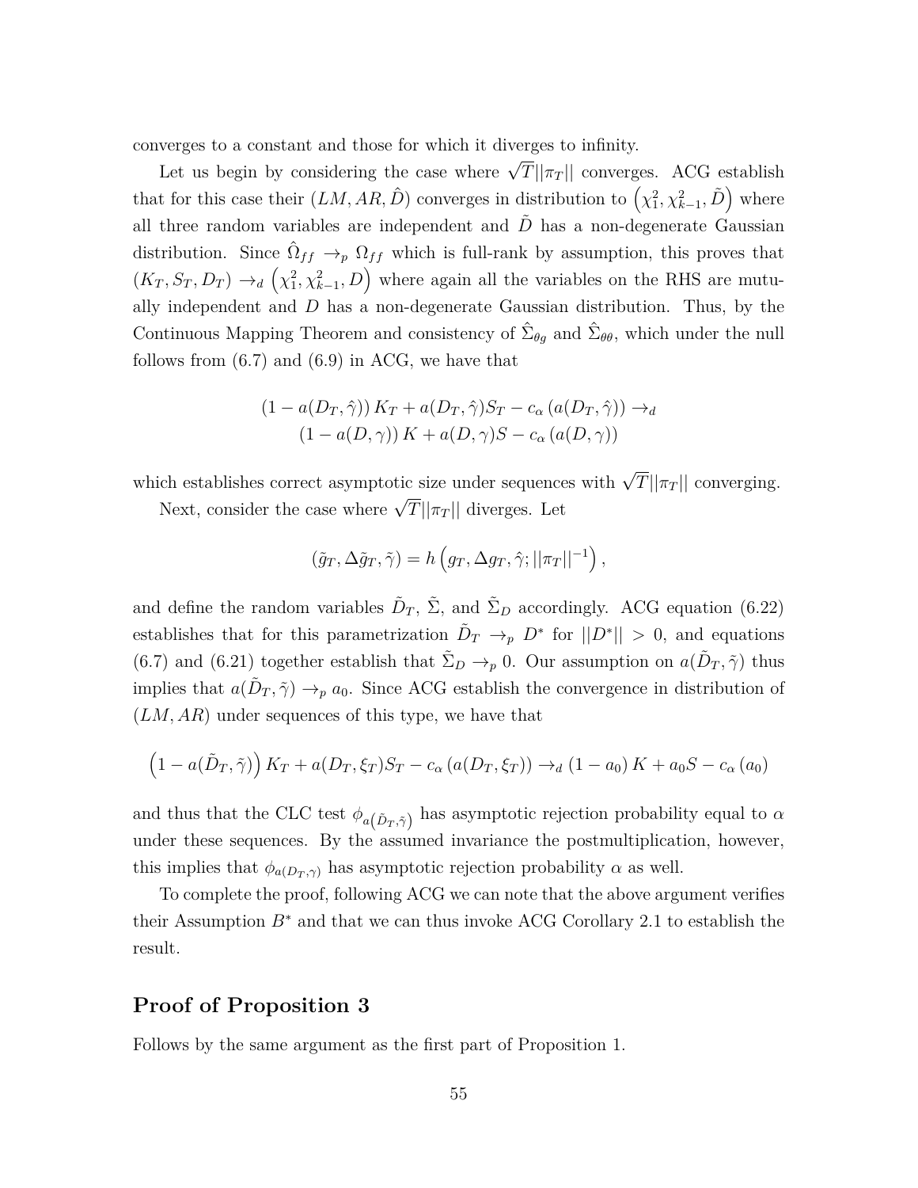converges to a constant and those for which it diverges to infinity.

Let us begin by considering the case where $\sqrt{T}||\pi_T||$ converges. ACG establish that for this case their $(LM, AR, \hat{D})$ converges in distribution to $\left(\chi^2_1, \chi^2_{k-1}, \tilde{D}\right)$ where all three random variables are independent and $\tilde{D}$ has a non-degenerate Gaussian distribution. Since $\hat{\Omega}_{ff} \to_p \Omega_{ff}$ which is full-rank by assumption, this proves that $(K_T, S_T, D_T) \to_d \left(\chi^2_1, \chi^2_{k-1}, D\right)$ where again all the variables on the RHS are mutually independent and $D$ has a non-degenerate Gaussian distribution. Thus, by the Continuous Mapping Theorem and consistency of $\hat{\Sigma}_{\theta g}$ and $\hat{\Sigma}_{\theta\theta}$, which under the null follows from (6.7) and (6.9) in ACG, we have that

$$
\begin{gathered}
\left(1 - a(D_T, \hat{\gamma})\right) K_T + a(D_T, \hat{\gamma}) S_T - c_\alpha \left(a(D_T, \hat{\gamma})\right) \to_d \\
\left(1 - a(D, \gamma)\right) K + a(D, \gamma) S - c_\alpha \left(a(D, \gamma)\right)
\end{gathered}
$$

which establishes correct asymptotic size under sequences with $\sqrt{T}||\pi_T||$ converging.

Next, consider the case where $\sqrt{T}||\pi_T||$ diverges. Let

$$
(\tilde{g}_T, \Delta\tilde{g}_T, \tilde{\gamma}) = h\left(g_T, \Delta g_T, \hat{\gamma}; ||\pi_T||^{-1}\right),
$$

and define the random variables $\tilde{D}_T$, $\tilde{\Sigma}$, and $\tilde{\Sigma}_D$ accordingly. ACG equation (6.22) establishes that for this parametrization $\tilde{D}_T \to_p D^*$ for $||D^*|| > 0$, and equations (6.7) and (6.21) together establish that $\tilde{\Sigma}_D \to_p 0$. Our assumption on $a(\tilde{D}_T, \tilde{\gamma})$ thus implies that $a(\tilde{D}_T, \tilde{\gamma}) \to_p a_0$. Since ACG establish the convergence in distribution of $(LM, AR)$ under sequences of this type, we have that

$$
\left(1 - a(\tilde{D}_T, \tilde{\gamma})\right) K_T + a(D_T, \xi_T) S_T - c_\alpha \left(a(D_T, \xi_T)\right) \to_d \left(1 - a_0\right) K + a_0 S - c_\alpha \left(a_0\right)
$$

and thus that the CLC test $\phi_{a\left(\tilde{D}_T, \tilde{\gamma}\right)}$ has asymptotic rejection probability equal to $\alpha$ under these sequences. By the assumed invariance the postmultiplication, however, this implies that $\phi_{a(D_T, \gamma)}$ has asymptotic rejection probability $\alpha$ as well.

To complete the proof, following ACG we can note that the above argument verifies their Assumption $B^*$ and that we can thus invoke ACG Corollary 2.1 to establish the result.

## Proof of Proposition 3

Follows by the same argument as the first part of Proposition 1.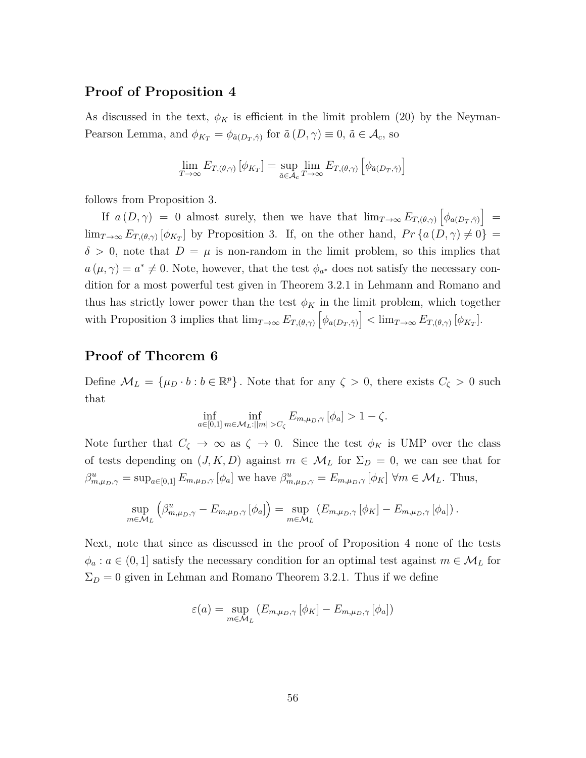## Proof of Proposition 4

As discussed in the text, $\phi_K$ is efficient in the limit problem (20) by the Neyman-Pearson Lemma, and $\phi_{K_T} = \phi_{\tilde{a}(D_T,\hat{\gamma})}$ for $\tilde{a}(D,\gamma) \equiv 0$, $\tilde{a} \in \mathcal{A}_c$, so

$$\lim_{T\to\infty} E_{T,(\theta,\gamma)}\left[\phi_{K_T}\right] = \sup_{\tilde{a}\in\mathcal{A}_c} \lim_{T\to\infty} E_{T,(\theta,\gamma)}\left[\phi_{\tilde{a}(D_T,\hat{\gamma})}\right]$$

follows from Proposition 3.

If $a(D,\gamma) = 0$ almost surely, then we have that $\lim_{T\to\infty} E_{T,(\theta,\gamma)}\left[\phi_{a(D_T,\hat{\gamma})}\right] = \lim_{T\to\infty} E_{T,(\theta,\gamma)}\left[\phi_{K_T}\right]$ by Proposition 3. If, on the other hand, $Pr\{a(D,\gamma) \neq 0\} = \delta > 0$, note that $D = \mu$ is non-random in the limit problem, so this implies that $a(\mu,\gamma) = a^* \neq 0$. Note, however, that the test $\phi_{a^*}$ does not satisfy the necessary condition for a most powerful test given in Theorem 3.2.1 in Lehmann and Romano and thus has strictly lower power than the test $\phi_K$ in the limit problem, which together with Proposition 3 implies that $\lim_{T\to\infty} E_{T,(\theta,\gamma)}\left[\phi_{a(D_T,\hat{\gamma})}\right] < \lim_{T\to\infty} E_{T,(\theta,\gamma)}\left[\phi_{K_T}\right]$.

## Proof of Theorem 6

Define $\mathcal{M}_L = \{\mu_D \cdot b : b \in \mathbb{R}^p\}$. Note that for any $\zeta > 0$, there exists $C_\zeta > 0$ such that

$$\inf_{a\in[0,1]} \inf_{m\in\mathcal{M}_L:||m||>C_\zeta} E_{m,\mu_D,\gamma}\left[\phi_a\right] > 1-\zeta.$$

Note further that $C_\zeta \to \infty$ as $\zeta \to 0$. Since the test $\phi_K$ is UMP over the class of tests depending on $(J,K,D)$ against $m \in \mathcal{M}_L$ for $\Sigma_D = 0$, we can see that for $\beta^u_{m,\mu_D,\gamma} = \sup_{a\in[0,1]} E_{m,\mu_D,\gamma}\left[\phi_a\right]$ we have $\beta^u_{m,\mu_D,\gamma} = E_{m,\mu_D,\gamma}\left[\phi_K\right]$ $\forall m \in \mathcal{M}_L$. Thus,

$$\sup_{m\in\mathcal{M}_L}\left(\beta^u_{m,\mu_D,\gamma} - E_{m,\mu_D,\gamma}\left[\phi_a\right]\right) = \sup_{m\in\mathcal{M}_L}\left(E_{m,\mu_D,\gamma}\left[\phi_K\right] - E_{m,\mu_D,\gamma}\left[\phi_a\right]\right).$$

Next, note that since as discussed in the proof of Proposition 4 none of the tests $\phi_a : a \in (0,1]$ satisfy the necessary condition for an optimal test against $m \in \mathcal{M}_L$ for $\Sigma_D = 0$ given in Lehman and Romano Theorem 3.2.1. Thus if we define

$$\varepsilon(a) = \sup_{m\in\mathcal{M}_L}\left(E_{m,\mu_D,\gamma}\left[\phi_K\right] - E_{m,\mu_D,\gamma}\left[\phi_a\right]\right)$$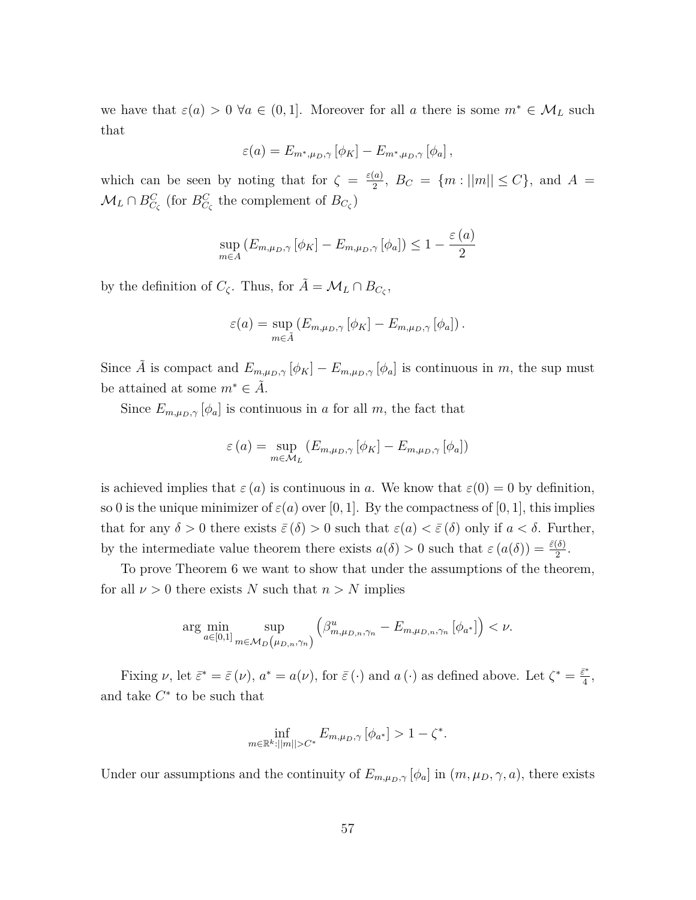we have that $\varepsilon(a) > 0$ $\forall a \in (0, 1]$. Moreover for all $a$ there is some $m^* \in \mathcal{M}_L$ such that

$$\varepsilon(a) = E_{m^*,\mu_D,\gamma}[\phi_K] - E_{m^*,\mu_D,\gamma}[\phi_a],$$

which can be seen by noting that for $\zeta = \frac{\varepsilon(a)}{2}$, $B_C = \{m : ||m|| \leq C\}$, and $A = \mathcal{M}_L \cap B_{C_\zeta}^C$ (for $B_{C_\zeta}^C$ the complement of $B_{C_\zeta}$)

$$\sup_{m \in A} \left(E_{m,\mu_D,\gamma}[\phi_K] - E_{m,\mu_D,\gamma}[\phi_a]\right) \leq 1 - \frac{\varepsilon(a)}{2}$$

by the definition of $C_\zeta$. Thus, for $\tilde{A} = \mathcal{M}_L \cap B_{C_\zeta}$,

$$\varepsilon(a) = \sup_{m \in \tilde{A}} \left(E_{m,\mu_D,\gamma}[\phi_K] - E_{m,\mu_D,\gamma}[\phi_a]\right).$$

Since $\tilde{A}$ is compact and $E_{m,\mu_D,\gamma}[\phi_K] - E_{m,\mu_D,\gamma}[\phi_a]$ is continuous in $m$, the sup must be attained at some $m^* \in \tilde{A}$.

Since $E_{m,\mu_D,\gamma}[\phi_a]$ is continuous in $a$ for all $m$, the fact that

$$\varepsilon(a) = \sup_{m \in \mathcal{M}_L} \left(E_{m,\mu_D,\gamma}[\phi_K] - E_{m,\mu_D,\gamma}[\phi_a]\right)$$

is achieved implies that $\varepsilon(a)$ is continuous in $a$. We know that $\varepsilon(0) = 0$ by definition, so 0 is the unique minimizer of $\varepsilon(a)$ over $[0, 1]$. By the compactness of $[0, 1]$, this implies that for any $\delta > 0$ there exists $\bar{\varepsilon}(\delta) > 0$ such that $\varepsilon(a) < \bar{\varepsilon}(\delta)$ only if $a < \delta$. Further, by the intermediate value theorem there exists $a(\delta) > 0$ such that $\varepsilon(a(\delta)) = \frac{\bar{\varepsilon}(\delta)}{2}$.

To prove Theorem 6 we want to show that under the assumptions of the theorem, for all $\nu > 0$ there exists $N$ such that $n > N$ implies

$$\arg\min_{a \in [0,1]} \sup_{m \in \mathcal{M}_D(\mu_{D,n},\gamma_n)} \left(\beta^u_{m,\mu_{D,n},\gamma_n} - E_{m,\mu_{D,n},\gamma_n}[\phi_{a^*}]\right) < \nu.$$

Fixing $\nu$, let $\bar{\varepsilon}^* = \bar{\varepsilon}(\nu)$, $a^* = a(\nu)$, for $\bar{\varepsilon}(\cdot)$ and $a(\cdot)$ as defined above. Let $\zeta^* = \frac{\bar{\varepsilon}^*}{4}$, and take $C^*$ to be such that

$$\inf_{m \in \mathbb{R}^k : ||m|| > C^*} E_{m,\mu_D,\gamma}[\phi_{a^*}] > 1 - \zeta^*.$$

Under our assumptions and the continuity of $E_{m,\mu_D,\gamma}[\phi_a]$ in $(m, \mu_D, \gamma, a)$, there exists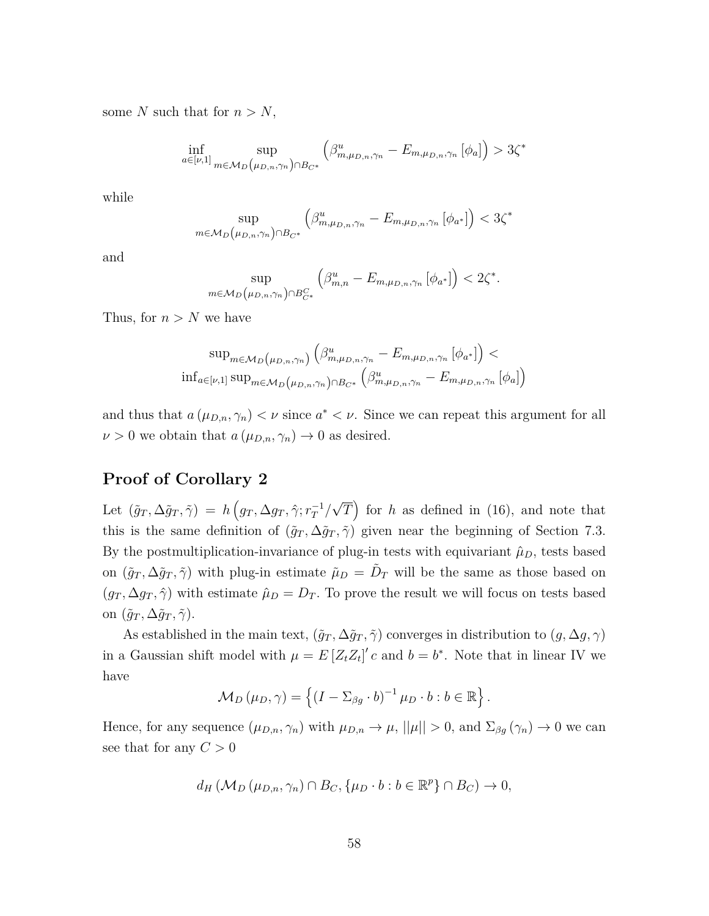some $N$ such that for $n > N$,

$$\inf_{a\in[\nu,1]} \sup_{m\in\mathcal{M}_D\left(\mu_{D,n},\gamma_n\right)\cap B_{C^*}} \left(\beta^u_{m,\mu_{D,n},\gamma_n} - E_{m,\mu_{D,n},\gamma_n}\left[\phi_a\right]\right) > 3\zeta^*$$

while

$$\sup_{m\in\mathcal{M}_D\left(\mu_{D,n},\gamma_n\right)\cap B_{C^*}} \left(\beta^u_{m,\mu_{D,n},\gamma_n} - E_{m,\mu_{D,n},\gamma_n}\left[\phi_{a^*}\right]\right) < 3\zeta^*$$

and

$$\sup_{m\in\mathcal{M}_D\left(\mu_{D,n},\gamma_n\right)\cap B^C_{C^*}} \left(\beta^u_{m,n} - E_{m,\mu_{D,n},\gamma_n}\left[\phi_{a^*}\right]\right) < 2\zeta^*.$$

Thus, for $n > N$ we have

$$\begin{gathered}\sup_{m\in\mathcal{M}_D\left(\mu_{D,n},\gamma_n\right)} \left(\beta^u_{m,\mu_{D,n},\gamma_n} - E_{m,\mu_{D,n},\gamma_n}\left[\phi_{a^*}\right]\right) < \\ \inf_{a\in[\nu,1]} \sup_{m\in\mathcal{M}_D\left(\mu_{D,n},\gamma_n\right)\cap B_{C^*}} \left(\beta^u_{m,\mu_{D,n},\gamma_n} - E_{m,\mu_{D,n},\gamma_n}\left[\phi_a\right]\right)\end{gathered}$$

and thus that $a\left(\mu_{D,n},\gamma_n\right) < \nu$ since $a^* < \nu$. Since we can repeat this argument for all $\nu > 0$ we obtain that $a\left(\mu_{D,n},\gamma_n\right) \to 0$ as desired.

## Proof of Corollary 2

Let $\left(\tilde{g}_T, \Delta\tilde{g}_T, \tilde{\gamma}\right) = h\left(g_T, \Delta g_T, \hat{\gamma}; r_T^{-1}/\sqrt{T}\right)$ for $h$ as defined in (16), and note that this is the same definition of $\left(\tilde{g}_T, \Delta\tilde{g}_T, \tilde{\gamma}\right)$ given near the beginning of Section 7.3. By the postmultiplication-invariance of plug-in tests with equivariant $\hat{\mu}_D$, tests based on $\left(\tilde{g}_T, \Delta\tilde{g}_T, \tilde{\gamma}\right)$ with plug-in estimate $\tilde{\mu}_D = \tilde{D}_T$ will be the same as those based on $\left(g_T, \Delta g_T, \hat{\gamma}\right)$ with estimate $\hat{\mu}_D = D_T$. To prove the result we will focus on tests based on $\left(\tilde{g}_T, \Delta\tilde{g}_T, \tilde{\gamma}\right)$.

As established in the main text, $\left(\tilde{g}_T, \Delta\tilde{g}_T, \tilde{\gamma}\right)$ converges in distribution to $\left(g, \Delta g, \gamma\right)$ in a Gaussian shift model with $\mu = E\left[Z_t Z_t\right]' c$ and $b = b^*$. Note that in linear IV we have

$$\mathcal{M}_D\left(\mu_D, \gamma\right) = \left\{\left(I - \Sigma_{\beta g} \cdot b\right)^{-1} \mu_D \cdot b : b \in \mathbb{R}\right\}.$$

Hence, for any sequence $\left(\mu_{D,n}, \gamma_n\right)$ with $\mu_{D,n} \to \mu$, $||\mu|| > 0$, and $\Sigma_{\beta g}\left(\gamma_n\right) \to 0$ we can see that for any $C > 0$

$$d_H\left(\mathcal{M}_D\left(\mu_{D,n},\gamma_n\right) \cap B_C, \left\{\mu_D \cdot b : b \in \mathbb{R}^p\right\} \cap B_C\right) \to 0,$$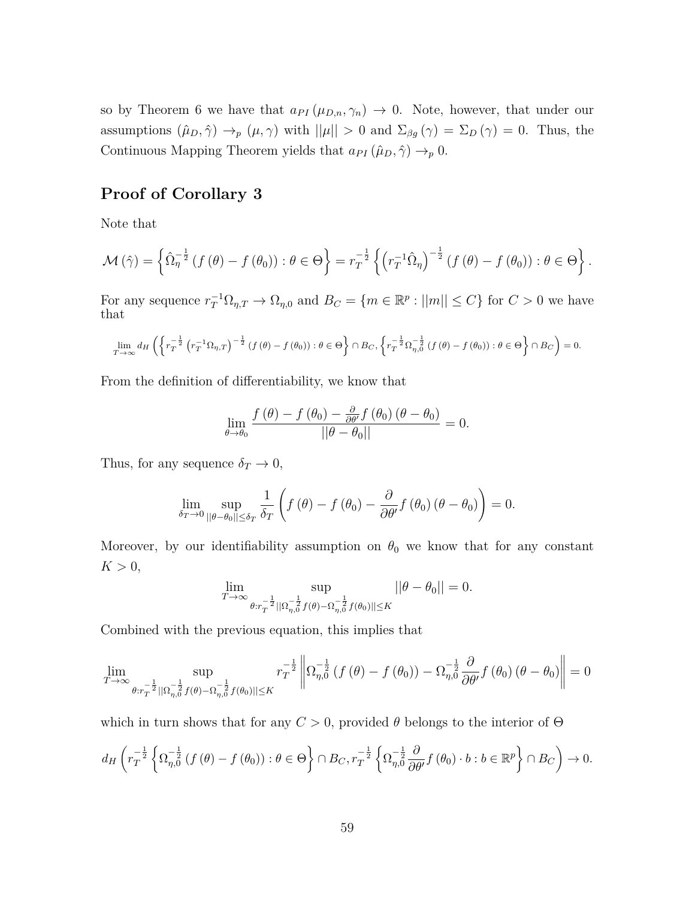so by Theorem 6 we have that $a_{PI}(\mu_{D,n},\gamma_n)\to 0$. Note, however, that under our assumptions $(\hat{\mu}_D,\hat{\gamma})\to_p(\mu,\gamma)$ with $||\mu||>0$ and $\Sigma_{\beta g}(\gamma)=\Sigma_D(\gamma)=0$. Thus, the Continuous Mapping Theorem yields that $a_{PI}(\hat{\mu}_D,\hat{\gamma})\to_p 0$.

## Proof of Corollary 3

Note that

$$\mathcal{M}(\hat{\gamma})=\left\{\hat{\Omega}_\eta^{-\frac{1}{2}}\left(f(\theta)-f(\theta_0)\right):\theta\in\Theta\right\}=r_T^{-\frac{1}{2}}\left\{\left(r_T^{-1}\hat{\Omega}_\eta\right)^{-\frac{1}{2}}\left(f(\theta)-f(\theta_0)\right):\theta\in\Theta\right\}.$$

For any sequence $r_T^{-1}\Omega_{\eta,T}\to\Omega_{\eta,0}$ and $B_C=\{m\in\mathbb{R}^p:||m||\le C\}$ for $C>0$ we have that

$$\lim_{T\to\infty} d_H\left(\left\{r_T^{-\frac{1}{2}}\left(r_T^{-1}\Omega_{\eta,T}\right)^{-\frac{1}{2}}\left(f(\theta)-f(\theta_0)\right):\theta\in\Theta\right\}\cap B_C,\left\{r_T^{-\frac{1}{2}}\Omega_{\eta,0}^{-\frac{1}{2}}\left(f(\theta)-f(\theta_0)\right):\theta\in\Theta\right\}\cap B_C\right)=0.$$

From the definition of differentiability, we know that

$$\lim_{\theta\to\theta_0}\frac{f(\theta)-f(\theta_0)-\frac{\partial}{\partial\theta'}f(\theta_0)(\theta-\theta_0)}{||\theta-\theta_0||}=0.$$

Thus, for any sequence $\delta_T\to 0$,

$$\lim_{\delta_T\to 0}\sup_{||\theta-\theta_0||\le\delta_T}\frac{1}{\delta_T}\left(f(\theta)-f(\theta_0)-\frac{\partial}{\partial\theta'}f(\theta_0)(\theta-\theta_0)\right)=0.$$

Moreover, by our identifiability assumption on $\theta_0$ we know that for any constant $K>0$,

$$\lim_{T\to\infty}\sup_{\theta:r_T^{-\frac{1}{2}}||\Omega_{\eta,0}^{-\frac{1}{2}}f(\theta)-\Omega_{\eta,0}^{-\frac{1}{2}}f(\theta_0)||\le K}||\theta-\theta_0||=0.$$

Combined with the previous equation, this implies that

$$\lim_{T\to\infty}\sup_{\theta:r_T^{-\frac{1}{2}}||\Omega_{\eta,0}^{-\frac{1}{2}}f(\theta)-\Omega_{\eta,0}^{-\frac{1}{2}}f(\theta_0)||\le K} r_T^{-\frac{1}{2}}\left\|\Omega_{\eta,0}^{-\frac{1}{2}}\left(f(\theta)-f(\theta_0)\right)-\Omega_{\eta,0}^{-\frac{1}{2}}\frac{\partial}{\partial\theta'}f(\theta_0)(\theta-\theta_0)\right\|=0$$

which in turn shows that for any $C>0$, provided $\theta$ belongs to the interior of $\Theta$

$$d_H\left(r_T^{-\frac{1}{2}}\left\{\Omega_{\eta,0}^{-\frac{1}{2}}\left(f(\theta)-f(\theta_0)\right):\theta\in\Theta\right\}\cap B_C, r_T^{-\frac{1}{2}}\left\{\Omega_{\eta,0}^{-\frac{1}{2}}\frac{\partial}{\partial\theta'}f(\theta_0)\cdot b:b\in\mathbb{R}^p\right\}\cap B_C\right)\to 0.$$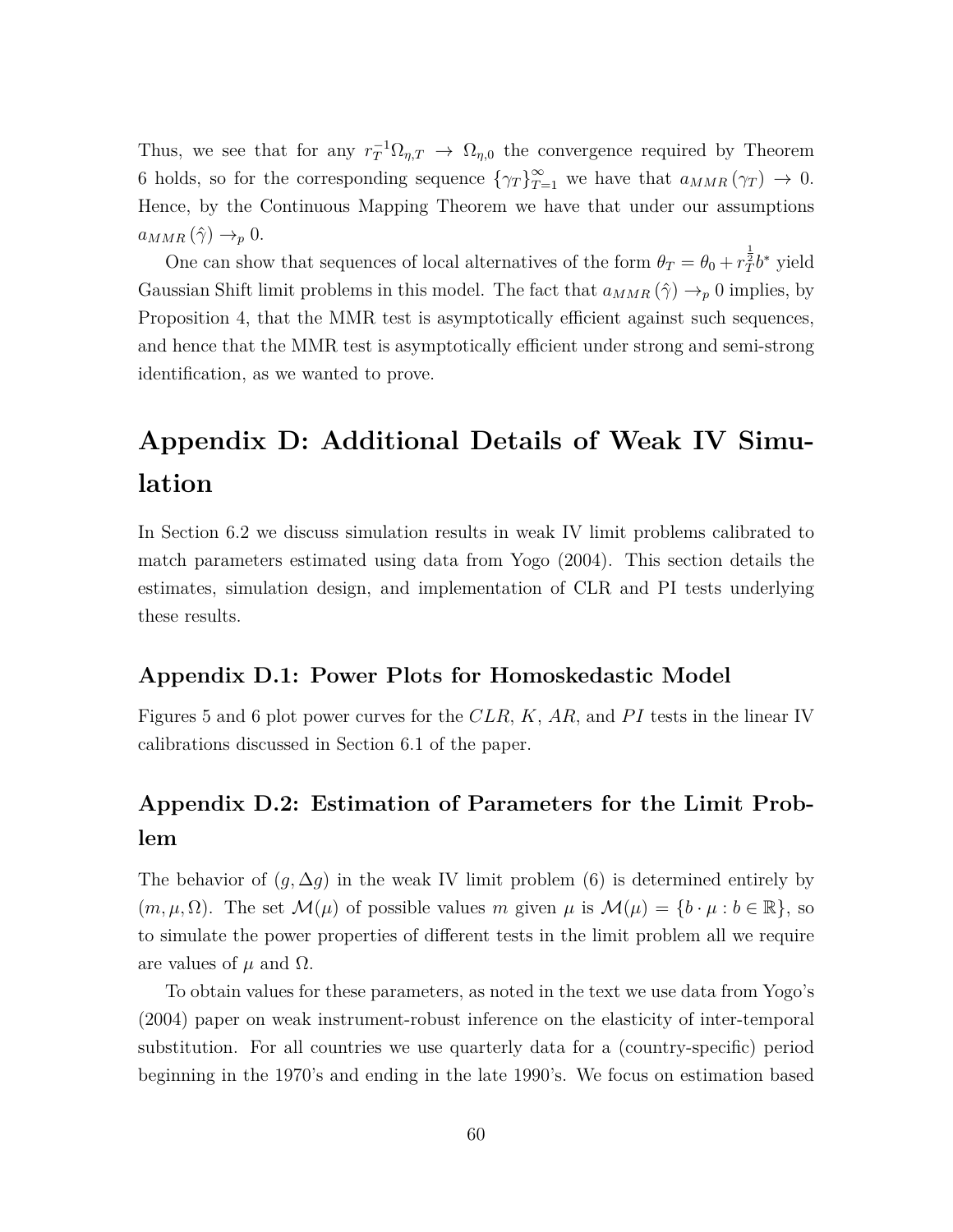Thus, we see that for any $r_T^{-1}\Omega_{\eta,T} \rightarrow \Omega_{\eta,0}$ the convergence required by Theorem 6 holds, so for the corresponding sequence $\{\gamma_T\}_{T=1}^{\infty}$ we have that $a_{MMR}(\gamma_T) \rightarrow 0$. Hence, by the Continuous Mapping Theorem we have that under our assumptions $a_{MMR}(\hat{\gamma}) \rightarrow_p 0$.

One can show that sequences of local alternatives of the form $\theta_T = \theta_0 + r_T^{\frac{1}{2}} b^*$ yield Gaussian Shift limit problems in this model. The fact that $a_{MMR}(\hat{\gamma}) \rightarrow_p 0$ implies, by Proposition 4, that the MMR test is asymptotically efficient against such sequences, and hence that the MMR test is asymptotically efficient under strong and semi-strong identification, as we wanted to prove.

# Appendix D: Additional Details of Weak IV Simulation

In Section 6.2 we discuss simulation results in weak IV limit problems calibrated to match parameters estimated using data from Yogo (2004). This section details the estimates, simulation design, and implementation of CLR and PI tests underlying these results.

## Appendix D.1: Power Plots for Homoskedastic Model

Figures 5 and 6 plot power curves for the $CLR$, $K$, $AR$, and $PI$ tests in the linear IV calibrations discussed in Section 6.1 of the paper.

## Appendix D.2: Estimation of Parameters for the Limit Problem

The behavior of $(g, \Delta g)$ in the weak IV limit problem (6) is determined entirely by $(m, \mu, \Omega)$. The set $\mathcal{M}(\mu)$ of possible values $m$ given $\mu$ is $\mathcal{M}(\mu) = \{b \cdot \mu : b \in \mathbb{R}\}$, so to simulate the power properties of different tests in the limit problem all we require are values of $\mu$ and $\Omega$.

To obtain values for these parameters, as noted in the text we use data from Yogo's (2004) paper on weak instrument-robust inference on the elasticity of inter-temporal substitution. For all countries we use quarterly data for a (country-specific) period beginning in the 1970's and ending in the late 1990's. We focus on estimation based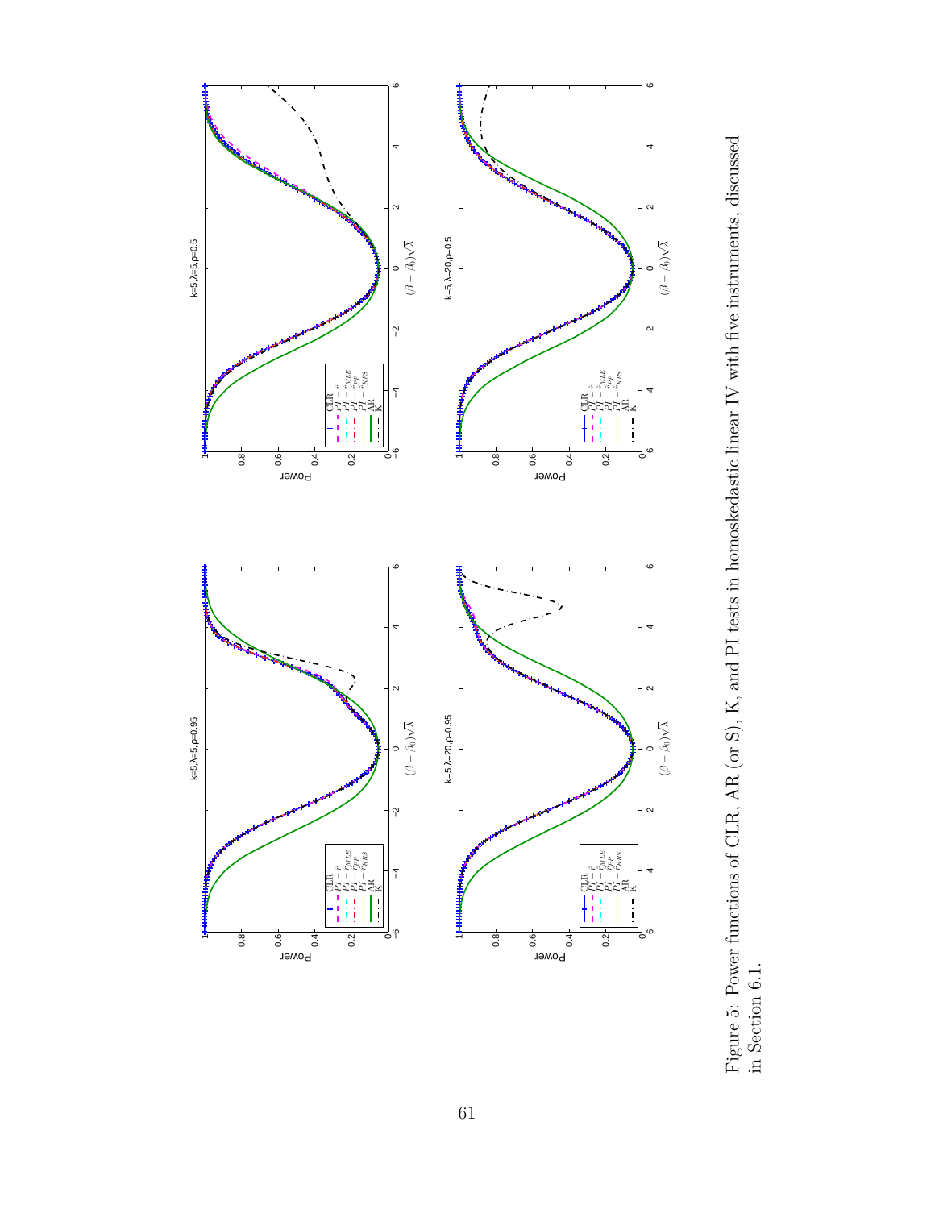Figure 5: Power functions of CLR, AR (or S), K, and PI tests in homoskedastic linear IV with five instruments, discussed in Section 6.1.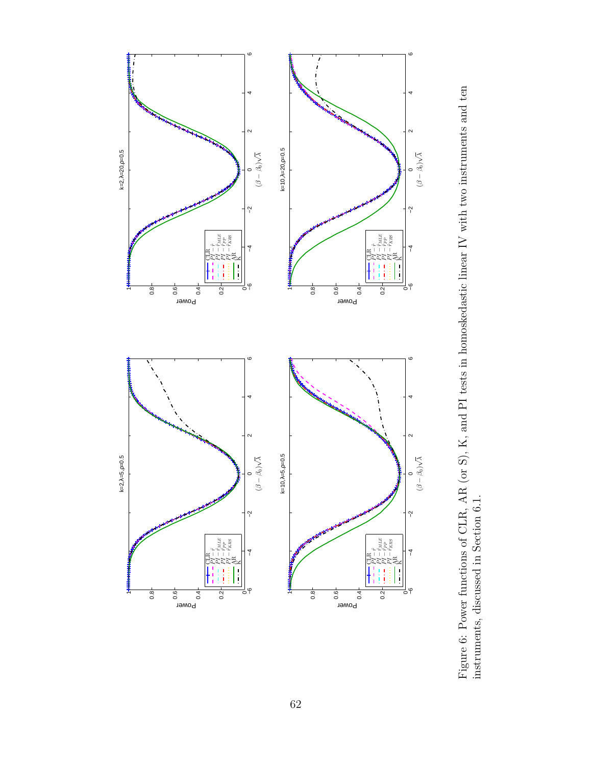Figure 6: Power functions of CLR, AR (or S), K, and PI tests in homoskedastic linear IV with two instruments and ten instruments, discussed in Section 6.1.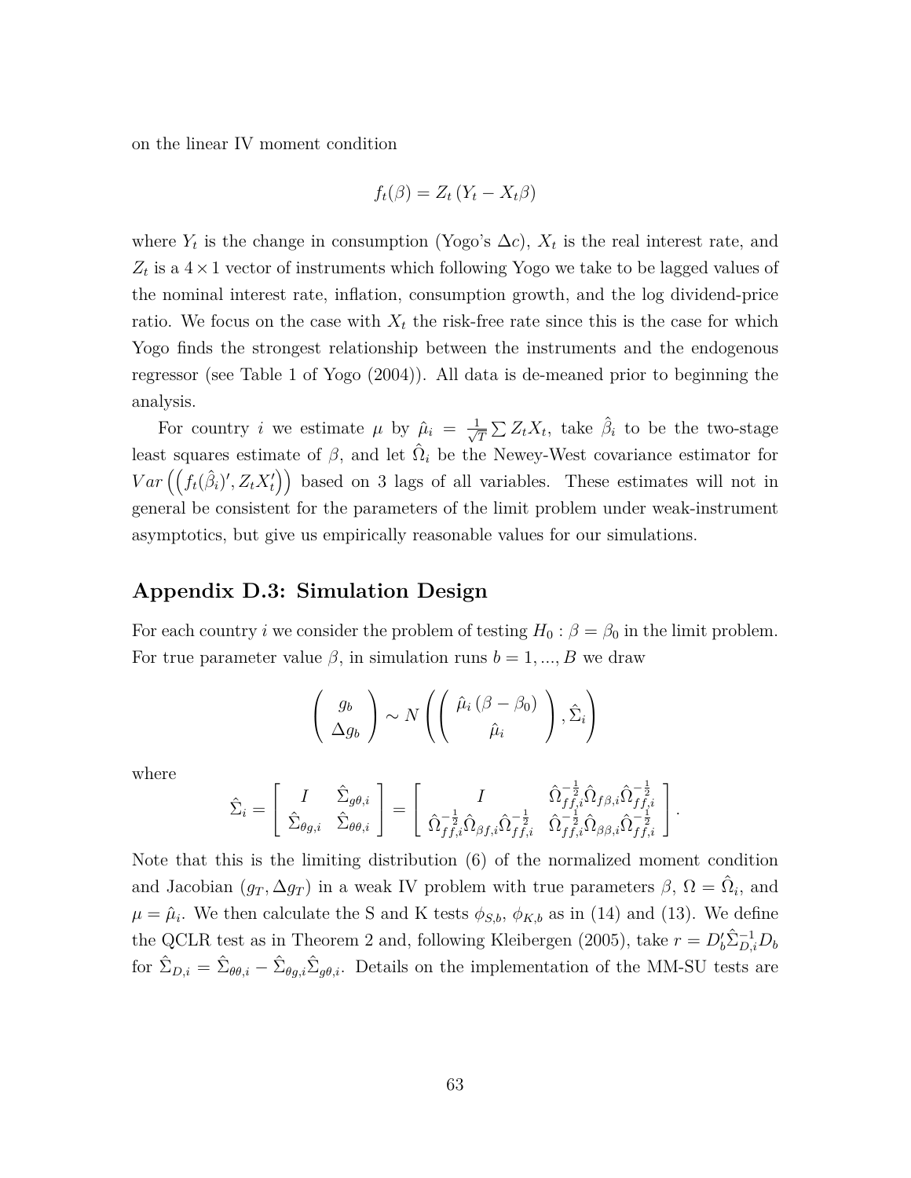on the linear IV moment condition

$$f_t(\beta) = Z_t (Y_t - X_t\beta)$$

where $Y_t$ is the change in consumption (Yogo's $\Delta c$), $X_t$ is the real interest rate, and $Z_t$ is a $4 \times 1$ vector of instruments which following Yogo we take to be lagged values of the nominal interest rate, inflation, consumption growth, and the log dividend-price ratio. We focus on the case with $X_t$ the risk-free rate since this is the case for which Yogo finds the strongest relationship between the instruments and the endogenous regressor (see Table 1 of Yogo (2004)). All data is de-meaned prior to beginning the analysis.

For country $i$ we estimate $\mu$ by $\hat{\mu}_i = \frac{1}{\sqrt{T}} \sum Z_t X_t$, take $\hat{\beta}_i$ to be the two-stage least squares estimate of $\beta$, and let $\hat{\Omega}_i$ be the Newey-West covariance estimator for $Var\left(\left(f_t(\hat{\beta}_i)', Z_t X_t'\right)\right)$ based on 3 lags of all variables. These estimates will not in general be consistent for the parameters of the limit problem under weak-instrument asymptotics, but give us empirically reasonable values for our simulations.

## Appendix D.3: Simulation Design

For each country $i$ we consider the problem of testing $H_0 : \beta = \beta_0$ in the limit problem. For true parameter value $\beta$, in simulation runs $b = 1, ..., B$ we draw

$$\left( \begin{array}{c} g_b \\ \Delta g_b \end{array} \right) \sim N \left( \left( \begin{array}{c} \hat{\mu}_i (\beta - \beta_0) \\ \hat{\mu}_i \end{array} \right), \hat{\Sigma}_i \right)$$

where

$$\hat{\Sigma}_i = \left[ \begin{array}{cc} I & \hat{\Sigma}_{g\theta,i} \\ \hat{\Sigma}_{\theta g,i} & \hat{\Sigma}_{\theta\theta,i} \end{array} \right] = \left[ \begin{array}{cc} I & \hat{\Omega}_{ff,i}^{-\frac{1}{2}} \hat{\Omega}_{f\beta,i} \hat{\Omega}_{ff,i}^{-\frac{1}{2}} \\ \hat{\Omega}_{ff,i}^{-\frac{1}{2}} \hat{\Omega}_{\beta f,i} \hat{\Omega}_{ff,i}^{-\frac{1}{2}} & \hat{\Omega}_{ff,i}^{-\frac{1}{2}} \hat{\Omega}_{\beta\beta,i} \hat{\Omega}_{ff,i}^{-\frac{1}{2}} \end{array} \right].$$

Note that this is the limiting distribution (6) of the normalized moment condition and Jacobian $(g_T, \Delta g_T)$ in a weak IV problem with true parameters $\beta$, $\Omega = \hat{\Omega}_i$, and $\mu = \hat{\mu}_i$. We then calculate the S and K tests $\phi_{S,b}$, $\phi_{K,b}$ as in (14) and (13). We define the QCLR test as in Theorem 2 and, following Kleibergen (2005), take $r = D_b' \hat{\Sigma}_{D,i}^{-1} D_b$ for $\hat{\Sigma}_{D,i} = \hat{\Sigma}_{\theta\theta,i} - \hat{\Sigma}_{\theta g,i} \hat{\Sigma}_{g\theta,i}$. Details on the implementation of the MM-SU tests are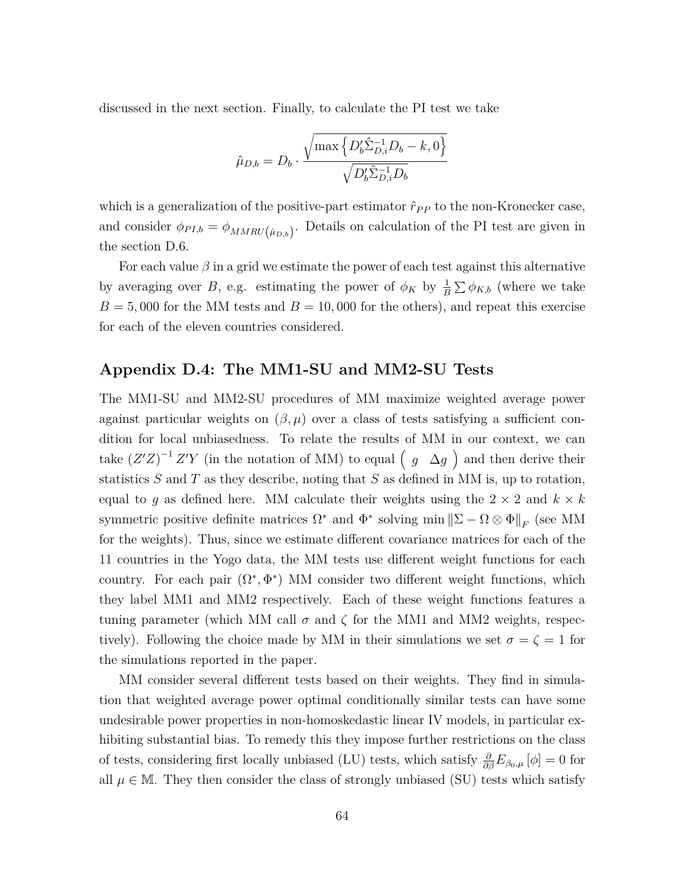discussed in the next section. Finally, to calculate the PI test we take

$$\hat{\mu}_{D,b} = D_b \cdot \frac{\sqrt{\max\left\{D_b'\hat{\Sigma}_{D,i}^{-1}D_b - k, 0\right\}}}{\sqrt{D_b'\hat{\Sigma}_{D,i}^{-1}D_b}}$$

which is a generalization of the positive-part estimator $\hat{r}_{PP}$ to the non-Kronecker case, and consider $\phi_{PI,b} = \phi_{MMRU(\hat{\mu}_{D,b})}$. Details on calculation of the PI test are given in the section D.6.

For each value $\beta$ in a grid we estimate the power of each test against this alternative by averaging over $B$, e.g. estimating the power of $\phi_K$ by $\frac{1}{B}\sum \phi_{K,b}$ (where we take $B = 5,000$ for the MM tests and $B = 10,000$ for the others), and repeat this exercise for each of the eleven countries considered.

## Appendix D.4: The MM1-SU and MM2-SU Tests

The MM1-SU and MM2-SU procedures of MM maximize weighted average power against particular weights on $(\beta, \mu)$ over a class of tests satisfying a sufficient condition for local unbiasedness. To relate the results of MM in our context, we can take $(Z'Z)^{-1} Z'Y$ (in the notation of MM) to equal $\begin{pmatrix} g & \Delta g \end{pmatrix}$ and then derive their statistics $S$ and $T$ as they describe, noting that $S$ as defined in MM is, up to rotation, equal to $g$ as defined here. MM calculate their weights using the $2 \times 2$ and $k \times k$ symmetric positive definite matrices $\Omega^*$ and $\Phi^*$ solving $\min \|\Sigma - \Omega \otimes \Phi\|_F$ (see MM for the weights). Thus, since we estimate different covariance matrices for each of the 11 countries in the Yogo data, the MM tests use different weight functions for each country. For each pair $(\Omega^*, \Phi^*)$ MM consider two different weight functions, which they label MM1 and MM2 respectively. Each of these weight functions features a tuning parameter (which MM call $\sigma$ and $\zeta$ for the MM1 and MM2 weights, respectively). Following the choice made by MM in their simulations we set $\sigma = \zeta = 1$ for the simulations reported in the paper.

MM consider several different tests based on their weights. They find in simulation that weighted average power optimal conditionally similar tests can have some undesirable power properties in non-homoskedastic linear IV models, in particular exhibiting substantial bias. To remedy this they impose further restrictions on the class of tests, considering first locally unbiased (LU) tests, which satisfy $\frac{\partial}{\partial \beta} E_{\beta_0,\mu}[\phi] = 0$ for all $\mu \in \mathbb{M}$. They then consider the class of strongly unbiased (SU) tests which satisfy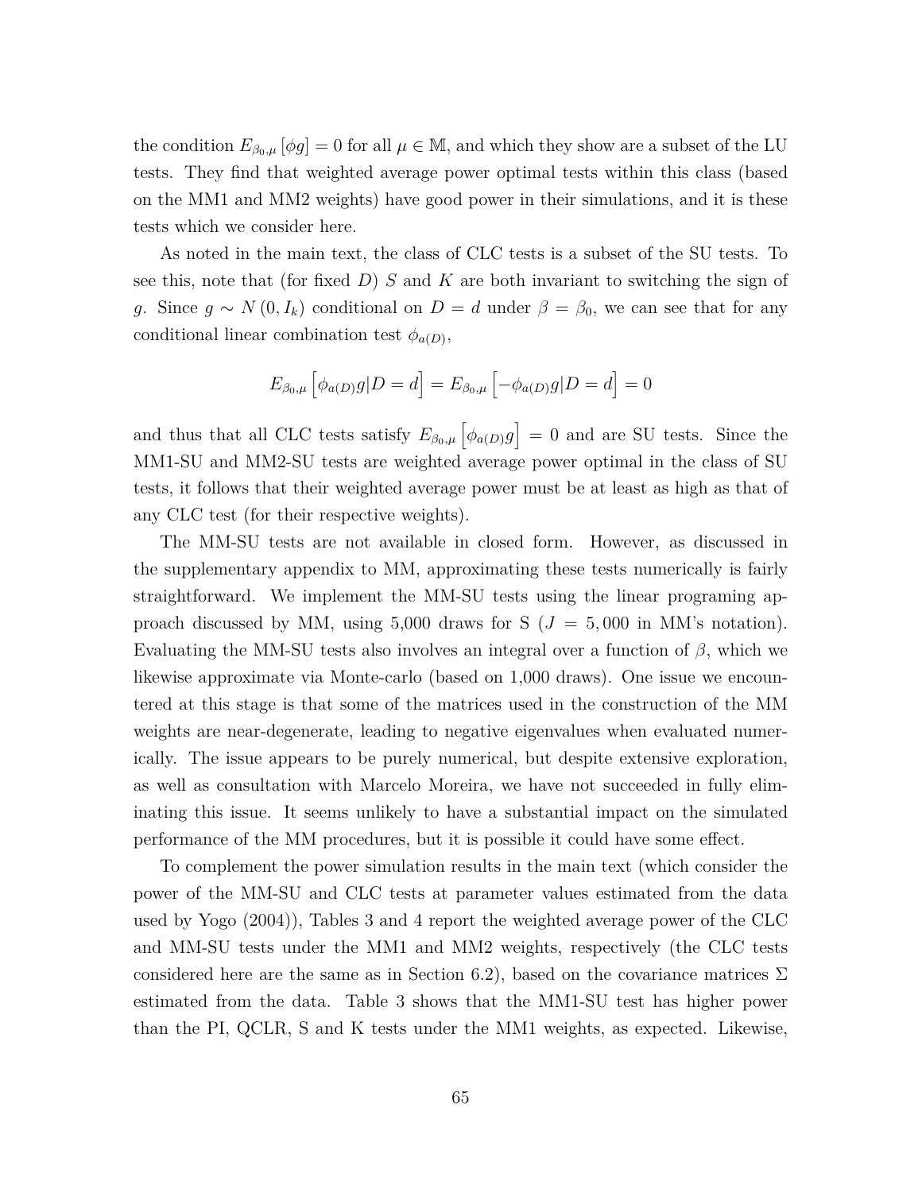the condition $E_{\beta_0,\mu}[\phi g] = 0$ for all $\mu \in \mathbb{M}$, and which they show are a subset of the LU tests. They find that weighted average power optimal tests within this class (based on the MM1 and MM2 weights) have good power in their simulations, and it is these tests which we consider here.

As noted in the main text, the class of CLC tests is a subset of the SU tests. To see this, note that (for fixed $D$) $S$ and $K$ are both invariant to switching the sign of $g$. Since $g \sim N(0, I_k)$ conditional on $D = d$ under $\beta = \beta_0$, we can see that for any conditional linear combination test $\phi_{a(D)}$,

$$E_{\beta_0,\mu}\left[\phi_{a(D)} g | D = d\right] = E_{\beta_0,\mu}\left[-\phi_{a(D)} g | D = d\right] = 0$$

and thus that all CLC tests satisfy $E_{\beta_0,\mu}\left[\phi_{a(D)} g\right] = 0$ and are SU tests. Since the MM1-SU and MM2-SU tests are weighted average power optimal in the class of SU tests, it follows that their weighted average power must be at least as high as that of any CLC test (for their respective weights).

The MM-SU tests are not available in closed form. However, as discussed in the supplementary appendix to MM, approximating these tests numerically is fairly straightforward. We implement the MM-SU tests using the linear programing approach discussed by MM, using 5,000 draws for S ($J = 5,000$ in MM's notation). Evaluating the MM-SU tests also involves an integral over a function of $\beta$, which we likewise approximate via Monte-carlo (based on 1,000 draws). One issue we encountered at this stage is that some of the matrices used in the construction of the MM weights are near-degenerate, leading to negative eigenvalues when evaluated numerically. The issue appears to be purely numerical, but despite extensive exploration, as well as consultation with Marcelo Moreira, we have not succeeded in fully eliminating this issue. It seems unlikely to have a substantial impact on the simulated performance of the MM procedures, but it is possible it could have some effect.

To complement the power simulation results in the main text (which consider the power of the MM-SU and CLC tests at parameter values estimated from the data used by Yogo (2004)), Tables 3 and 4 report the weighted average power of the CLC and MM-SU tests under the MM1 and MM2 weights, respectively (the CLC tests considered here are the same as in Section 6.2), based on the covariance matrices $\Sigma$ estimated from the data. Table 3 shows that the MM1-SU test has higher power than the PI, QCLR, S and K tests under the MM1 weights, as expected. Likewise,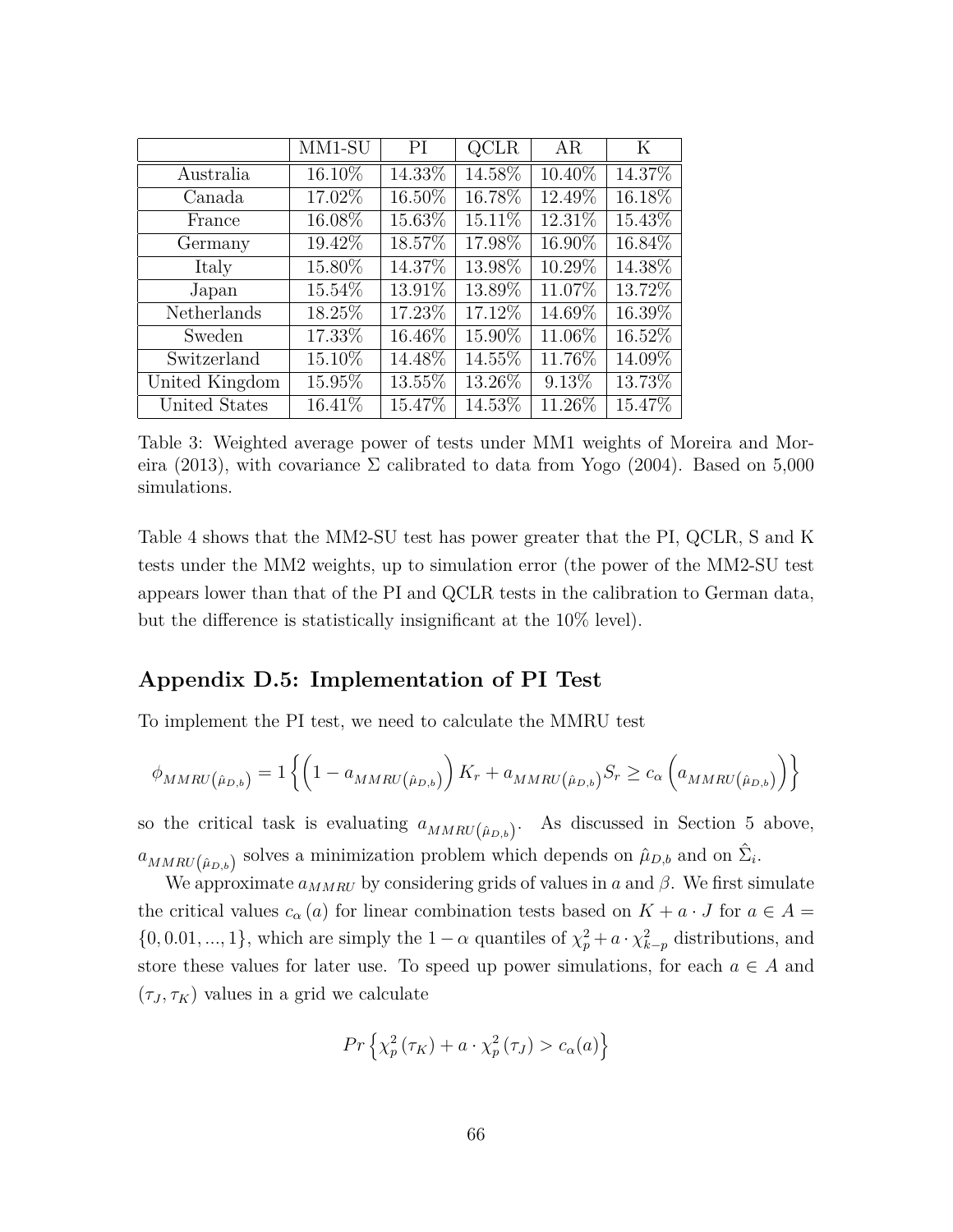| | MM1-SU | PI | QCLR | AR | K |
|---|---|---|---|---|---|
| Australia | 16.10% | 14.33% | 14.58% | 10.40% | 14.37% |
| Canada | 17.02% | 16.50% | 16.78% | 12.49% | 16.18% |
| France | 16.08% | 15.63% | 15.11% | 12.31% | 15.43% |
| Germany | 19.42% | 18.57% | 17.98% | 16.90% | 16.84% |
| Italy | 15.80% | 14.37% | 13.98% | 10.29% | 14.38% |
| Japan | 15.54% | 13.91% | 13.89% | 11.07% | 13.72% |
| Netherlands | 18.25% | 17.23% | 17.12% | 14.69% | 16.39% |
| Sweden | 17.33% | 16.46% | 15.90% | 11.06% | 16.52% |
| Switzerland | 15.10% | 14.48% | 14.55% | 11.76% | 14.09% |
| United Kingdom | 15.95% | 13.55% | 13.26% | 9.13% | 13.73% |
| United States | 16.41% | 15.47% | 14.53% | 11.26% | 15.47% |

Table 3: Weighted average power of tests under MM1 weights of Moreira and Moreira (2013), with covariance $\Sigma$ calibrated to data from Yogo (2004). Based on 5,000 simulations.

Table 4 shows that the MM2-SU test has power greater that the PI, QCLR, S and K tests under the MM2 weights, up to simulation error (the power of the MM2-SU test appears lower than that of the PI and QCLR tests in the calibration to German data, but the difference is statistically insignificant at the 10% level).

## Appendix D.5: Implementation of PI Test

To implement the PI test, we need to calculate the MMRU test

$$\phi_{MMRU\left(\hat{\mu}_{D,b}\right)} = 1\left\{\left(1 - a_{MMRU\left(\hat{\mu}_{D,b}\right)}\right) K_r + a_{MMRU\left(\hat{\mu}_{D,b}\right)} S_r \geq c_\alpha\left(a_{MMRU\left(\hat{\mu}_{D,b}\right)}\right)\right\}$$

so the critical task is evaluating $a_{MMRU\left(\hat{\mu}_{D,b}\right)}$. As discussed in Section 5 above, $a_{MMRU\left(\hat{\mu}_{D,b}\right)}$ solves a minimization problem which depends on $\hat{\mu}_{D,b}$ and on $\hat{\Sigma}_i$.

We approximate $a_{MMRU}$ by considering grids of values in $a$ and $\beta$. We first simulate the critical values $c_\alpha(a)$ for linear combination tests based on $K + a \cdot J$ for $a \in A = \{0, 0.01, ..., 1\}$, which are simply the $1 - \alpha$ quantiles of $\chi^2_p + a \cdot \chi^2_{k-p}$ distributions, and store these values for later use. To speed up power simulations, for each $a \in A$ and $(\tau_J, \tau_K)$ values in a grid we calculate

$$Pr\left\{\chi^2_p(\tau_K) + a \cdot \chi^2_p(\tau_J) > c_\alpha(a)\right\}$$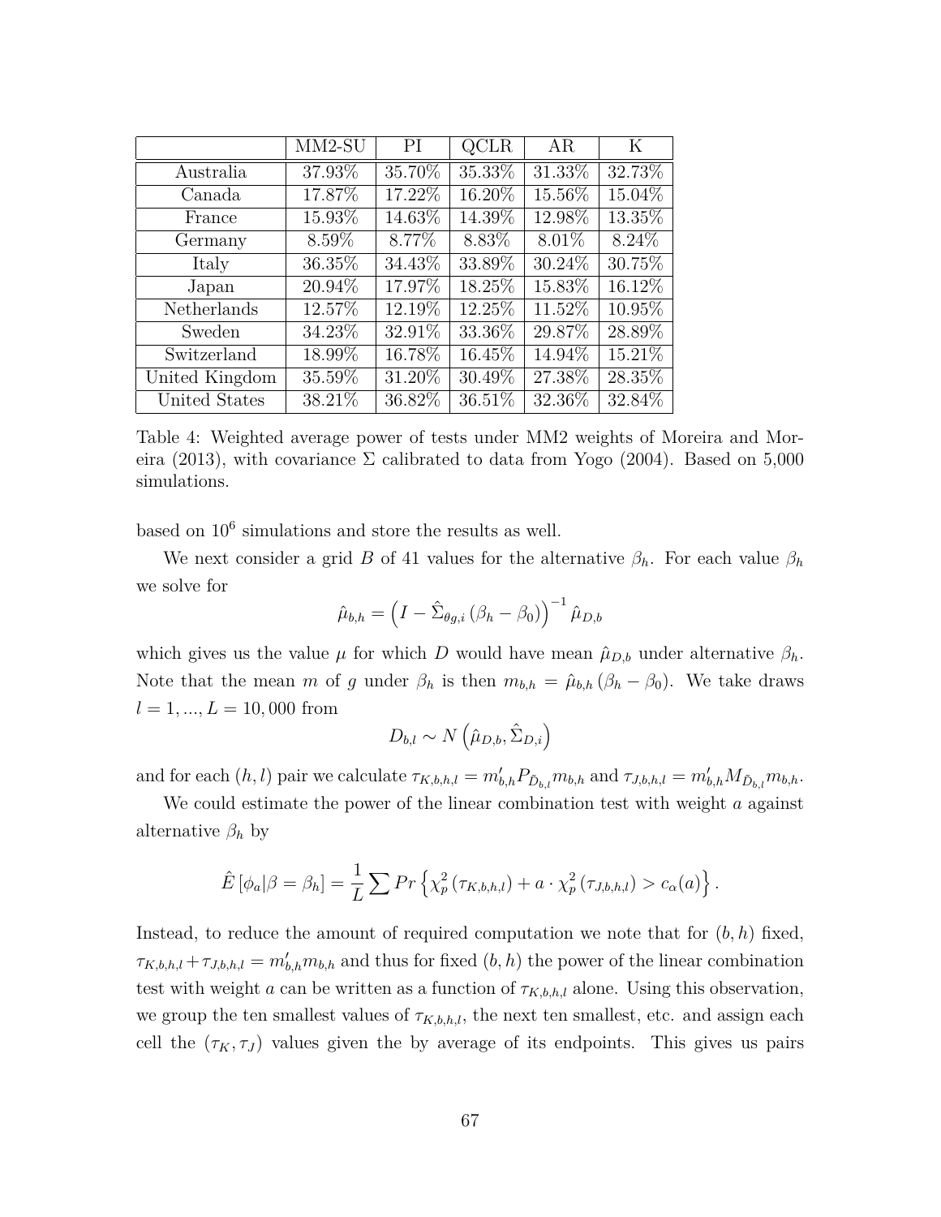| | MM2-SU | PI | QCLR | AR | K |
|---|---|---|---|---|---|
| Australia | 37.93% | 35.70% | 35.33% | 31.33% | 32.73% |
| Canada | 17.87% | 17.22% | 16.20% | 15.56% | 15.04% |
| France | 15.93% | 14.63% | 14.39% | 12.98% | 13.35% |
| Germany | 8.59% | 8.77% | 8.83% | 8.01% | 8.24% |
| Italy | 36.35% | 34.43% | 33.89% | 30.24% | 30.75% |
| Japan | 20.94% | 17.97% | 18.25% | 15.83% | 16.12% |
| Netherlands | 12.57% | 12.19% | 12.25% | 11.52% | 10.95% |
| Sweden | 34.23% | 32.91% | 33.36% | 29.87% | 28.89% |
| Switzerland | 18.99% | 16.78% | 16.45% | 14.94% | 15.21% |
| United Kingdom | 35.59% | 31.20% | 30.49% | 27.38% | 28.35% |
| United States | 38.21% | 36.82% | 36.51% | 32.36% | 32.84% |

Table 4: Weighted average power of tests under MM2 weights of Moreira and Moreira (2013), with covariance $\Sigma$ calibrated to data from Yogo (2004). Based on 5,000 simulations.

based on $10^6$ simulations and store the results as well.

We next consider a grid $B$ of 41 values for the alternative $\beta_h$. For each value $\beta_h$ we solve for

$$\hat{\mu}_{b,h} = \left(I - \hat{\Sigma}_{\theta g,i}\left(\beta_h - \beta_0\right)\right)^{-1} \hat{\mu}_{D,b}$$

which gives us the value $\mu$ for which $D$ would have mean $\hat{\mu}_{D,b}$ under alternative $\beta_h$. Note that the mean $m$ of $g$ under $\beta_h$ is then $m_{b,h} = \hat{\mu}_{b,h}\left(\beta_h - \beta_0\right)$. We take draws $l = 1, ..., L = 10,000$ from

$$D_{b,l} \sim N\left(\hat{\mu}_{D,b}, \hat{\Sigma}_{D,i}\right)$$

and for each $(h, l)$ pair we calculate $\tau_{K,b,h,l} = m_{b,h}' P_{\tilde{D}_{b,l}} m_{b,h}$ and $\tau_{J,b,h,l} = m_{b,h}' M_{\tilde{D}_{b,l}} m_{b,h}$.

We could estimate the power of the linear combination test with weight $a$ against alternative $\beta_h$ by

$$\hat{E}\left[\phi_a | \beta = \beta_h\right] = \frac{1}{L} \sum Pr\left\{\chi_p^2\left(\tau_{K,b,h,l}\right) + a \cdot \chi_p^2\left(\tau_{J,b,h,l}\right) > c_\alpha(a)\right\}.$$

Instead, to reduce the amount of required computation we note that for $(b, h)$ fixed, $\tau_{K,b,h,l} + \tau_{J,b,h,l} = m_{b,h}' m_{b,h}$ and thus for fixed $(b, h)$ the power of the linear combination test with weight $a$ can be written as a function of $\tau_{K,b,h,l}$ alone. Using this observation, we group the ten smallest values of $\tau_{K,b,h,l}$, the next ten smallest, etc. and assign each cell the $(\tau_K, \tau_J)$ values given the by average of its endpoints. This gives us pairs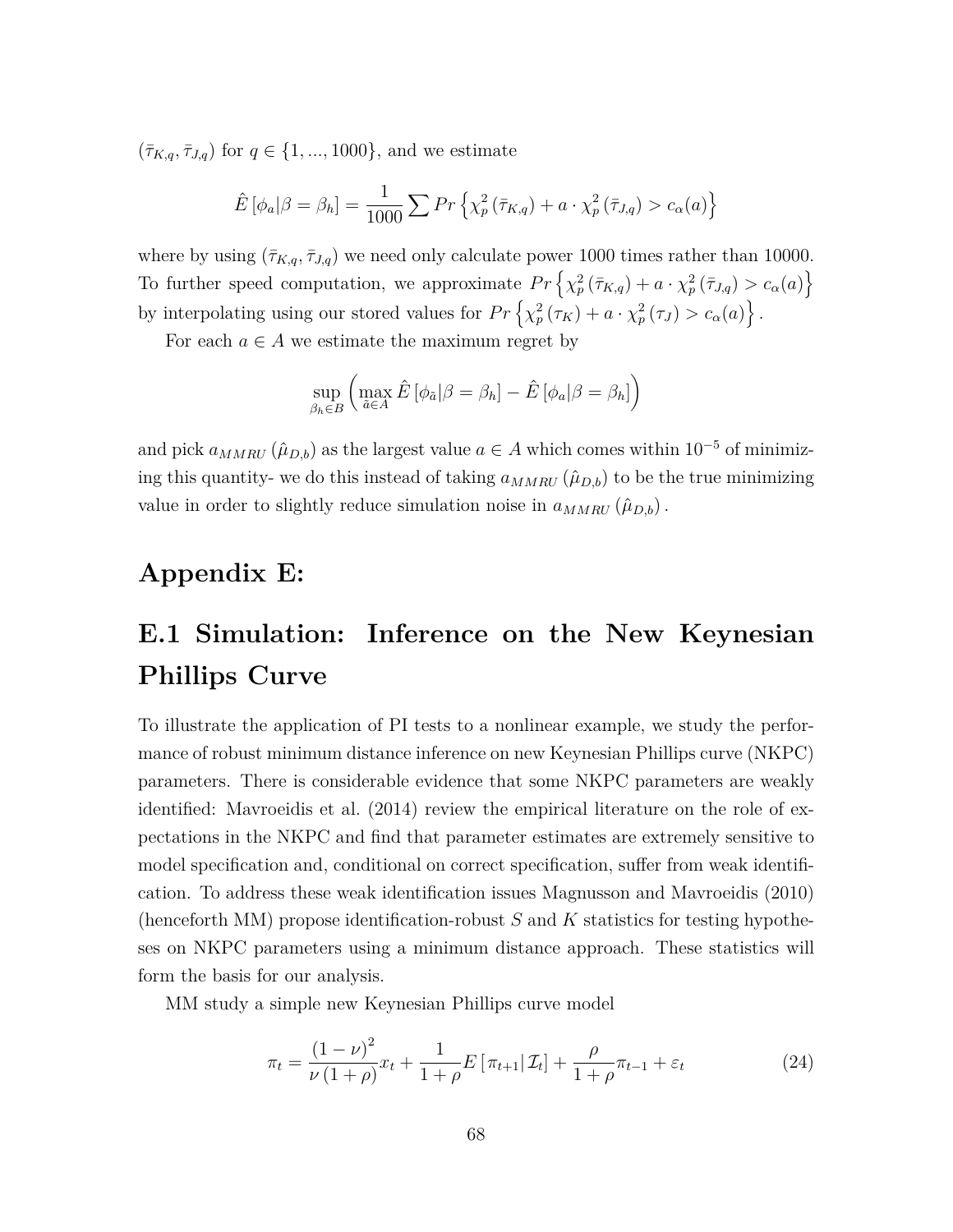$(\bar{\tau}_{K,q}, \bar{\tau}_{J,q})$ for $q \in \{1, ..., 1000\}$, and we estimate

$$\hat{E}[\phi_a|\beta = \beta_h] = \frac{1}{1000} \sum Pr\left\{\chi^2_p(\bar{\tau}_{K,q}) + a \cdot \chi^2_p(\bar{\tau}_{J,q}) > c_\alpha(a)\right\}$$

where by using $(\bar{\tau}_{K,q}, \bar{\tau}_{J,q})$ we need only calculate power 1000 times rather than 10000. To further speed computation, we approximate $Pr\left\{\chi^2_p(\bar{\tau}_{K,q}) + a \cdot \chi^2_p(\bar{\tau}_{J,q}) > c_\alpha(a)\right\}$ by interpolating using our stored values for $Pr\left\{\chi^2_p(\tau_K) + a \cdot \chi^2_p(\tau_J) > c_\alpha(a)\right\}$.

For each $a \in A$ we estimate the maximum regret by

$$\sup_{\beta_h \in B} \left( \max_{\tilde{a} \in A} \hat{E}[\phi_{\tilde{a}}|\beta = \beta_h] - \hat{E}[\phi_a|\beta = \beta_h] \right)$$

and pick $a_{MMRU}(\hat{\mu}_{D,b})$ as the largest value $a \in A$ which comes within $10^{-5}$ of minimizing this quantity- we do this instead of taking $a_{MMRU}(\hat{\mu}_{D,b})$ to be the true minimizing value in order to slightly reduce simulation noise in $a_{MMRU}(\hat{\mu}_{D,b})$.

# Appendix E:

## E.1 Simulation: Inference on the New Keynesian Phillips Curve

To illustrate the application of PI tests to a nonlinear example, we study the performance of robust minimum distance inference on new Keynesian Phillips curve (NKPC) parameters. There is considerable evidence that some NKPC parameters are weakly identified: Mavroeidis et al. (2014) review the empirical literature on the role of expectations in the NKPC and find that parameter estimates are extremely sensitive to model specification and, conditional on correct specification, suffer from weak identification. To address these weak identification issues Magnusson and Mavroeidis (2010) (henceforth MM) propose identification-robust $S$ and $K$ statistics for testing hypotheses on NKPC parameters using a minimum distance approach. These statistics will form the basis for our analysis.

MM study a simple new Keynesian Phillips curve model

$$\pi_t = \frac{(1-\nu)^2}{\nu(1+\rho)} x_t + \frac{1}{1+\rho} E[\pi_{t+1}|\mathcal{I}_t] + \frac{\rho}{1+\rho} \pi_{t-1} + \varepsilon_t \tag{24}$$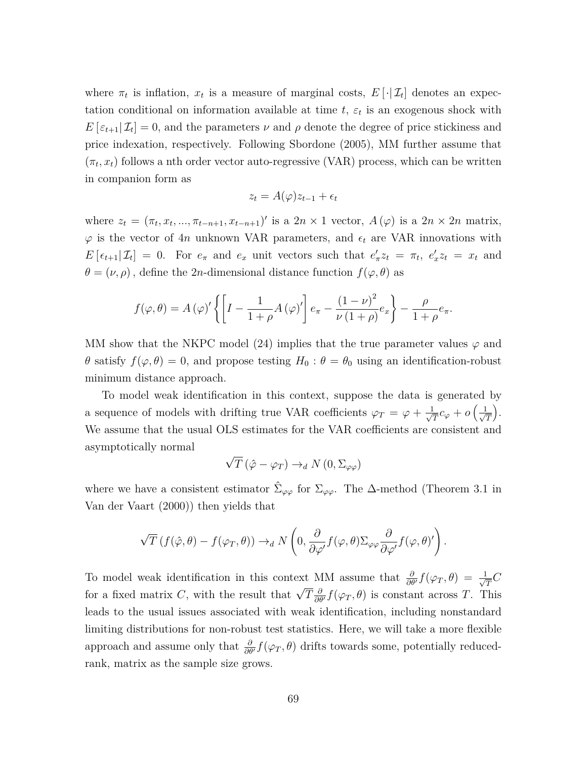where $\pi_t$ is inflation, $x_t$ is a measure of marginal costs, $E\left[\cdot|\mathcal{I}_t\right]$ denotes an expectation conditional on information available at time $t$, $\varepsilon_t$ is an exogenous shock with $E\left[\varepsilon_{t+1}|\mathcal{I}_t\right]=0$, and the parameters $\nu$ and $\rho$ denote the degree of price stickiness and price indexation, respectively. Following Sbordone (2005), MM further assume that $(\pi_t, x_t)$ follows a nth order vector auto-regressive (VAR) process, which can be written in companion form as

$$z_t = A(\varphi)z_{t-1} + \epsilon_t$$

where $z_t = (\pi_t, x_t, ..., \pi_{t-n+1}, x_{t-n+1})'$ is a $2n \times 1$ vector, $A(\varphi)$ is a $2n \times 2n$ matrix, $\varphi$ is the vector of $4n$ unknown VAR parameters, and $\epsilon_t$ are VAR innovations with $E\left[\epsilon_{t+1}|\mathcal{I}_t\right]=0$. For $e_\pi$ and $e_x$ unit vectors such that $e_\pi' z_t = \pi_t$, $e_x' z_t = x_t$ and $\theta = (\nu, \rho)$, define the $2n$-dimensional distance function $f(\varphi,\theta)$ as

$$f(\varphi,\theta) = A(\varphi)'\left\{\left[I - \frac{1}{1+\rho}A(\varphi)'\right]e_\pi - \frac{(1-\nu)^2}{\nu(1+\rho)}e_x\right\} - \frac{\rho}{1+\rho}e_\pi.$$

MM show that the NKPC model (24) implies that the true parameter values $\varphi$ and $\theta$ satisfy $f(\varphi,\theta)=0$, and propose testing $H_0 : \theta = \theta_0$ using an identification-robust minimum distance approach.

To model weak identification in this context, suppose the data is generated by a sequence of models with drifting true VAR coefficients $\varphi_T = \varphi + \frac{1}{\sqrt{T}}c_\varphi + o\left(\frac{1}{\sqrt{T}}\right)$. We assume that the usual OLS estimates for the VAR coefficients are consistent and asymptotically normal

$$\sqrt{T}\left(\hat{\varphi} - \varphi_T\right) \to_d N\left(0, \Sigma_{\varphi\varphi}\right)$$

where we have a consistent estimator $\hat{\Sigma}_{\varphi\varphi}$ for $\Sigma_{\varphi\varphi}$. The $\Delta$-method (Theorem 3.1 in Van der Vaart (2000)) then yields that

$$\sqrt{T}\left(f(\hat{\varphi},\theta) - f(\varphi_T,\theta)\right) \to_d N\left(0, \frac{\partial}{\partial\varphi'}f(\varphi,\theta)\Sigma_{\varphi\varphi}\frac{\partial}{\partial\varphi'}f(\varphi,\theta)'\right).$$

To model weak identification in this context MM assume that $\frac{\partial}{\partial\theta'}f(\varphi_T,\theta) = \frac{1}{\sqrt{T}}C$ for a fixed matrix $C$, with the result that $\sqrt{T}\frac{\partial}{\partial\theta'}f(\varphi_T,\theta)$ is constant across $T$. This leads to the usual issues associated with weak identification, including nonstandard limiting distributions for non-robust test statistics. Here, we will take a more flexible approach and assume only that $\frac{\partial}{\partial\theta'}f(\varphi_T,\theta)$ drifts towards some, potentially reduced-rank, matrix as the sample size grows.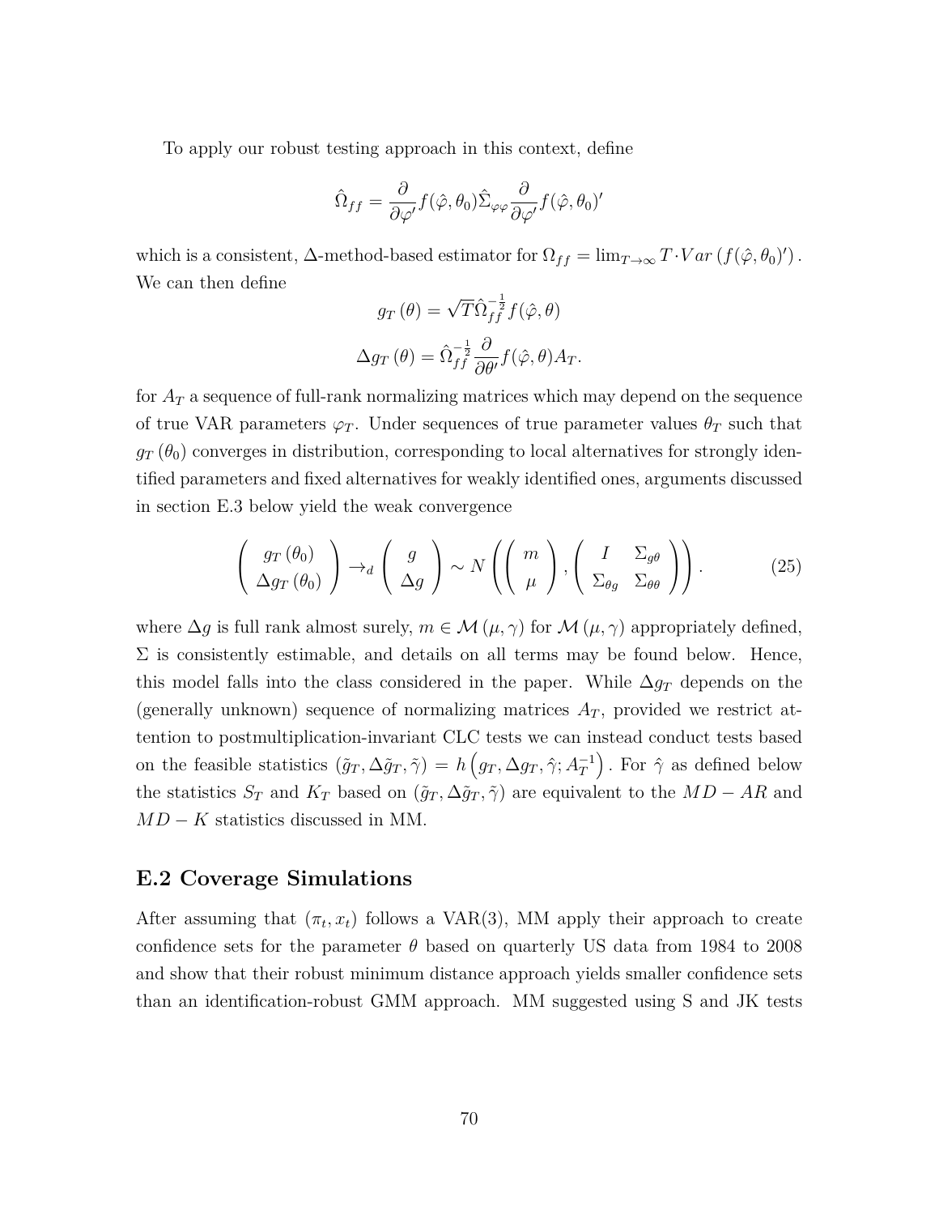To apply our robust testing approach in this context, define

$$\hat{\Omega}_{ff} = \frac{\partial}{\partial \varphi'} f(\hat{\varphi}, \theta_0) \hat{\Sigma}_{\varphi\varphi} \frac{\partial}{\partial \varphi'} f(\hat{\varphi}, \theta_0)'$$

which is a consistent, $\Delta$-method-based estimator for $\Omega_{ff} = \lim_{T \to \infty} T \cdot Var\left(f(\hat{\varphi}, \theta_0)'\right)$. We can then define

$$g_T(\theta) = \sqrt{T} \hat{\Omega}_{ff}^{-\frac{1}{2}} f(\hat{\varphi}, \theta)$$

$$\Delta g_T(\theta) = \hat{\Omega}_{ff}^{-\frac{1}{2}} \frac{\partial}{\partial \theta'} f(\hat{\varphi}, \theta) A_T.$$

for $A_T$ a sequence of full-rank normalizing matrices which may depend on the sequence of true VAR parameters $\varphi_T$. Under sequences of true parameter values $\theta_T$ such that $g_T(\theta_0)$ converges in distribution, corresponding to local alternatives for strongly identified parameters and fixed alternatives for weakly identified ones, arguments discussed in section E.3 below yield the weak convergence

$$\begin{pmatrix} g_T(\theta_0) \\ \Delta g_T(\theta_0) \end{pmatrix} \to_d \begin{pmatrix} g \\ \Delta g \end{pmatrix} \sim N\left( \begin{pmatrix} m \\ \mu \end{pmatrix}, \begin{pmatrix} I & \Sigma_{g\theta} \\ \Sigma_{\theta g} & \Sigma_{\theta\theta} \end{pmatrix} \right). \tag{25}$$

where $\Delta g$ is full rank almost surely, $m \in \mathcal{M}(\mu, \gamma)$ for $\mathcal{M}(\mu, \gamma)$ appropriately defined, $\Sigma$ is consistently estimable, and details on all terms may be found below. Hence, this model falls into the class considered in the paper. While $\Delta g_T$ depends on the (generally unknown) sequence of normalizing matrices $A_T$, provided we restrict attention to postmultiplication-invariant CLC tests we can instead conduct tests based on the feasible statistics $(\tilde{g}_T, \Delta\tilde{g}_T, \tilde{\gamma}) = h\left(g_T, \Delta g_T, \hat{\gamma}; A_T^{-1}\right)$. For $\hat{\gamma}$ as defined below the statistics $S_T$ and $K_T$ based on $(\tilde{g}_T, \Delta\tilde{g}_T, \tilde{\gamma})$ are equivalent to the $MD-AR$ and $MD-K$ statistics discussed in MM.

## E.2 Coverage Simulations

After assuming that $(\pi_t, x_t)$ follows a VAR(3), MM apply their approach to create confidence sets for the parameter $\theta$ based on quarterly US data from 1984 to 2008 and show that their robust minimum distance approach yields smaller confidence sets than an identification-robust GMM approach. MM suggested using S and JK tests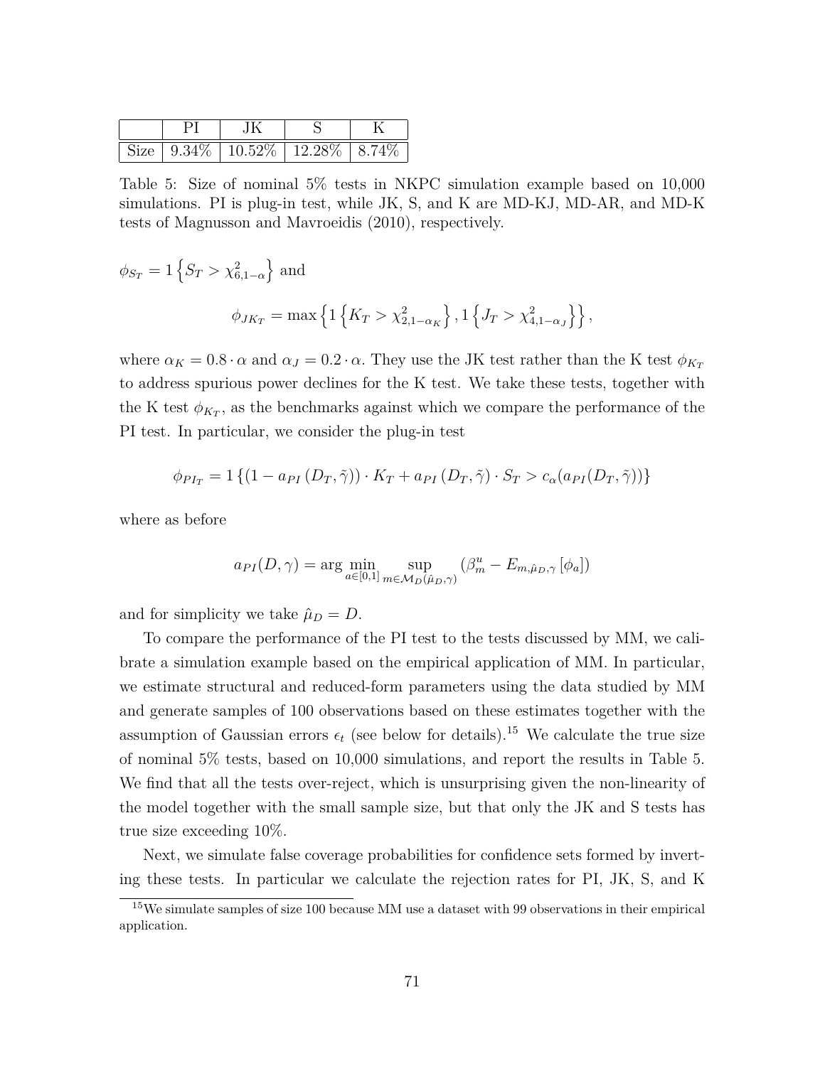|  | PI | JK | S | K |
|---|---|---|---|---|
| Size | 9.34% | 10.52% | 12.28% | 8.74% |

Table 5: Size of nominal 5% tests in NKPC simulation example based on 10,000 simulations. PI is plug-in test, while JK, S, and K are MD-KJ, MD-AR, and MD-K tests of Magnusson and Mavroeidis (2010), respectively.

$\phi_{S_T} = 1\left\{S_T > \chi^2_{6,1-\alpha}\right\}$ and

$$\phi_{JK_T} = \max\left\{1\left\{K_T > \chi^2_{2,1-\alpha_K}\right\}, 1\left\{J_T > \chi^2_{4,1-\alpha_J}\right\}\right\},$$

where $\alpha_K = 0.8 \cdot \alpha$ and $\alpha_J = 0.2 \cdot \alpha$. They use the JK test rather than the K test $\phi_{K_T}$ to address spurious power declines for the K test. We take these tests, together with the K test $\phi_{K_T}$, as the benchmarks against which we compare the performance of the PI test. In particular, we consider the plug-in test

$$\phi_{PI_T} = 1\left\{(1 - a_{PI}(D_T, \tilde{\gamma})) \cdot K_T + a_{PI}(D_T, \tilde{\gamma}) \cdot S_T > c_\alpha(a_{PI}(D_T, \tilde{\gamma}))\right\}$$

where as before

$$a_{PI}(D, \gamma) = \arg\min_{a \in [0,1]} \sup_{m \in \mathcal{M}_D(\hat{\mu}_D, \gamma)} \left(\beta^u_m - E_{m,\hat{\mu}_D,\gamma}\left[\phi_a\right]\right)$$

and for simplicity we take $\hat{\mu}_D = D$.

To compare the performance of the PI test to the tests discussed by MM, we calibrate a simulation example based on the empirical application of MM. In particular, we estimate structural and reduced-form parameters using the data studied by MM and generate samples of 100 observations based on these estimates together with the assumption of Gaussian errors $\epsilon_t$ (see below for details).[15] We calculate the true size of nominal 5% tests, based on 10,000 simulations, and report the results in Table 5. We find that all the tests over-reject, which is unsurprising given the non-linearity of the model together with the small sample size, but that only the JK and S tests has true size exceeding 10%.

Next, we simulate false coverage probabilities for confidence sets formed by inverting these tests. In particular we calculate the rejection rates for PI, JK, S, and K

[15] We simulate samples of size 100 because MM use a dataset with 99 observations in their empirical application.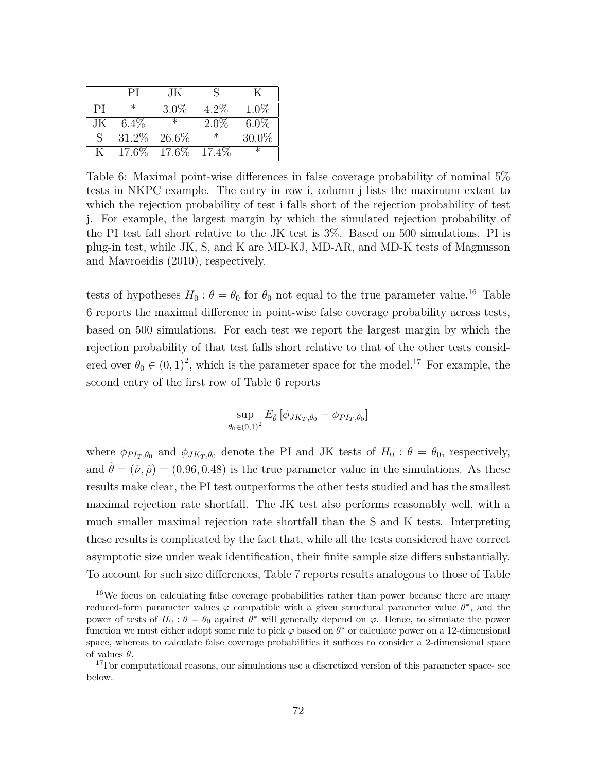| | PI | JK | S | K |
|---|---|---|---|---|
| PI | * | 3.0% | 4.2% | 1.0% |
| JK | 6.4% | * | 2.0% | 6.0% |
| S | 31.2% | 26.6% | * | 30.0% |
| K | 17.6% | 17.6% | 17.4% | * |

Table 6: Maximal point-wise differences in false coverage probability of nominal 5% tests in NKPC example. The entry in row i, column j lists the maximum extent to which the rejection probability of test i falls short of the rejection probability of test j. For example, the largest margin by which the simulated rejection probability of the PI test fall short relative to the JK test is 3%. Based on 500 simulations. PI is plug-in test, while JK, S, and K are MD-KJ, MD-AR, and MD-K tests of Magnusson and Mavroeidis (2010), respectively.

tests of hypotheses $H_0 : \theta = \theta_0$ for $\theta_0$ not equal to the true parameter value.[16] Table 6 reports the maximal difference in point-wise false coverage probability across tests, based on 500 simulations. For each test we report the largest margin by which the rejection probability of that test falls short relative to that of the other tests considered over $\theta_0 \in (0,1)^2$, which is the parameter space for the model.[17] For example, the second entry of the first row of Table 6 reports

$$\sup_{\theta_0 \in (0,1)^2} E_{\tilde{\theta}} \left[ \phi_{JK_T,\theta_0} - \phi_{PI_T,\theta_0} \right]$$

where $\phi_{PI_T,\theta_0}$ and $\phi_{JK_T,\theta_0}$ denote the PI and JK tests of $H_0 : \theta = \theta_0$, respectively, and $\tilde{\theta} = (\tilde{\nu}, \tilde{\rho}) = (0.96, 0.48)$ is the true parameter value in the simulations. As these results make clear, the PI test outperforms the other tests studied and has the smallest maximal rejection rate shortfall. The JK test also performs reasonably well, with a much smaller maximal rejection rate shortfall than the S and K tests. Interpreting these results is complicated by the fact that, while all the tests considered have correct asymptotic size under weak identification, their finite sample size differs substantially. To account for such size differences, Table 7 reports results analogous to those of Table

[16] We focus on calculating false coverage probabilities rather than power because there are many reduced-form parameter values $\varphi$ compatible with a given structural parameter value $\theta^*$, and the power of tests of $H_0 : \theta = \theta_0$ against $\theta^*$ will generally depend on $\varphi$. Hence, to simulate the power function we must either adopt some rule to pick $\varphi$ based on $\theta^*$ or calculate power on a 12-dimensional space, whereas to calculate false coverage probabilities it suffices to consider a 2-dimensional space of values $\theta$.

[17] For computational reasons, our simulations use a discretized version of this parameter space- see below.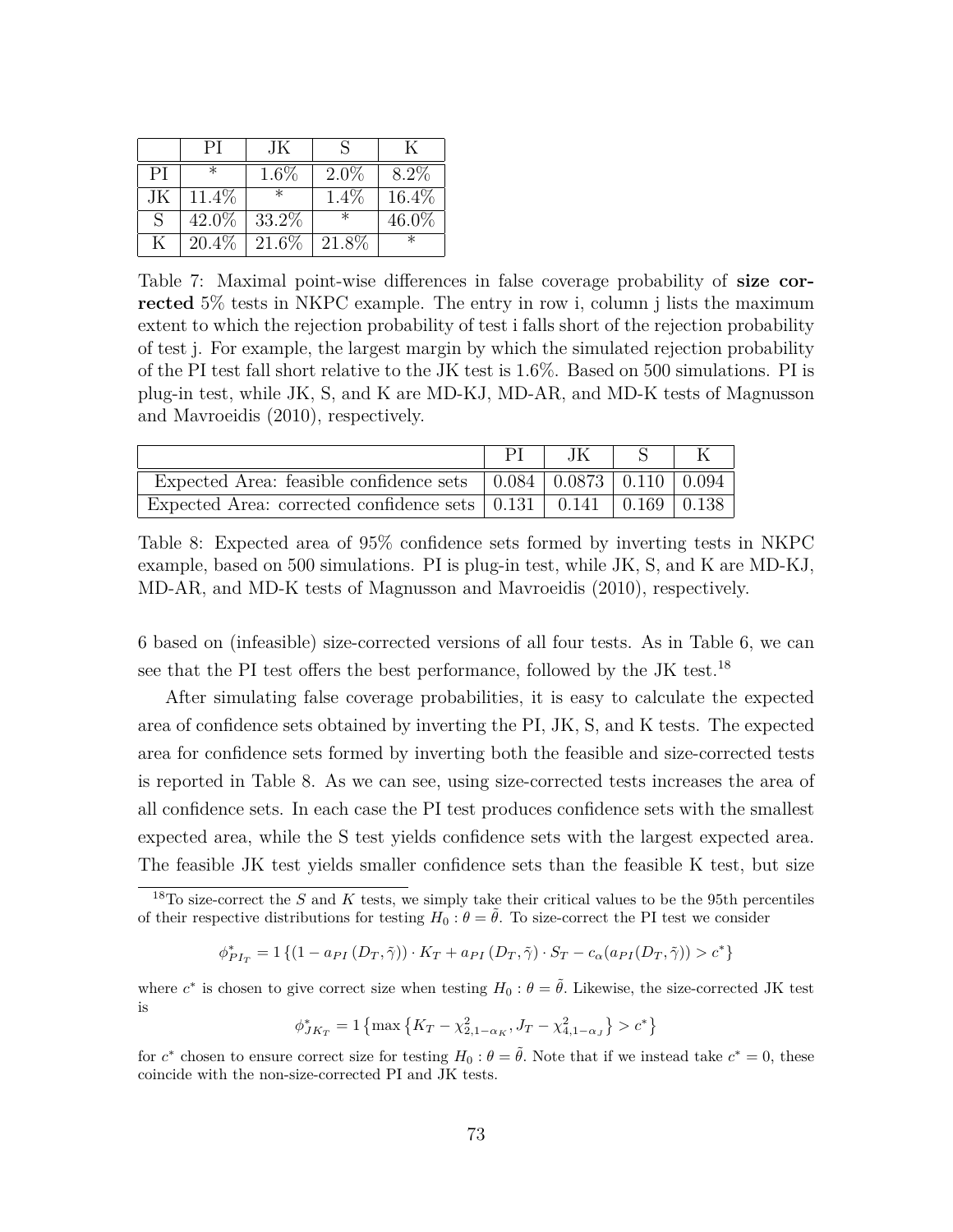| | PI | JK | S | K |
|---|---|---|---|---|
| PI | * | 1.6% | 2.0% | 8.2% |
| JK | 11.4% | * | 1.4% | 16.4% |
| S | 42.0% | 33.2% | * | 46.0% |
| K | 20.4% | 21.6% | 21.8% | * |

Table 7: Maximal point-wise differences in false coverage probability of **size corrected** 5% tests in NKPC example. The entry in row i, column j lists the maximum extent to which the rejection probability of test i falls short of the rejection probability of test j. For example, the largest margin by which the simulated rejection probability of the PI test fall short relative to the JK test is 1.6%. Based on 500 simulations. PI is plug-in test, while JK, S, and K are MD-KJ, MD-AR, and MD-K tests of Magnusson and Mavroeidis (2010), respectively.

| | PI | JK | S | K |
|---|---|---|---|---|
| Expected Area: feasible confidence sets | 0.084 | 0.0873 | 0.110 | 0.094 |
| Expected Area: corrected confidence sets | 0.131 | 0.141 | 0.169 | 0.138 |

Table 8: Expected area of 95% confidence sets formed by inverting tests in NKPC example, based on 500 simulations. PI is plug-in test, while JK, S, and K are MD-KJ, MD-AR, and MD-K tests of Magnusson and Mavroeidis (2010), respectively.

6 based on (infeasible) size-corrected versions of all four tests. As in Table 6, we can see that the PI test offers the best performance, followed by the JK test.[18]

After simulating false coverage probabilities, it is easy to calculate the expected area of confidence sets obtained by inverting the PI, JK, S, and K tests. The expected area for confidence sets formed by inverting both the feasible and size-corrected tests is reported in Table 8. As we can see, using size-corrected tests increases the area of all confidence sets. In each case the PI test produces confidence sets with the smallest expected area, while the S test yields confidence sets with the largest expected area. The feasible JK test yields smaller confidence sets than the feasible K test, but size

[18] To size-correct the $S$ and $K$ tests, we simply take their critical values to be the 95th percentiles of their respective distributions for testing $H_0 : \theta = \tilde{\theta}$. To size-correct the PI test we consider

$$\phi^*_{PI_T} = 1\left\{(1 - a_{PI}(D_T, \tilde{\gamma})) \cdot K_T + a_{PI}(D_T, \tilde{\gamma}) \cdot S_T - c_\alpha(a_{PI}(D_T, \tilde{\gamma})) > c^*\right\}$$

where $c^*$ is chosen to give correct size when testing $H_0 : \theta = \tilde{\theta}$. Likewise, the size-corrected JK test is

$$\phi^*_{JK_T} = 1\left\{\max\left\{K_T - \chi^2_{2,1-\alpha_K}, J_T - \chi^2_{4,1-\alpha_J}\right\} > c^*\right\}$$

for $c^*$ chosen to ensure correct size for testing $H_0 : \theta = \tilde{\theta}$. Note that if we instead take $c^* = 0$, these coincide with the non-size-corrected PI and JK tests.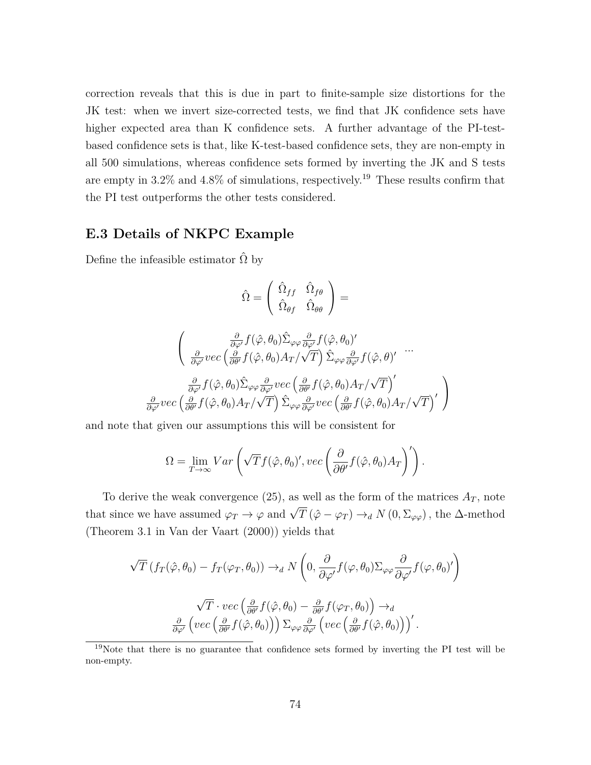correction reveals that this is due in part to finite-sample size distortions for the JK test: when we invert size-corrected tests, we find that JK confidence sets have higher expected area than K confidence sets. A further advantage of the PI-test-based confidence sets is that, like K-test-based confidence sets, they are non-empty in all 500 simulations, whereas confidence sets formed by inverting the JK and S tests are empty in 3.2% and 4.8% of simulations, respectively.[19] These results confirm that the PI test outperforms the other tests considered.

## E.3 Details of NKPC Example

Define the infeasible estimator $\hat{\Omega}$ by

$$\hat{\Omega} = \begin{pmatrix} \hat{\Omega}_{ff} & \hat{\Omega}_{f\theta} \\ \hat{\Omega}_{\theta f} & \hat{\Omega}_{\theta\theta} \end{pmatrix} =$$

$$\begin{pmatrix} \frac{\partial}{\partial \varphi'} f(\hat{\varphi}, \theta_0) \hat{\Sigma}_{\varphi\varphi} \frac{\partial}{\partial \varphi'} f(\hat{\varphi}, \theta_0)' & \cdots \\ \frac{\partial}{\partial \varphi'} vec\left(\frac{\partial}{\partial \theta'} f(\hat{\varphi}, \theta_0) A_T / \sqrt{T}\right) \hat{\Sigma}_{\varphi\varphi} \frac{\partial}{\partial \varphi'} f(\hat{\varphi}, \theta)' & \\ \frac{\partial}{\partial \varphi'} f(\hat{\varphi}, \theta_0) \hat{\Sigma}_{\varphi\varphi} \frac{\partial}{\partial \varphi'} vec\left(\frac{\partial}{\partial \theta'} f(\hat{\varphi}, \theta_0) A_T / \sqrt{T}\right)' & \\ \frac{\partial}{\partial \varphi'} vec\left(\frac{\partial}{\partial \theta'} f(\hat{\varphi}, \theta_0) A_T / \sqrt{T}\right) \hat{\Sigma}_{\varphi\varphi} \frac{\partial}{\partial \varphi'} vec\left(\frac{\partial}{\partial \theta'} f(\hat{\varphi}, \theta_0) A_T / \sqrt{T}\right)' & \end{pmatrix}$$

and note that given our assumptions this will be consistent for

$$\Omega = \lim_{T \to \infty} Var\left(\sqrt{T} f(\hat{\varphi}, \theta_0)', vec\left(\frac{\partial}{\partial \theta'} f(\hat{\varphi}, \theta_0) A_T\right)'\right).$$

To derive the weak convergence (25), as well as the form of the matrices $A_T$, note that since we have assumed $\varphi_T \to \varphi$ and $\sqrt{T}(\hat{\varphi} - \varphi_T) \to_d N(0, \Sigma_{\varphi\varphi})$, the $\Delta$-method (Theorem 3.1 in Van der Vaart (2000)) yields that

$$\sqrt{T}\left(f_T(\hat{\varphi}, \theta_0) - f_T(\varphi_T, \theta_0)\right) \to_d N\left(0, \frac{\partial}{\partial \varphi'} f(\varphi, \theta_0) \Sigma_{\varphi\varphi} \frac{\partial}{\partial \varphi'} f(\varphi, \theta_0)'\right)$$

$$\sqrt{T} \cdot vec\left(\frac{\partial}{\partial \theta'} f(\hat{\varphi}, \theta_0) - \frac{\partial}{\partial \theta'} f(\varphi_T, \theta_0)\right) \to_d$$
$$\frac{\partial}{\partial \varphi'}\left(vec\left(\frac{\partial}{\partial \theta'} f(\hat{\varphi}, \theta_0)\right)\right) \Sigma_{\varphi\varphi} \frac{\partial}{\partial \varphi'}\left(vec\left(\frac{\partial}{\partial \theta'} f(\hat{\varphi}, \theta_0)\right)\right)'.$$

[19] Note that there is no guarantee that confidence sets formed by inverting the PI test will be non-empty.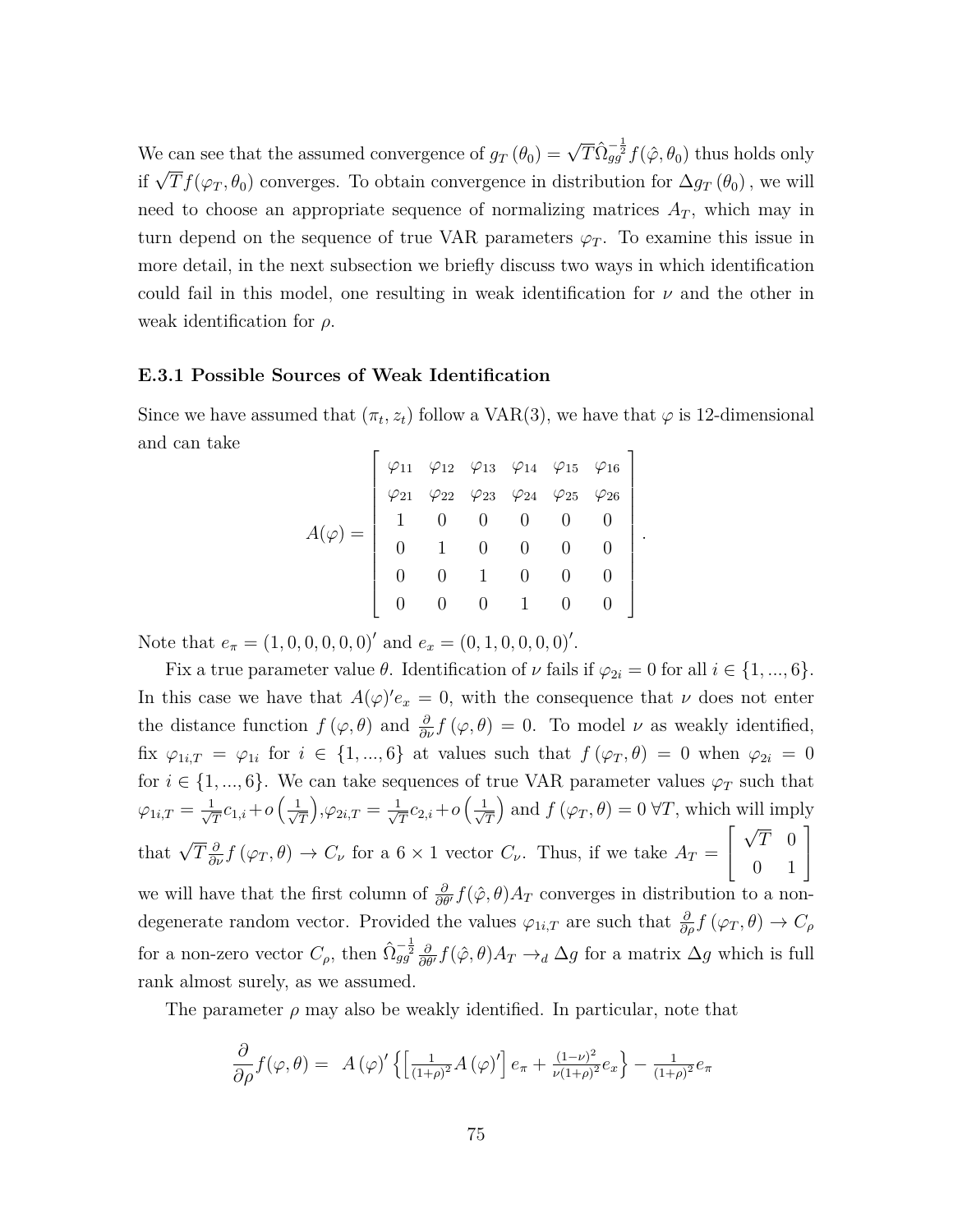We can see that the assumed convergence of $g_T(\theta_0) = \sqrt{T}\hat{\Omega}_{gg}^{-\frac{1}{2}} f(\hat{\varphi}, \theta_0)$ thus holds only if $\sqrt{T} f(\varphi_T, \theta_0)$ converges. To obtain convergence in distribution for $\Delta g_T(\theta_0)$, we will need to choose an appropriate sequence of normalizing matrices $A_T$, which may in turn depend on the sequence of true VAR parameters $\varphi_T$. To examine this issue in more detail, in the next subsection we briefly discuss two ways in which identification could fail in this model, one resulting in weak identification for $\nu$ and the other in weak identification for $\rho$.

### E.3.1 Possible Sources of Weak Identification

Since we have assumed that $(\pi_t, z_t)$ follow a VAR(3), we have that $\varphi$ is 12-dimensional and can take

$$A(\varphi) = \begin{bmatrix} \varphi_{11} & \varphi_{12} & \varphi_{13} & \varphi_{14} & \varphi_{15} & \varphi_{16} \\ \varphi_{21} & \varphi_{22} & \varphi_{23} & \varphi_{24} & \varphi_{25} & \varphi_{26} \\ 1 & 0 & 0 & 0 & 0 & 0 \\ 0 & 1 & 0 & 0 & 0 & 0 \\ 0 & 0 & 1 & 0 & 0 & 0 \\ 0 & 0 & 0 & 1 & 0 & 0 \end{bmatrix}.$$

Note that $e_\pi = (1, 0, 0, 0, 0, 0)'$ and $e_x = (0, 1, 0, 0, 0, 0)'$.

Fix a true parameter value $\theta$. Identification of $\nu$ fails if $\varphi_{2i} = 0$ for all $i \in \{1, ..., 6\}$. In this case we have that $A(\varphi)' e_x = 0$, with the consequence that $\nu$ does not enter the distance function $f(\varphi, \theta)$ and $\frac{\partial}{\partial \nu} f(\varphi, \theta) = 0$. To model $\nu$ as weakly identified, fix $\varphi_{1i,T} = \varphi_{1i}$ for $i \in \{1, ..., 6\}$ at values such that $f(\varphi_T, \theta) = 0$ when $\varphi_{2i} = 0$ for $i \in \{1, ..., 6\}$. We can take sequences of true VAR parameter values $\varphi_T$ such that $\varphi_{1i,T} = \frac{1}{\sqrt{T}} c_{1,i} + o\left(\frac{1}{\sqrt{T}}\right)$, $\varphi_{2i,T} = \frac{1}{\sqrt{T}} c_{2,i} + o\left(\frac{1}{\sqrt{T}}\right)$ and $f(\varphi_T, \theta) = 0 \ \forall T$, which will imply that $\sqrt{T} \frac{\partial}{\partial \nu} f(\varphi_T, \theta) \to C_\nu$ for a $6 \times 1$ vector $C_\nu$. Thus, if we take $A_T = \begin{bmatrix} \sqrt{T} & 0 \\ 0 & 1 \end{bmatrix}$ we will have that the first column of $\frac{\partial}{\partial \theta'} f(\hat{\varphi}, \theta) A_T$ converges in distribution to a non-degenerate random vector. Provided the values $\varphi_{1i,T}$ are such that $\frac{\partial}{\partial \rho} f(\varphi_T, \theta) \to C_\rho$ for a non-zero vector $C_\rho$, then $\hat{\Omega}_{gg}^{-\frac{1}{2}} \frac{\partial}{\partial \theta'} f(\hat{\varphi}, \theta) A_T \to_d \Delta g$ for a matrix $\Delta g$ which is full rank almost surely, as we assumed.

The parameter $\rho$ may also be weakly identified. In particular, note that

$$\frac{\partial}{\partial \rho} f(\varphi, \theta) = A(\varphi)' \left\{ \left[ \tfrac{1}{(1+\rho)^2} A(\varphi)' \right] e_\pi + \tfrac{(1-\nu)^2}{\nu(1+\rho)^2} e_x \right\} - \tfrac{1}{(1+\rho)^2} e_\pi$$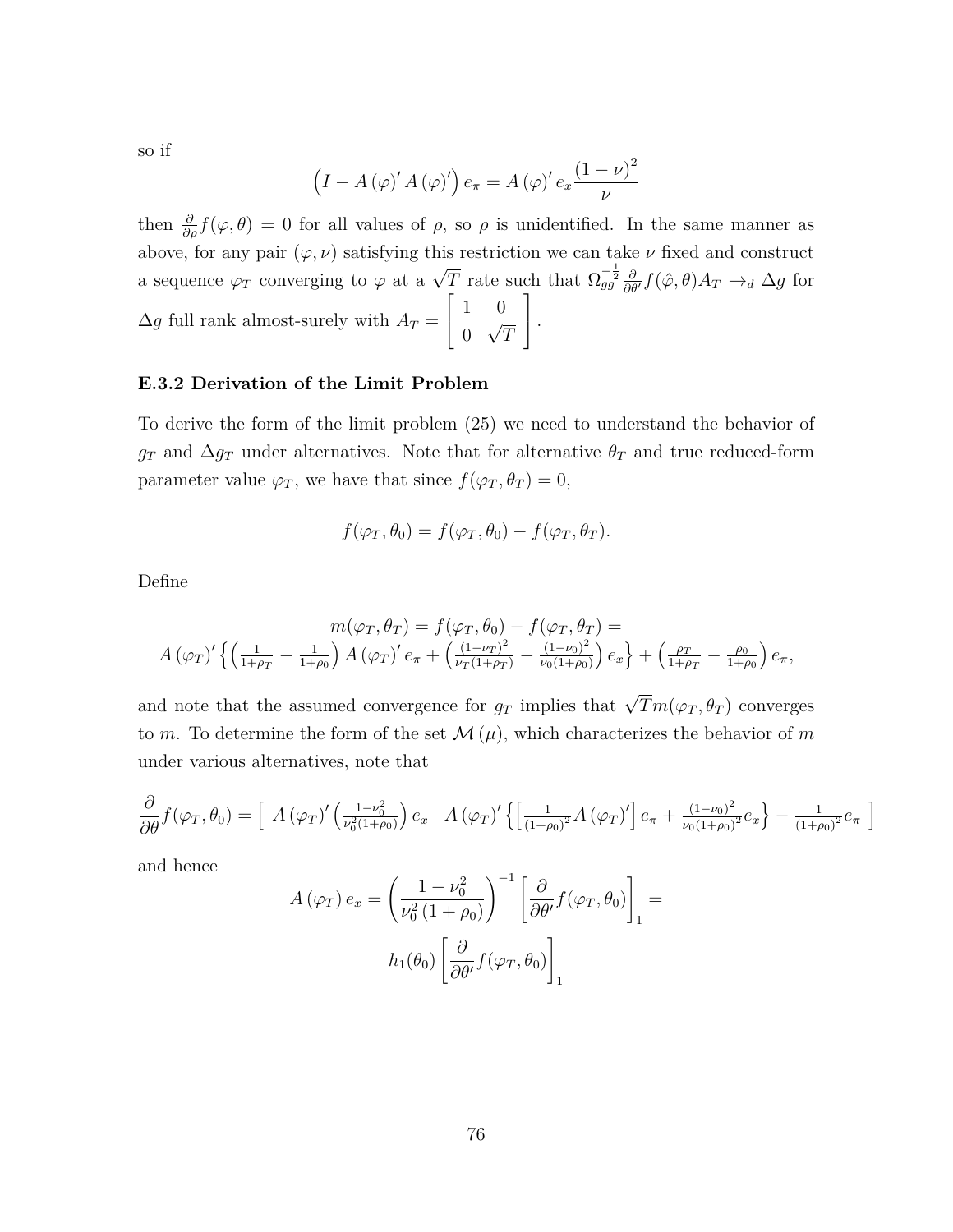so if

$$\left(I - A\left(\varphi\right)' A\left(\varphi\right)'\right) e_{\pi} = A\left(\varphi\right)' e_x \frac{\left(1-\nu\right)^2}{\nu}$$

then $\frac{\partial}{\partial \rho} f(\varphi, \theta) = 0$ for all values of $\rho$, so $\rho$ is unidentified. In the same manner as above, for any pair $(\varphi, \nu)$ satisfying this restriction we can take $\nu$ fixed and construct a sequence $\varphi_T$ converging to $\varphi$ at a $\sqrt{T}$ rate such that $\Omega_{gg}^{-\frac{1}{2}} \frac{\partial}{\partial \theta'} f(\hat{\varphi}, \theta) A_T \to_d \Delta g$ for $\Delta g$ full rank almost-surely with $A_T = \begin{bmatrix} 1 & 0 \\ 0 & \sqrt{T} \end{bmatrix}$.

### E.3.2 Derivation of the Limit Problem

To derive the form of the limit problem (25) we need to understand the behavior of $g_T$ and $\Delta g_T$ under alternatives. Note that for alternative $\theta_T$ and true reduced-form parameter value $\varphi_T$, we have that since $f(\varphi_T, \theta_T) = 0$,

$$f(\varphi_T, \theta_0) = f(\varphi_T, \theta_0) - f(\varphi_T, \theta_T).$$

Define

$$m(\varphi_T, \theta_T) = f(\varphi_T, \theta_0) - f(\varphi_T, \theta_T) =$$
$$A\left(\varphi_T\right)' \left\{ \left(\tfrac{1}{1+\rho_T} - \tfrac{1}{1+\rho_0}\right) A\left(\varphi_T\right)' e_{\pi} + \left(\tfrac{(1-\nu_T)^2}{\nu_T(1+\rho_T)} - \tfrac{(1-\nu_0)^2}{\nu_0(1+\rho_0)}\right) e_x \right\} + \left(\tfrac{\rho_T}{1+\rho_T} - \tfrac{\rho_0}{1+\rho_0}\right) e_{\pi},$$

and note that the assumed convergence for $g_T$ implies that $\sqrt{T} m(\varphi_T, \theta_T)$ converges to $m$. To determine the form of the set $\mathcal{M}\left(\mu\right)$, which characterizes the behavior of $m$ under various alternatives, note that

$$\frac{\partial}{\partial \theta} f(\varphi_T, \theta_0) = \left[\begin{array}{cc} A\left(\varphi_T\right)' \left(\frac{1-\nu_0^2}{\nu_0^2(1+\rho_0)}\right) e_x & A\left(\varphi_T\right)' \left\{ \left[\frac{1}{(1+\rho_0)^2} A\left(\varphi_T\right)'\right] e_{\pi} + \frac{(1-\nu_0)^2}{\nu_0(1+\rho_0)^2} e_x \right\} - \frac{1}{(1+\rho_0)^2} e_{\pi} \end{array}\right]$$

and hence

$$A\left(\varphi_T\right) e_x = \left(\frac{1-\nu_0^2}{\nu_0^2\left(1+\rho_0\right)}\right)^{-1} \left[\frac{\partial}{\partial \theta'} f(\varphi_T, \theta_0)\right]_1 =$$
$$h_1(\theta_0) \left[\frac{\partial}{\partial \theta'} f(\varphi_T, \theta_0)\right]_1$$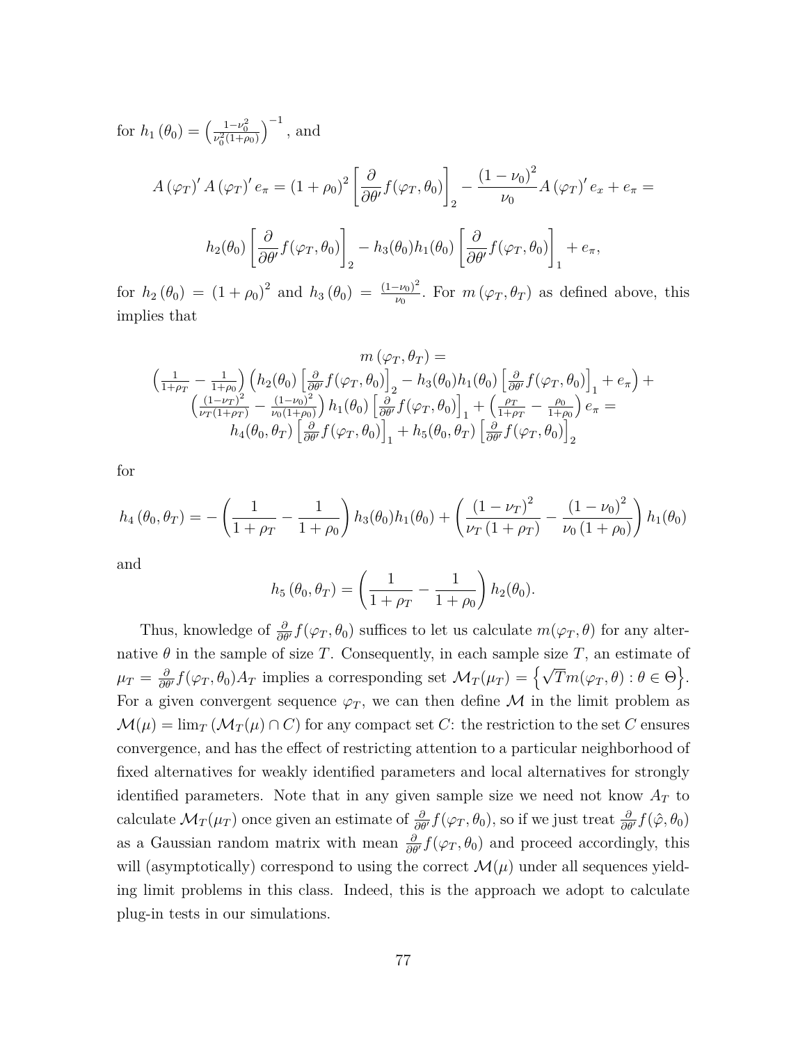for $h_1(\theta_0) = \left(\frac{1-\nu_0^2}{\nu_0^2(1+\rho_0)}\right)^{-1}$, and

$$A(\varphi_T)' A(\varphi_T)' e_\pi = (1+\rho_0)^2 \left[\frac{\partial}{\partial\theta'} f(\varphi_T, \theta_0)\right]_2 - \frac{(1-\nu_0)^2}{\nu_0} A(\varphi_T)' e_x + e_\pi =$$

$$h_2(\theta_0) \left[\frac{\partial}{\partial\theta'} f(\varphi_T, \theta_0)\right]_2 - h_3(\theta_0) h_1(\theta_0) \left[\frac{\partial}{\partial\theta'} f(\varphi_T, \theta_0)\right]_1 + e_\pi,$$

for $h_2(\theta_0) = (1+\rho_0)^2$ and $h_3(\theta_0) = \frac{(1-\nu_0)^2}{\nu_0}$. For $m(\varphi_T, \theta_T)$ as defined above, this implies that

$$\begin{gathered} m(\varphi_T, \theta_T) = \\ \left(\frac{1}{1+\rho_T} - \frac{1}{1+\rho_0}\right)\left(h_2(\theta_0)\left[\frac{\partial}{\partial\theta'} f(\varphi_T, \theta_0)\right]_2 - h_3(\theta_0) h_1(\theta_0)\left[\frac{\partial}{\partial\theta'} f(\varphi_T, \theta_0)\right]_1 + e_\pi\right) + \\ \left(\frac{(1-\nu_T)^2}{\nu_T(1+\rho_T)} - \frac{(1-\nu_0)^2}{\nu_0(1+\rho_0)}\right) h_1(\theta_0)\left[\frac{\partial}{\partial\theta'} f(\varphi_T, \theta_0)\right]_1 + \left(\frac{\rho_T}{1+\rho_T} - \frac{\rho_0}{1+\rho_0}\right) e_\pi = \\ h_4(\theta_0, \theta_T)\left[\frac{\partial}{\partial\theta'} f(\varphi_T, \theta_0)\right]_1 + h_5(\theta_0, \theta_T)\left[\frac{\partial}{\partial\theta'} f(\varphi_T, \theta_0)\right]_2 \end{gathered}$$

for

$$h_4(\theta_0, \theta_T) = -\left(\frac{1}{1+\rho_T} - \frac{1}{1+\rho_0}\right) h_3(\theta_0) h_1(\theta_0) + \left(\frac{(1-\nu_T)^2}{\nu_T(1+\rho_T)} - \frac{(1-\nu_0)^2}{\nu_0(1+\rho_0)}\right) h_1(\theta_0)$$

and

$$h_5(\theta_0, \theta_T) = \left(\frac{1}{1+\rho_T} - \frac{1}{1+\rho_0}\right) h_2(\theta_0).$$

Thus, knowledge of $\frac{\partial}{\partial\theta'} f(\varphi_T, \theta_0)$ suffices to let us calculate $m(\varphi_T, \theta)$ for any alternative $\theta$ in the sample of size $T$. Consequently, in each sample size $T$, an estimate of $\mu_T = \frac{\partial}{\partial\theta'} f(\varphi_T, \theta_0) A_T$ implies a corresponding set $\mathcal{M}_T(\mu_T) = \left\{\sqrt{T} m(\varphi_T, \theta) : \theta \in \Theta\right\}$. For a given convergent sequence $\varphi_T$, we can then define $\mathcal{M}$ in the limit problem as $\mathcal{M}(\mu) = \lim_T (\mathcal{M}_T(\mu) \cap C)$ for any compact set $C$: the restriction to the set $C$ ensures convergence, and has the effect of restricting attention to a particular neighborhood of fixed alternatives for weakly identified parameters and local alternatives for strongly identified parameters. Note that in any given sample size we need not know $A_T$ to calculate $\mathcal{M}_T(\mu_T)$ once given an estimate of $\frac{\partial}{\partial\theta'} f(\varphi_T, \theta_0)$, so if we just treat $\frac{\partial}{\partial\theta'} f(\hat{\varphi}, \theta_0)$ as a Gaussian random matrix with mean $\frac{\partial}{\partial\theta'} f(\varphi_T, \theta_0)$ and proceed accordingly, this will (asymptotically) correspond to using the correct $\mathcal{M}(\mu)$ under all sequences yielding limit problems in this class. Indeed, this is the approach we adopt to calculate plug-in tests in our simulations.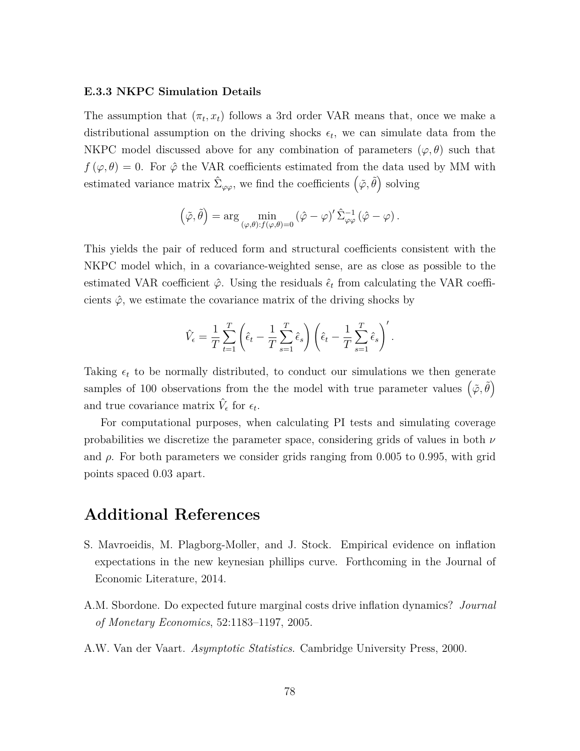### E.3.3 NKPC Simulation Details

The assumption that $(\pi_t, x_t)$ follows a 3rd order VAR means that, once we make a distributional assumption on the driving shocks $\epsilon_t$, we can simulate data from the NKPC model discussed above for any combination of parameters $(\varphi, \theta)$ such that $f(\varphi, \theta) = 0$. For $\hat{\varphi}$ the VAR coefficients estimated from the data used by MM with estimated variance matrix $\hat{\Sigma}_{\varphi\varphi}$, we find the coefficients $\left(\tilde{\varphi}, \tilde{\theta}\right)$ solving

$$\left(\tilde{\varphi}, \tilde{\theta}\right) = \arg \min_{(\varphi,\theta): f(\varphi,\theta)=0} (\hat{\varphi} - \varphi)' \hat{\Sigma}_{\varphi\varphi}^{-1} (\hat{\varphi} - \varphi).$$

This yields the pair of reduced form and structural coefficients consistent with the NKPC model which, in a covariance-weighted sense, are as close as possible to the estimated VAR coefficient $\hat{\varphi}$. Using the residuals $\hat{\epsilon}_t$ from calculating the VAR coefficients $\hat{\varphi}$, we estimate the covariance matrix of the driving shocks by

$$\hat{V}_\epsilon = \frac{1}{T} \sum_{t=1}^{T} \left( \hat{\epsilon}_t - \frac{1}{T} \sum_{s=1}^{T} \hat{\epsilon}_s \right) \left( \hat{\epsilon}_t - \frac{1}{T} \sum_{s=1}^{T} \hat{\epsilon}_s \right)'.$$

Taking $\epsilon_t$ to be normally distributed, to conduct our simulations we then generate samples of 100 observations from the the model with true parameter values $\left(\tilde{\varphi}, \tilde{\theta}\right)$ and true covariance matrix $\hat{V}_\epsilon$ for $\epsilon_t$.

For computational purposes, when calculating PI tests and simulating coverage probabilities we discretize the parameter space, considering grids of values in both $\nu$ and $\rho$. For both parameters we consider grids ranging from 0.005 to 0.995, with grid points spaced 0.03 apart.

# Additional References

S. Mavroeidis, M. Plagborg-Moller, and J. Stock. Empirical evidence on inflation expectations in the new keynesian phillips curve. Forthcoming in the Journal of Economic Literature, 2014.

A.M. Sbordone. Do expected future marginal costs drive inflation dynamics? *Journal of Monetary Economics*, 52:1183–1197, 2005.

A.W. Van der Vaart. *Asymptotic Statistics*. Cambridge University Press, 2000.